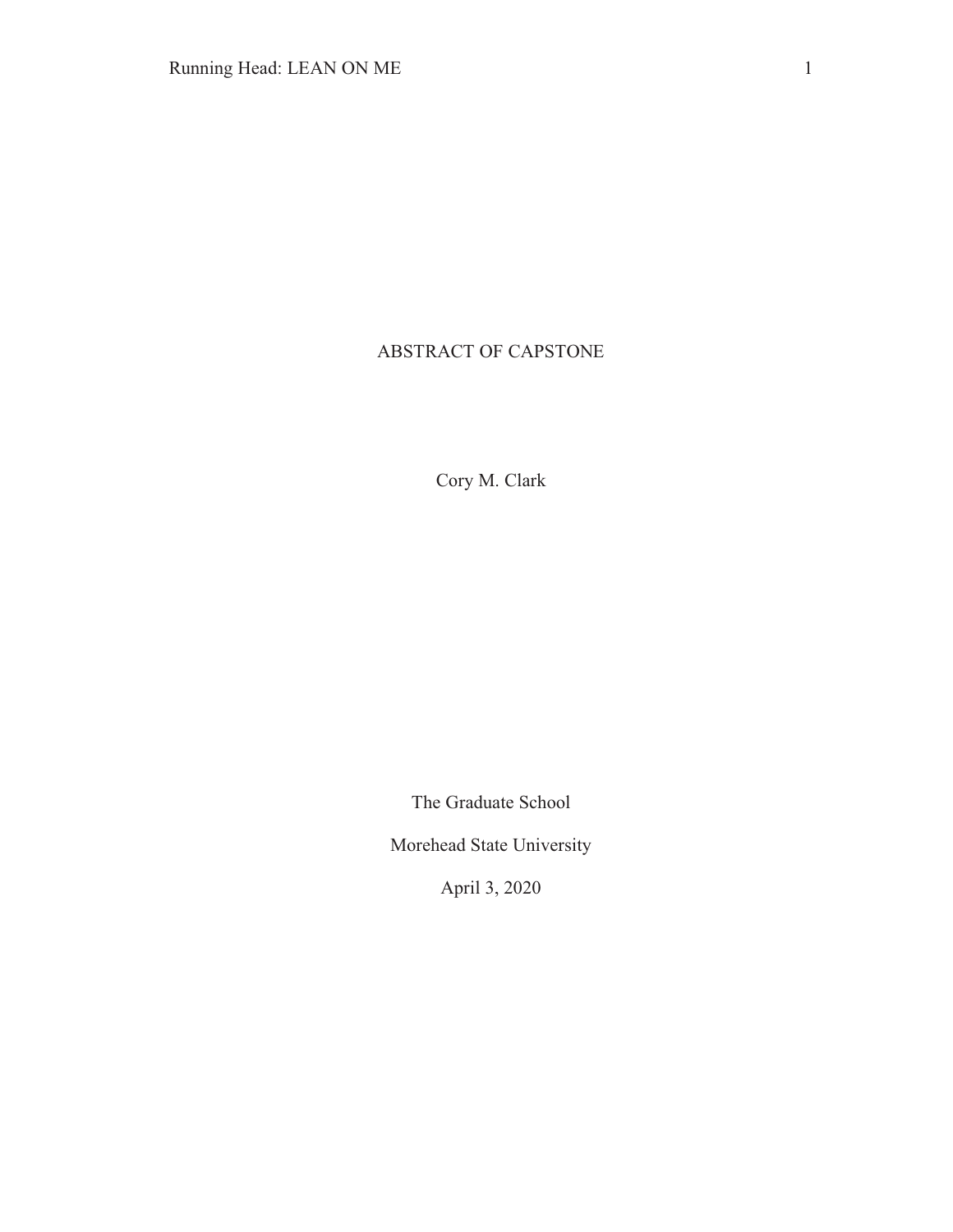# ABSTRACT OF CAPSTONE

Cory M. Clark

The Graduate School

Morehead State University

April 3, 2020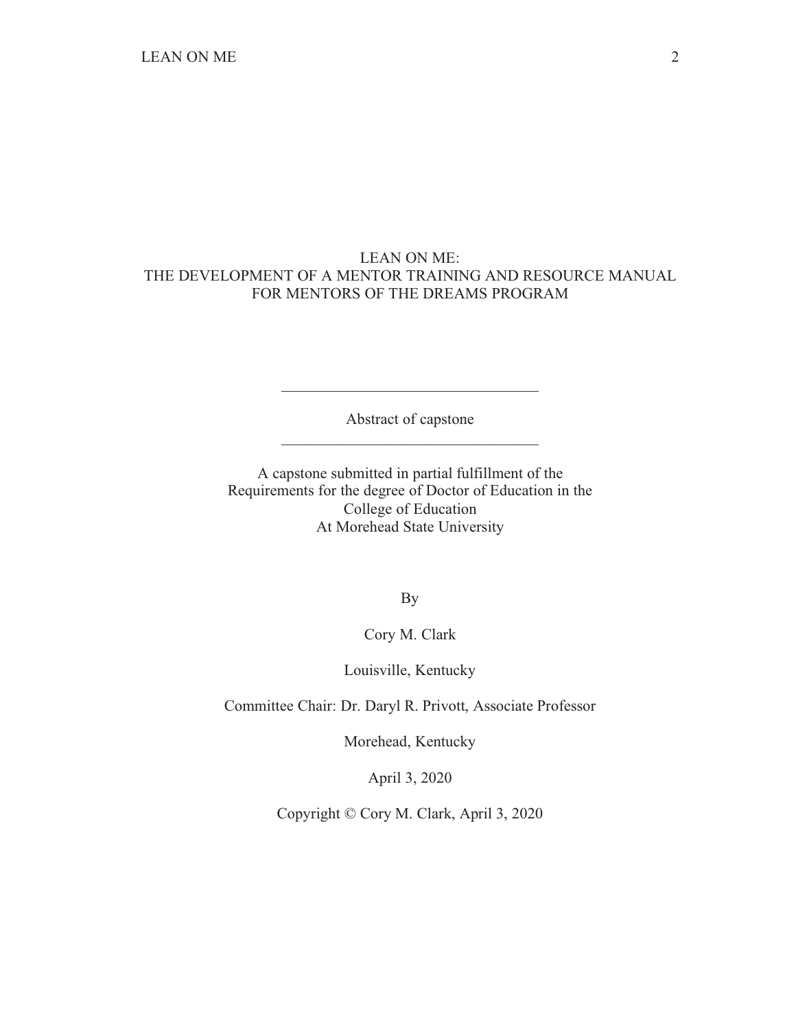# LEAN ON ME:
# THE DEVELOPMENT OF A MENTOR TRAINING AND RESOURCE MANUAL FOR MENTORS OF THE DREAMS PROGRAM

---

Abstract of capstone

---

A capstone submitted in partial fulfillment of the
Requirements for the degree of Doctor of Education in the
College of Education
At Morehead State University

By

Cory M. Clark

Louisville, Kentucky

Committee Chair: Dr. Daryl R. Privott, Associate Professor

Morehead, Kentucky

April 3, 2020

Copyright © Cory M. Clark, April 3, 2020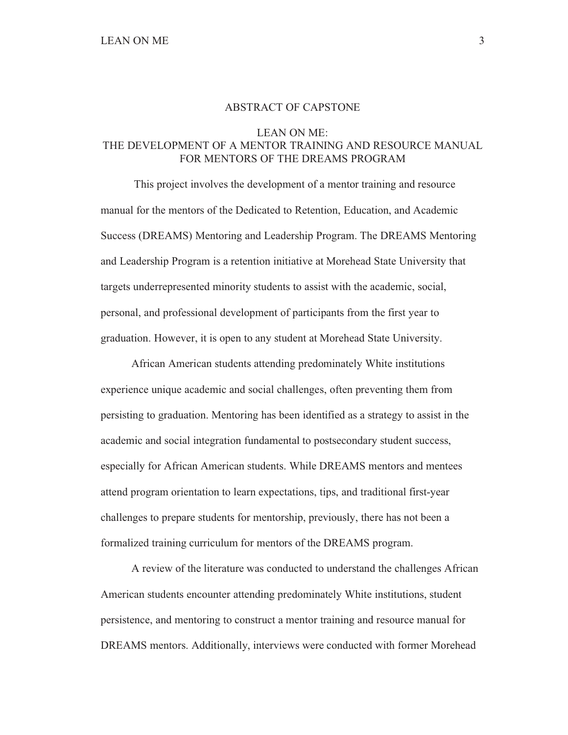# ABSTRACT OF CAPSTONE

## LEAN ON ME: THE DEVELOPMENT OF A MENTOR TRAINING AND RESOURCE MANUAL FOR MENTORS OF THE DREAMS PROGRAM

This project involves the development of a mentor training and resource manual for the mentors of the Dedicated to Retention, Education, and Academic Success (DREAMS) Mentoring and Leadership Program. The DREAMS Mentoring and Leadership Program is a retention initiative at Morehead State University that targets underrepresented minority students to assist with the academic, social, personal, and professional development of participants from the first year to graduation. However, it is open to any student at Morehead State University.

African American students attending predominately White institutions experience unique academic and social challenges, often preventing them from persisting to graduation. Mentoring has been identified as a strategy to assist in the academic and social integration fundamental to postsecondary student success, especially for African American students. While DREAMS mentors and mentees attend program orientation to learn expectations, tips, and traditional first-year challenges to prepare students for mentorship, previously, there has not been a formalized training curriculum for mentors of the DREAMS program.

A review of the literature was conducted to understand the challenges African American students encounter attending predominately White institutions, student persistence, and mentoring to construct a mentor training and resource manual for DREAMS mentors. Additionally, interviews were conducted with former Morehead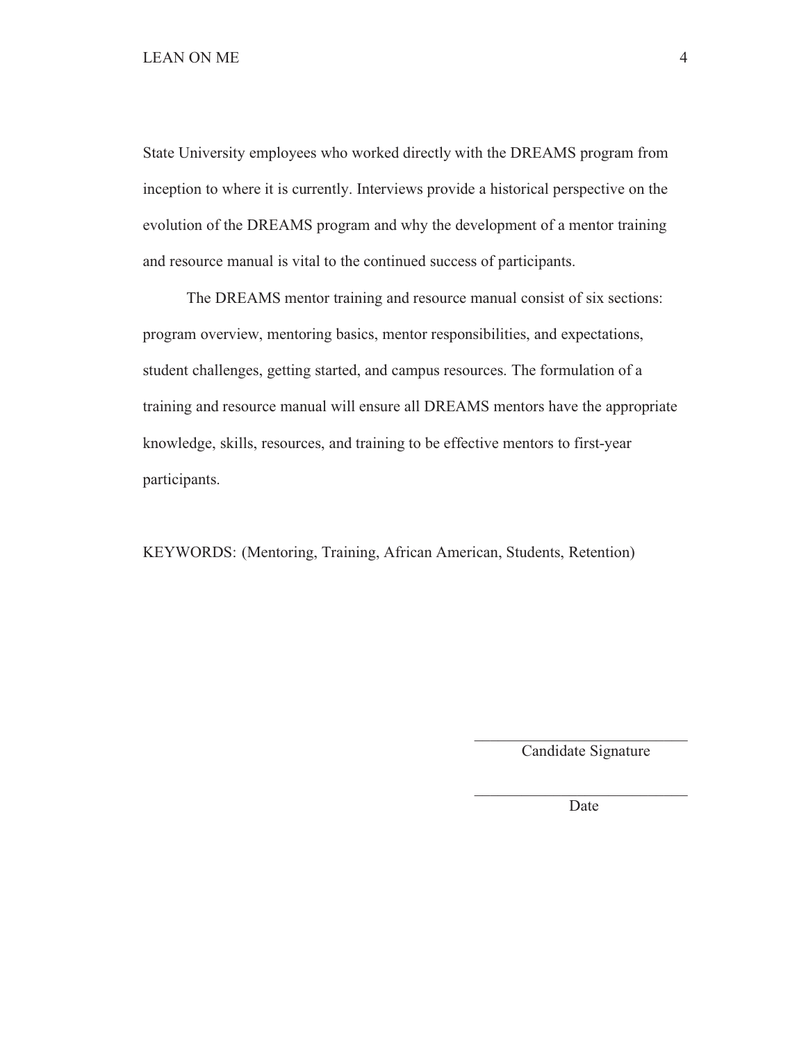State University employees who worked directly with the DREAMS program from inception to where it is currently. Interviews provide a historical perspective on the evolution of the DREAMS program and why the development of a mentor training and resource manual is vital to the continued success of participants.

The DREAMS mentor training and resource manual consist of six sections: program overview, mentoring basics, mentor responsibilities, and expectations, student challenges, getting started, and campus resources. The formulation of a training and resource manual will ensure all DREAMS mentors have the appropriate knowledge, skills, resources, and training to be effective mentors to first-year participants.

KEYWORDS: (Mentoring, Training, African American, Students, Retention)

\_\_\_\_\_\_\_\_\_\_\_\_\_\_\_\_\_\_\_\_\_\_\_\_\_\_\_\_\_\_
Candidate Signature

\_\_\_\_\_\_\_\_\_\_\_\_\_\_\_\_\_\_\_\_\_\_\_\_\_\_\_\_\_\_
Date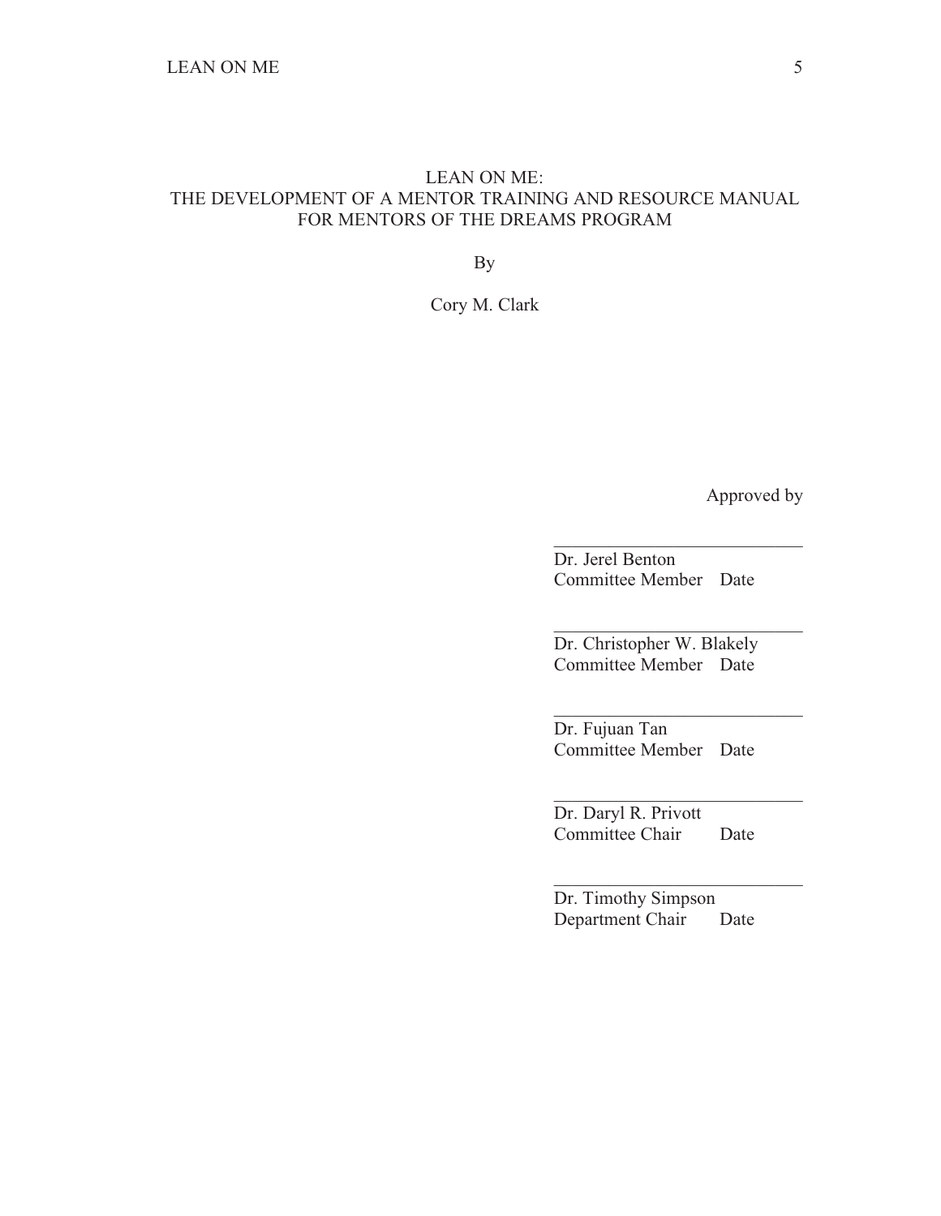# LEAN ON ME: THE DEVELOPMENT OF A MENTOR TRAINING AND RESOURCE MANUAL FOR MENTORS OF THE DREAMS PROGRAM

By

Cory M. Clark

Approved by

\_\_\_\_\_\_\_\_\_\_\_\_\_\_\_\_\_\_\_\_\_\_\_\_\_\_\_\_\_\_
Dr. Jerel Benton
Committee Member Date

\_\_\_\_\_\_\_\_\_\_\_\_\_\_\_\_\_\_\_\_\_\_\_\_\_\_\_\_\_\_
Dr. Christopher W. Blakely
Committee Member Date

\_\_\_\_\_\_\_\_\_\_\_\_\_\_\_\_\_\_\_\_\_\_\_\_\_\_\_\_\_\_
Dr. Fujuan Tan
Committee Member Date

\_\_\_\_\_\_\_\_\_\_\_\_\_\_\_\_\_\_\_\_\_\_\_\_\_\_\_\_\_\_
Dr. Daryl R. Privott
Committee Chair Date

\_\_\_\_\_\_\_\_\_\_\_\_\_\_\_\_\_\_\_\_\_\_\_\_\_\_\_\_\_\_
Dr. Timothy Simpson
Department Chair Date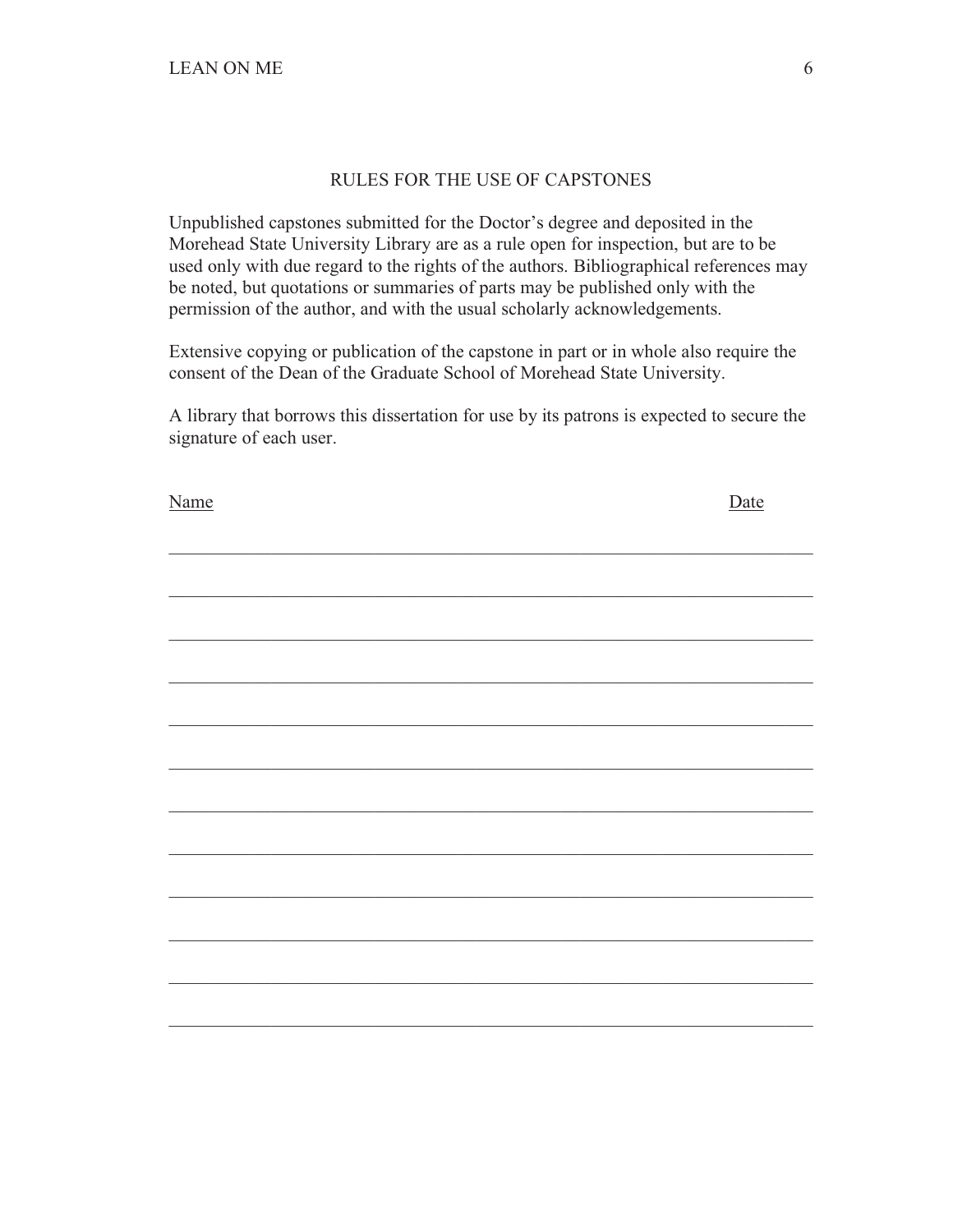## RULES FOR THE USE OF CAPSTONES

Unpublished capstones submitted for the Doctor's degree and deposited in the Morehead State University Library are as a rule open for inspection, but are to be used only with due regard to the rights of the authors. Bibliographical references may be noted, but quotations or summaries of parts may be published only with the permission of the author, and with the usual scholarly acknowledgements.

Extensive copying or publication of the capstone in part or in whole also require the consent of the Dean of the Graduate School of Morehead State University.

A library that borrows this dissertation for use by its patrons is expected to secure the signature of each user.

| Name | Date |
| --- | --- |
| | |
| | |
| | |
| | |
| | |
| | |
| | |
| | |
| | |
| | |
| | |
| | |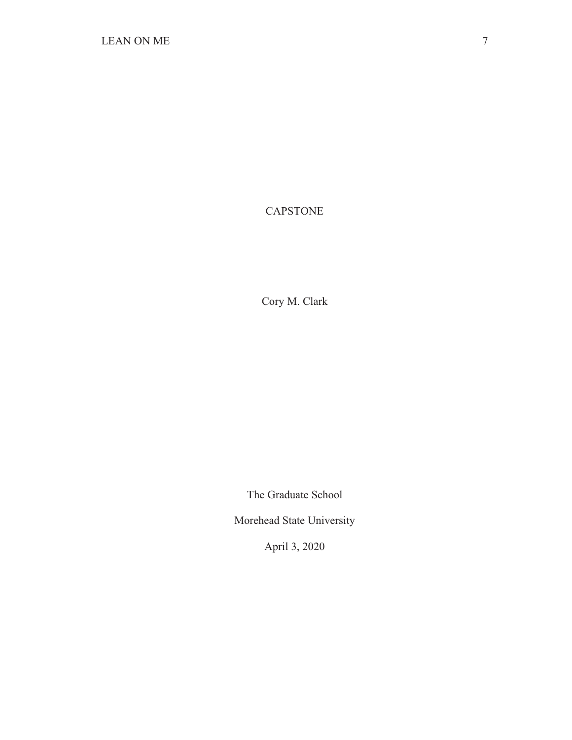# CAPSTONE

Cory M. Clark

The Graduate School

Morehead State University

April 3, 2020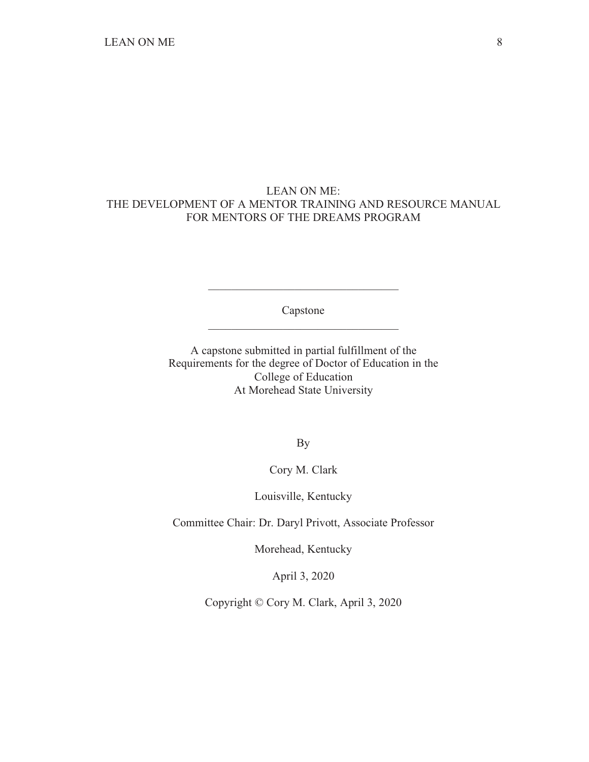# LEAN ON ME:
# THE DEVELOPMENT OF A MENTOR TRAINING AND RESOURCE MANUAL FOR MENTORS OF THE DREAMS PROGRAM

---

Capstone

---

A capstone submitted in partial fulfillment of the
Requirements for the degree of Doctor of Education in the
College of Education
At Morehead State University

By

Cory M. Clark

Louisville, Kentucky

Committee Chair: Dr. Daryl Privott, Associate Professor

Morehead, Kentucky

April 3, 2020

Copyright © Cory M. Clark, April 3, 2020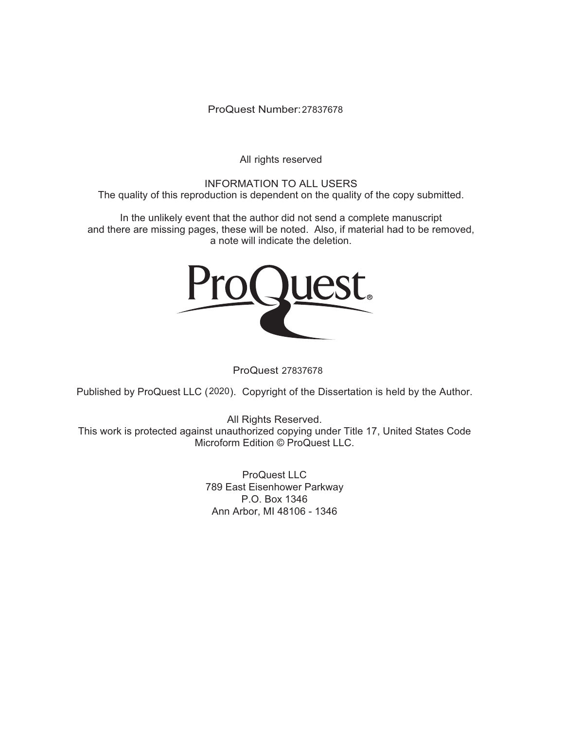ProQuest Number: 27837678

All rights reserved

INFORMATION TO ALL USERS
The quality of this reproduction is dependent on the quality of the copy submitted.

In the unlikely event that the author did not send a complete manuscript
and there are missing pages, these will be noted. Also, if material had to be removed,
a note will indicate the deletion.

ProQuest

ProQuest 27837678

Published by ProQuest LLC (2020). Copyright of the Dissertation is held by the Author.

All Rights Reserved.
This work is protected against unauthorized copying under Title 17, United States Code
Microform Edition © ProQuest LLC.

ProQuest LLC
789 East Eisenhower Parkway
P.O. Box 1346
Ann Arbor, MI 48106 - 1346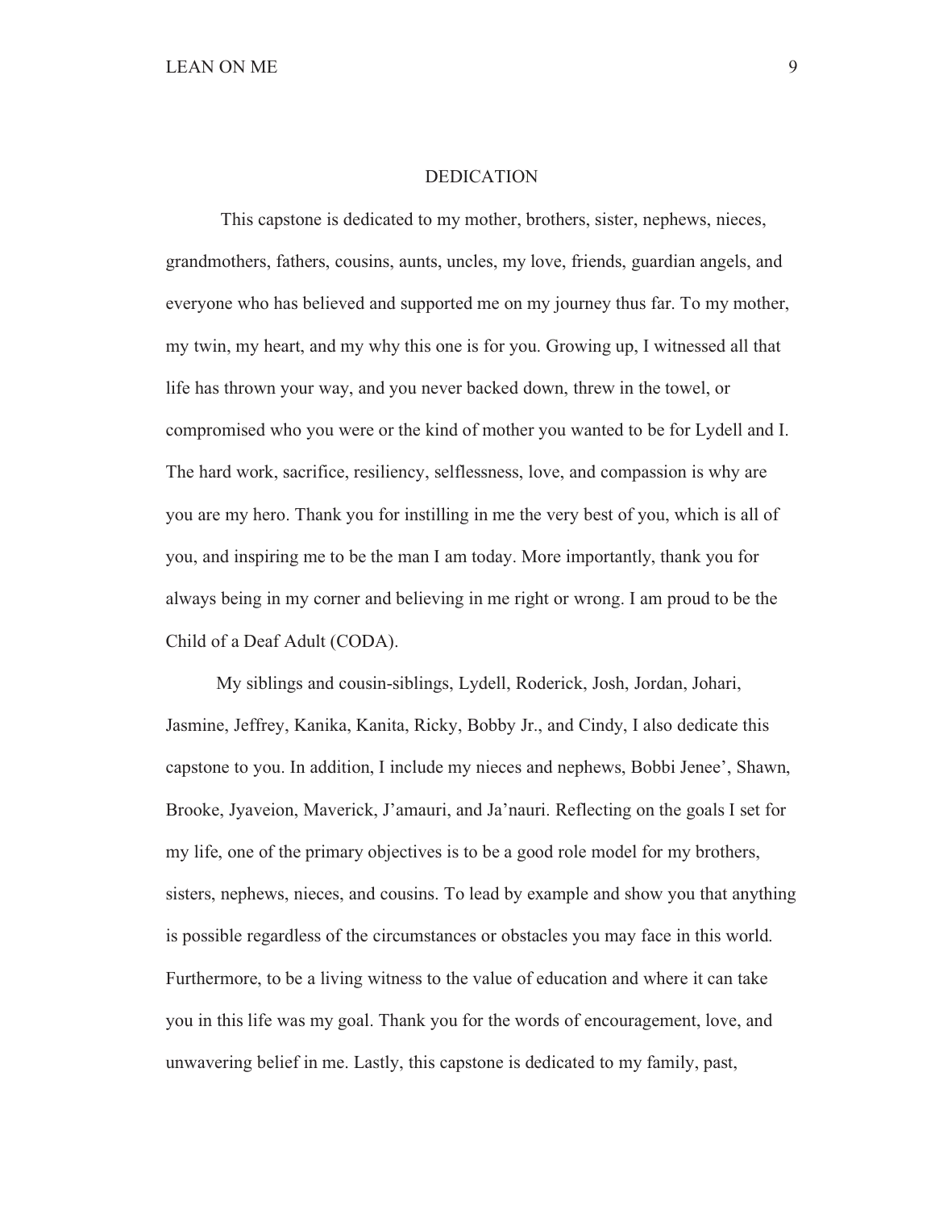# DEDICATION

This capstone is dedicated to my mother, brothers, sister, nephews, nieces, grandmothers, fathers, cousins, aunts, uncles, my love, friends, guardian angels, and everyone who has believed and supported me on my journey thus far. To my mother, my twin, my heart, and my why this one is for you. Growing up, I witnessed all that life has thrown your way, and you never backed down, threw in the towel, or compromised who you were or the kind of mother you wanted to be for Lydell and I. The hard work, sacrifice, resiliency, selflessness, love, and compassion is why are you are my hero. Thank you for instilling in me the very best of you, which is all of you, and inspiring me to be the man I am today. More importantly, thank you for always being in my corner and believing in me right or wrong. I am proud to be the Child of a Deaf Adult (CODA).

My siblings and cousin-siblings, Lydell, Roderick, Josh, Jordan, Johari, Jasmine, Jeffrey, Kanika, Kanita, Ricky, Bobby Jr., and Cindy, I also dedicate this capstone to you. In addition, I include my nieces and nephews, Bobbi Jenee', Shawn, Brooke, Jyaveion, Maverick, J'amauri, and Ja'nauri. Reflecting on the goals I set for my life, one of the primary objectives is to be a good role model for my brothers, sisters, nephews, nieces, and cousins. To lead by example and show you that anything is possible regardless of the circumstances or obstacles you may face in this world. Furthermore, to be a living witness to the value of education and where it can take you in this life was my goal. Thank you for the words of encouragement, love, and unwavering belief in me. Lastly, this capstone is dedicated to my family, past,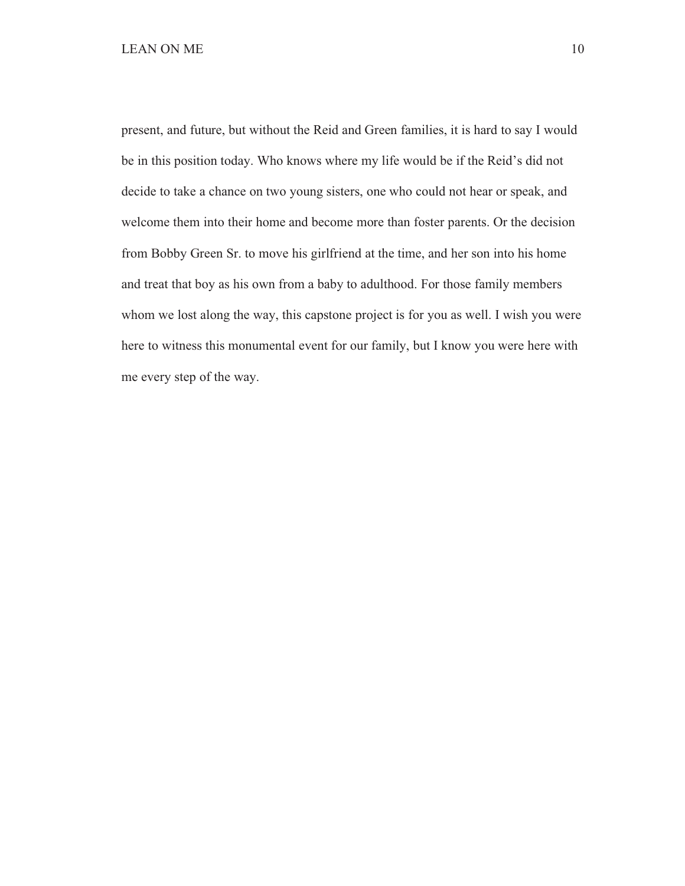present, and future, but without the Reid and Green families, it is hard to say I would be in this position today. Who knows where my life would be if the Reid's did not decide to take a chance on two young sisters, one who could not hear or speak, and welcome them into their home and become more than foster parents. Or the decision from Bobby Green Sr. to move his girlfriend at the time, and her son into his home and treat that boy as his own from a baby to adulthood. For those family members whom we lost along the way, this capstone project is for you as well. I wish you were here to witness this monumental event for our family, but I know you were here with me every step of the way.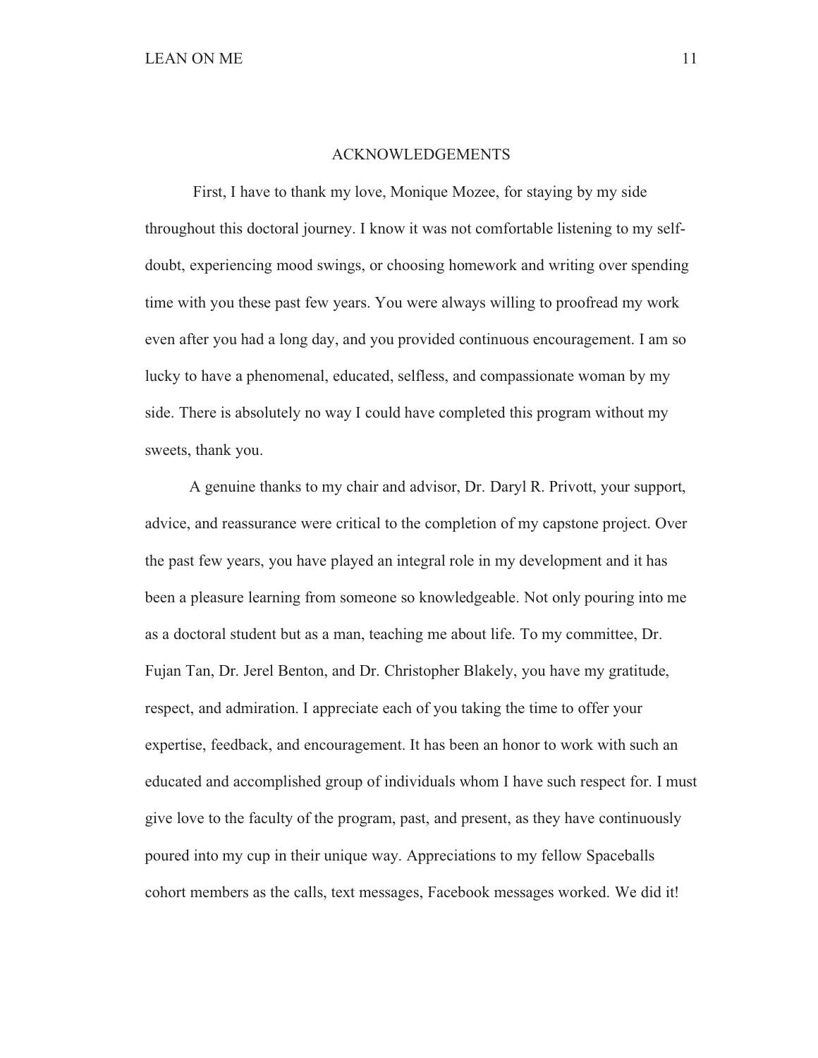# ACKNOWLEDGEMENTS

First, I have to thank my love, Monique Mozee, for staying by my side throughout this doctoral journey. I know it was not comfortable listening to my self-doubt, experiencing mood swings, or choosing homework and writing over spending time with you these past few years. You were always willing to proofread my work even after you had a long day, and you provided continuous encouragement. I am so lucky to have a phenomenal, educated, selfless, and compassionate woman by my side. There is absolutely no way I could have completed this program without my sweets, thank you.

A genuine thanks to my chair and advisor, Dr. Daryl R. Privott, your support, advice, and reassurance were critical to the completion of my capstone project. Over the past few years, you have played an integral role in my development and it has been a pleasure learning from someone so knowledgeable. Not only pouring into me as a doctoral student but as a man, teaching me about life. To my committee, Dr. Fujan Tan, Dr. Jerel Benton, and Dr. Christopher Blakely, you have my gratitude, respect, and admiration. I appreciate each of you taking the time to offer your expertise, feedback, and encouragement. It has been an honor to work with such an educated and accomplished group of individuals whom I have such respect for. I must give love to the faculty of the program, past, and present, as they have continuously poured into my cup in their unique way. Appreciations to my fellow Spaceballs cohort members as the calls, text messages, Facebook messages worked. We did it!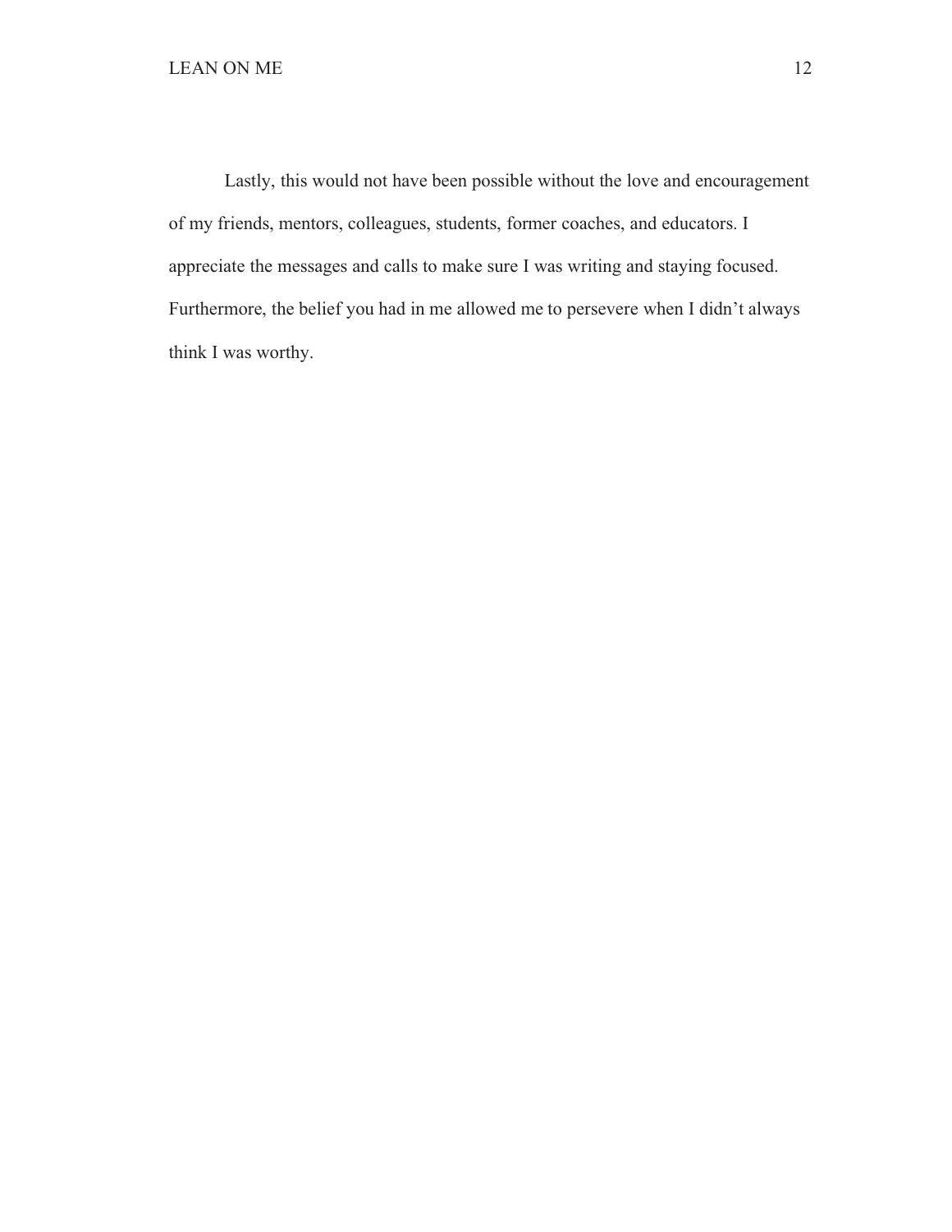Lastly, this would not have been possible without the love and encouragement of my friends, mentors, colleagues, students, former coaches, and educators. I appreciate the messages and calls to make sure I was writing and staying focused. Furthermore, the belief you had in me allowed me to persevere when I didn't always think I was worthy.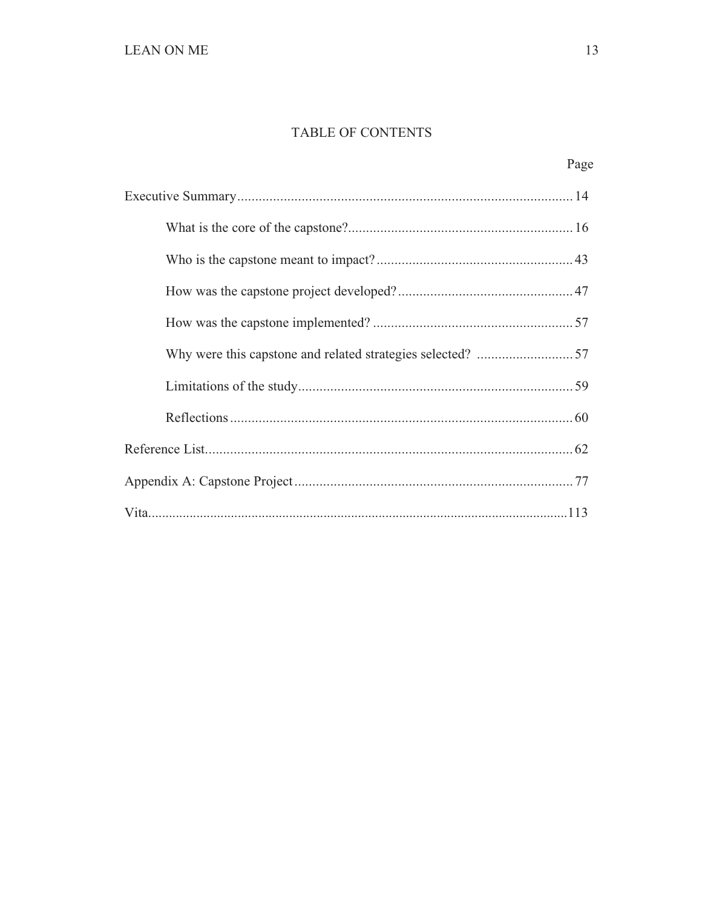# TABLE OF CONTENTS

| | Page |
|---|---|
| Executive Summary | 14 |
| What is the core of the capstone? | 16 |
| Who is the capstone meant to impact? | 43 |
| How was the capstone project developed? | 47 |
| How was the capstone implemented? | 57 |
| Why were this capstone and related strategies selected? | 57 |
| Limitations of the study | 59 |
| Reflections | 60 |
| Reference List | 62 |
| Appendix A: Capstone Project | 77 |
| Vita | 113 |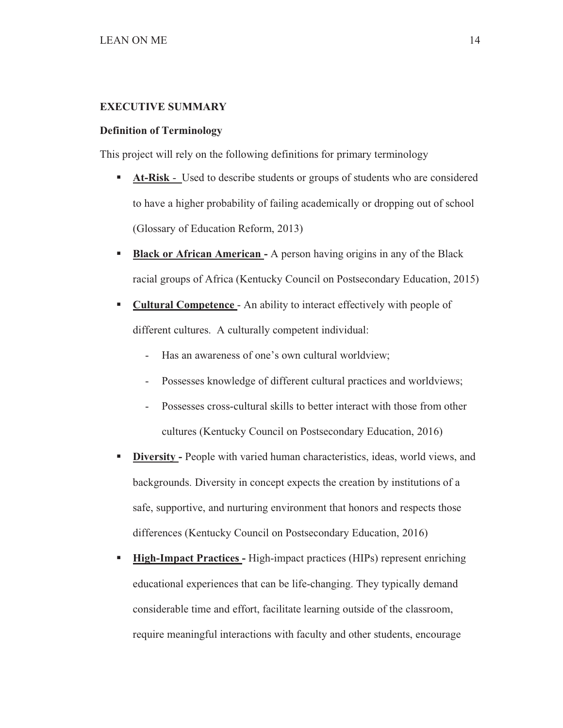## EXECUTIVE SUMMARY

### Definition of Terminology

This project will rely on the following definitions for primary terminology

- **At-Risk** - Used to describe students or groups of students who are considered to have a higher probability of failing academically or dropping out of school (Glossary of Education Reform, 2013)
- **Black or African American** - A person having origins in any of the Black racial groups of Africa (Kentucky Council on Postsecondary Education, 2015)
- **Cultural Competence** - An ability to interact effectively with people of different cultures. A culturally competent individual:
    - Has an awareness of one's own cultural worldview;
    - Possesses knowledge of different cultural practices and worldviews;
    - Possesses cross-cultural skills to better interact with those from other cultures (Kentucky Council on Postsecondary Education, 2016)
- **Diversity** - People with varied human characteristics, ideas, world views, and backgrounds. Diversity in concept expects the creation by institutions of a safe, supportive, and nurturing environment that honors and respects those differences (Kentucky Council on Postsecondary Education, 2016)
- **High-Impact Practices** - High-impact practices (HIPs) represent enriching educational experiences that can be life-changing. They typically demand considerable time and effort, facilitate learning outside of the classroom, require meaningful interactions with faculty and other students, encourage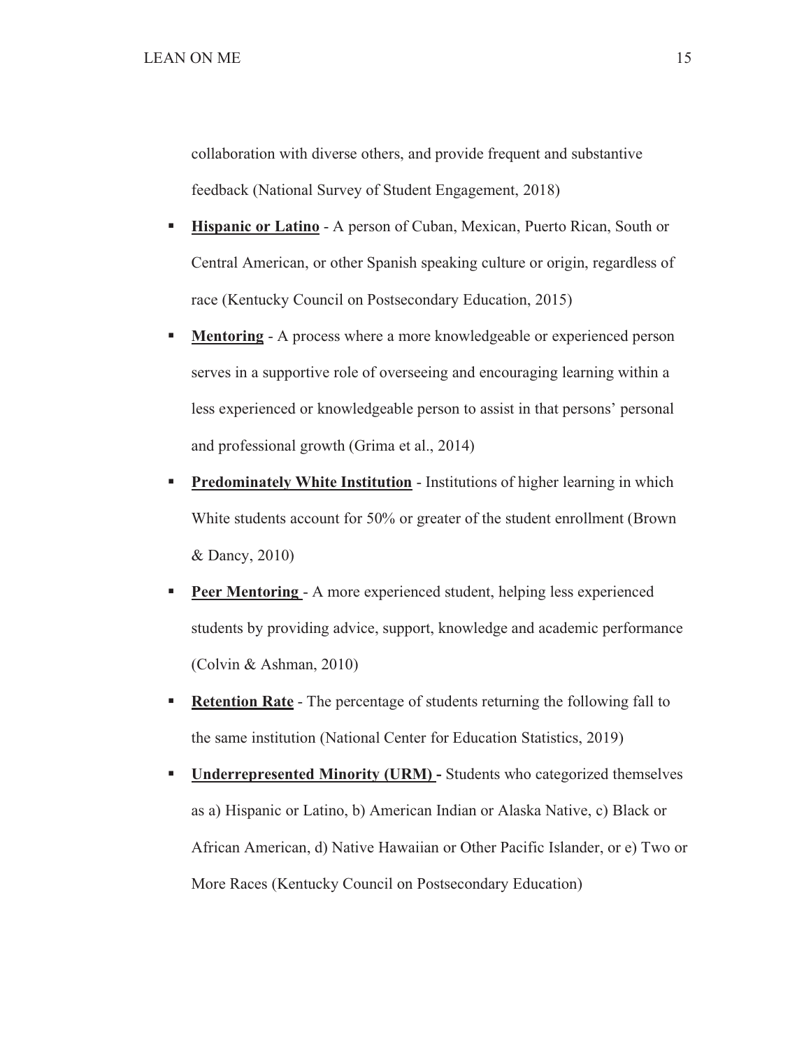collaboration with diverse others, and provide frequent and substantive feedback (National Survey of Student Engagement, 2018)

- **Hispanic or Latino** - A person of Cuban, Mexican, Puerto Rican, South or Central American, or other Spanish speaking culture or origin, regardless of race (Kentucky Council on Postsecondary Education, 2015)
- **Mentoring** - A process where a more knowledgeable or experienced person serves in a supportive role of overseeing and encouraging learning within a less experienced or knowledgeable person to assist in that persons' personal and professional growth (Grima et al., 2014)
- **Predominately White Institution** - Institutions of higher learning in which White students account for 50% or greater of the student enrollment (Brown & Dancy, 2010)
- **Peer Mentoring** - A more experienced student, helping less experienced students by providing advice, support, knowledge and academic performance (Colvin & Ashman, 2010)
- **Retention Rate** - The percentage of students returning the following fall to the same institution (National Center for Education Statistics, 2019)
- **Underrepresented Minority (URM) -** Students who categorized themselves as a) Hispanic or Latino, b) American Indian or Alaska Native, c) Black or African American, d) Native Hawaiian or Other Pacific Islander, or e) Two or More Races (Kentucky Council on Postsecondary Education)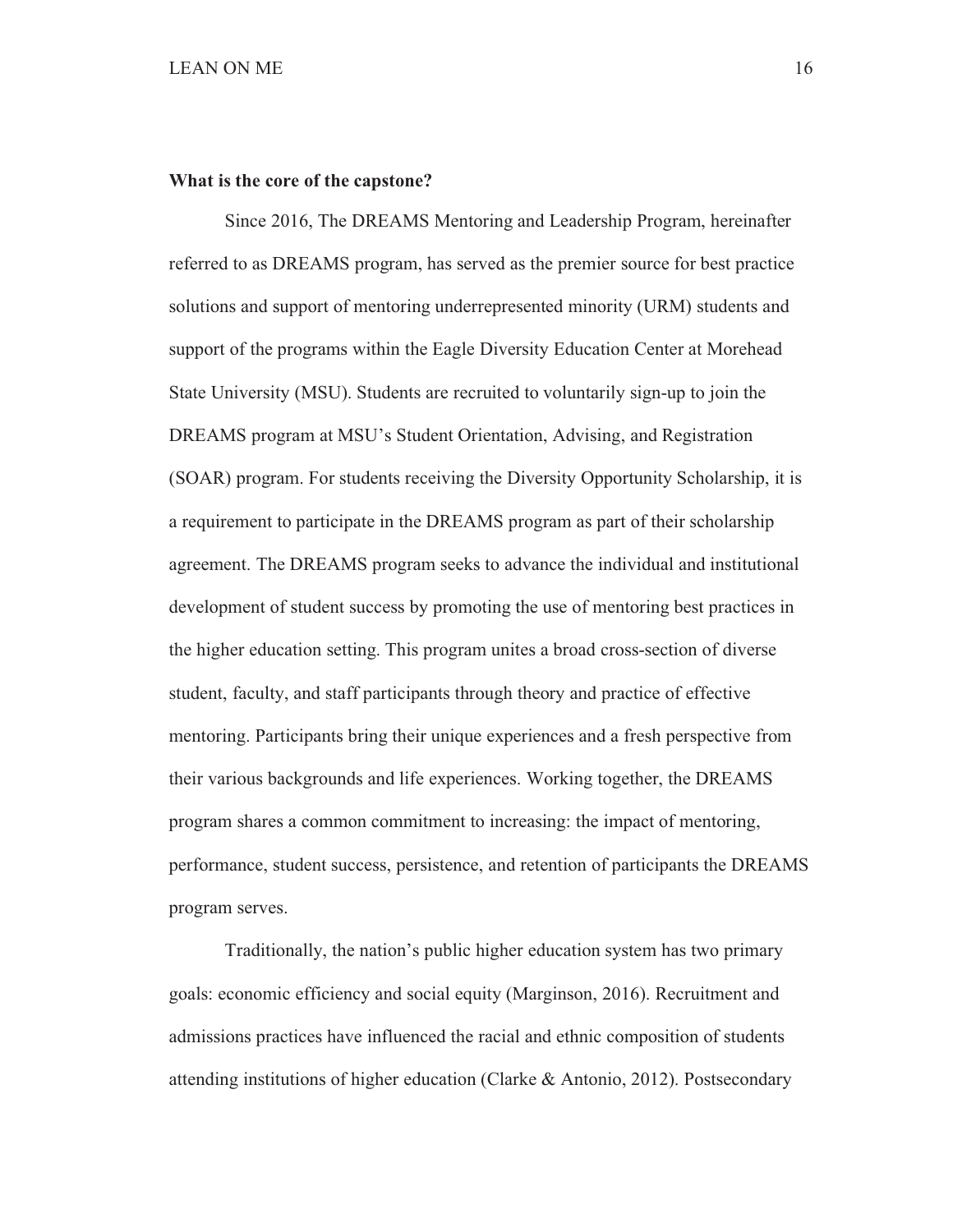**What is the core of the capstone?**

Since 2016, The DREAMS Mentoring and Leadership Program, hereinafter referred to as DREAMS program, has served as the premier source for best practice solutions and support of mentoring underrepresented minority (URM) students and support of the programs within the Eagle Diversity Education Center at Morehead State University (MSU). Students are recruited to voluntarily sign-up to join the DREAMS program at MSU's Student Orientation, Advising, and Registration (SOAR) program. For students receiving the Diversity Opportunity Scholarship, it is a requirement to participate in the DREAMS program as part of their scholarship agreement. The DREAMS program seeks to advance the individual and institutional development of student success by promoting the use of mentoring best practices in the higher education setting. This program unites a broad cross-section of diverse student, faculty, and staff participants through theory and practice of effective mentoring. Participants bring their unique experiences and a fresh perspective from their various backgrounds and life experiences. Working together, the DREAMS program shares a common commitment to increasing: the impact of mentoring, performance, student success, persistence, and retention of participants the DREAMS program serves.

Traditionally, the nation's public higher education system has two primary goals: economic efficiency and social equity (Marginson, 2016). Recruitment and admissions practices have influenced the racial and ethnic composition of students attending institutions of higher education (Clarke & Antonio, 2012). Postsecondary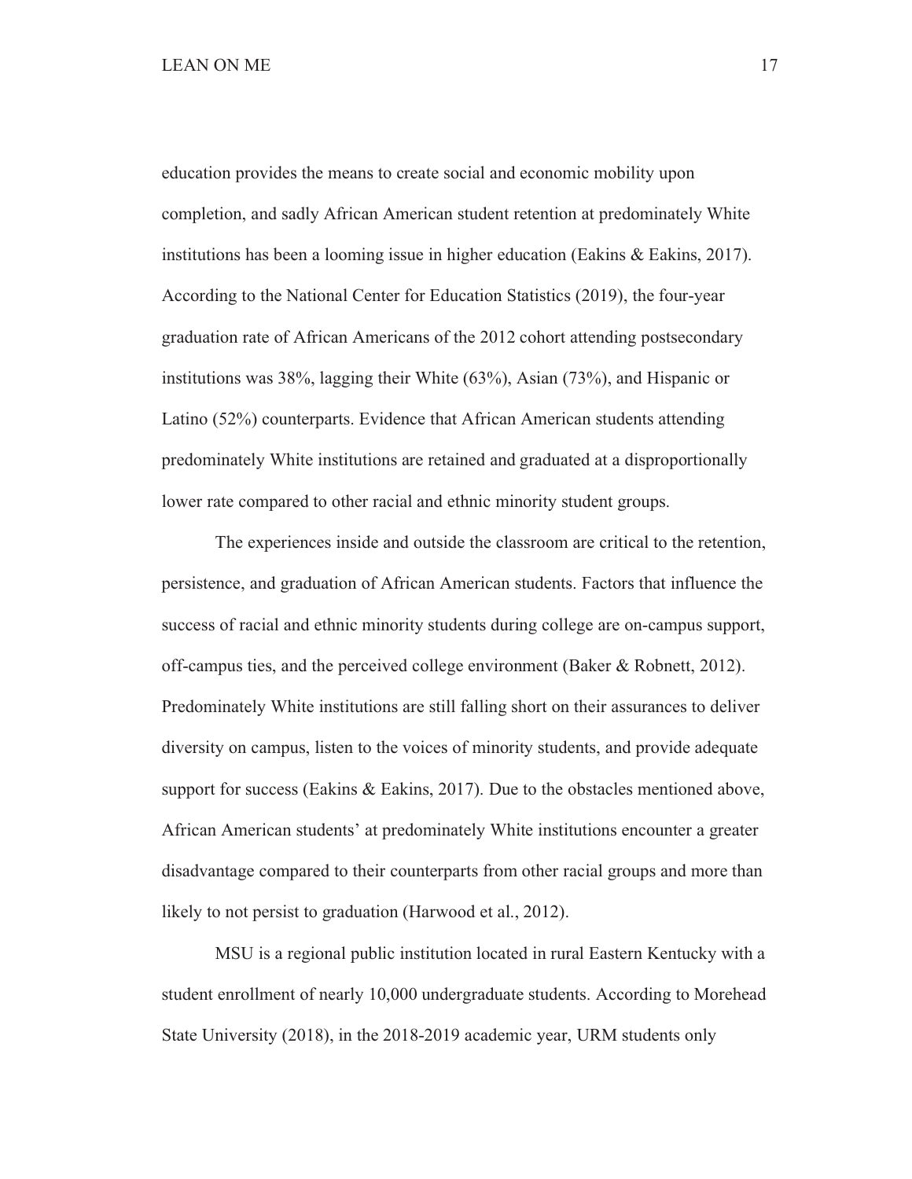education provides the means to create social and economic mobility upon completion, and sadly African American student retention at predominately White institutions has been a looming issue in higher education (Eakins & Eakins, 2017). According to the National Center for Education Statistics (2019), the four-year graduation rate of African Americans of the 2012 cohort attending postsecondary institutions was 38%, lagging their White (63%), Asian (73%), and Hispanic or Latino (52%) counterparts. Evidence that African American students attending predominately White institutions are retained and graduated at a disproportionally lower rate compared to other racial and ethnic minority student groups.

The experiences inside and outside the classroom are critical to the retention, persistence, and graduation of African American students. Factors that influence the success of racial and ethnic minority students during college are on-campus support, off-campus ties, and the perceived college environment (Baker & Robnett, 2012). Predominately White institutions are still falling short on their assurances to deliver diversity on campus, listen to the voices of minority students, and provide adequate support for success (Eakins & Eakins, 2017). Due to the obstacles mentioned above, African American students' at predominately White institutions encounter a greater disadvantage compared to their counterparts from other racial groups and more than likely to not persist to graduation (Harwood et al., 2012).

MSU is a regional public institution located in rural Eastern Kentucky with a student enrollment of nearly 10,000 undergraduate students. According to Morehead State University (2018), in the 2018-2019 academic year, URM students only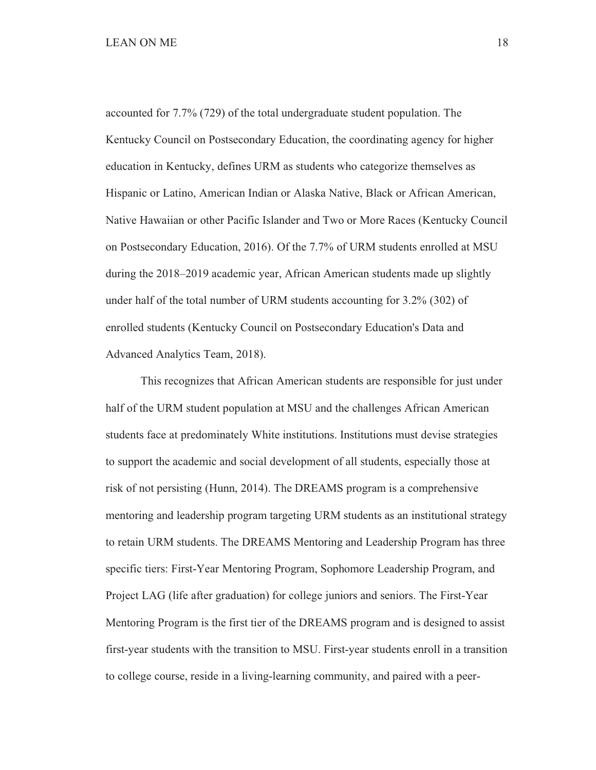accounted for 7.7% (729) of the total undergraduate student population. The Kentucky Council on Postsecondary Education, the coordinating agency for higher education in Kentucky, defines URM as students who categorize themselves as Hispanic or Latino, American Indian or Alaska Native, Black or African American, Native Hawaiian or other Pacific Islander and Two or More Races (Kentucky Council on Postsecondary Education, 2016). Of the 7.7% of URM students enrolled at MSU during the 2018–2019 academic year, African American students made up slightly under half of the total number of URM students accounting for 3.2% (302) of enrolled students (Kentucky Council on Postsecondary Education's Data and Advanced Analytics Team, 2018).

This recognizes that African American students are responsible for just under half of the URM student population at MSU and the challenges African American students face at predominately White institutions. Institutions must devise strategies to support the academic and social development of all students, especially those at risk of not persisting (Hunn, 2014). The DREAMS program is a comprehensive mentoring and leadership program targeting URM students as an institutional strategy to retain URM students. The DREAMS Mentoring and Leadership Program has three specific tiers: First-Year Mentoring Program, Sophomore Leadership Program, and Project LAG (life after graduation) for college juniors and seniors. The First-Year Mentoring Program is the first tier of the DREAMS program and is designed to assist first-year students with the transition to MSU. First-year students enroll in a transition to college course, reside in a living-learning community, and paired with a peer-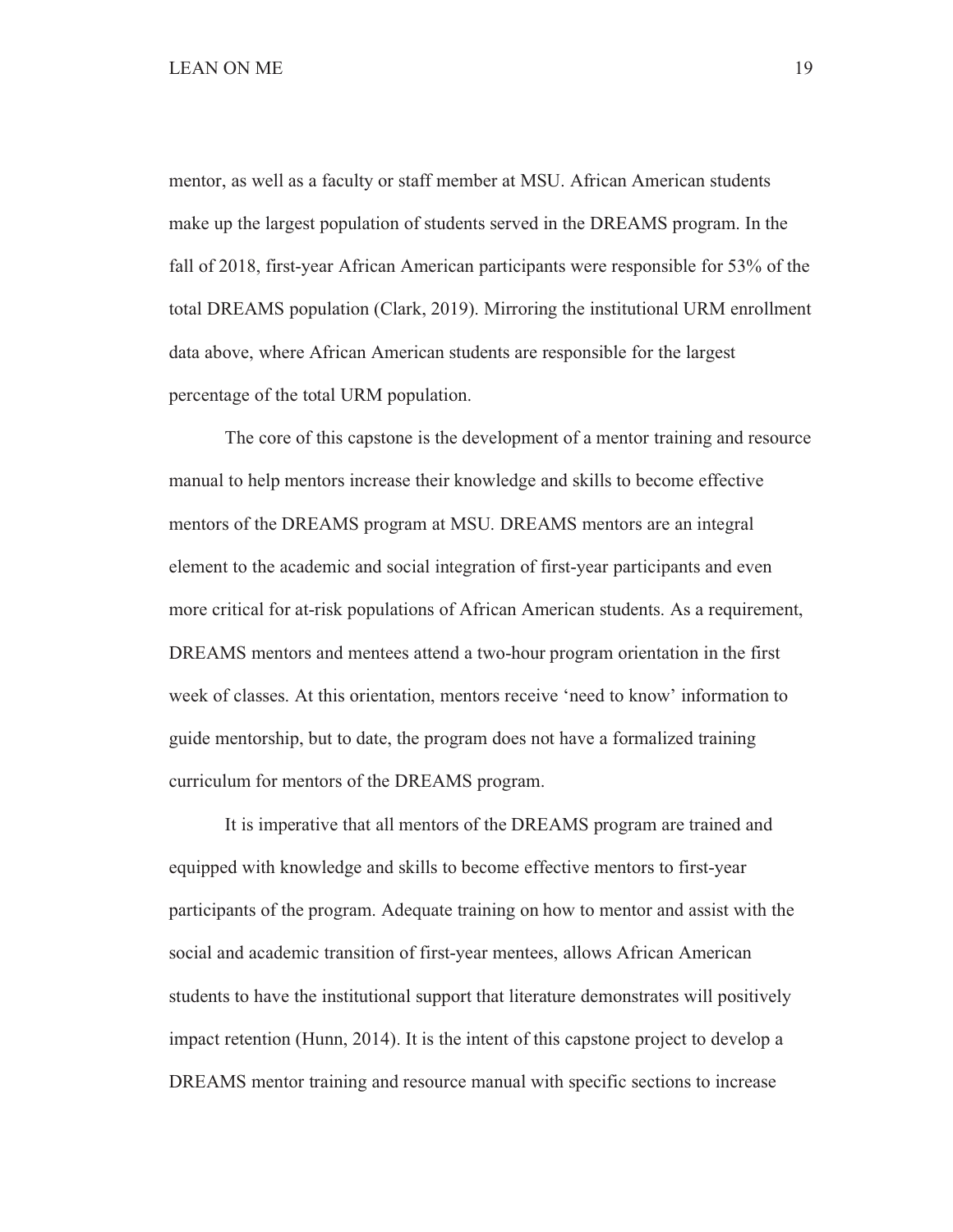mentor, as well as a faculty or staff member at MSU. African American students make up the largest population of students served in the DREAMS program. In the fall of 2018, first-year African American participants were responsible for 53% of the total DREAMS population (Clark, 2019). Mirroring the institutional URM enrollment data above, where African American students are responsible for the largest percentage of the total URM population.

The core of this capstone is the development of a mentor training and resource manual to help mentors increase their knowledge and skills to become effective mentors of the DREAMS program at MSU. DREAMS mentors are an integral element to the academic and social integration of first-year participants and even more critical for at-risk populations of African American students. As a requirement, DREAMS mentors and mentees attend a two-hour program orientation in the first week of classes. At this orientation, mentors receive 'need to know' information to guide mentorship, but to date, the program does not have a formalized training curriculum for mentors of the DREAMS program.

It is imperative that all mentors of the DREAMS program are trained and equipped with knowledge and skills to become effective mentors to first-year participants of the program. Adequate training on how to mentor and assist with the social and academic transition of first-year mentees, allows African American students to have the institutional support that literature demonstrates will positively impact retention (Hunn, 2014). It is the intent of this capstone project to develop a DREAMS mentor training and resource manual with specific sections to increase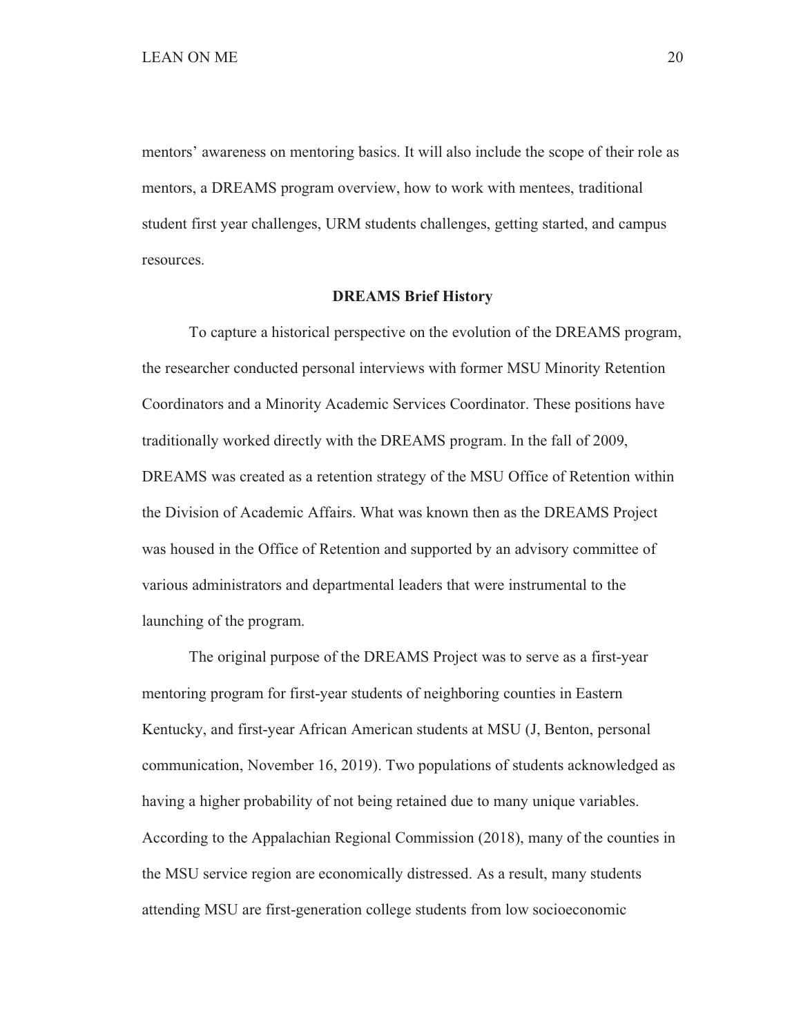mentors' awareness on mentoring basics. It will also include the scope of their role as mentors, a DREAMS program overview, how to work with mentees, traditional student first year challenges, URM students challenges, getting started, and campus resources.

## DREAMS Brief History

To capture a historical perspective on the evolution of the DREAMS program, the researcher conducted personal interviews with former MSU Minority Retention Coordinators and a Minority Academic Services Coordinator. These positions have traditionally worked directly with the DREAMS program. In the fall of 2009, DREAMS was created as a retention strategy of the MSU Office of Retention within the Division of Academic Affairs. What was known then as the DREAMS Project was housed in the Office of Retention and supported by an advisory committee of various administrators and departmental leaders that were instrumental to the launching of the program.

The original purpose of the DREAMS Project was to serve as a first-year mentoring program for first-year students of neighboring counties in Eastern Kentucky, and first-year African American students at MSU (J, Benton, personal communication, November 16, 2019). Two populations of students acknowledged as having a higher probability of not being retained due to many unique variables. According to the Appalachian Regional Commission (2018), many of the counties in the MSU service region are economically distressed. As a result, many students attending MSU are first-generation college students from low socioeconomic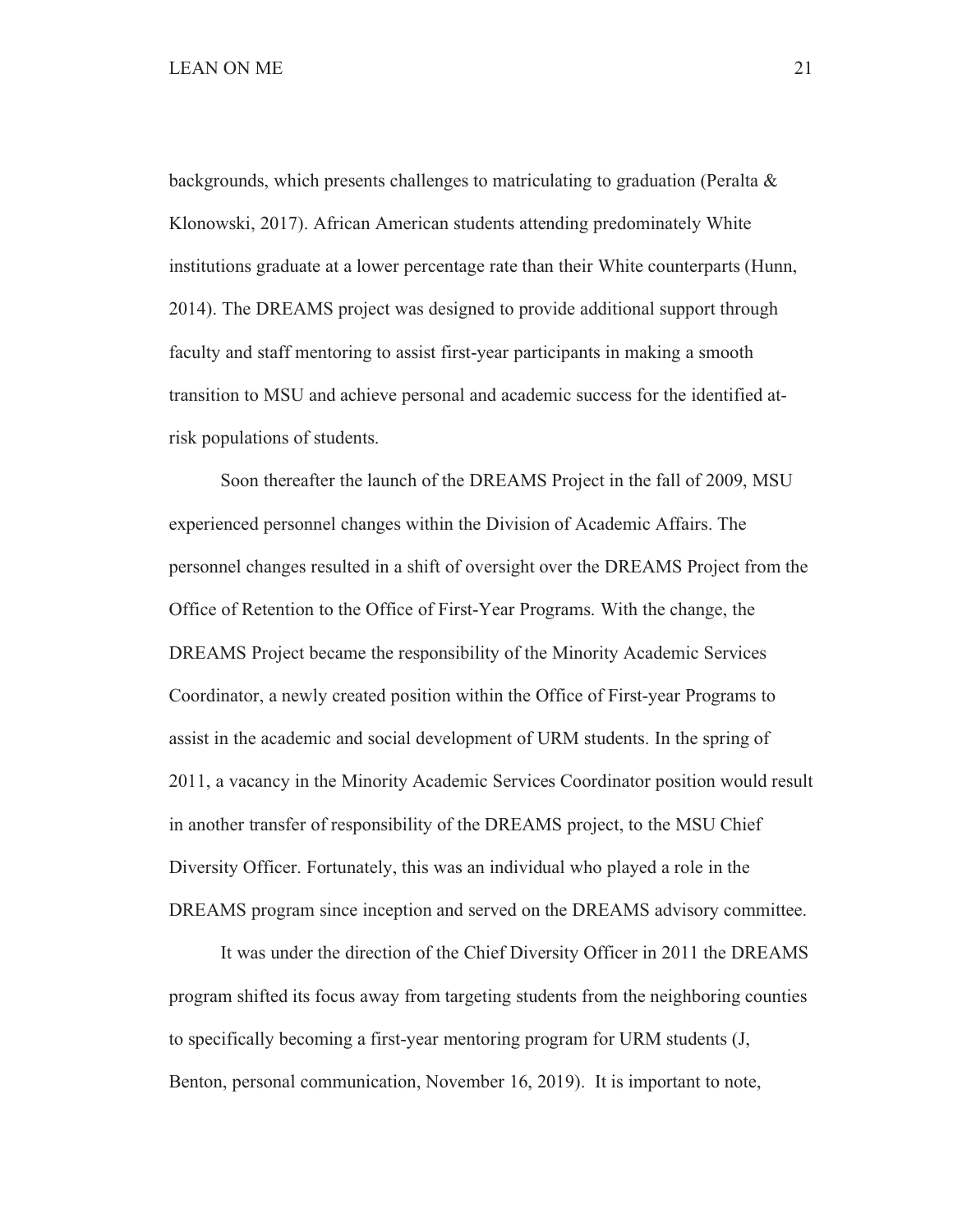backgrounds, which presents challenges to matriculating to graduation (Peralta & Klonowski, 2017). African American students attending predominately White institutions graduate at a lower percentage rate than their White counterparts (Hunn, 2014). The DREAMS project was designed to provide additional support through faculty and staff mentoring to assist first-year participants in making a smooth transition to MSU and achieve personal and academic success for the identified at-risk populations of students.

Soon thereafter the launch of the DREAMS Project in the fall of 2009, MSU experienced personnel changes within the Division of Academic Affairs. The personnel changes resulted in a shift of oversight over the DREAMS Project from the Office of Retention to the Office of First-Year Programs. With the change, the DREAMS Project became the responsibility of the Minority Academic Services Coordinator, a newly created position within the Office of First-year Programs to assist in the academic and social development of URM students. In the spring of 2011, a vacancy in the Minority Academic Services Coordinator position would result in another transfer of responsibility of the DREAMS project, to the MSU Chief Diversity Officer. Fortunately, this was an individual who played a role in the DREAMS program since inception and served on the DREAMS advisory committee.

It was under the direction of the Chief Diversity Officer in 2011 the DREAMS program shifted its focus away from targeting students from the neighboring counties to specifically becoming a first-year mentoring program for URM students (J, Benton, personal communication, November 16, 2019). It is important to note,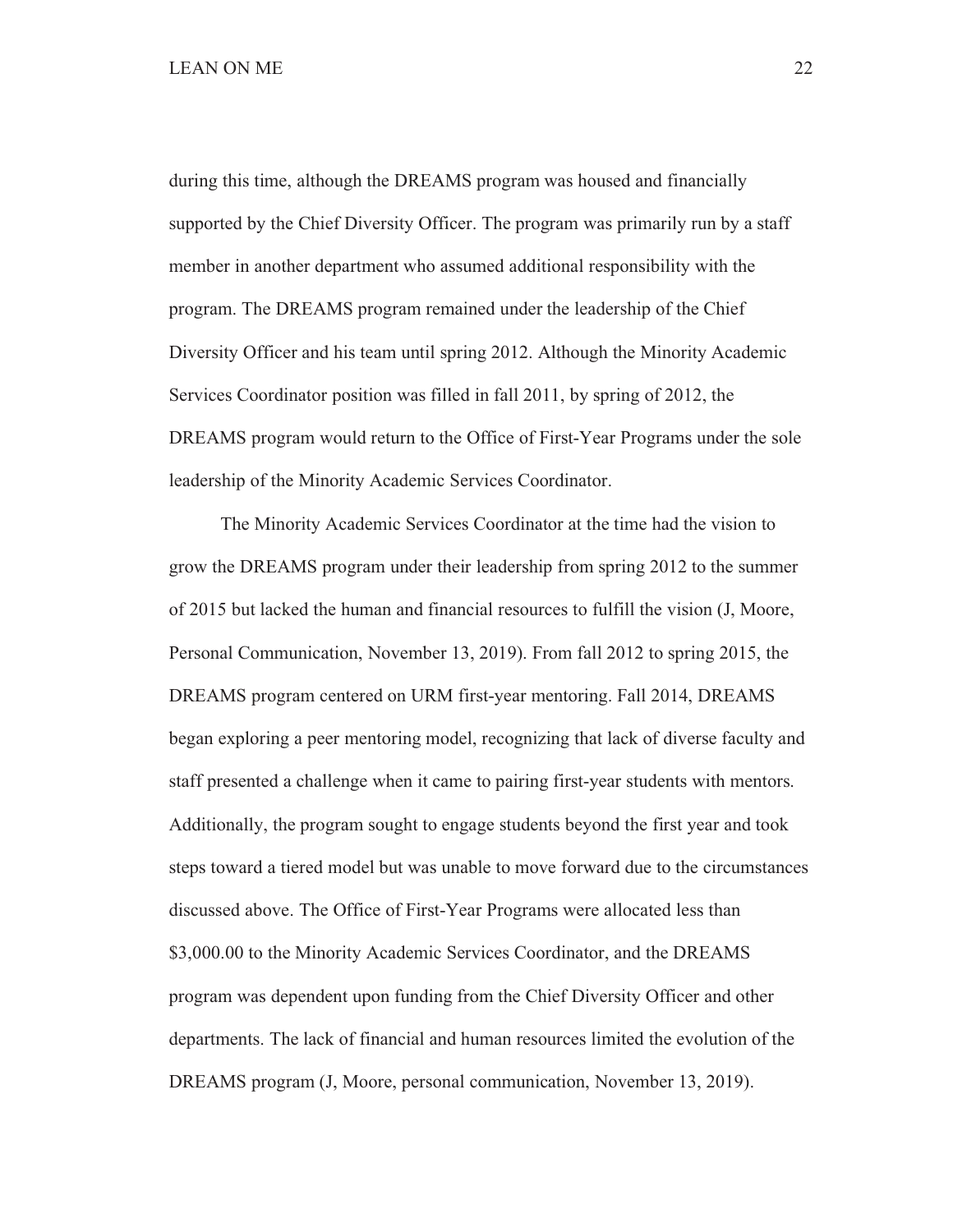during this time, although the DREAMS program was housed and financially supported by the Chief Diversity Officer. The program was primarily run by a staff member in another department who assumed additional responsibility with the program. The DREAMS program remained under the leadership of the Chief Diversity Officer and his team until spring 2012. Although the Minority Academic Services Coordinator position was filled in fall 2011, by spring of 2012, the DREAMS program would return to the Office of First-Year Programs under the sole leadership of the Minority Academic Services Coordinator.

The Minority Academic Services Coordinator at the time had the vision to grow the DREAMS program under their leadership from spring 2012 to the summer of 2015 but lacked the human and financial resources to fulfill the vision (J, Moore, Personal Communication, November 13, 2019). From fall 2012 to spring 2015, the DREAMS program centered on URM first-year mentoring. Fall 2014, DREAMS began exploring a peer mentoring model, recognizing that lack of diverse faculty and staff presented a challenge when it came to pairing first-year students with mentors. Additionally, the program sought to engage students beyond the first year and took steps toward a tiered model but was unable to move forward due to the circumstances discussed above. The Office of First-Year Programs were allocated less than $3,000.00 to the Minority Academic Services Coordinator, and the DREAMS program was dependent upon funding from the Chief Diversity Officer and other departments. The lack of financial and human resources limited the evolution of the DREAMS program (J, Moore, personal communication, November 13, 2019).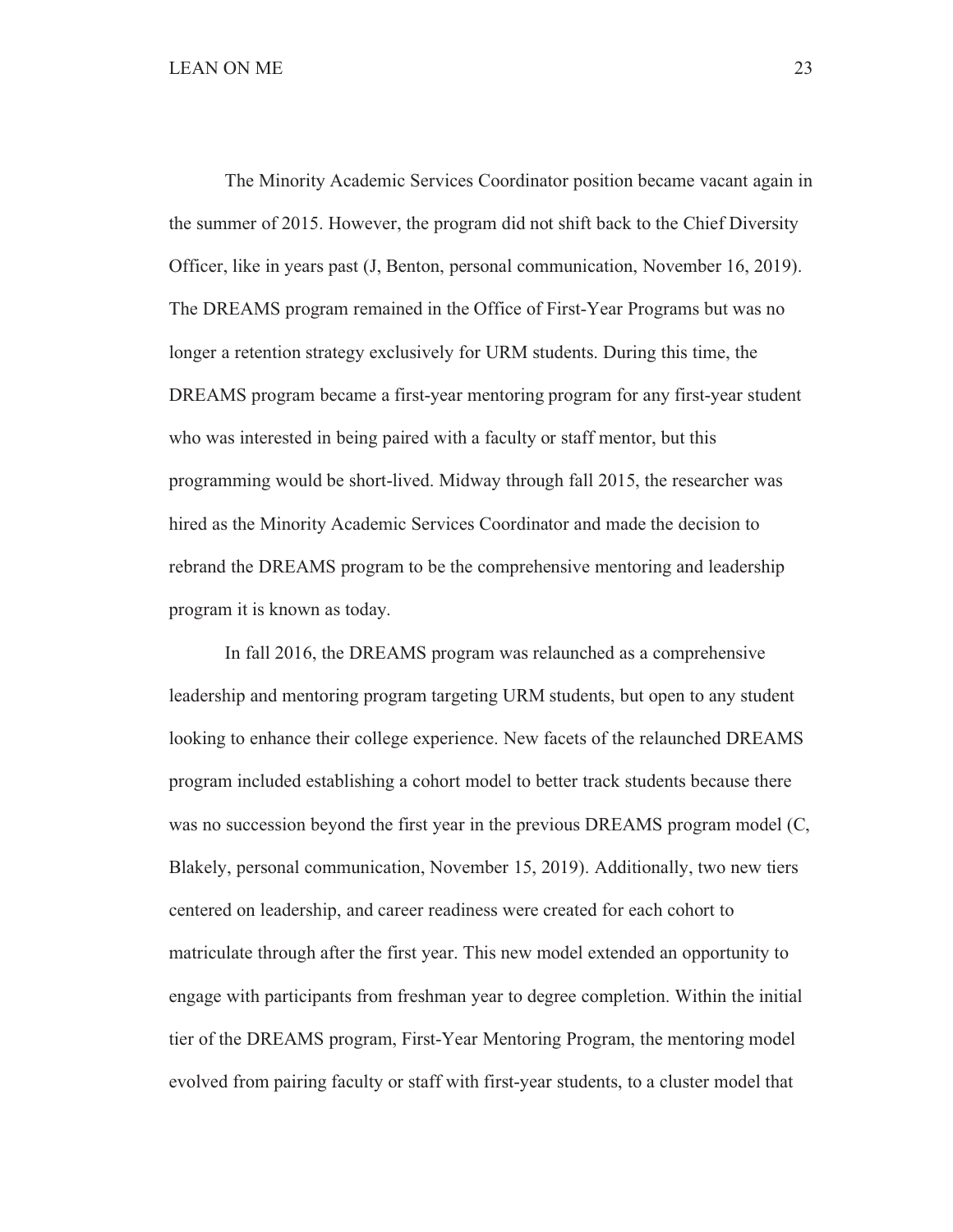The Minority Academic Services Coordinator position became vacant again in the summer of 2015. However, the program did not shift back to the Chief Diversity Officer, like in years past (J, Benton, personal communication, November 16, 2019). The DREAMS program remained in the Office of First-Year Programs but was no longer a retention strategy exclusively for URM students. During this time, the DREAMS program became a first-year mentoring program for any first-year student who was interested in being paired with a faculty or staff mentor, but this programming would be short-lived. Midway through fall 2015, the researcher was hired as the Minority Academic Services Coordinator and made the decision to rebrand the DREAMS program to be the comprehensive mentoring and leadership program it is known as today.

In fall 2016, the DREAMS program was relaunched as a comprehensive leadership and mentoring program targeting URM students, but open to any student looking to enhance their college experience. New facets of the relaunched DREAMS program included establishing a cohort model to better track students because there was no succession beyond the first year in the previous DREAMS program model (C, Blakely, personal communication, November 15, 2019). Additionally, two new tiers centered on leadership, and career readiness were created for each cohort to matriculate through after the first year. This new model extended an opportunity to engage with participants from freshman year to degree completion. Within the initial tier of the DREAMS program, First-Year Mentoring Program, the mentoring model evolved from pairing faculty or staff with first-year students, to a cluster model that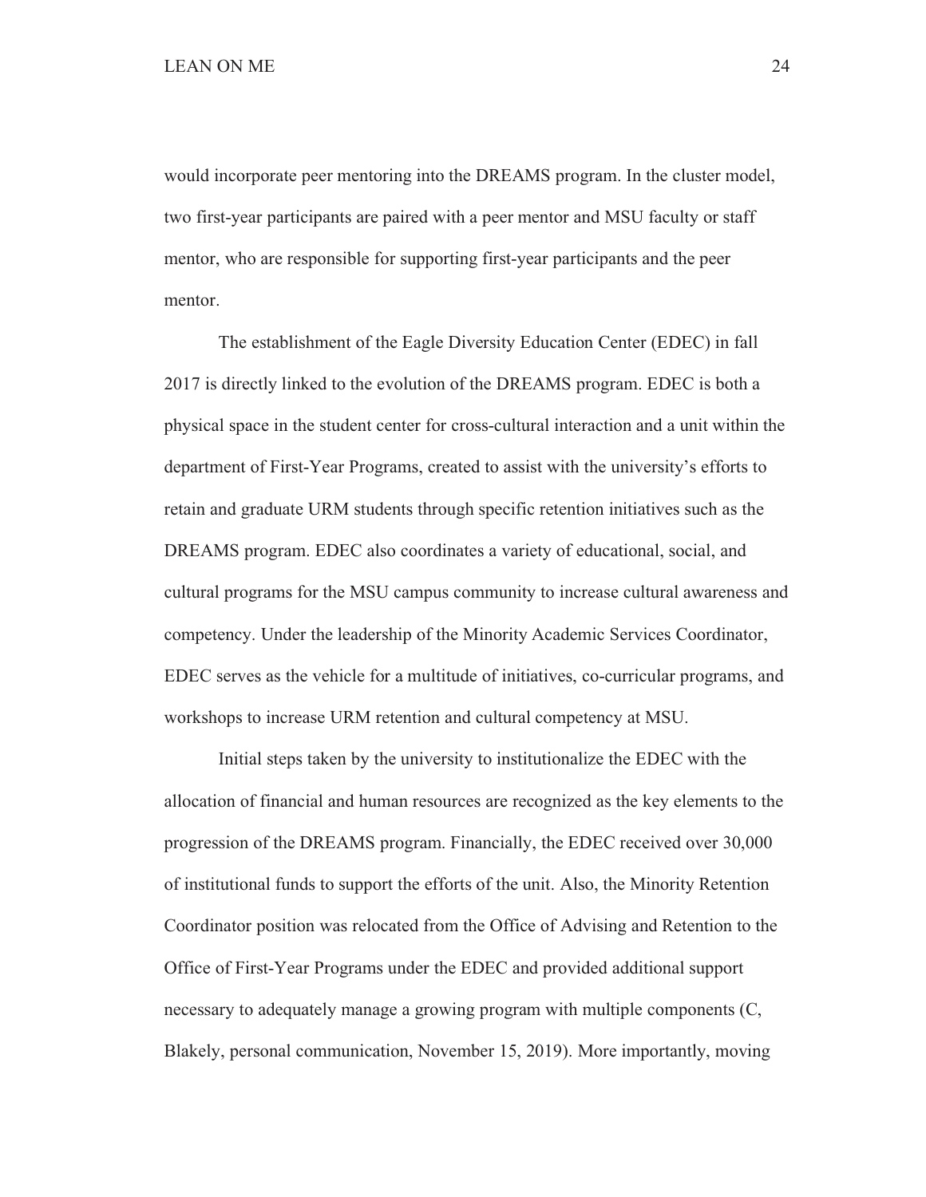would incorporate peer mentoring into the DREAMS program. In the cluster model, two first-year participants are paired with a peer mentor and MSU faculty or staff mentor, who are responsible for supporting first-year participants and the peer mentor.

The establishment of the Eagle Diversity Education Center (EDEC) in fall 2017 is directly linked to the evolution of the DREAMS program. EDEC is both a physical space in the student center for cross-cultural interaction and a unit within the department of First-Year Programs, created to assist with the university's efforts to retain and graduate URM students through specific retention initiatives such as the DREAMS program. EDEC also coordinates a variety of educational, social, and cultural programs for the MSU campus community to increase cultural awareness and competency. Under the leadership of the Minority Academic Services Coordinator, EDEC serves as the vehicle for a multitude of initiatives, co-curricular programs, and workshops to increase URM retention and cultural competency at MSU.

Initial steps taken by the university to institutionalize the EDEC with the allocation of financial and human resources are recognized as the key elements to the progression of the DREAMS program. Financially, the EDEC received over 30,000 of institutional funds to support the efforts of the unit. Also, the Minority Retention Coordinator position was relocated from the Office of Advising and Retention to the Office of First-Year Programs under the EDEC and provided additional support necessary to adequately manage a growing program with multiple components (C, Blakely, personal communication, November 15, 2019). More importantly, moving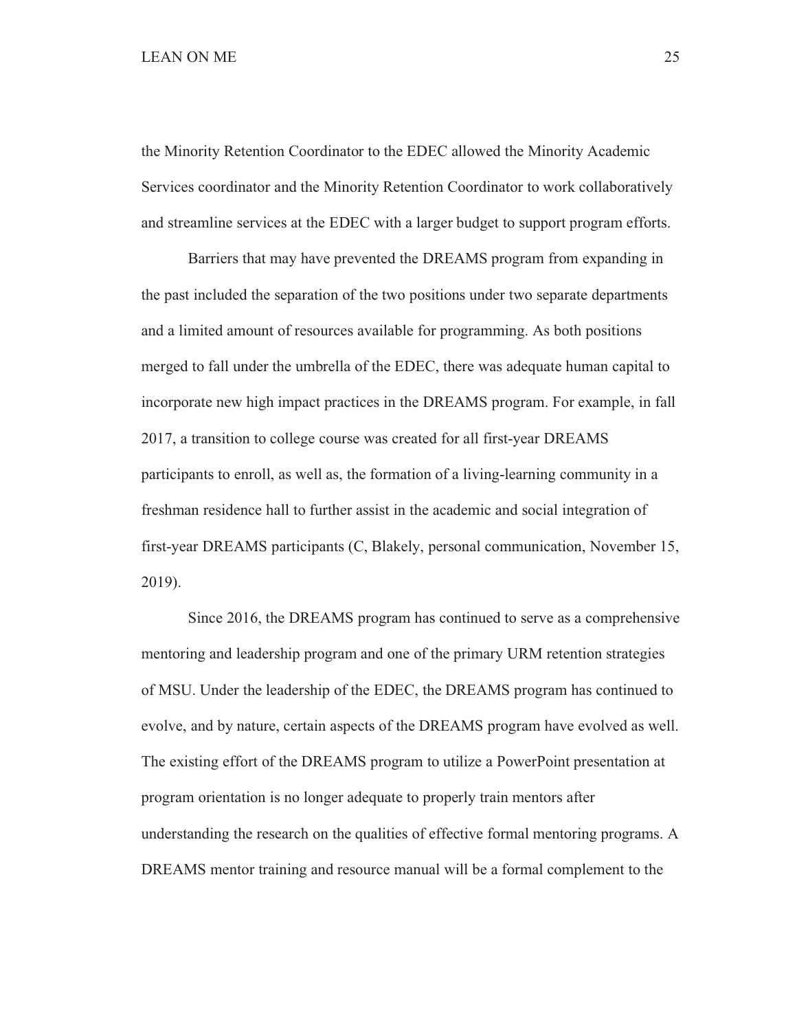the Minority Retention Coordinator to the EDEC allowed the Minority Academic Services coordinator and the Minority Retention Coordinator to work collaboratively and streamline services at the EDEC with a larger budget to support program efforts.

Barriers that may have prevented the DREAMS program from expanding in the past included the separation of the two positions under two separate departments and a limited amount of resources available for programming. As both positions merged to fall under the umbrella of the EDEC, there was adequate human capital to incorporate new high impact practices in the DREAMS program. For example, in fall 2017, a transition to college course was created for all first-year DREAMS participants to enroll, as well as, the formation of a living-learning community in a freshman residence hall to further assist in the academic and social integration of first-year DREAMS participants (C, Blakely, personal communication, November 15, 2019).

Since 2016, the DREAMS program has continued to serve as a comprehensive mentoring and leadership program and one of the primary URM retention strategies of MSU. Under the leadership of the EDEC, the DREAMS program has continued to evolve, and by nature, certain aspects of the DREAMS program have evolved as well. The existing effort of the DREAMS program to utilize a PowerPoint presentation at program orientation is no longer adequate to properly train mentors after understanding the research on the qualities of effective formal mentoring programs. A DREAMS mentor training and resource manual will be a formal complement to the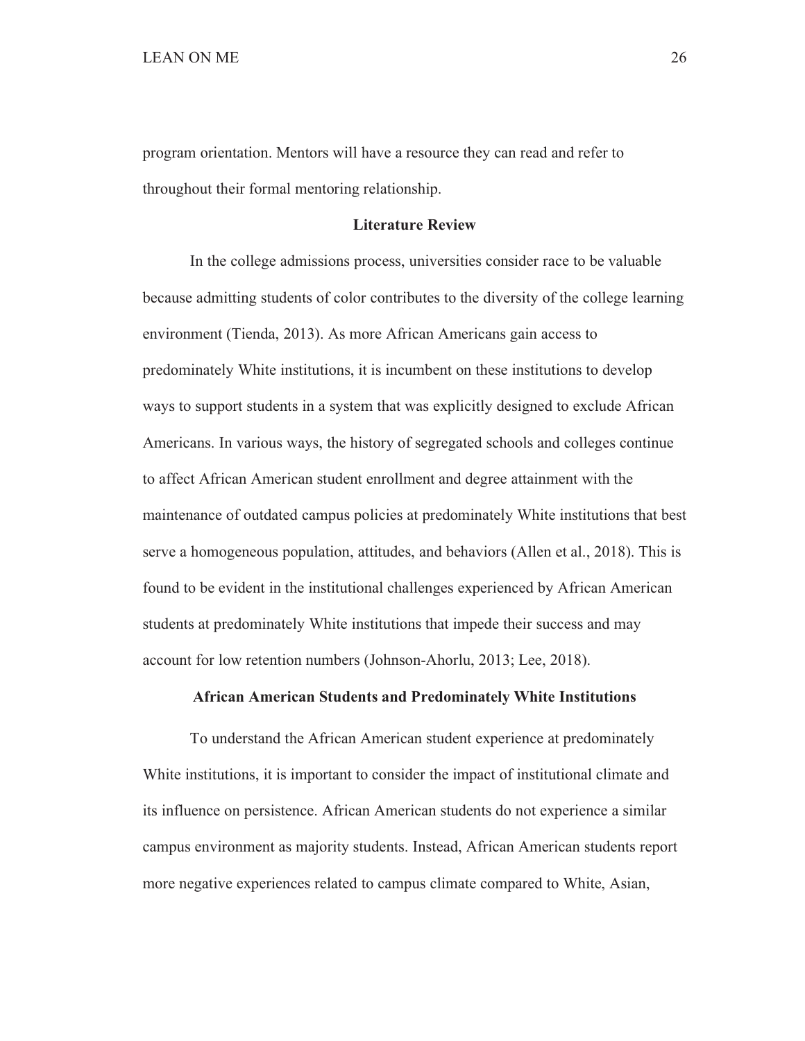program orientation. Mentors will have a resource they can read and refer to throughout their formal mentoring relationship.

## Literature Review

In the college admissions process, universities consider race to be valuable because admitting students of color contributes to the diversity of the college learning environment (Tienda, 2013). As more African Americans gain access to predominately White institutions, it is incumbent on these institutions to develop ways to support students in a system that was explicitly designed to exclude African Americans. In various ways, the history of segregated schools and colleges continue to affect African American student enrollment and degree attainment with the maintenance of outdated campus policies at predominately White institutions that best serve a homogeneous population, attitudes, and behaviors (Allen et al., 2018). This is found to be evident in the institutional challenges experienced by African American students at predominately White institutions that impede their success and may account for low retention numbers (Johnson-Ahorlu, 2013; Lee, 2018).

### African American Students and Predominately White Institutions

To understand the African American student experience at predominately White institutions, it is important to consider the impact of institutional climate and its influence on persistence. African American students do not experience a similar campus environment as majority students. Instead, African American students report more negative experiences related to campus climate compared to White, Asian,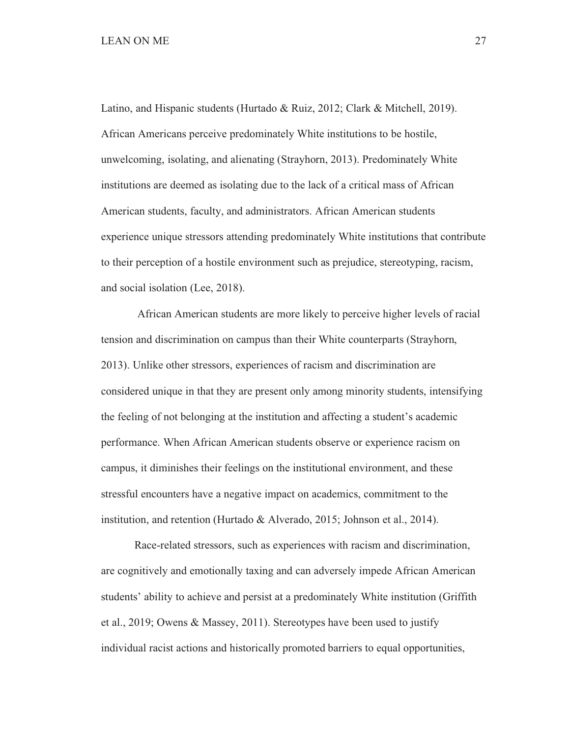Latino, and Hispanic students (Hurtado & Ruiz, 2012; Clark & Mitchell, 2019). African Americans perceive predominately White institutions to be hostile, unwelcoming, isolating, and alienating (Strayhorn, 2013). Predominately White institutions are deemed as isolating due to the lack of a critical mass of African American students, faculty, and administrators. African American students experience unique stressors attending predominately White institutions that contribute to their perception of a hostile environment such as prejudice, stereotyping, racism, and social isolation (Lee, 2018).

African American students are more likely to perceive higher levels of racial tension and discrimination on campus than their White counterparts (Strayhorn, 2013). Unlike other stressors, experiences of racism and discrimination are considered unique in that they are present only among minority students, intensifying the feeling of not belonging at the institution and affecting a student's academic performance. When African American students observe or experience racism on campus, it diminishes their feelings on the institutional environment, and these stressful encounters have a negative impact on academics, commitment to the institution, and retention (Hurtado & Alverado, 2015; Johnson et al., 2014).

Race-related stressors, such as experiences with racism and discrimination, are cognitively and emotionally taxing and can adversely impede African American students' ability to achieve and persist at a predominately White institution (Griffith et al., 2019; Owens & Massey, 2011). Stereotypes have been used to justify individual racist actions and historically promoted barriers to equal opportunities,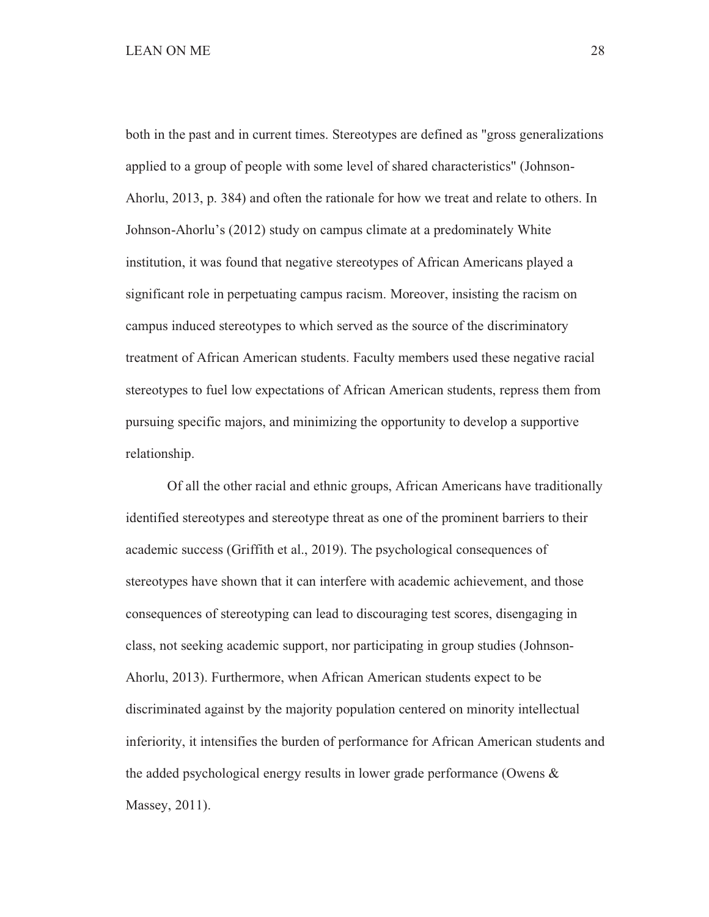both in the past and in current times. Stereotypes are defined as "gross generalizations applied to a group of people with some level of shared characteristics" (Johnson-Ahorlu, 2013, p. 384) and often the rationale for how we treat and relate to others. In Johnson-Ahorlu's (2012) study on campus climate at a predominately White institution, it was found that negative stereotypes of African Americans played a significant role in perpetuating campus racism. Moreover, insisting the racism on campus induced stereotypes to which served as the source of the discriminatory treatment of African American students. Faculty members used these negative racial stereotypes to fuel low expectations of African American students, repress them from pursuing specific majors, and minimizing the opportunity to develop a supportive relationship.

Of all the other racial and ethnic groups, African Americans have traditionally identified stereotypes and stereotype threat as one of the prominent barriers to their academic success (Griffith et al., 2019). The psychological consequences of stereotypes have shown that it can interfere with academic achievement, and those consequences of stereotyping can lead to discouraging test scores, disengaging in class, not seeking academic support, nor participating in group studies (Johnson-Ahorlu, 2013). Furthermore, when African American students expect to be discriminated against by the majority population centered on minority intellectual inferiority, it intensifies the burden of performance for African American students and the added psychological energy results in lower grade performance (Owens & Massey, 2011).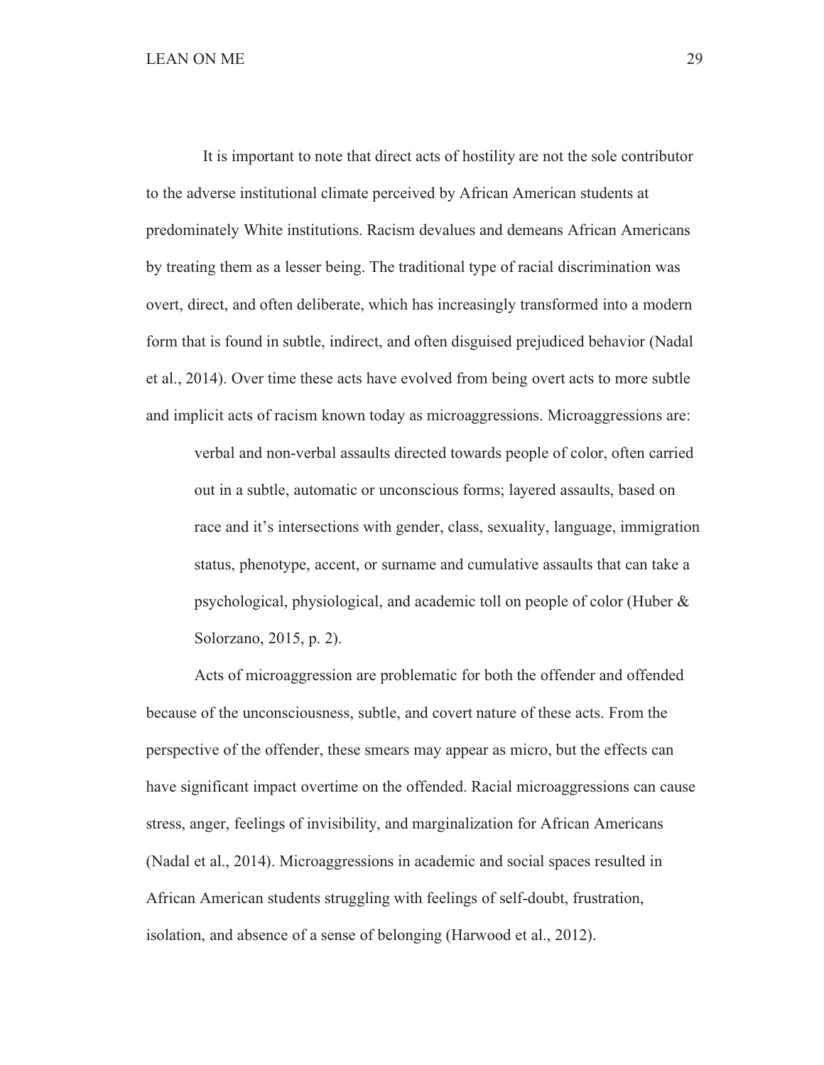It is important to note that direct acts of hostility are not the sole contributor to the adverse institutional climate perceived by African American students at predominately White institutions. Racism devalues and demeans African Americans by treating them as a lesser being. The traditional type of racial discrimination was overt, direct, and often deliberate, which has increasingly transformed into a modern form that is found in subtle, indirect, and often disguised prejudiced behavior (Nadal et al., 2014). Over time these acts have evolved from being overt acts to more subtle and implicit acts of racism known today as microaggressions. Microaggressions are:

> verbal and non-verbal assaults directed towards people of color, often carried out in a subtle, automatic or unconscious forms; layered assaults, based on race and it's intersections with gender, class, sexuality, language, immigration status, phenotype, accent, or surname and cumulative assaults that can take a psychological, physiological, and academic toll on people of color (Huber & Solorzano, 2015, p. 2).

Acts of microaggression are problematic for both the offender and offended because of the unconsciousness, subtle, and covert nature of these acts. From the perspective of the offender, these smears may appear as micro, but the effects can have significant impact overtime on the offended. Racial microaggressions can cause stress, anger, feelings of invisibility, and marginalization for African Americans (Nadal et al., 2014). Microaggressions in academic and social spaces resulted in African American students struggling with feelings of self-doubt, frustration, isolation, and absence of a sense of belonging (Harwood et al., 2012).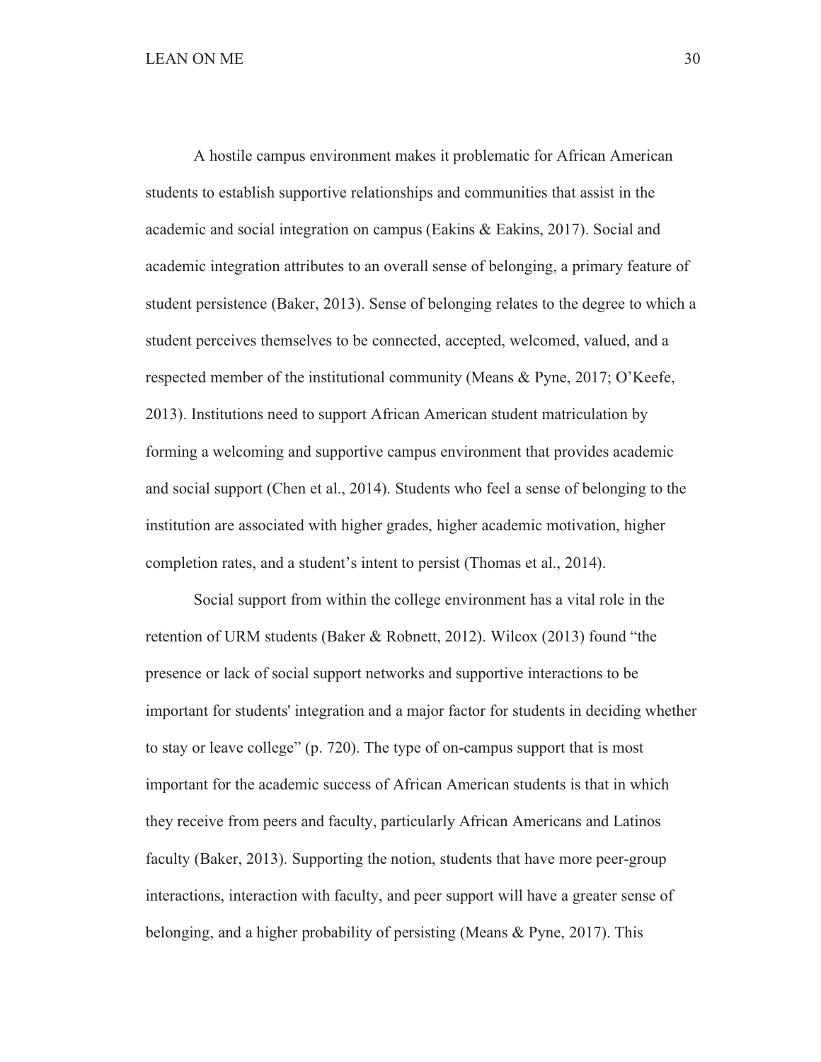A hostile campus environment makes it problematic for African American students to establish supportive relationships and communities that assist in the academic and social integration on campus (Eakins & Eakins, 2017). Social and academic integration attributes to an overall sense of belonging, a primary feature of student persistence (Baker, 2013). Sense of belonging relates to the degree to which a student perceives themselves to be connected, accepted, welcomed, valued, and a respected member of the institutional community (Means & Pyne, 2017; O'Keefe, 2013). Institutions need to support African American student matriculation by forming a welcoming and supportive campus environment that provides academic and social support (Chen et al., 2014). Students who feel a sense of belonging to the institution are associated with higher grades, higher academic motivation, higher completion rates, and a student's intent to persist (Thomas et al., 2014).

Social support from within the college environment has a vital role in the retention of URM students (Baker & Robnett, 2012). Wilcox (2013) found "the presence or lack of social support networks and supportive interactions to be important for students' integration and a major factor for students in deciding whether to stay or leave college" (p. 720). The type of on-campus support that is most important for the academic success of African American students is that in which they receive from peers and faculty, particularly African Americans and Latinos faculty (Baker, 2013). Supporting the notion, students that have more peer-group interactions, interaction with faculty, and peer support will have a greater sense of belonging, and a higher probability of persisting (Means & Pyne, 2017). This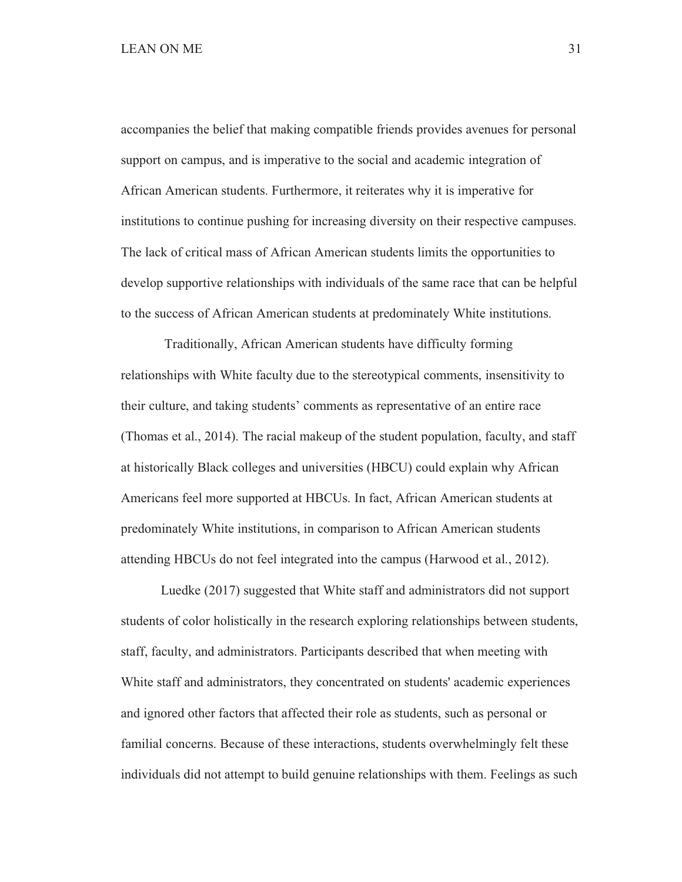accompanies the belief that making compatible friends provides avenues for personal support on campus, and is imperative to the social and academic integration of African American students. Furthermore, it reiterates why it is imperative for institutions to continue pushing for increasing diversity on their respective campuses. The lack of critical mass of African American students limits the opportunities to develop supportive relationships with individuals of the same race that can be helpful to the success of African American students at predominately White institutions.

Traditionally, African American students have difficulty forming relationships with White faculty due to the stereotypical comments, insensitivity to their culture, and taking students' comments as representative of an entire race (Thomas et al., 2014). The racial makeup of the student population, faculty, and staff at historically Black colleges and universities (HBCU) could explain why African Americans feel more supported at HBCUs. In fact, African American students at predominately White institutions, in comparison to African American students attending HBCUs do not feel integrated into the campus (Harwood et al., 2012).

Luedke (2017) suggested that White staff and administrators did not support students of color holistically in the research exploring relationships between students, staff, faculty, and administrators. Participants described that when meeting with White staff and administrators, they concentrated on students' academic experiences and ignored other factors that affected their role as students, such as personal or familial concerns. Because of these interactions, students overwhelmingly felt these individuals did not attempt to build genuine relationships with them. Feelings as such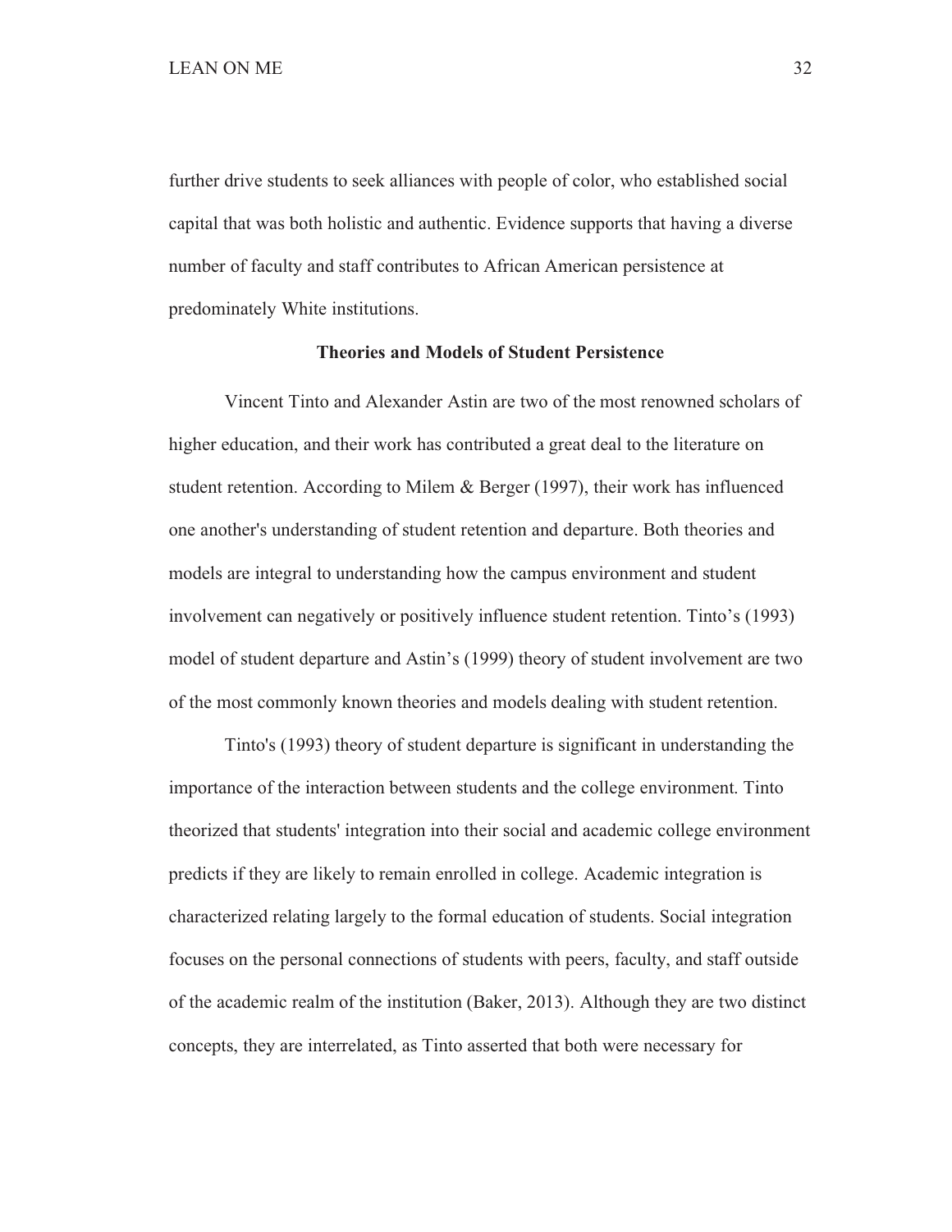further drive students to seek alliances with people of color, who established social capital that was both holistic and authentic. Evidence supports that having a diverse number of faculty and staff contributes to African American persistence at predominately White institutions.

## Theories and Models of Student Persistence

Vincent Tinto and Alexander Astin are two of the most renowned scholars of higher education, and their work has contributed a great deal to the literature on student retention. According to Milem & Berger (1997), their work has influenced one another's understanding of student retention and departure. Both theories and models are integral to understanding how the campus environment and student involvement can negatively or positively influence student retention. Tinto’s (1993) model of student departure and Astin’s (1999) theory of student involvement are two of the most commonly known theories and models dealing with student retention.

Tinto's (1993) theory of student departure is significant in understanding the importance of the interaction between students and the college environment. Tinto theorized that students' integration into their social and academic college environment predicts if they are likely to remain enrolled in college. Academic integration is characterized relating largely to the formal education of students. Social integration focuses on the personal connections of students with peers, faculty, and staff outside of the academic realm of the institution (Baker, 2013). Although they are two distinct concepts, they are interrelated, as Tinto asserted that both were necessary for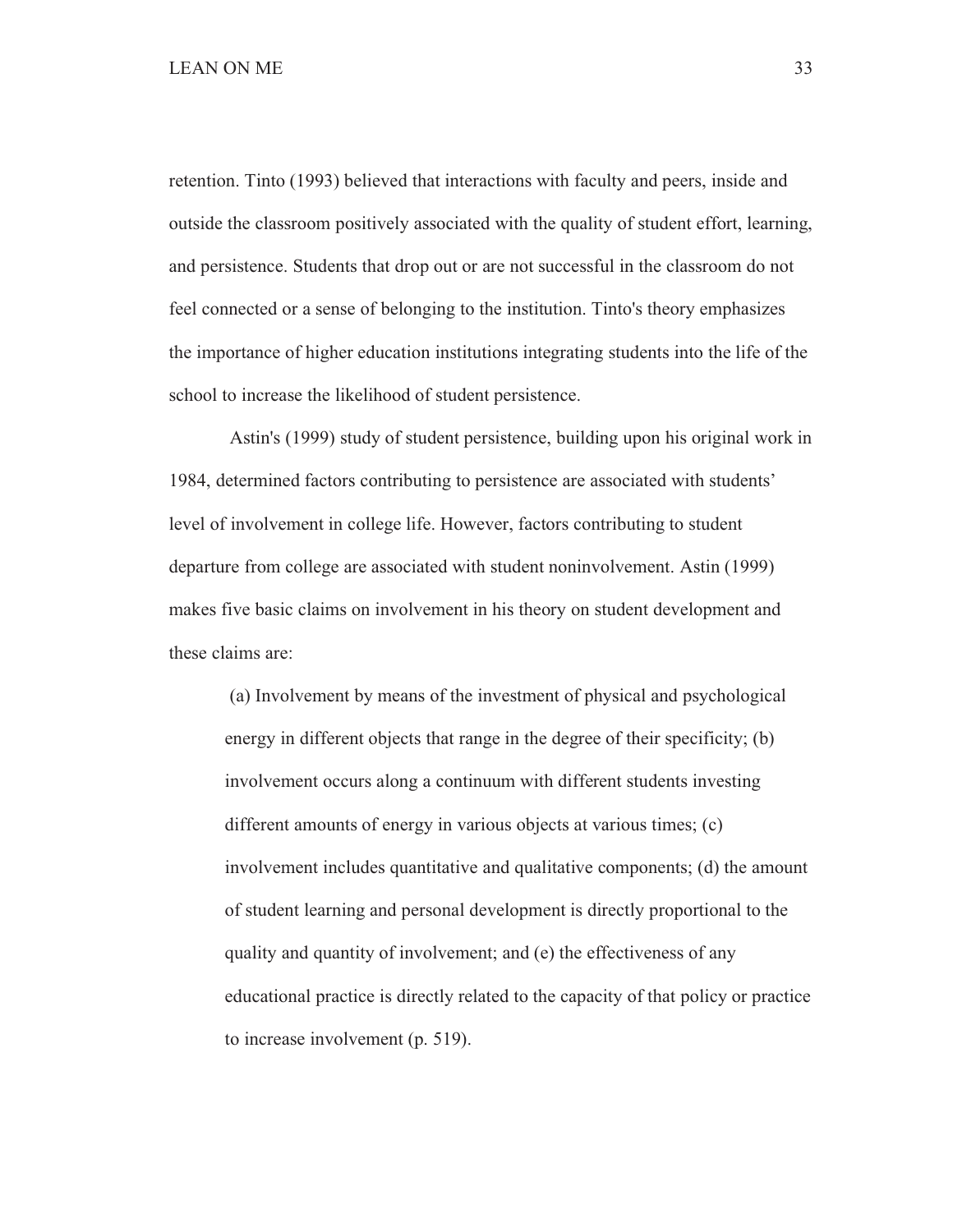retention. Tinto (1993) believed that interactions with faculty and peers, inside and outside the classroom positively associated with the quality of student effort, learning, and persistence. Students that drop out or are not successful in the classroom do not feel connected or a sense of belonging to the institution. Tinto's theory emphasizes the importance of higher education institutions integrating students into the life of the school to increase the likelihood of student persistence.

Astin's (1999) study of student persistence, building upon his original work in 1984, determined factors contributing to persistence are associated with students' level of involvement in college life. However, factors contributing to student departure from college are associated with student noninvolvement. Astin (1999) makes five basic claims on involvement in his theory on student development and these claims are:

> (a) Involvement by means of the investment of physical and psychological energy in different objects that range in the degree of their specificity; (b) involvement occurs along a continuum with different students investing different amounts of energy in various objects at various times; (c) involvement includes quantitative and qualitative components; (d) the amount of student learning and personal development is directly proportional to the quality and quantity of involvement; and (e) the effectiveness of any educational practice is directly related to the capacity of that policy or practice to increase involvement (p. 519).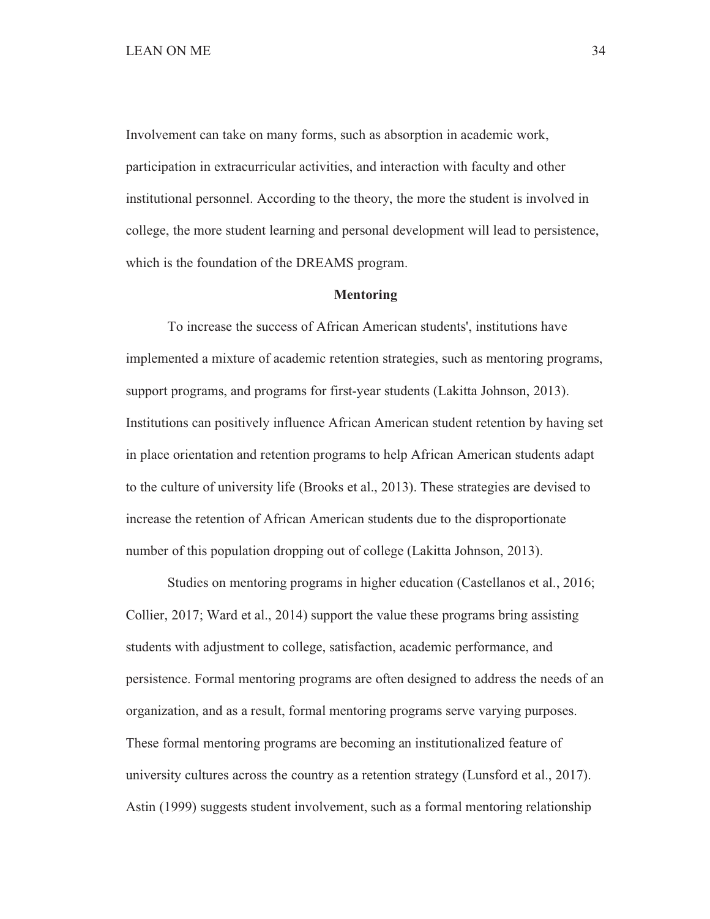Involvement can take on many forms, such as absorption in academic work, participation in extracurricular activities, and interaction with faculty and other institutional personnel. According to the theory, the more the student is involved in college, the more student learning and personal development will lead to persistence, which is the foundation of the DREAMS program.

## Mentoring

To increase the success of African American students', institutions have implemented a mixture of academic retention strategies, such as mentoring programs, support programs, and programs for first-year students (Lakitta Johnson, 2013). Institutions can positively influence African American student retention by having set in place orientation and retention programs to help African American students adapt to the culture of university life (Brooks et al., 2013). These strategies are devised to increase the retention of African American students due to the disproportionate number of this population dropping out of college (Lakitta Johnson, 2013).

Studies on mentoring programs in higher education (Castellanos et al., 2016; Collier, 2017; Ward et al., 2014) support the value these programs bring assisting students with adjustment to college, satisfaction, academic performance, and persistence. Formal mentoring programs are often designed to address the needs of an organization, and as a result, formal mentoring programs serve varying purposes. These formal mentoring programs are becoming an institutionalized feature of university cultures across the country as a retention strategy (Lunsford et al., 2017). Astin (1999) suggests student involvement, such as a formal mentoring relationship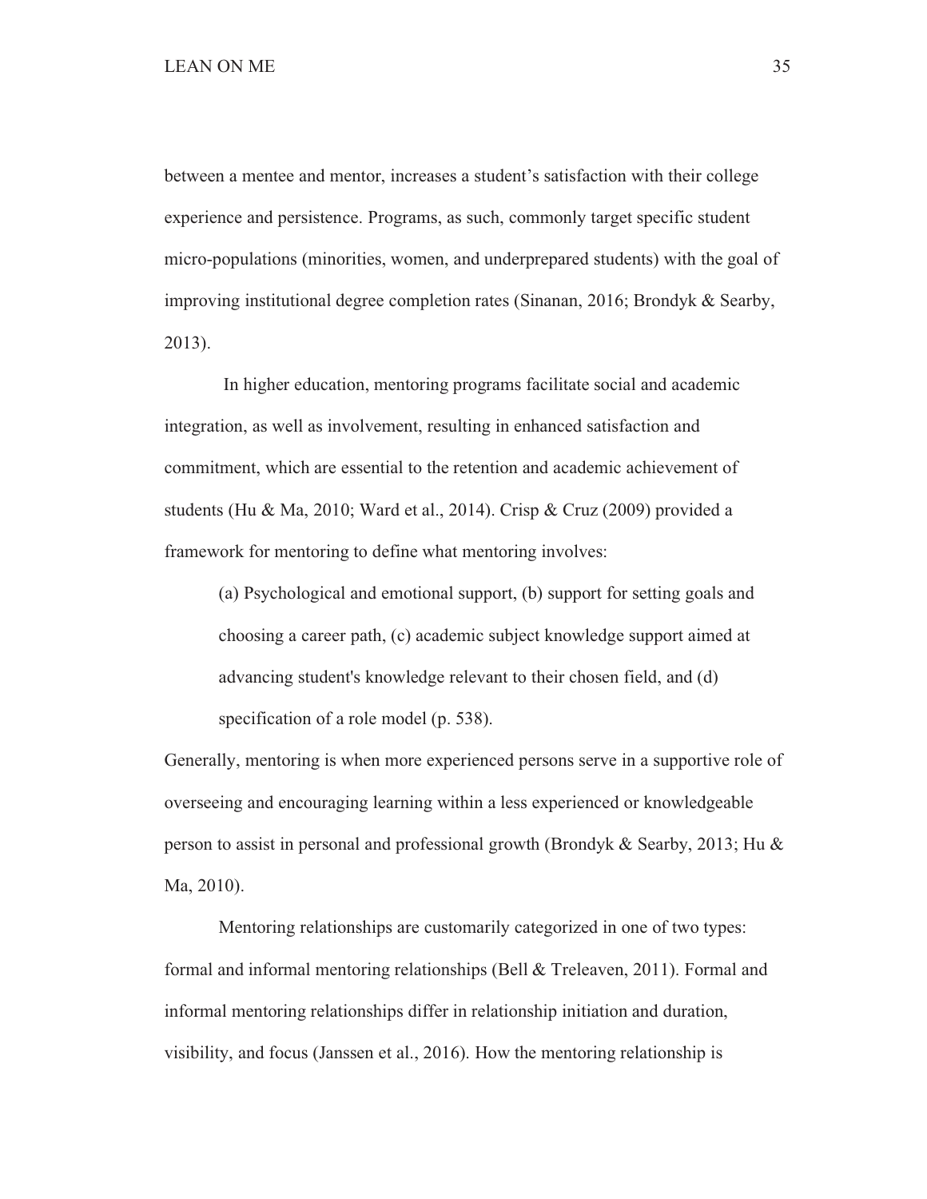between a mentee and mentor, increases a student's satisfaction with their college experience and persistence. Programs, as such, commonly target specific student micro-populations (minorities, women, and underprepared students) with the goal of improving institutional degree completion rates (Sinanan, 2016; Brondyk & Searby, 2013).

In higher education, mentoring programs facilitate social and academic integration, as well as involvement, resulting in enhanced satisfaction and commitment, which are essential to the retention and academic achievement of students (Hu & Ma, 2010; Ward et al., 2014). Crisp & Cruz (2009) provided a framework for mentoring to define what mentoring involves:

> (a) Psychological and emotional support, (b) support for setting goals and choosing a career path, (c) academic subject knowledge support aimed at advancing student's knowledge relevant to their chosen field, and (d) specification of a role model (p. 538).

Generally, mentoring is when more experienced persons serve in a supportive role of overseeing and encouraging learning within a less experienced or knowledgeable person to assist in personal and professional growth (Brondyk & Searby, 2013; Hu & Ma, 2010).

Mentoring relationships are customarily categorized in one of two types: formal and informal mentoring relationships (Bell & Treleaven, 2011). Formal and informal mentoring relationships differ in relationship initiation and duration, visibility, and focus (Janssen et al., 2016). How the mentoring relationship is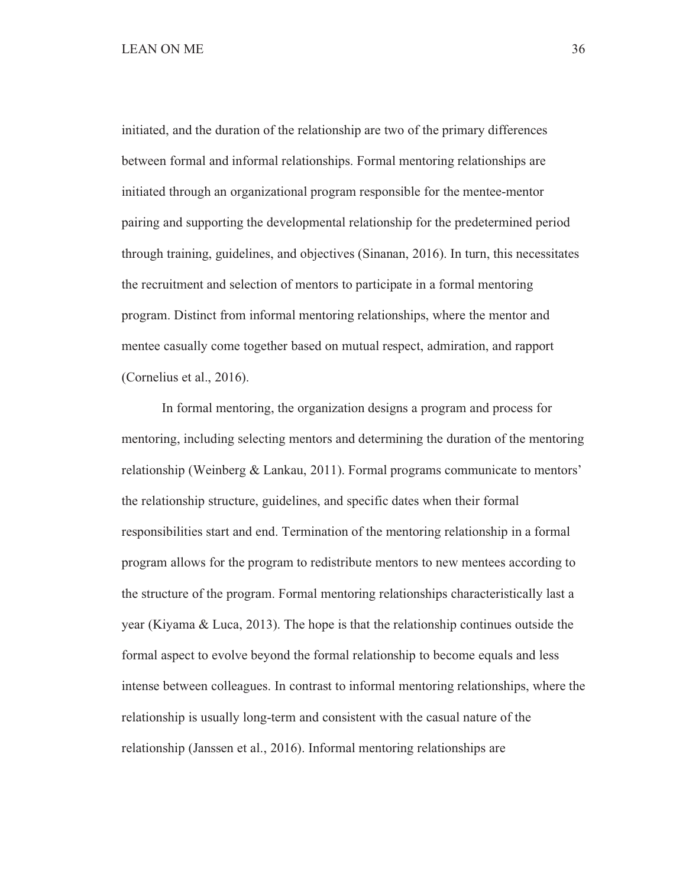initiated, and the duration of the relationship are two of the primary differences between formal and informal relationships. Formal mentoring relationships are initiated through an organizational program responsible for the mentee-mentor pairing and supporting the developmental relationship for the predetermined period through training, guidelines, and objectives (Sinanan, 2016). In turn, this necessitates the recruitment and selection of mentors to participate in a formal mentoring program. Distinct from informal mentoring relationships, where the mentor and mentee casually come together based on mutual respect, admiration, and rapport (Cornelius et al., 2016).

In formal mentoring, the organization designs a program and process for mentoring, including selecting mentors and determining the duration of the mentoring relationship (Weinberg & Lankau, 2011). Formal programs communicate to mentors' the relationship structure, guidelines, and specific dates when their formal responsibilities start and end. Termination of the mentoring relationship in a formal program allows for the program to redistribute mentors to new mentees according to the structure of the program. Formal mentoring relationships characteristically last a year (Kiyama & Luca, 2013). The hope is that the relationship continues outside the formal aspect to evolve beyond the formal relationship to become equals and less intense between colleagues. In contrast to informal mentoring relationships, where the relationship is usually long-term and consistent with the casual nature of the relationship (Janssen et al., 2016). Informal mentoring relationships are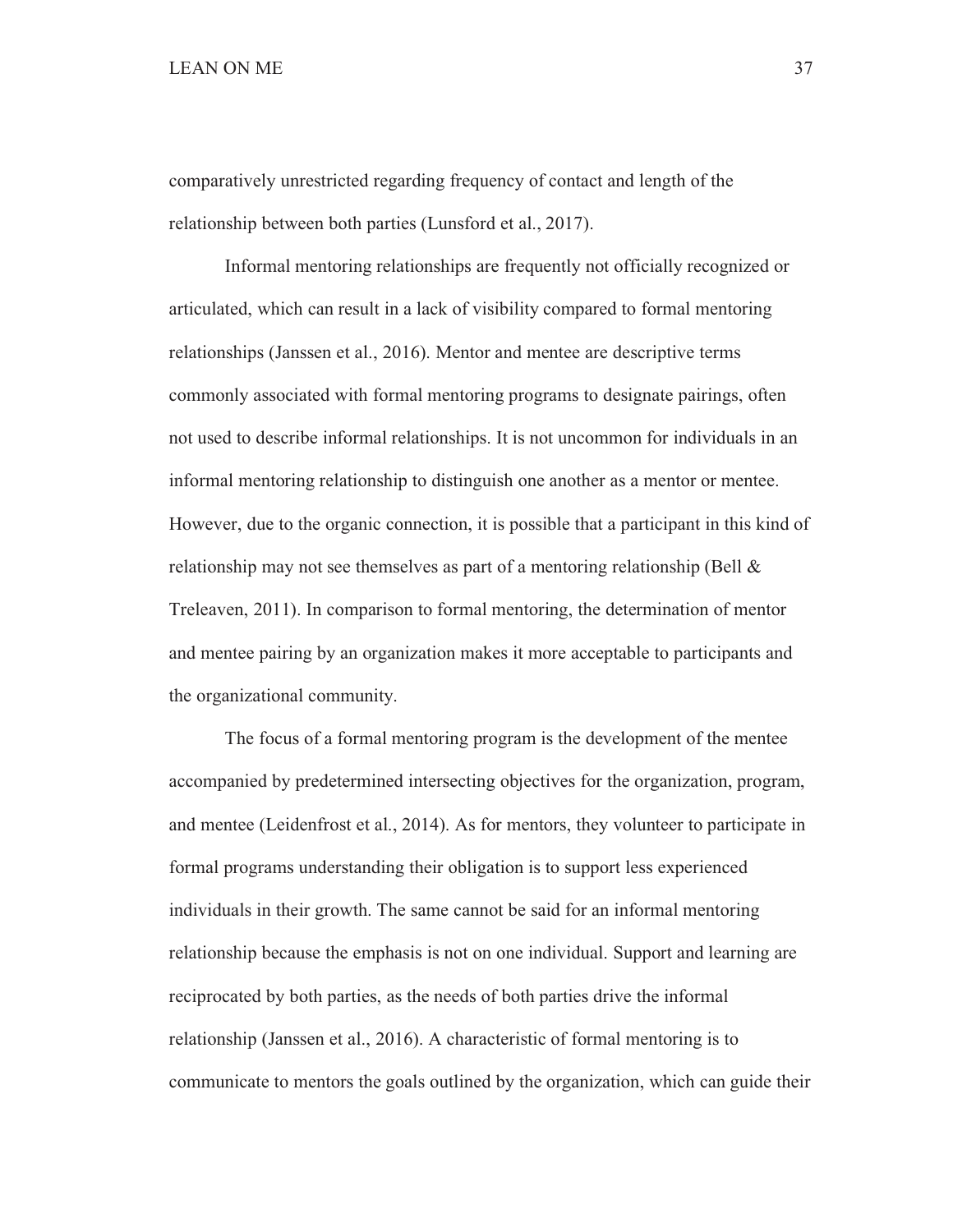comparatively unrestricted regarding frequency of contact and length of the relationship between both parties (Lunsford et al., 2017).

Informal mentoring relationships are frequently not officially recognized or articulated, which can result in a lack of visibility compared to formal mentoring relationships (Janssen et al., 2016). Mentor and mentee are descriptive terms commonly associated with formal mentoring programs to designate pairings, often not used to describe informal relationships. It is not uncommon for individuals in an informal mentoring relationship to distinguish one another as a mentor or mentee. However, due to the organic connection, it is possible that a participant in this kind of relationship may not see themselves as part of a mentoring relationship (Bell & Treleaven, 2011). In comparison to formal mentoring, the determination of mentor and mentee pairing by an organization makes it more acceptable to participants and the organizational community.

The focus of a formal mentoring program is the development of the mentee accompanied by predetermined intersecting objectives for the organization, program, and mentee (Leidenfrost et al., 2014). As for mentors, they volunteer to participate in formal programs understanding their obligation is to support less experienced individuals in their growth. The same cannot be said for an informal mentoring relationship because the emphasis is not on one individual. Support and learning are reciprocated by both parties, as the needs of both parties drive the informal relationship (Janssen et al., 2016). A characteristic of formal mentoring is to communicate to mentors the goals outlined by the organization, which can guide their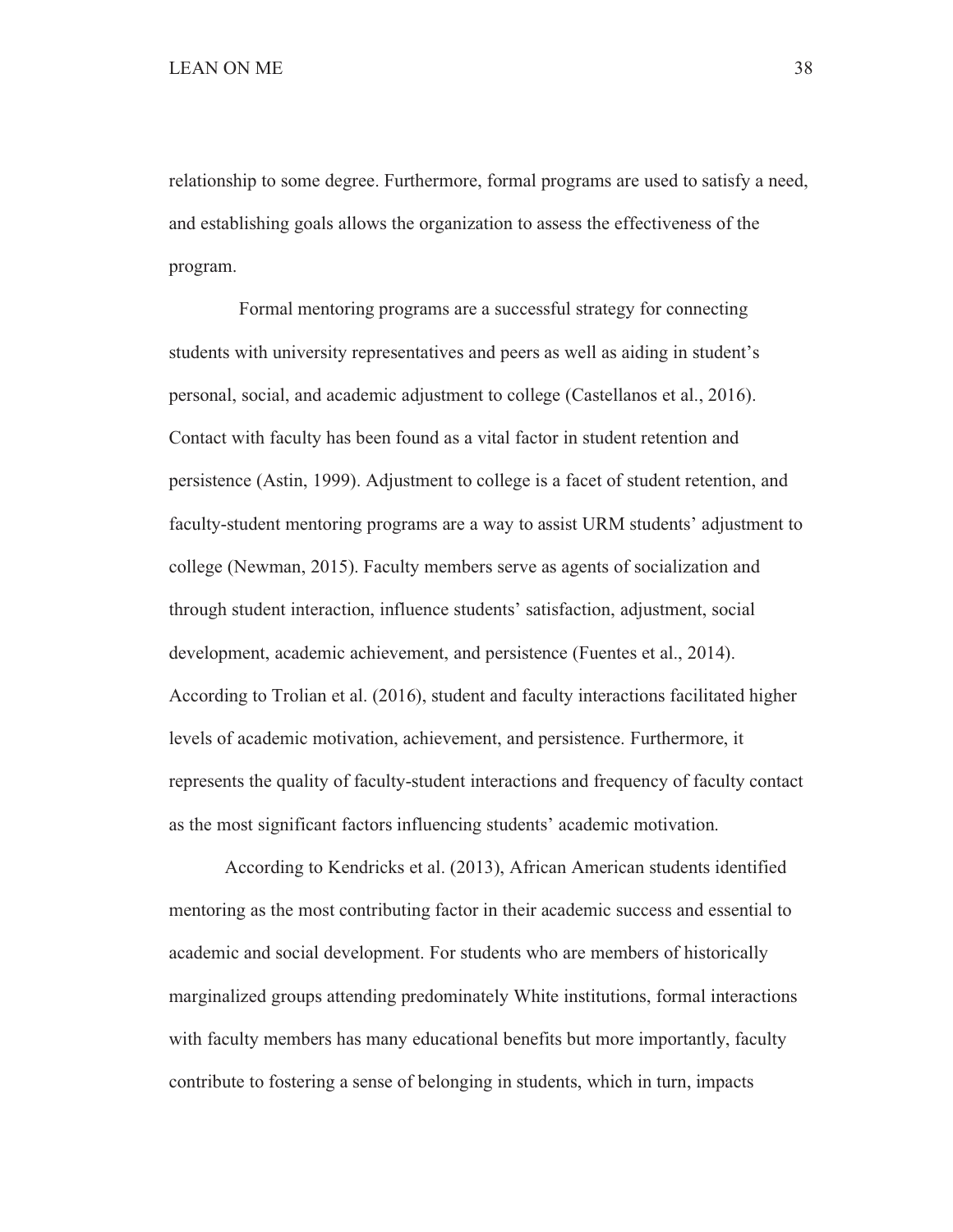relationship to some degree. Furthermore, formal programs are used to satisfy a need, and establishing goals allows the organization to assess the effectiveness of the program.

Formal mentoring programs are a successful strategy for connecting students with university representatives and peers as well as aiding in student's personal, social, and academic adjustment to college (Castellanos et al., 2016). Contact with faculty has been found as a vital factor in student retention and persistence (Astin, 1999). Adjustment to college is a facet of student retention, and faculty-student mentoring programs are a way to assist URM students' adjustment to college (Newman, 2015). Faculty members serve as agents of socialization and through student interaction, influence students' satisfaction, adjustment, social development, academic achievement, and persistence (Fuentes et al., 2014). According to Trolian et al. (2016), student and faculty interactions facilitated higher levels of academic motivation, achievement, and persistence. Furthermore, it represents the quality of faculty-student interactions and frequency of faculty contact as the most significant factors influencing students' academic motivation.

According to Kendricks et al. (2013), African American students identified mentoring as the most contributing factor in their academic success and essential to academic and social development. For students who are members of historically marginalized groups attending predominately White institutions, formal interactions with faculty members has many educational benefits but more importantly, faculty contribute to fostering a sense of belonging in students, which in turn, impacts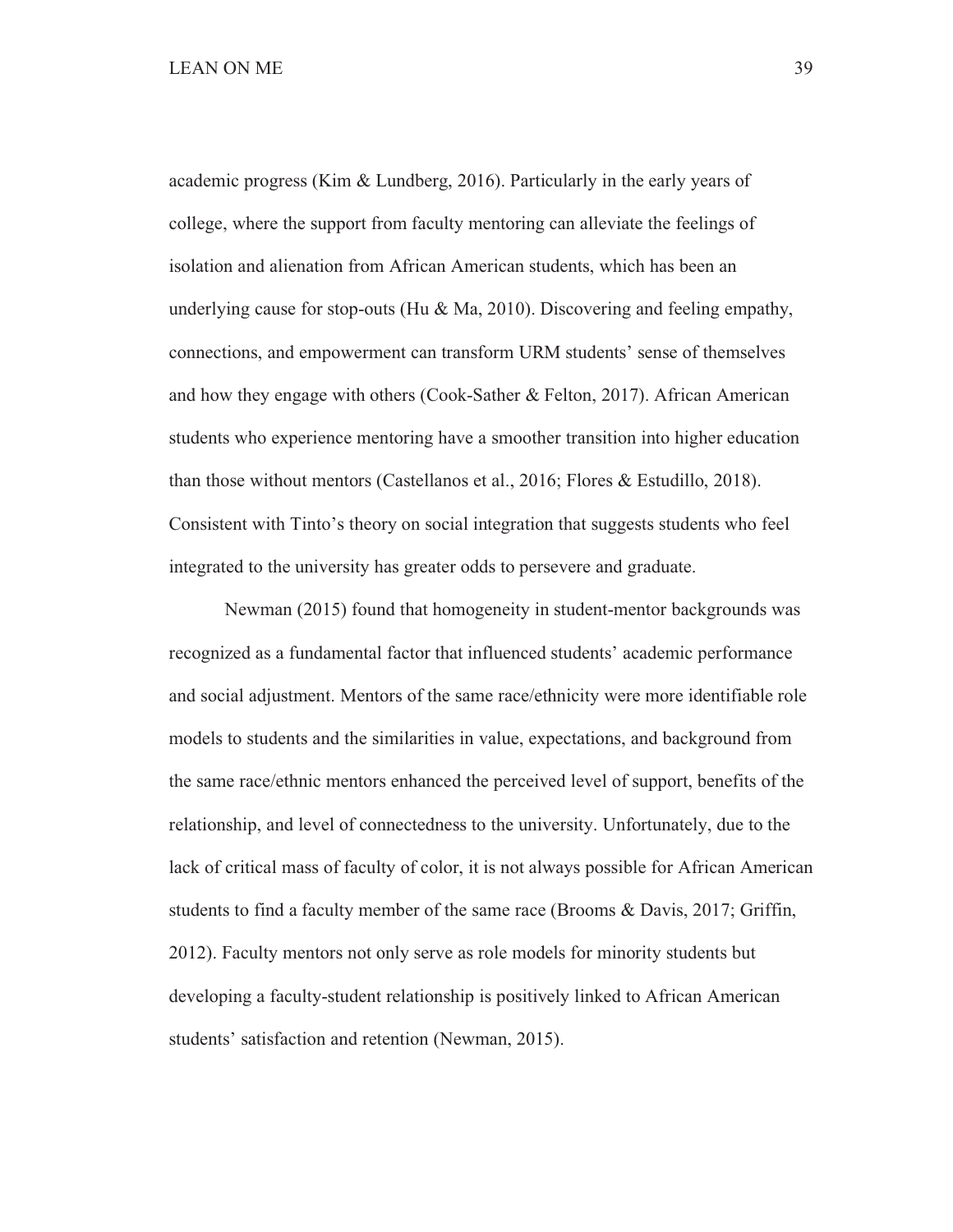academic progress (Kim & Lundberg, 2016). Particularly in the early years of college, where the support from faculty mentoring can alleviate the feelings of isolation and alienation from African American students, which has been an underlying cause for stop-outs (Hu & Ma, 2010). Discovering and feeling empathy, connections, and empowerment can transform URM students' sense of themselves and how they engage with others (Cook-Sather & Felton, 2017). African American students who experience mentoring have a smoother transition into higher education than those without mentors (Castellanos et al., 2016; Flores & Estudillo, 2018). Consistent with Tinto's theory on social integration that suggests students who feel integrated to the university has greater odds to persevere and graduate.

Newman (2015) found that homogeneity in student-mentor backgrounds was recognized as a fundamental factor that influenced students' academic performance and social adjustment. Mentors of the same race/ethnicity were more identifiable role models to students and the similarities in value, expectations, and background from the same race/ethnic mentors enhanced the perceived level of support, benefits of the relationship, and level of connectedness to the university. Unfortunately, due to the lack of critical mass of faculty of color, it is not always possible for African American students to find a faculty member of the same race (Brooms & Davis, 2017; Griffin, 2012). Faculty mentors not only serve as role models for minority students but developing a faculty-student relationship is positively linked to African American students' satisfaction and retention (Newman, 2015).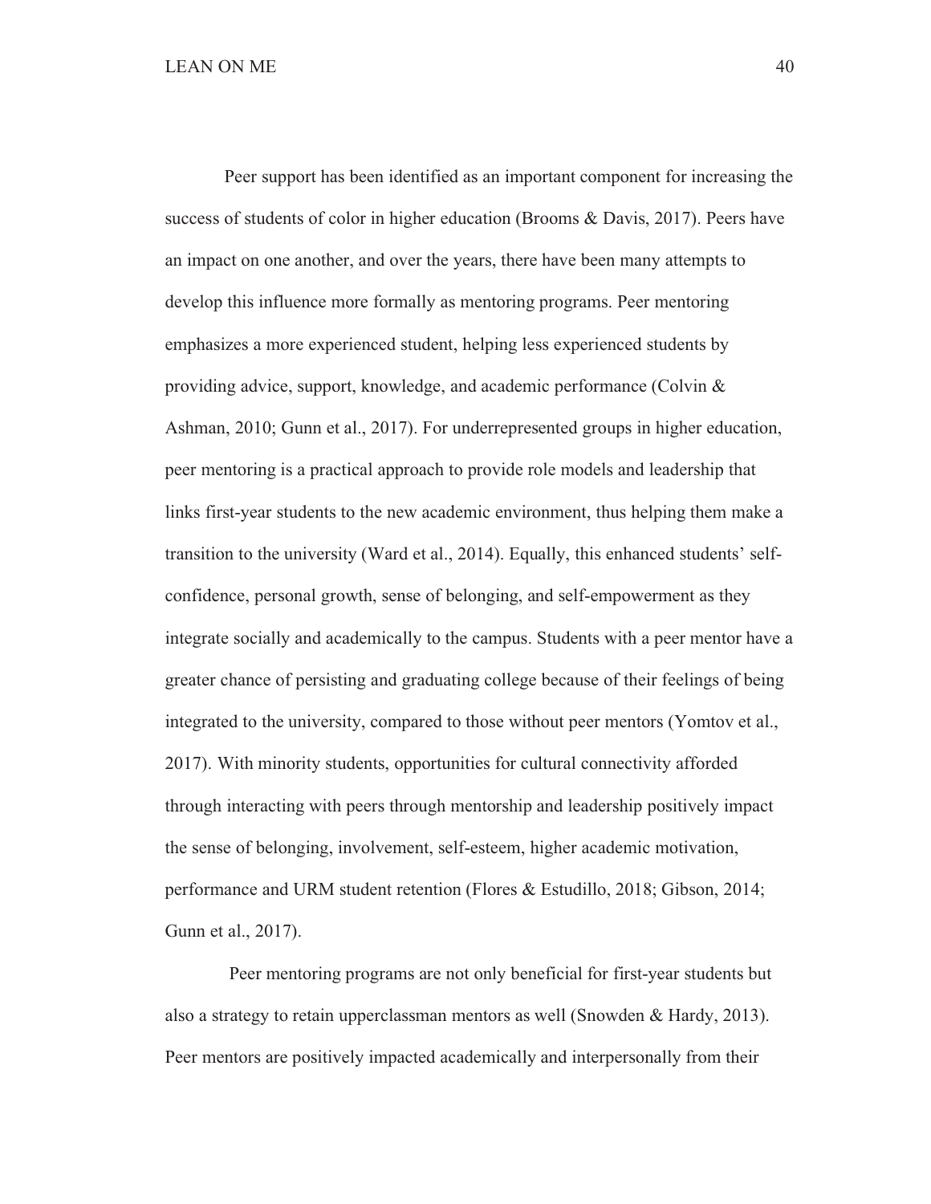Peer support has been identified as an important component for increasing the success of students of color in higher education (Brooms & Davis, 2017). Peers have an impact on one another, and over the years, there have been many attempts to develop this influence more formally as mentoring programs. Peer mentoring emphasizes a more experienced student, helping less experienced students by providing advice, support, knowledge, and academic performance (Colvin & Ashman, 2010; Gunn et al., 2017). For underrepresented groups in higher education, peer mentoring is a practical approach to provide role models and leadership that links first-year students to the new academic environment, thus helping them make a transition to the university (Ward et al., 2014). Equally, this enhanced students' self-confidence, personal growth, sense of belonging, and self-empowerment as they integrate socially and academically to the campus. Students with a peer mentor have a greater chance of persisting and graduating college because of their feelings of being integrated to the university, compared to those without peer mentors (Yomtov et al., 2017). With minority students, opportunities for cultural connectivity afforded through interacting with peers through mentorship and leadership positively impact the sense of belonging, involvement, self-esteem, higher academic motivation, performance and URM student retention (Flores & Estudillo, 2018; Gibson, 2014; Gunn et al., 2017).

Peer mentoring programs are not only beneficial for first-year students but also a strategy to retain upperclassman mentors as well (Snowden & Hardy, 2013). Peer mentors are positively impacted academically and interpersonally from their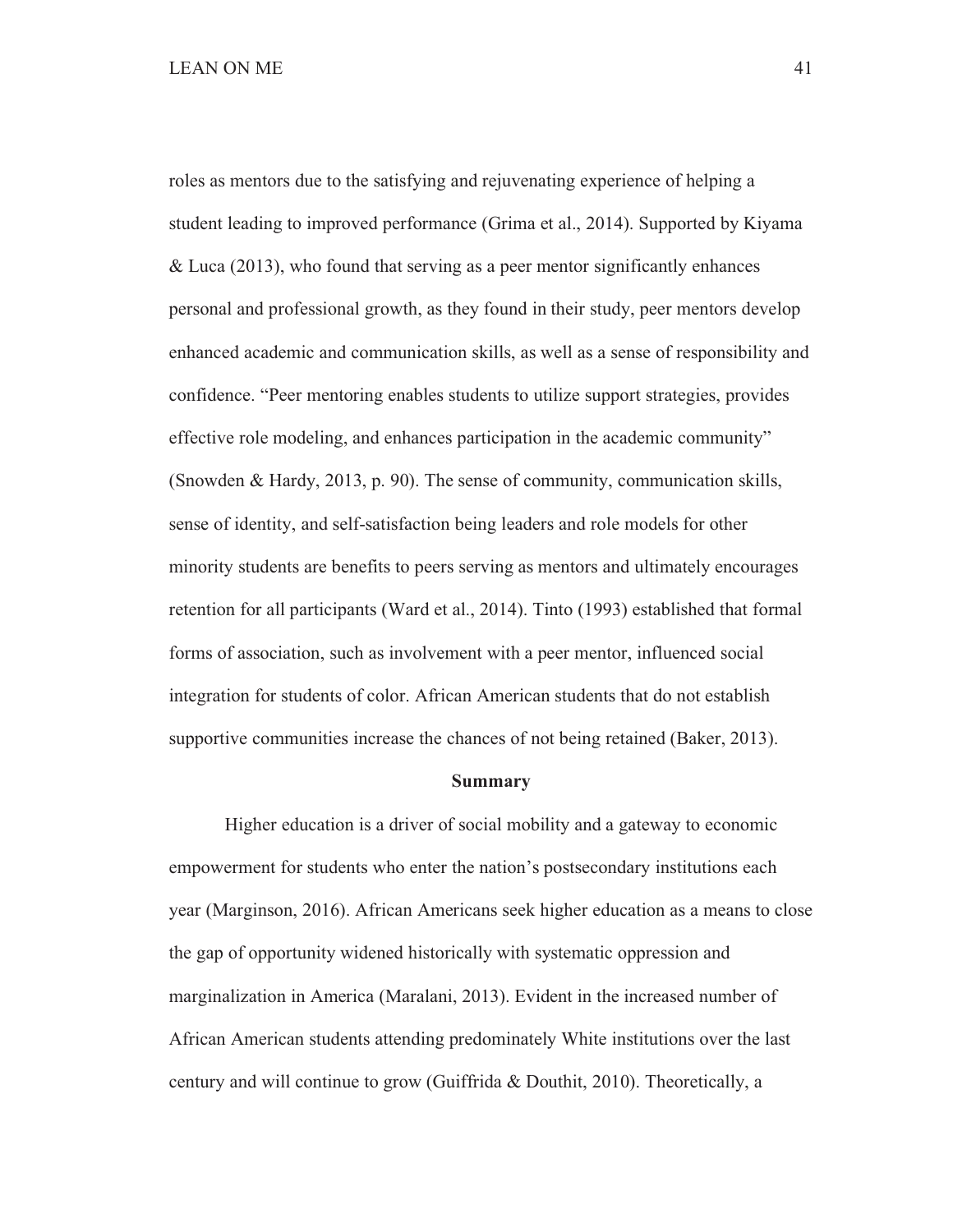roles as mentors due to the satisfying and rejuvenating experience of helping a student leading to improved performance (Grima et al., 2014). Supported by Kiyama & Luca (2013), who found that serving as a peer mentor significantly enhances personal and professional growth, as they found in their study, peer mentors develop enhanced academic and communication skills, as well as a sense of responsibility and confidence. "Peer mentoring enables students to utilize support strategies, provides effective role modeling, and enhances participation in the academic community" (Snowden & Hardy, 2013, p. 90). The sense of community, communication skills, sense of identity, and self-satisfaction being leaders and role models for other minority students are benefits to peers serving as mentors and ultimately encourages retention for all participants (Ward et al., 2014). Tinto (1993) established that formal forms of association, such as involvement with a peer mentor, influenced social integration for students of color. African American students that do not establish supportive communities increase the chances of not being retained (Baker, 2013).

## Summary

Higher education is a driver of social mobility and a gateway to economic empowerment for students who enter the nation's postsecondary institutions each year (Marginson, 2016). African Americans seek higher education as a means to close the gap of opportunity widened historically with systematic oppression and marginalization in America (Maralani, 2013). Evident in the increased number of African American students attending predominately White institutions over the last century and will continue to grow (Guiffrida & Douthit, 2010). Theoretically, a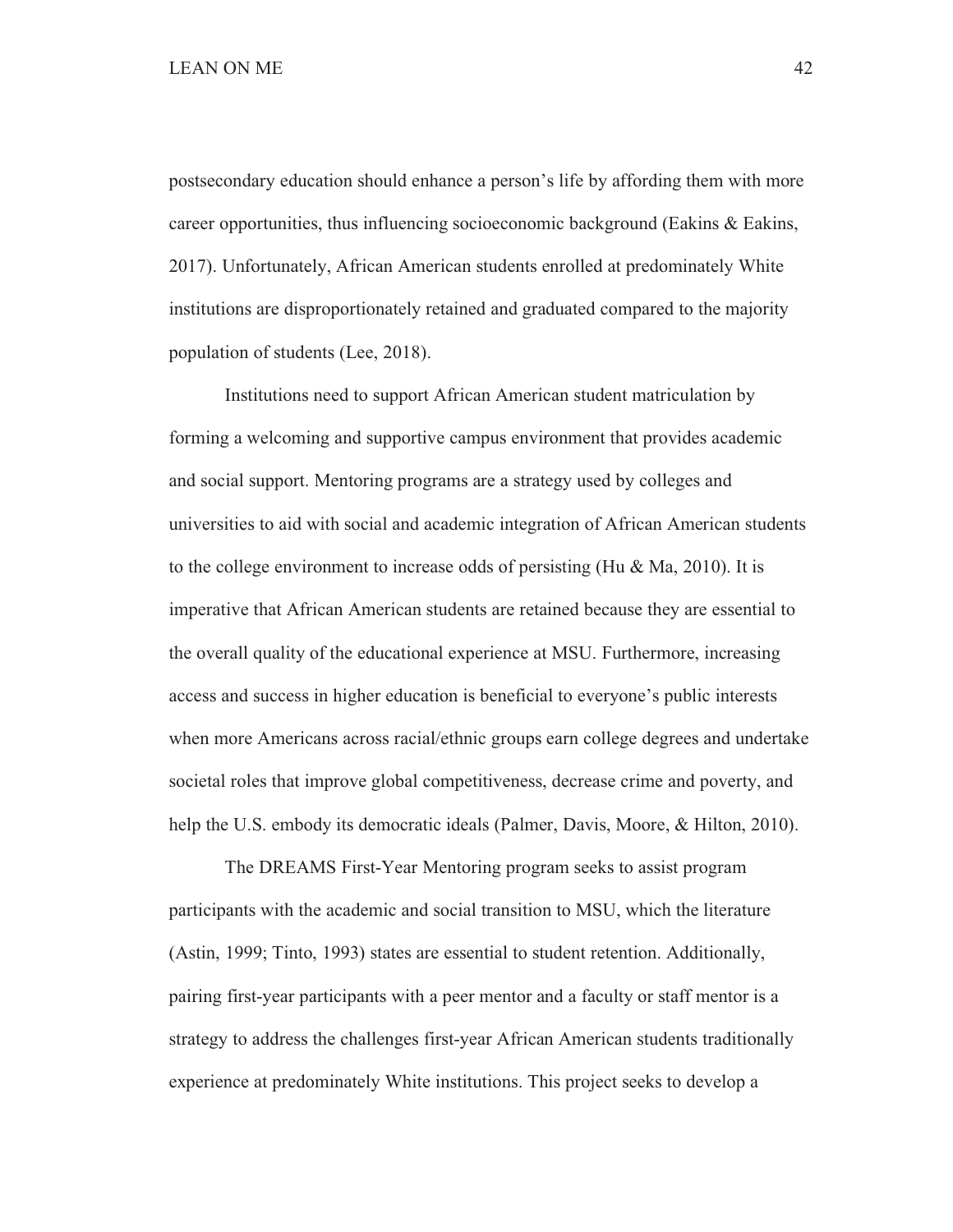postsecondary education should enhance a person's life by affording them with more career opportunities, thus influencing socioeconomic background (Eakins & Eakins, 2017). Unfortunately, African American students enrolled at predominately White institutions are disproportionately retained and graduated compared to the majority population of students (Lee, 2018).

Institutions need to support African American student matriculation by forming a welcoming and supportive campus environment that provides academic and social support. Mentoring programs are a strategy used by colleges and universities to aid with social and academic integration of African American students to the college environment to increase odds of persisting (Hu & Ma, 2010). It is imperative that African American students are retained because they are essential to the overall quality of the educational experience at MSU. Furthermore, increasing access and success in higher education is beneficial to everyone's public interests when more Americans across racial/ethnic groups earn college degrees and undertake societal roles that improve global competitiveness, decrease crime and poverty, and help the U.S. embody its democratic ideals (Palmer, Davis, Moore, & Hilton, 2010).

The DREAMS First-Year Mentoring program seeks to assist program participants with the academic and social transition to MSU, which the literature (Astin, 1999; Tinto, 1993) states are essential to student retention. Additionally, pairing first-year participants with a peer mentor and a faculty or staff mentor is a strategy to address the challenges first-year African American students traditionally experience at predominately White institutions. This project seeks to develop a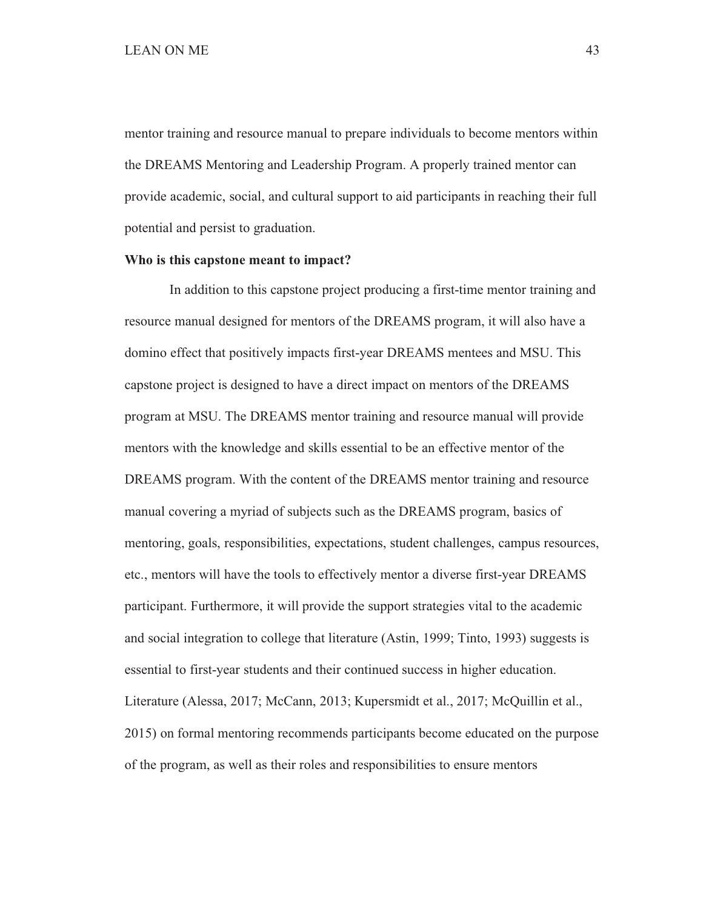mentor training and resource manual to prepare individuals to become mentors within the DREAMS Mentoring and Leadership Program. A properly trained mentor can provide academic, social, and cultural support to aid participants in reaching their full potential and persist to graduation.

**Who is this capstone meant to impact?**

In addition to this capstone project producing a first-time mentor training and resource manual designed for mentors of the DREAMS program, it will also have a domino effect that positively impacts first-year DREAMS mentees and MSU. This capstone project is designed to have a direct impact on mentors of the DREAMS program at MSU. The DREAMS mentor training and resource manual will provide mentors with the knowledge and skills essential to be an effective mentor of the DREAMS program. With the content of the DREAMS mentor training and resource manual covering a myriad of subjects such as the DREAMS program, basics of mentoring, goals, responsibilities, expectations, student challenges, campus resources, etc., mentors will have the tools to effectively mentor a diverse first-year DREAMS participant. Furthermore, it will provide the support strategies vital to the academic and social integration to college that literature (Astin, 1999; Tinto, 1993) suggests is essential to first-year students and their continued success in higher education. Literature (Alessa, 2017; McCann, 2013; Kupersmidt et al., 2017; McQuillin et al., 2015) on formal mentoring recommends participants become educated on the purpose of the program, as well as their roles and responsibilities to ensure mentors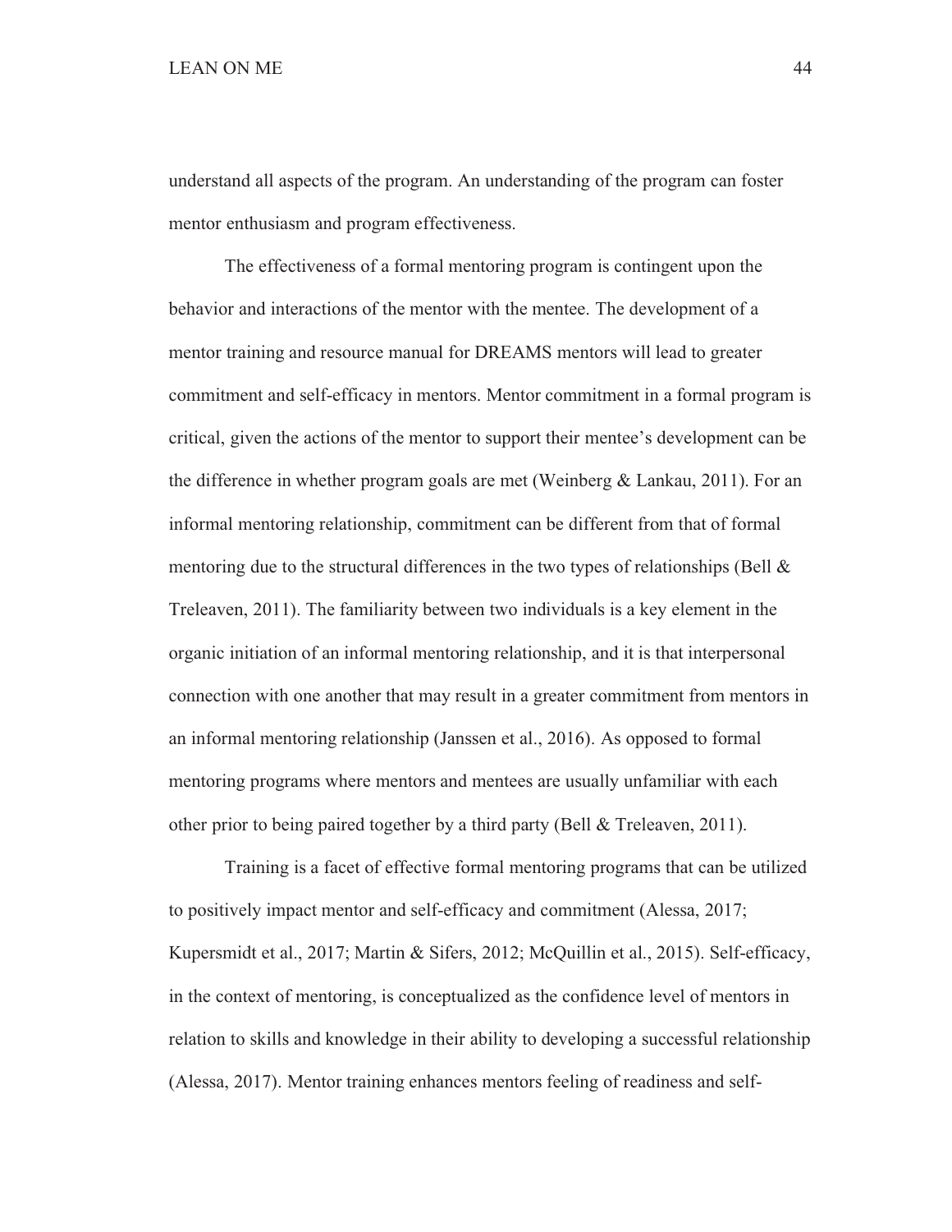understand all aspects of the program. An understanding of the program can foster mentor enthusiasm and program effectiveness.

The effectiveness of a formal mentoring program is contingent upon the behavior and interactions of the mentor with the mentee. The development of a mentor training and resource manual for DREAMS mentors will lead to greater commitment and self-efficacy in mentors. Mentor commitment in a formal program is critical, given the actions of the mentor to support their mentee's development can be the difference in whether program goals are met (Weinberg & Lankau, 2011). For an informal mentoring relationship, commitment can be different from that of formal mentoring due to the structural differences in the two types of relationships (Bell & Treleaven, 2011). The familiarity between two individuals is a key element in the organic initiation of an informal mentoring relationship, and it is that interpersonal connection with one another that may result in a greater commitment from mentors in an informal mentoring relationship (Janssen et al., 2016). As opposed to formal mentoring programs where mentors and mentees are usually unfamiliar with each other prior to being paired together by a third party (Bell & Treleaven, 2011).

Training is a facet of effective formal mentoring programs that can be utilized to positively impact mentor and self-efficacy and commitment (Alessa, 2017; Kupersmidt et al., 2017; Martin & Sifers, 2012; McQuillin et al., 2015). Self-efficacy, in the context of mentoring, is conceptualized as the confidence level of mentors in relation to skills and knowledge in their ability to developing a successful relationship (Alessa, 2017). Mentor training enhances mentors feeling of readiness and self-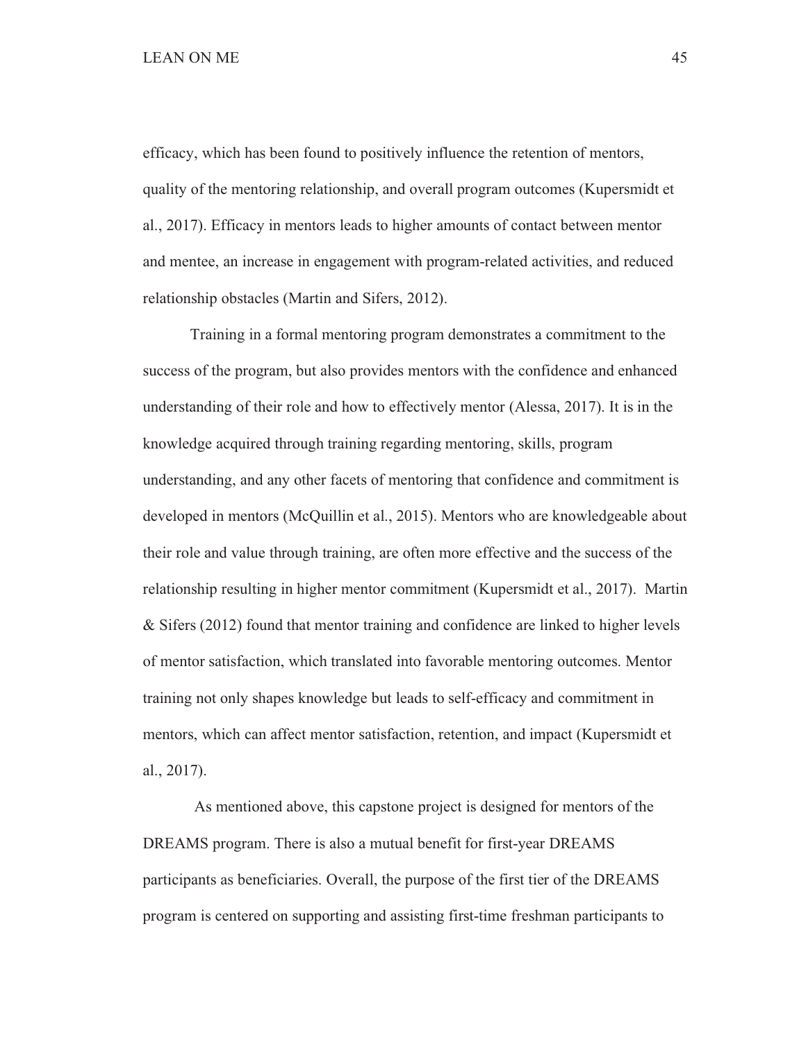efficacy, which has been found to positively influence the retention of mentors, quality of the mentoring relationship, and overall program outcomes (Kupersmidt et al., 2017). Efficacy in mentors leads to higher amounts of contact between mentor and mentee, an increase in engagement with program-related activities, and reduced relationship obstacles (Martin and Sifers, 2012).

Training in a formal mentoring program demonstrates a commitment to the success of the program, but also provides mentors with the confidence and enhanced understanding of their role and how to effectively mentor (Alessa, 2017). It is in the knowledge acquired through training regarding mentoring, skills, program understanding, and any other facets of mentoring that confidence and commitment is developed in mentors (McQuillin et al., 2015). Mentors who are knowledgeable about their role and value through training, are often more effective and the success of the relationship resulting in higher mentor commitment (Kupersmidt et al., 2017). Martin & Sifers (2012) found that mentor training and confidence are linked to higher levels of mentor satisfaction, which translated into favorable mentoring outcomes. Mentor training not only shapes knowledge but leads to self-efficacy and commitment in mentors, which can affect mentor satisfaction, retention, and impact (Kupersmidt et al., 2017).

As mentioned above, this capstone project is designed for mentors of the DREAMS program. There is also a mutual benefit for first-year DREAMS participants as beneficiaries. Overall, the purpose of the first tier of the DREAMS program is centered on supporting and assisting first-time freshman participants to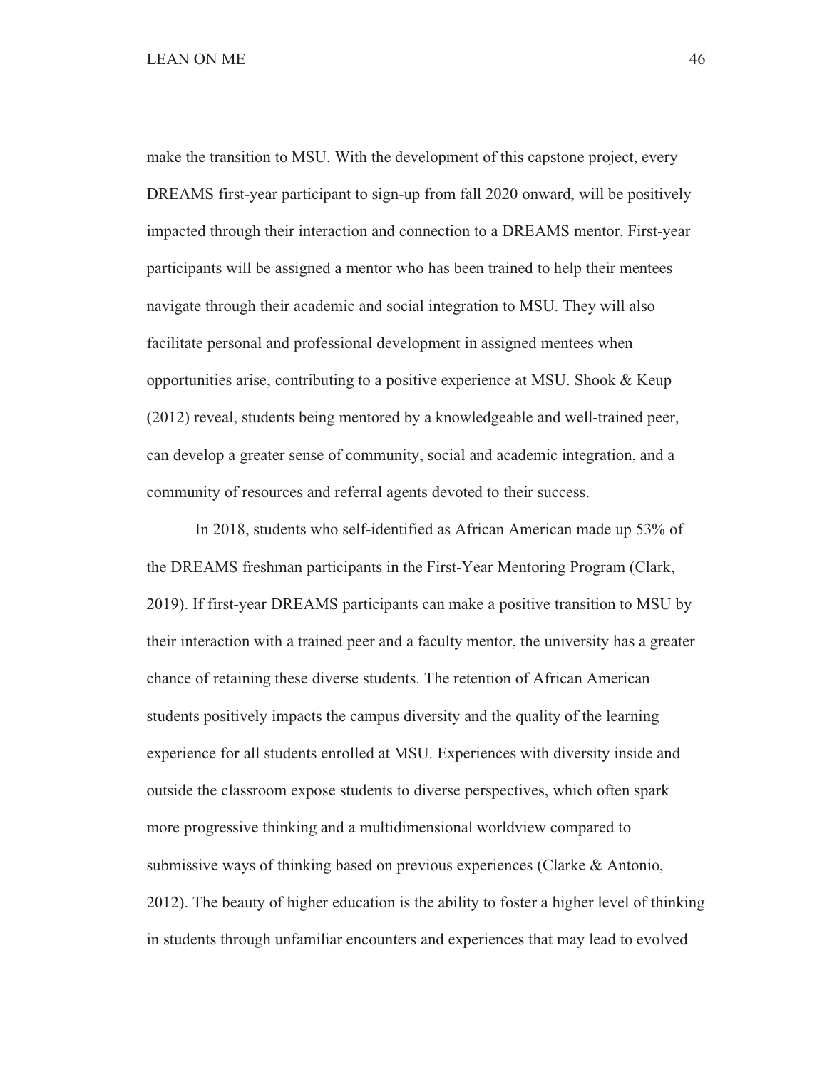make the transition to MSU. With the development of this capstone project, every DREAMS first-year participant to sign-up from fall 2020 onward, will be positively impacted through their interaction and connection to a DREAMS mentor. First-year participants will be assigned a mentor who has been trained to help their mentees navigate through their academic and social integration to MSU. They will also facilitate personal and professional development in assigned mentees when opportunities arise, contributing to a positive experience at MSU. Shook & Keup (2012) reveal, students being mentored by a knowledgeable and well-trained peer, can develop a greater sense of community, social and academic integration, and a community of resources and referral agents devoted to their success.

In 2018, students who self-identified as African American made up 53% of the DREAMS freshman participants in the First-Year Mentoring Program (Clark, 2019). If first-year DREAMS participants can make a positive transition to MSU by their interaction with a trained peer and a faculty mentor, the university has a greater chance of retaining these diverse students. The retention of African American students positively impacts the campus diversity and the quality of the learning experience for all students enrolled at MSU. Experiences with diversity inside and outside the classroom expose students to diverse perspectives, which often spark more progressive thinking and a multidimensional worldview compared to submissive ways of thinking based on previous experiences (Clarke & Antonio, 2012). The beauty of higher education is the ability to foster a higher level of thinking in students through unfamiliar encounters and experiences that may lead to evolved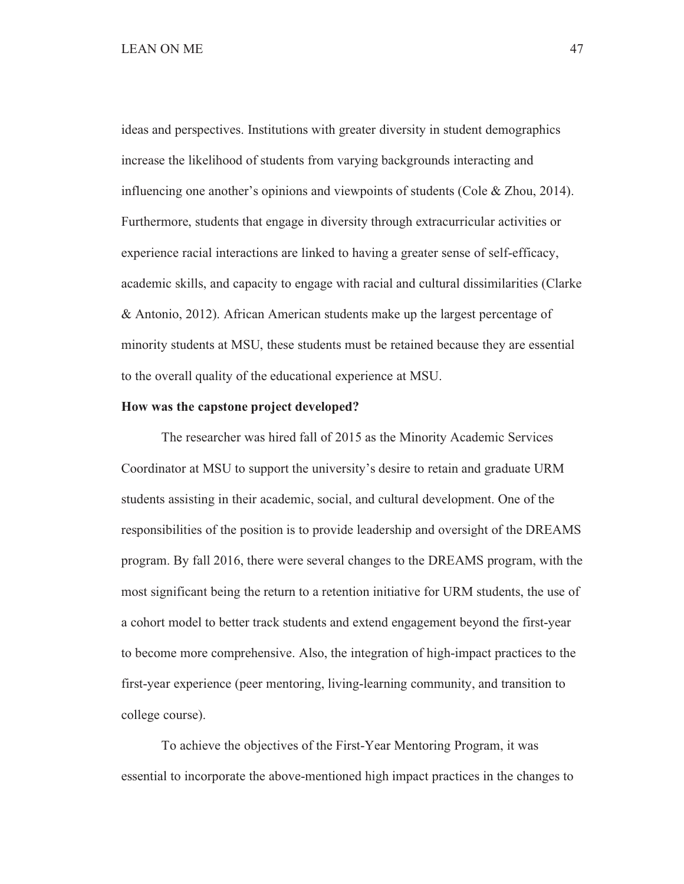ideas and perspectives. Institutions with greater diversity in student demographics increase the likelihood of students from varying backgrounds interacting and influencing one another's opinions and viewpoints of students (Cole & Zhou, 2014). Furthermore, students that engage in diversity through extracurricular activities or experience racial interactions are linked to having a greater sense of self-efficacy, academic skills, and capacity to engage with racial and cultural dissimilarities (Clarke & Antonio, 2012). African American students make up the largest percentage of minority students at MSU, these students must be retained because they are essential to the overall quality of the educational experience at MSU.

**How was the capstone project developed?**

The researcher was hired fall of 2015 as the Minority Academic Services Coordinator at MSU to support the university's desire to retain and graduate URM students assisting in their academic, social, and cultural development. One of the responsibilities of the position is to provide leadership and oversight of the DREAMS program. By fall 2016, there were several changes to the DREAMS program, with the most significant being the return to a retention initiative for URM students, the use of a cohort model to better track students and extend engagement beyond the first-year to become more comprehensive. Also, the integration of high-impact practices to the first-year experience (peer mentoring, living-learning community, and transition to college course).

To achieve the objectives of the First-Year Mentoring Program, it was essential to incorporate the above-mentioned high impact practices in the changes to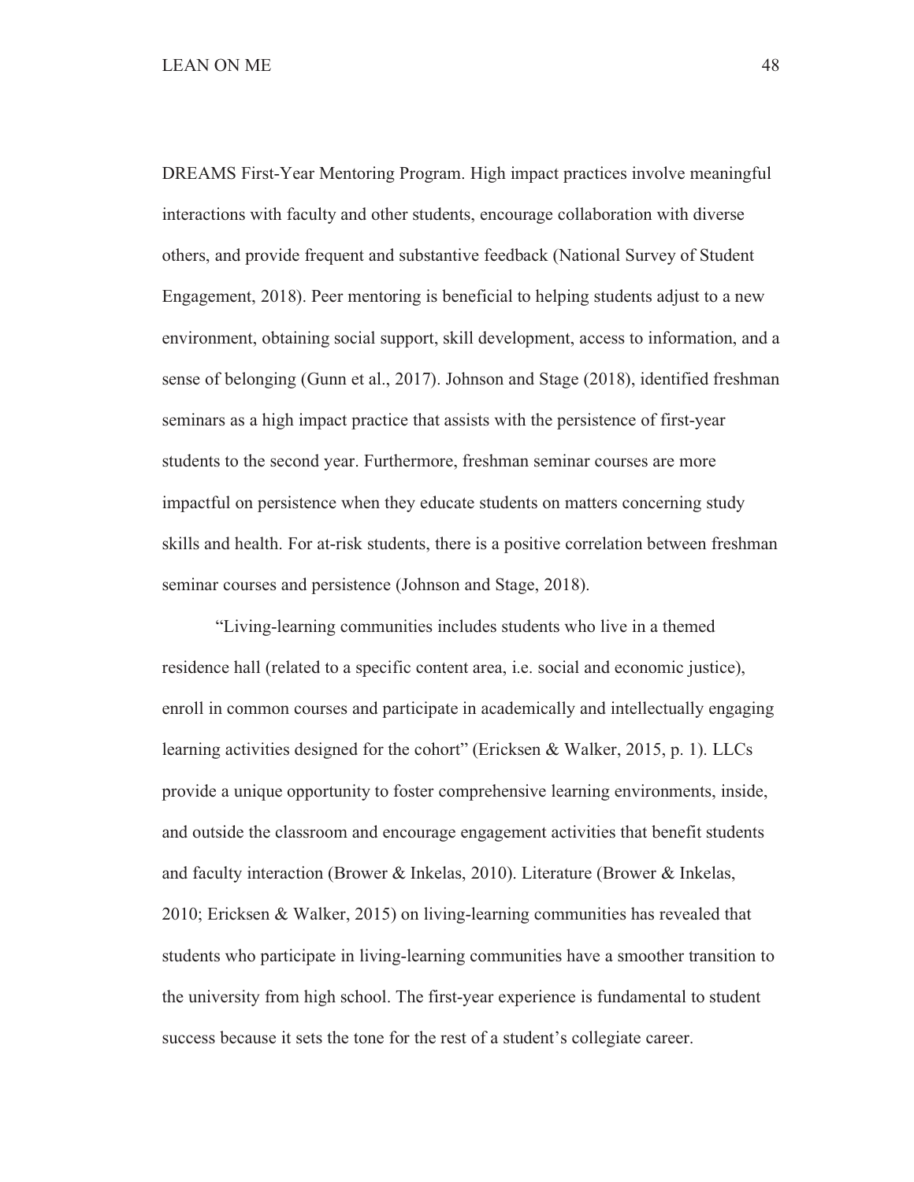DREAMS First-Year Mentoring Program. High impact practices involve meaningful interactions with faculty and other students, encourage collaboration with diverse others, and provide frequent and substantive feedback (National Survey of Student Engagement, 2018). Peer mentoring is beneficial to helping students adjust to a new environment, obtaining social support, skill development, access to information, and a sense of belonging (Gunn et al., 2017). Johnson and Stage (2018), identified freshman seminars as a high impact practice that assists with the persistence of first-year students to the second year. Furthermore, freshman seminar courses are more impactful on persistence when they educate students on matters concerning study skills and health. For at-risk students, there is a positive correlation between freshman seminar courses and persistence (Johnson and Stage, 2018).

"Living-learning communities includes students who live in a themed residence hall (related to a specific content area, i.e. social and economic justice), enroll in common courses and participate in academically and intellectually engaging learning activities designed for the cohort" (Ericksen & Walker, 2015, p. 1). LLCs provide a unique opportunity to foster comprehensive learning environments, inside, and outside the classroom and encourage engagement activities that benefit students and faculty interaction (Brower & Inkelas, 2010). Literature (Brower & Inkelas, 2010; Ericksen & Walker, 2015) on living-learning communities has revealed that students who participate in living-learning communities have a smoother transition to the university from high school. The first-year experience is fundamental to student success because it sets the tone for the rest of a student's collegiate career.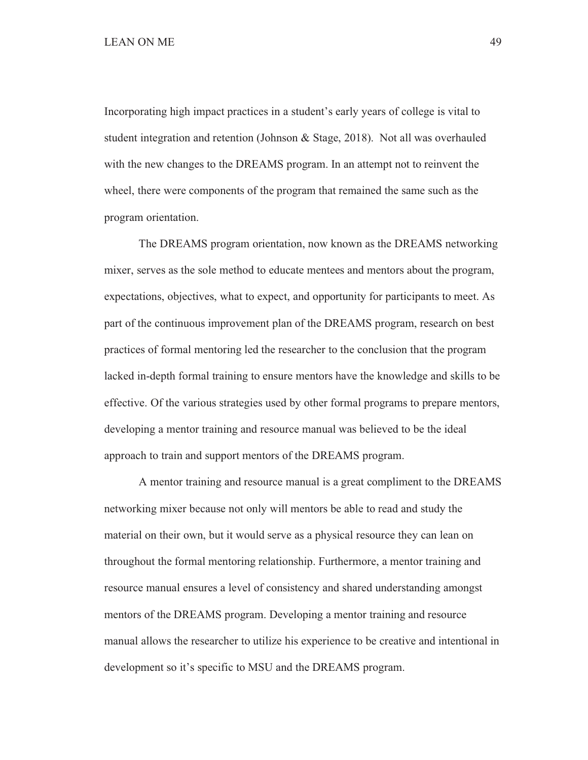Incorporating high impact practices in a student's early years of college is vital to student integration and retention (Johnson & Stage, 2018). Not all was overhauled with the new changes to the DREAMS program. In an attempt not to reinvent the wheel, there were components of the program that remained the same such as the program orientation.

The DREAMS program orientation, now known as the DREAMS networking mixer, serves as the sole method to educate mentees and mentors about the program, expectations, objectives, what to expect, and opportunity for participants to meet. As part of the continuous improvement plan of the DREAMS program, research on best practices of formal mentoring led the researcher to the conclusion that the program lacked in-depth formal training to ensure mentors have the knowledge and skills to be effective. Of the various strategies used by other formal programs to prepare mentors, developing a mentor training and resource manual was believed to be the ideal approach to train and support mentors of the DREAMS program.

A mentor training and resource manual is a great compliment to the DREAMS networking mixer because not only will mentors be able to read and study the material on their own, but it would serve as a physical resource they can lean on throughout the formal mentoring relationship. Furthermore, a mentor training and resource manual ensures a level of consistency and shared understanding amongst mentors of the DREAMS program. Developing a mentor training and resource manual allows the researcher to utilize his experience to be creative and intentional in development so it's specific to MSU and the DREAMS program.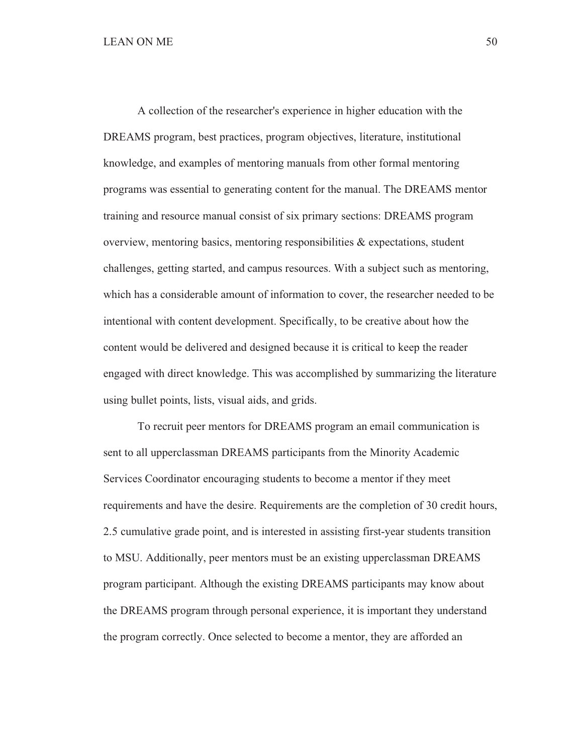A collection of the researcher's experience in higher education with the DREAMS program, best practices, program objectives, literature, institutional knowledge, and examples of mentoring manuals from other formal mentoring programs was essential to generating content for the manual. The DREAMS mentor training and resource manual consist of six primary sections: DREAMS program overview, mentoring basics, mentoring responsibilities & expectations, student challenges, getting started, and campus resources. With a subject such as mentoring, which has a considerable amount of information to cover, the researcher needed to be intentional with content development. Specifically, to be creative about how the content would be delivered and designed because it is critical to keep the reader engaged with direct knowledge. This was accomplished by summarizing the literature using bullet points, lists, visual aids, and grids.

To recruit peer mentors for DREAMS program an email communication is sent to all upperclassman DREAMS participants from the Minority Academic Services Coordinator encouraging students to become a mentor if they meet requirements and have the desire. Requirements are the completion of 30 credit hours, 2.5 cumulative grade point, and is interested in assisting first-year students transition to MSU. Additionally, peer mentors must be an existing upperclassman DREAMS program participant. Although the existing DREAMS participants may know about the DREAMS program through personal experience, it is important they understand the program correctly. Once selected to become a mentor, they are afforded an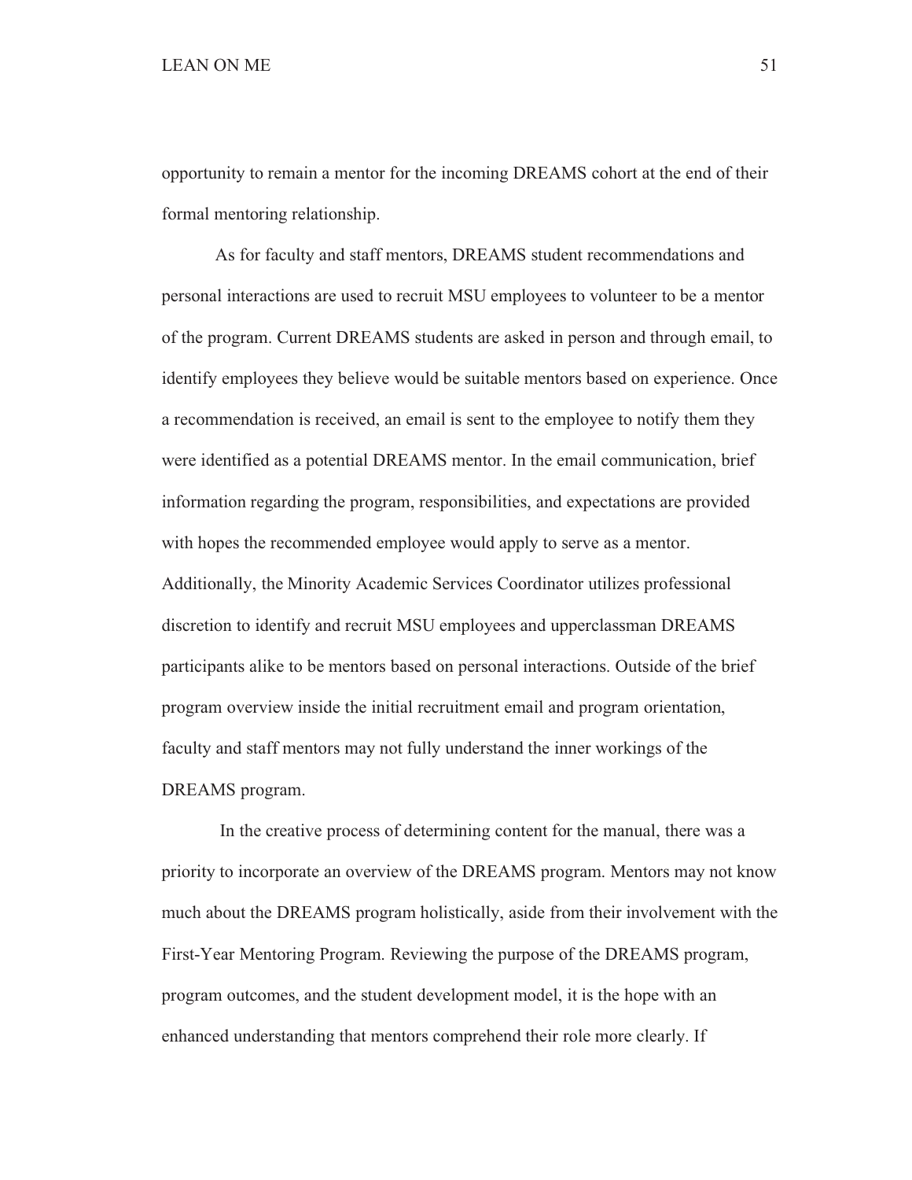opportunity to remain a mentor for the incoming DREAMS cohort at the end of their formal mentoring relationship.

As for faculty and staff mentors, DREAMS student recommendations and personal interactions are used to recruit MSU employees to volunteer to be a mentor of the program. Current DREAMS students are asked in person and through email, to identify employees they believe would be suitable mentors based on experience. Once a recommendation is received, an email is sent to the employee to notify them they were identified as a potential DREAMS mentor. In the email communication, brief information regarding the program, responsibilities, and expectations are provided with hopes the recommended employee would apply to serve as a mentor. Additionally, the Minority Academic Services Coordinator utilizes professional discretion to identify and recruit MSU employees and upperclassman DREAMS participants alike to be mentors based on personal interactions. Outside of the brief program overview inside the initial recruitment email and program orientation, faculty and staff mentors may not fully understand the inner workings of the DREAMS program.

In the creative process of determining content for the manual, there was a priority to incorporate an overview of the DREAMS program. Mentors may not know much about the DREAMS program holistically, aside from their involvement with the First-Year Mentoring Program. Reviewing the purpose of the DREAMS program, program outcomes, and the student development model, it is the hope with an enhanced understanding that mentors comprehend their role more clearly. If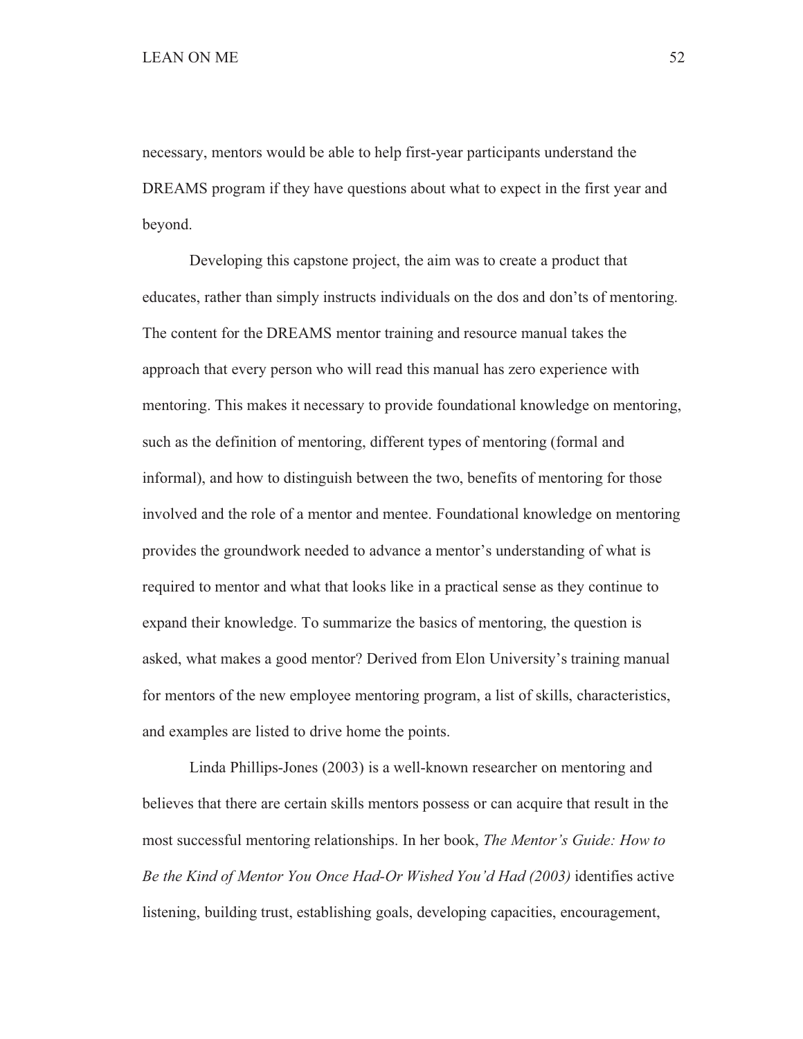necessary, mentors would be able to help first-year participants understand the DREAMS program if they have questions about what to expect in the first year and beyond.

Developing this capstone project, the aim was to create a product that educates, rather than simply instructs individuals on the dos and don'ts of mentoring. The content for the DREAMS mentor training and resource manual takes the approach that every person who will read this manual has zero experience with mentoring. This makes it necessary to provide foundational knowledge on mentoring, such as the definition of mentoring, different types of mentoring (formal and informal), and how to distinguish between the two, benefits of mentoring for those involved and the role of a mentor and mentee. Foundational knowledge on mentoring provides the groundwork needed to advance a mentor's understanding of what is required to mentor and what that looks like in a practical sense as they continue to expand their knowledge. To summarize the basics of mentoring, the question is asked, what makes a good mentor? Derived from Elon University's training manual for mentors of the new employee mentoring program, a list of skills, characteristics, and examples are listed to drive home the points.

Linda Phillips-Jones (2003) is a well-known researcher on mentoring and believes that there are certain skills mentors possess or can acquire that result in the most successful mentoring relationships. In her book, *The Mentor's Guide: How to Be the Kind of Mentor You Once Had-Or Wished You'd Had (2003)* identifies active listening, building trust, establishing goals, developing capacities, encouragement,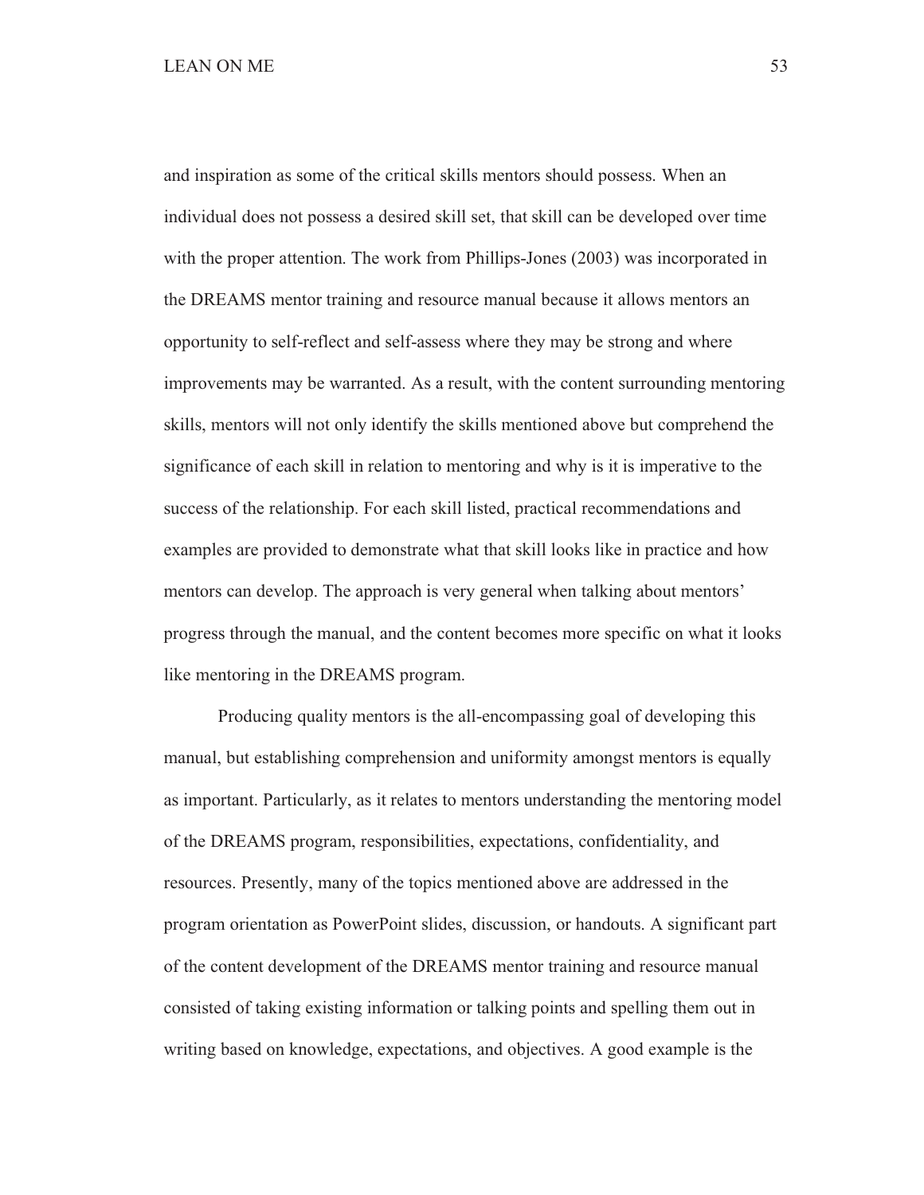and inspiration as some of the critical skills mentors should possess. When an individual does not possess a desired skill set, that skill can be developed over time with the proper attention. The work from Phillips-Jones (2003) was incorporated in the DREAMS mentor training and resource manual because it allows mentors an opportunity to self-reflect and self-assess where they may be strong and where improvements may be warranted. As a result, with the content surrounding mentoring skills, mentors will not only identify the skills mentioned above but comprehend the significance of each skill in relation to mentoring and why is it is imperative to the success of the relationship. For each skill listed, practical recommendations and examples are provided to demonstrate what that skill looks like in practice and how mentors can develop. The approach is very general when talking about mentors' progress through the manual, and the content becomes more specific on what it looks like mentoring in the DREAMS program.

Producing quality mentors is the all-encompassing goal of developing this manual, but establishing comprehension and uniformity amongst mentors is equally as important. Particularly, as it relates to mentors understanding the mentoring model of the DREAMS program, responsibilities, expectations, confidentiality, and resources. Presently, many of the topics mentioned above are addressed in the program orientation as PowerPoint slides, discussion, or handouts. A significant part of the content development of the DREAMS mentor training and resource manual consisted of taking existing information or talking points and spelling them out in writing based on knowledge, expectations, and objectives. A good example is the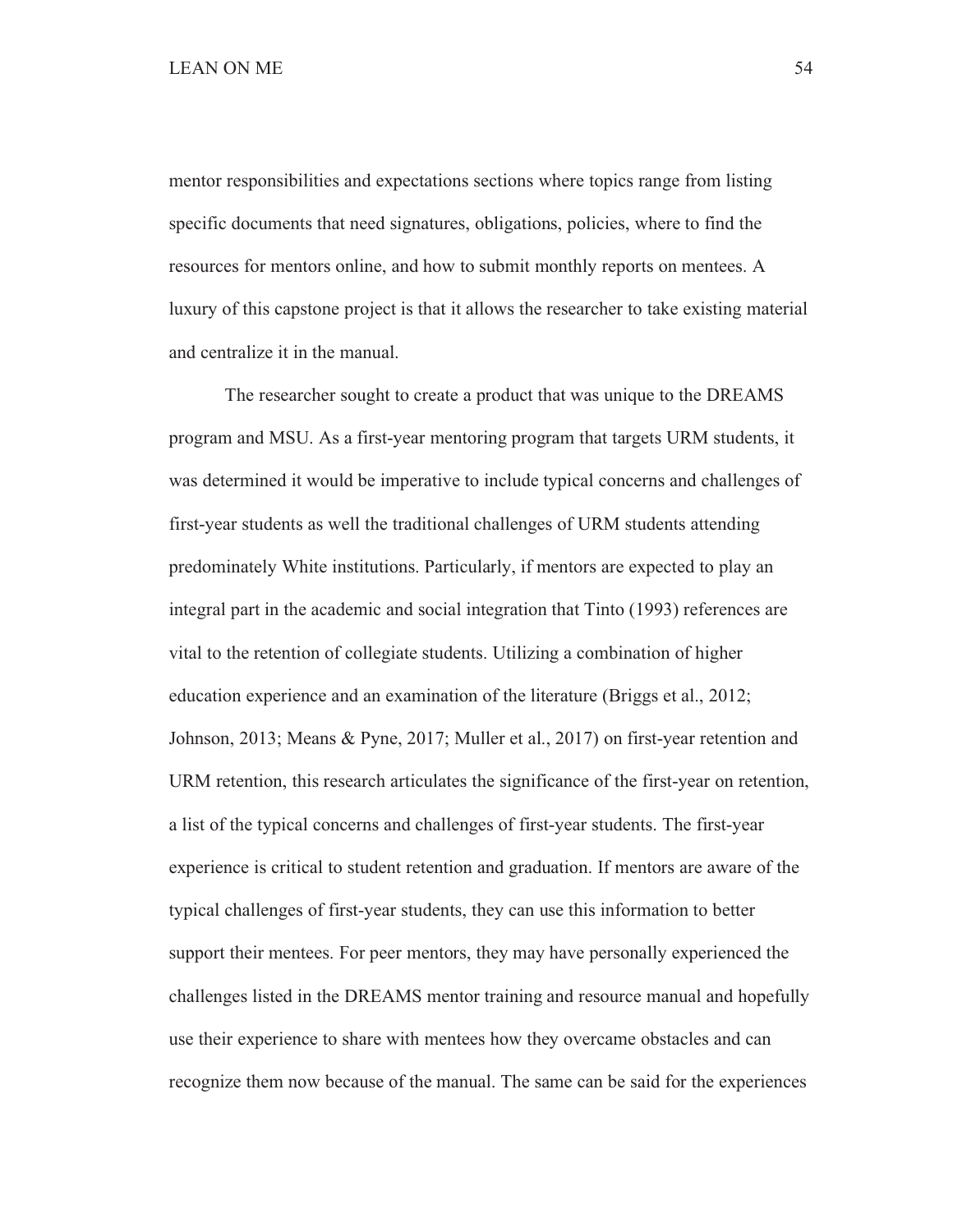mentor responsibilities and expectations sections where topics range from listing specific documents that need signatures, obligations, policies, where to find the resources for mentors online, and how to submit monthly reports on mentees. A luxury of this capstone project is that it allows the researcher to take existing material and centralize it in the manual.

The researcher sought to create a product that was unique to the DREAMS program and MSU. As a first-year mentoring program that targets URM students, it was determined it would be imperative to include typical concerns and challenges of first-year students as well the traditional challenges of URM students attending predominately White institutions. Particularly, if mentors are expected to play an integral part in the academic and social integration that Tinto (1993) references are vital to the retention of collegiate students. Utilizing a combination of higher education experience and an examination of the literature (Briggs et al., 2012; Johnson, 2013; Means & Pyne, 2017; Muller et al., 2017) on first-year retention and URM retention, this research articulates the significance of the first-year on retention, a list of the typical concerns and challenges of first-year students. The first-year experience is critical to student retention and graduation. If mentors are aware of the typical challenges of first-year students, they can use this information to better support their mentees. For peer mentors, they may have personally experienced the challenges listed in the DREAMS mentor training and resource manual and hopefully use their experience to share with mentees how they overcame obstacles and can recognize them now because of the manual. The same can be said for the experiences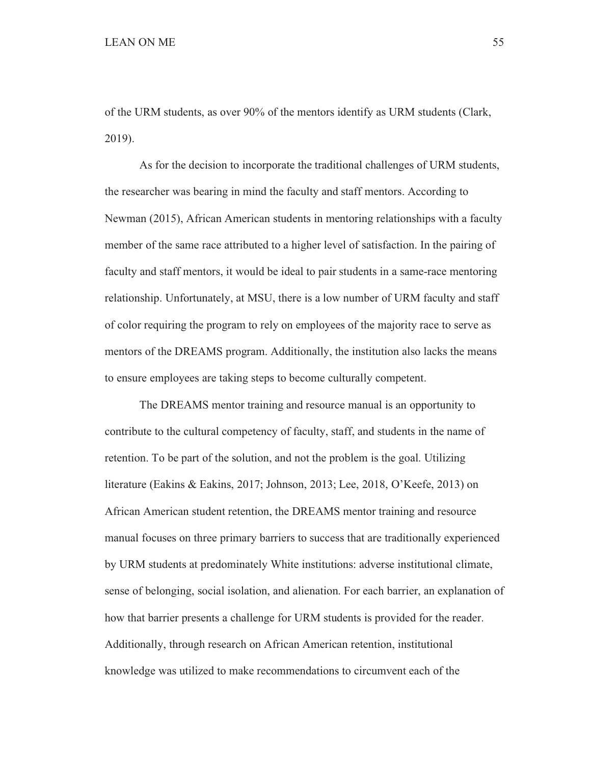of the URM students, as over 90% of the mentors identify as URM students (Clark, 2019).

As for the decision to incorporate the traditional challenges of URM students, the researcher was bearing in mind the faculty and staff mentors. According to Newman (2015), African American students in mentoring relationships with a faculty member of the same race attributed to a higher level of satisfaction. In the pairing of faculty and staff mentors, it would be ideal to pair students in a same-race mentoring relationship. Unfortunately, at MSU, there is a low number of URM faculty and staff of color requiring the program to rely on employees of the majority race to serve as mentors of the DREAMS program. Additionally, the institution also lacks the means to ensure employees are taking steps to become culturally competent.

The DREAMS mentor training and resource manual is an opportunity to contribute to the cultural competency of faculty, staff, and students in the name of retention. To be part of the solution, and not the problem is the goal. Utilizing literature (Eakins & Eakins, 2017; Johnson, 2013; Lee, 2018, O'Keefe, 2013) on African American student retention, the DREAMS mentor training and resource manual focuses on three primary barriers to success that are traditionally experienced by URM students at predominately White institutions: adverse institutional climate, sense of belonging, social isolation, and alienation. For each barrier, an explanation of how that barrier presents a challenge for URM students is provided for the reader. Additionally, through research on African American retention, institutional knowledge was utilized to make recommendations to circumvent each of the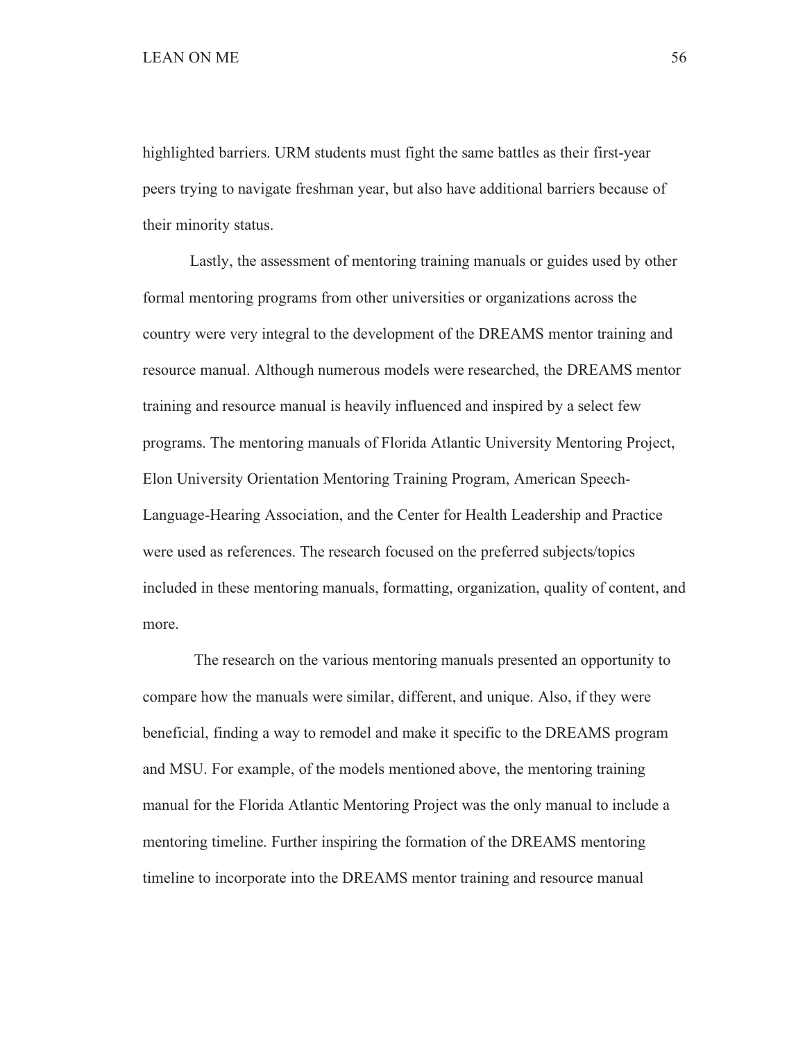highlighted barriers. URM students must fight the same battles as their first-year peers trying to navigate freshman year, but also have additional barriers because of their minority status.

Lastly, the assessment of mentoring training manuals or guides used by other formal mentoring programs from other universities or organizations across the country were very integral to the development of the DREAMS mentor training and resource manual. Although numerous models were researched, the DREAMS mentor training and resource manual is heavily influenced and inspired by a select few programs. The mentoring manuals of Florida Atlantic University Mentoring Project, Elon University Orientation Mentoring Training Program, American Speech-Language-Hearing Association, and the Center for Health Leadership and Practice were used as references. The research focused on the preferred subjects/topics included in these mentoring manuals, formatting, organization, quality of content, and more.

The research on the various mentoring manuals presented an opportunity to compare how the manuals were similar, different, and unique. Also, if they were beneficial, finding a way to remodel and make it specific to the DREAMS program and MSU. For example, of the models mentioned above, the mentoring training manual for the Florida Atlantic Mentoring Project was the only manual to include a mentoring timeline. Further inspiring the formation of the DREAMS mentoring timeline to incorporate into the DREAMS mentor training and resource manual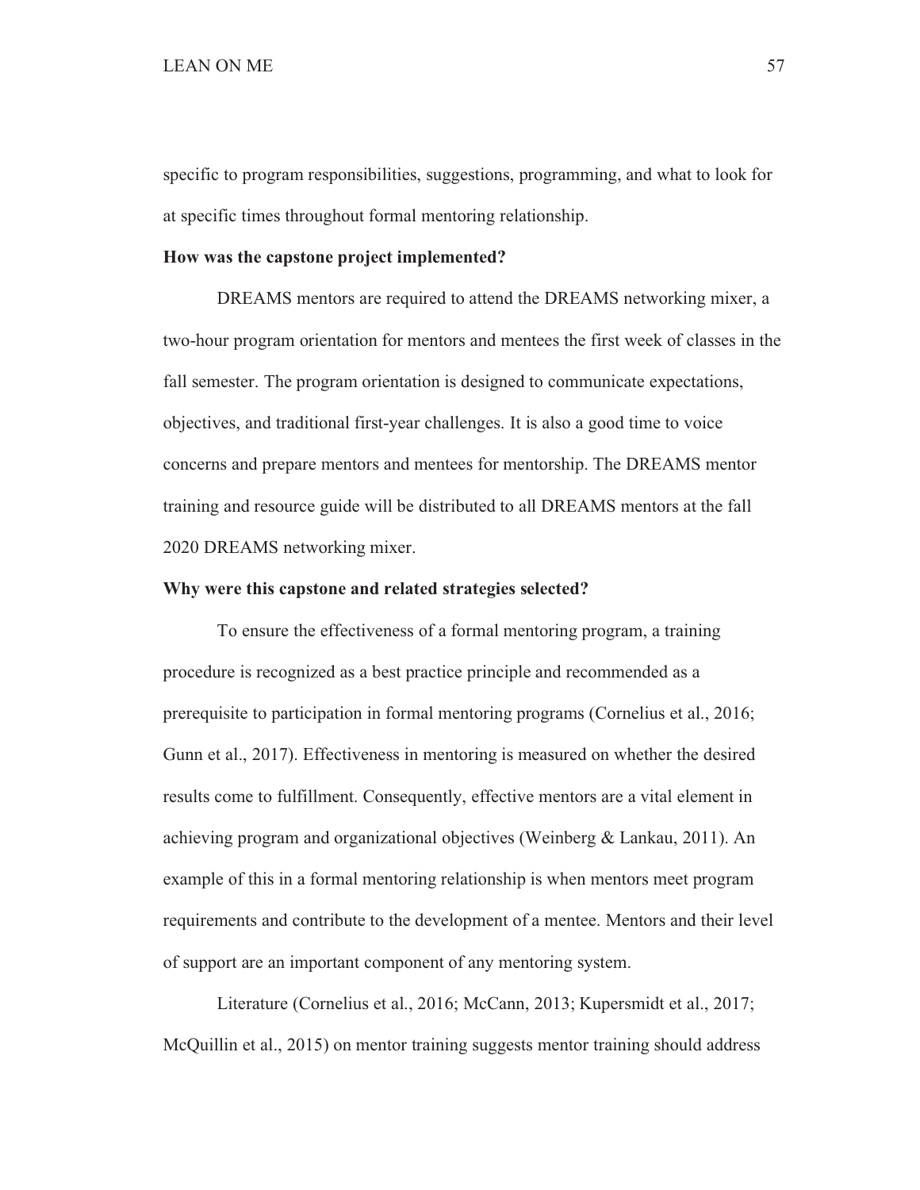specific to program responsibilities, suggestions, programming, and what to look for at specific times throughout formal mentoring relationship.

**How was the capstone project implemented?**

DREAMS mentors are required to attend the DREAMS networking mixer, a two-hour program orientation for mentors and mentees the first week of classes in the fall semester. The program orientation is designed to communicate expectations, objectives, and traditional first-year challenges. It is also a good time to voice concerns and prepare mentors and mentees for mentorship. The DREAMS mentor training and resource guide will be distributed to all DREAMS mentors at the fall 2020 DREAMS networking mixer.

**Why were this capstone and related strategies selected?**

To ensure the effectiveness of a formal mentoring program, a training procedure is recognized as a best practice principle and recommended as a prerequisite to participation in formal mentoring programs (Cornelius et al., 2016; Gunn et al., 2017). Effectiveness in mentoring is measured on whether the desired results come to fulfillment. Consequently, effective mentors are a vital element in achieving program and organizational objectives (Weinberg & Lankau, 2011). An example of this in a formal mentoring relationship is when mentors meet program requirements and contribute to the development of a mentee. Mentors and their level of support are an important component of any mentoring system.

Literature (Cornelius et al., 2016; McCann, 2013; Kupersmidt et al., 2017; McQuillin et al., 2015) on mentor training suggests mentor training should address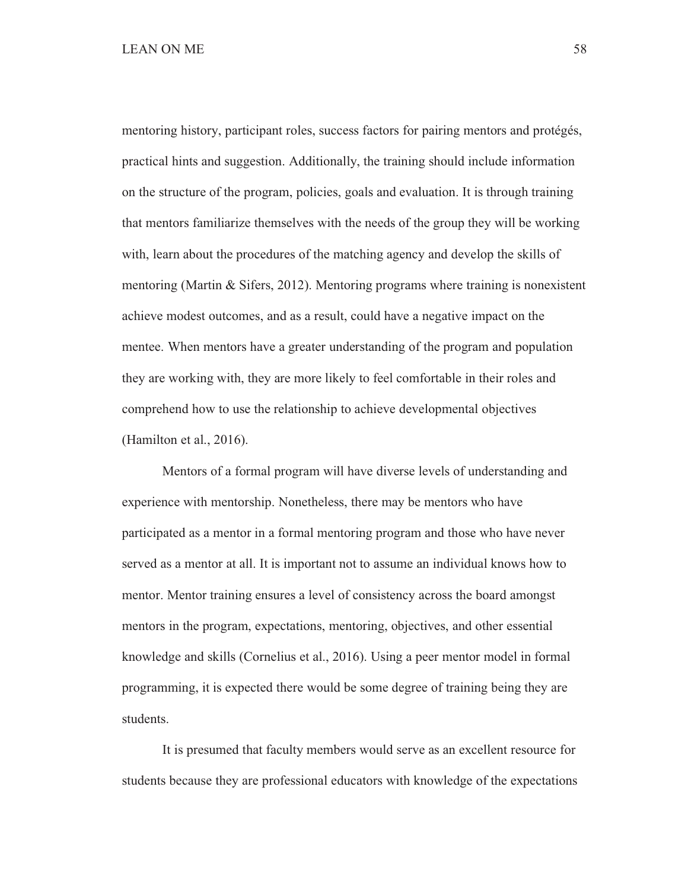mentoring history, participant roles, success factors for pairing mentors and protégés, practical hints and suggestion. Additionally, the training should include information on the structure of the program, policies, goals and evaluation. It is through training that mentors familiarize themselves with the needs of the group they will be working with, learn about the procedures of the matching agency and develop the skills of mentoring (Martin & Sifers, 2012). Mentoring programs where training is nonexistent achieve modest outcomes, and as a result, could have a negative impact on the mentee. When mentors have a greater understanding of the program and population they are working with, they are more likely to feel comfortable in their roles and comprehend how to use the relationship to achieve developmental objectives (Hamilton et al., 2016).

Mentors of a formal program will have diverse levels of understanding and experience with mentorship. Nonetheless, there may be mentors who have participated as a mentor in a formal mentoring program and those who have never served as a mentor at all. It is important not to assume an individual knows how to mentor. Mentor training ensures a level of consistency across the board amongst mentors in the program, expectations, mentoring, objectives, and other essential knowledge and skills (Cornelius et al., 2016). Using a peer mentor model in formal programming, it is expected there would be some degree of training being they are students.

It is presumed that faculty members would serve as an excellent resource for students because they are professional educators with knowledge of the expectations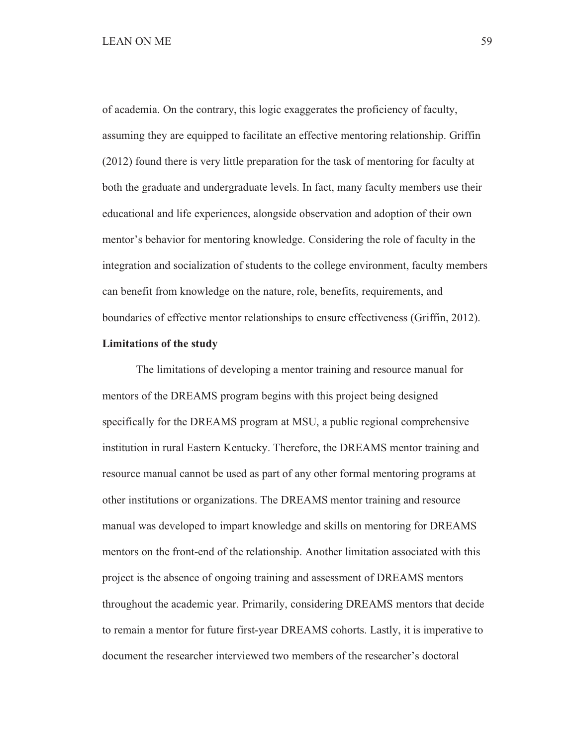of academia. On the contrary, this logic exaggerates the proficiency of faculty, assuming they are equipped to facilitate an effective mentoring relationship. Griffin (2012) found there is very little preparation for the task of mentoring for faculty at both the graduate and undergraduate levels. In fact, many faculty members use their educational and life experiences, alongside observation and adoption of their own mentor's behavior for mentoring knowledge. Considering the role of faculty in the integration and socialization of students to the college environment, faculty members can benefit from knowledge on the nature, role, benefits, requirements, and boundaries of effective mentor relationships to ensure effectiveness (Griffin, 2012).

**Limitations of the study**

The limitations of developing a mentor training and resource manual for mentors of the DREAMS program begins with this project being designed specifically for the DREAMS program at MSU, a public regional comprehensive institution in rural Eastern Kentucky. Therefore, the DREAMS mentor training and resource manual cannot be used as part of any other formal mentoring programs at other institutions or organizations. The DREAMS mentor training and resource manual was developed to impart knowledge and skills on mentoring for DREAMS mentors on the front-end of the relationship. Another limitation associated with this project is the absence of ongoing training and assessment of DREAMS mentors throughout the academic year. Primarily, considering DREAMS mentors that decide to remain a mentor for future first-year DREAMS cohorts. Lastly, it is imperative to document the researcher interviewed two members of the researcher's doctoral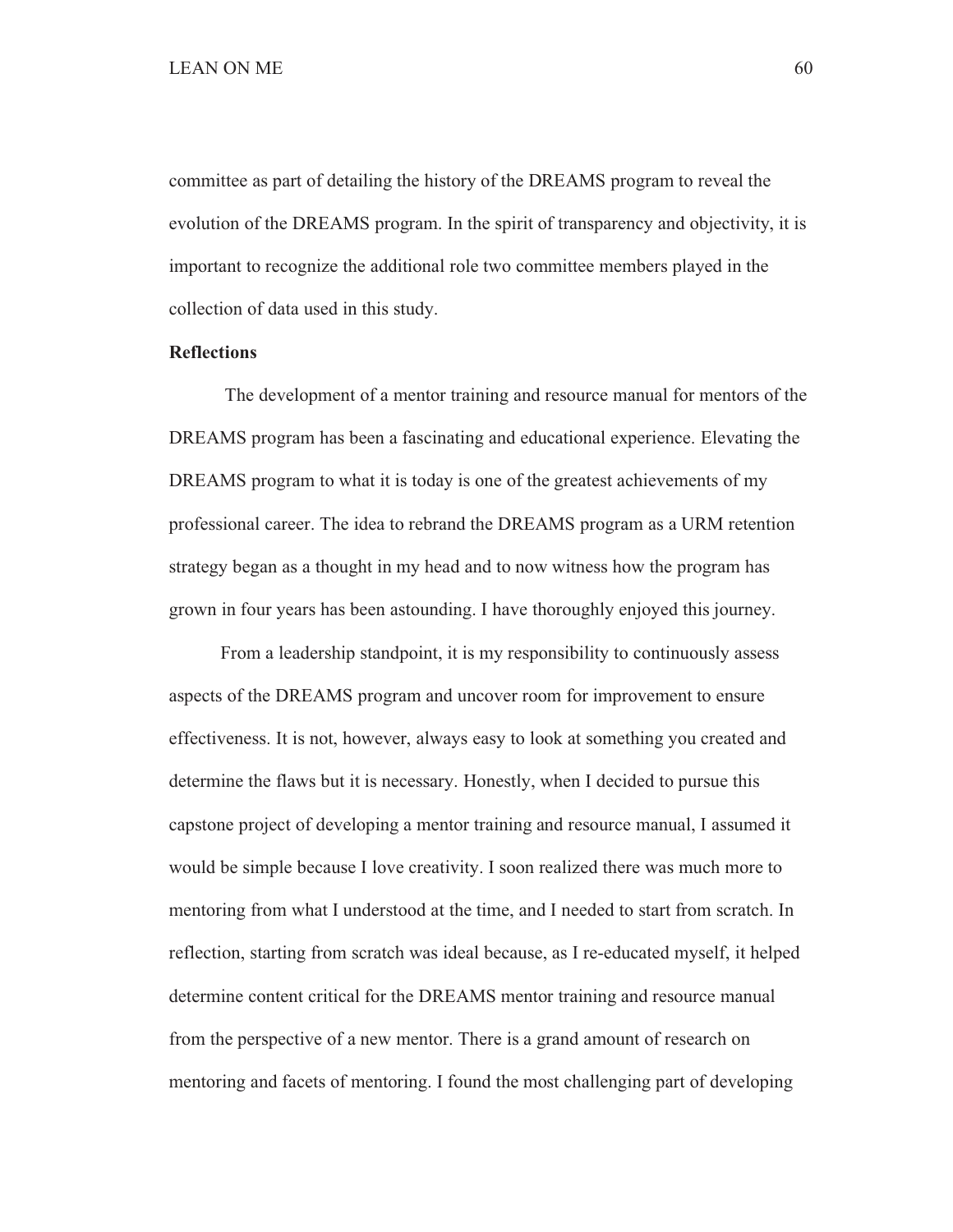committee as part of detailing the history of the DREAMS program to reveal the evolution of the DREAMS program. In the spirit of transparency and objectivity, it is important to recognize the additional role two committee members played in the collection of data used in this study.

**Reflections**

The development of a mentor training and resource manual for mentors of the DREAMS program has been a fascinating and educational experience. Elevating the DREAMS program to what it is today is one of the greatest achievements of my professional career. The idea to rebrand the DREAMS program as a URM retention strategy began as a thought in my head and to now witness how the program has grown in four years has been astounding. I have thoroughly enjoyed this journey.

From a leadership standpoint, it is my responsibility to continuously assess aspects of the DREAMS program and uncover room for improvement to ensure effectiveness. It is not, however, always easy to look at something you created and determine the flaws but it is necessary. Honestly, when I decided to pursue this capstone project of developing a mentor training and resource manual, I assumed it would be simple because I love creativity. I soon realized there was much more to mentoring from what I understood at the time, and I needed to start from scratch. In reflection, starting from scratch was ideal because, as I re-educated myself, it helped determine content critical for the DREAMS mentor training and resource manual from the perspective of a new mentor. There is a grand amount of research on mentoring and facets of mentoring. I found the most challenging part of developing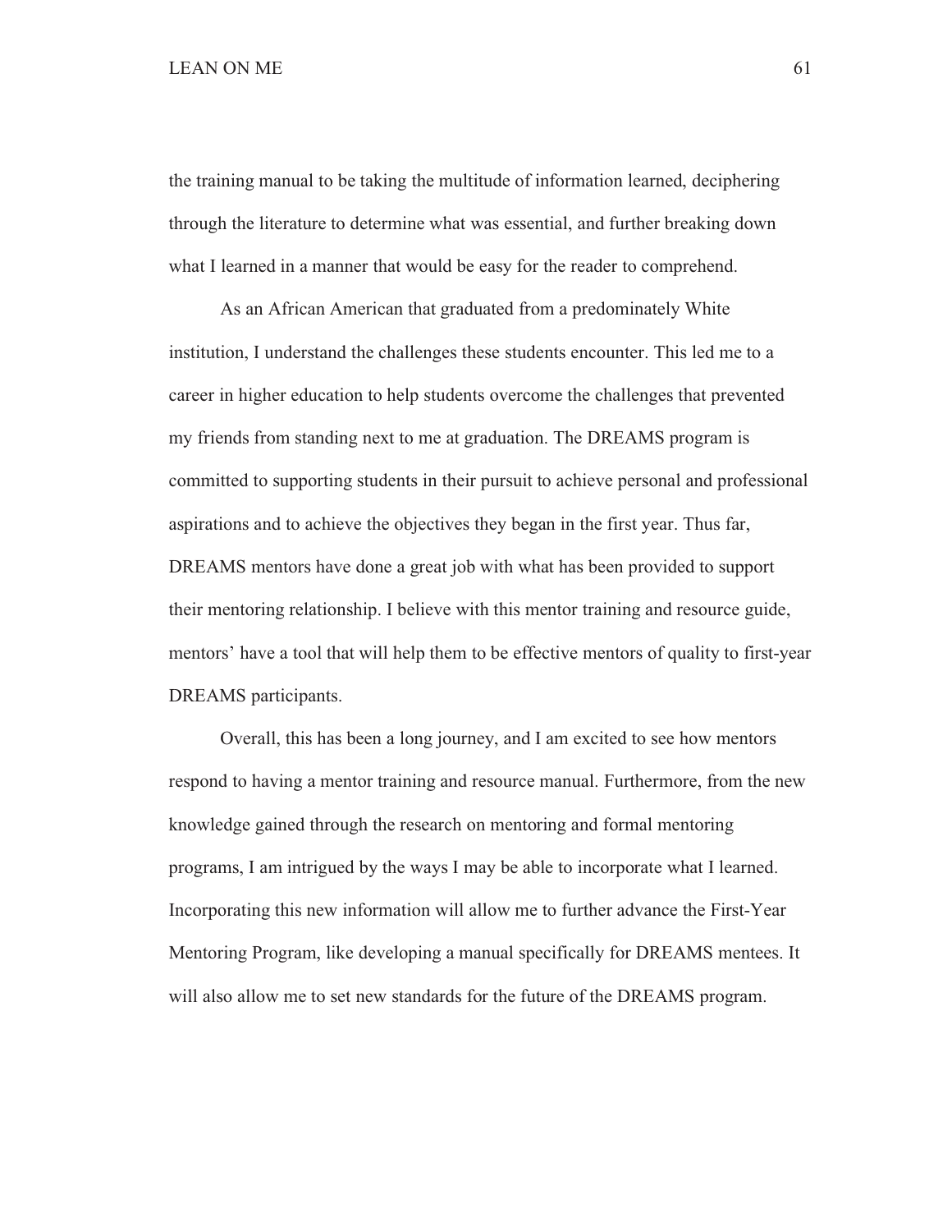the training manual to be taking the multitude of information learned, deciphering through the literature to determine what was essential, and further breaking down what I learned in a manner that would be easy for the reader to comprehend.

As an African American that graduated from a predominately White institution, I understand the challenges these students encounter. This led me to a career in higher education to help students overcome the challenges that prevented my friends from standing next to me at graduation. The DREAMS program is committed to supporting students in their pursuit to achieve personal and professional aspirations and to achieve the objectives they began in the first year. Thus far, DREAMS mentors have done a great job with what has been provided to support their mentoring relationship. I believe with this mentor training and resource guide, mentors' have a tool that will help them to be effective mentors of quality to first-year DREAMS participants.

Overall, this has been a long journey, and I am excited to see how mentors respond to having a mentor training and resource manual. Furthermore, from the new knowledge gained through the research on mentoring and formal mentoring programs, I am intrigued by the ways I may be able to incorporate what I learned. Incorporating this new information will allow me to further advance the First-Year Mentoring Program, like developing a manual specifically for DREAMS mentees. It will also allow me to set new standards for the future of the DREAMS program.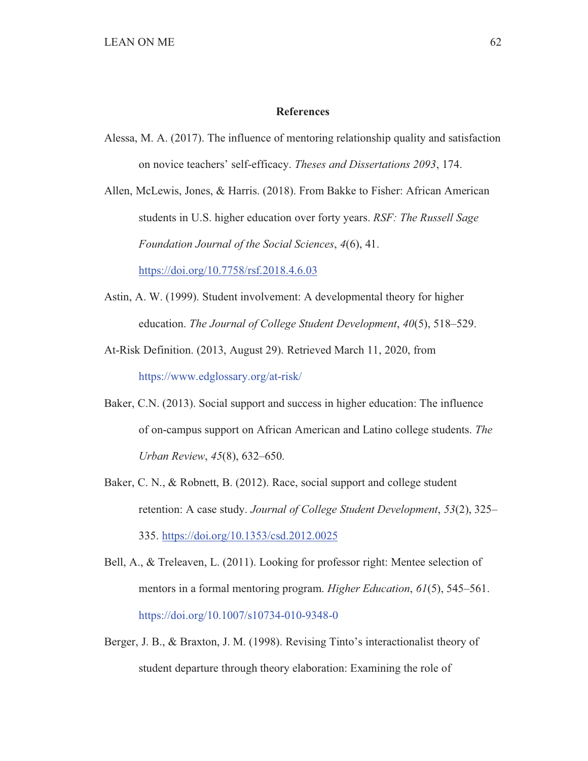## References

Alessa, M. A. (2017). The influence of mentoring relationship quality and satisfaction on novice teachers' self-efficacy. *Theses and Dissertations 2093*, 174.

Allen, McLewis, Jones, & Harris. (2018). From Bakke to Fisher: African American students in U.S. higher education over forty years. *RSF: The Russell Sage Foundation Journal of the Social Sciences*, *4*(6), 41. https://doi.org/10.7758/rsf.2018.4.6.03

Astin, A. W. (1999). Student involvement: A developmental theory for higher education. *The Journal of College Student Development*, *40*(5), 518–529.

At-Risk Definition. (2013, August 29). Retrieved March 11, 2020, from https://www.edglossary.org/at-risk/

Baker, C.N. (2013). Social support and success in higher education: The influence of on-campus support on African American and Latino college students. *The Urban Review*, *45*(8), 632–650.

Baker, C. N., & Robnett, B. (2012). Race, social support and college student retention: A case study. *Journal of College Student Development*, *53*(2), 325–335. https://doi.org/10.1353/csd.2012.0025

Bell, A., & Treleaven, L. (2011). Looking for professor right: Mentee selection of mentors in a formal mentoring program. *Higher Education*, *61*(5), 545–561. https://doi.org/10.1007/s10734-010-9348-0

Berger, J. B., & Braxton, J. M. (1998). Revising Tinto's interactionalist theory of student departure through theory elaboration: Examining the role of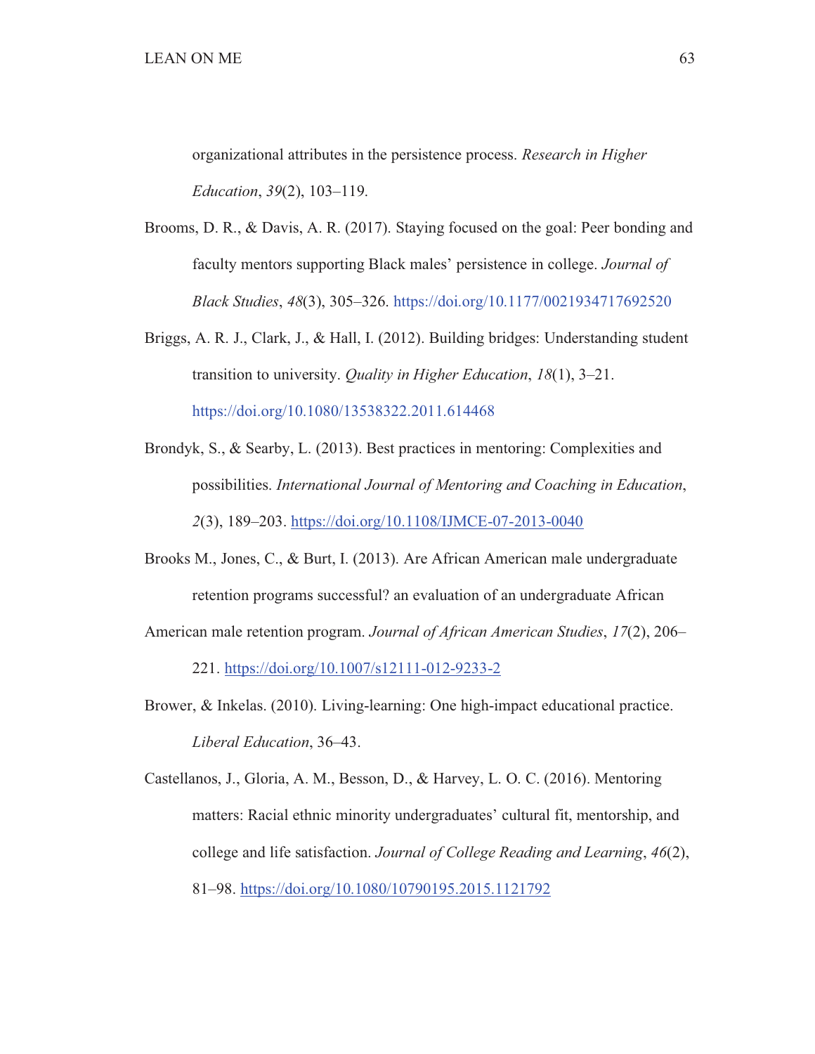organizational attributes in the persistence process. *Research in Higher Education*, *39*(2), 103–119.

Brooms, D. R., & Davis, A. R. (2017). Staying focused on the goal: Peer bonding and faculty mentors supporting Black males' persistence in college. *Journal of Black Studies*, *48*(3), 305–326. https://doi.org/10.1177/0021934717692520

Briggs, A. R. J., Clark, J., & Hall, I. (2012). Building bridges: Understanding student transition to university. *Quality in Higher Education*, *18*(1), 3–21. https://doi.org/10.1080/13538322.2011.614468

Brondyk, S., & Searby, L. (2013). Best practices in mentoring: Complexities and possibilities. *International Journal of Mentoring and Coaching in Education*, *2*(3), 189–203. https://doi.org/10.1108/IJMCE-07-2013-0040

Brooks M., Jones, C., & Burt, I. (2013). Are African American male undergraduate retention programs successful? an evaluation of an undergraduate African American male retention program. *Journal of African American Studies*, *17*(2), 206–221. https://doi.org/10.1007/s12111-012-9233-2

Brower, & Inkelas. (2010). Living-learning: One high-impact educational practice. *Liberal Education*, 36–43.

Castellanos, J., Gloria, A. M., Besson, D., & Harvey, L. O. C. (2016). Mentoring matters: Racial ethnic minority undergraduates' cultural fit, mentorship, and college and life satisfaction. *Journal of College Reading and Learning*, *46*(2), 81–98. https://doi.org/10.1080/10790195.2015.1121792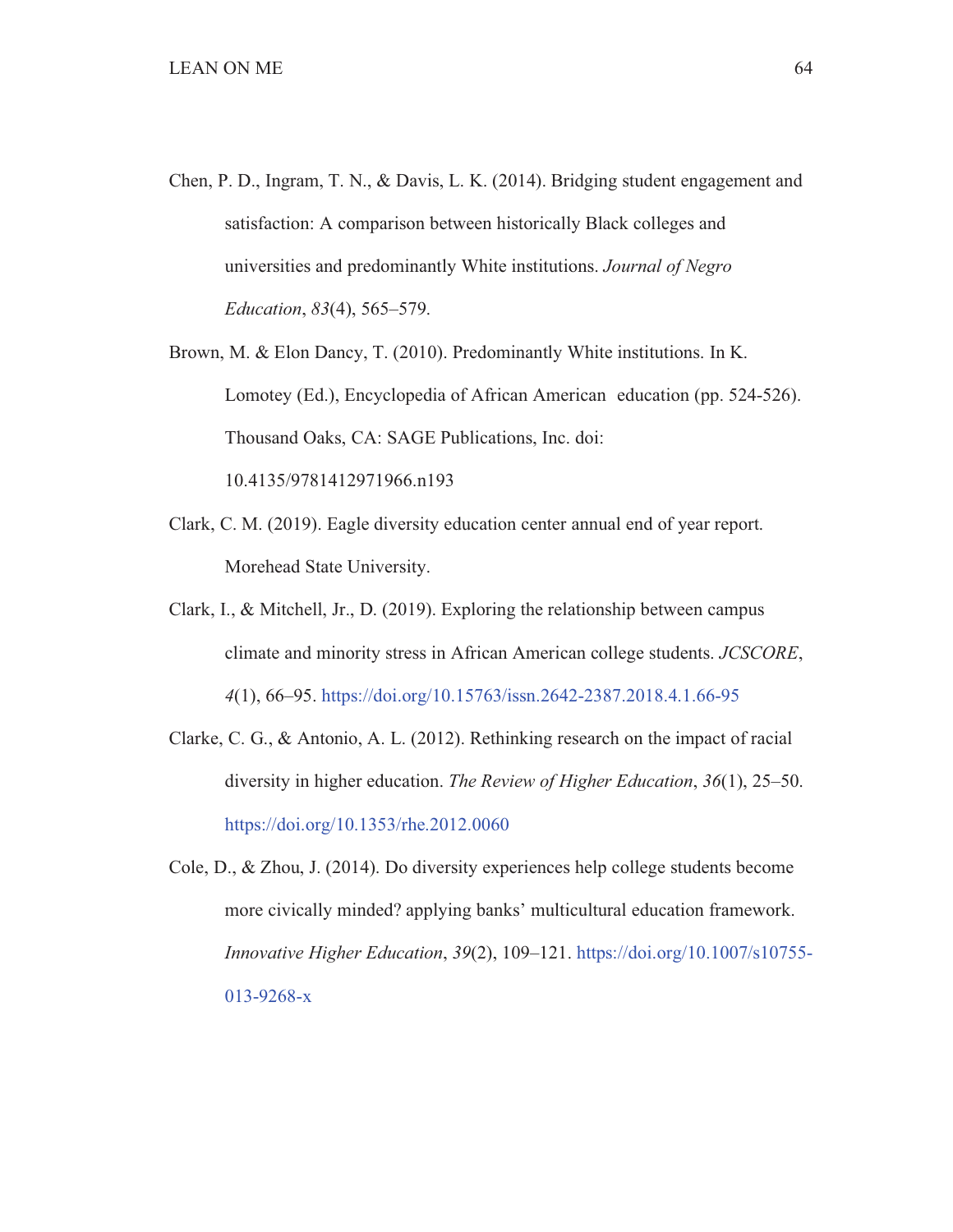Chen, P. D., Ingram, T. N., & Davis, L. K. (2014). Bridging student engagement and satisfaction: A comparison between historically Black colleges and universities and predominantly White institutions. *Journal of Negro Education*, *83*(4), 565–579.

Brown, M. & Elon Dancy, T. (2010). Predominantly White institutions. In K. Lomotey (Ed.), Encyclopedia of African American education (pp. 524-526). Thousand Oaks, CA: SAGE Publications, Inc. doi: 10.4135/9781412971966.n193

Clark, C. M. (2019). Eagle diversity education center annual end of year report. Morehead State University.

Clark, I., & Mitchell, Jr., D. (2019). Exploring the relationship between campus climate and minority stress in African American college students. *JCSCORE*, *4*(1), 66–95. https://doi.org/10.15763/issn.2642-2387.2018.4.1.66-95

Clarke, C. G., & Antonio, A. L. (2012). Rethinking research on the impact of racial diversity in higher education. *The Review of Higher Education*, *36*(1), 25–50. https://doi.org/10.1353/rhe.2012.0060

Cole, D., & Zhou, J. (2014). Do diversity experiences help college students become more civically minded? applying banks' multicultural education framework. *Innovative Higher Education*, *39*(2), 109–121. https://doi.org/10.1007/s10755-013-9268-x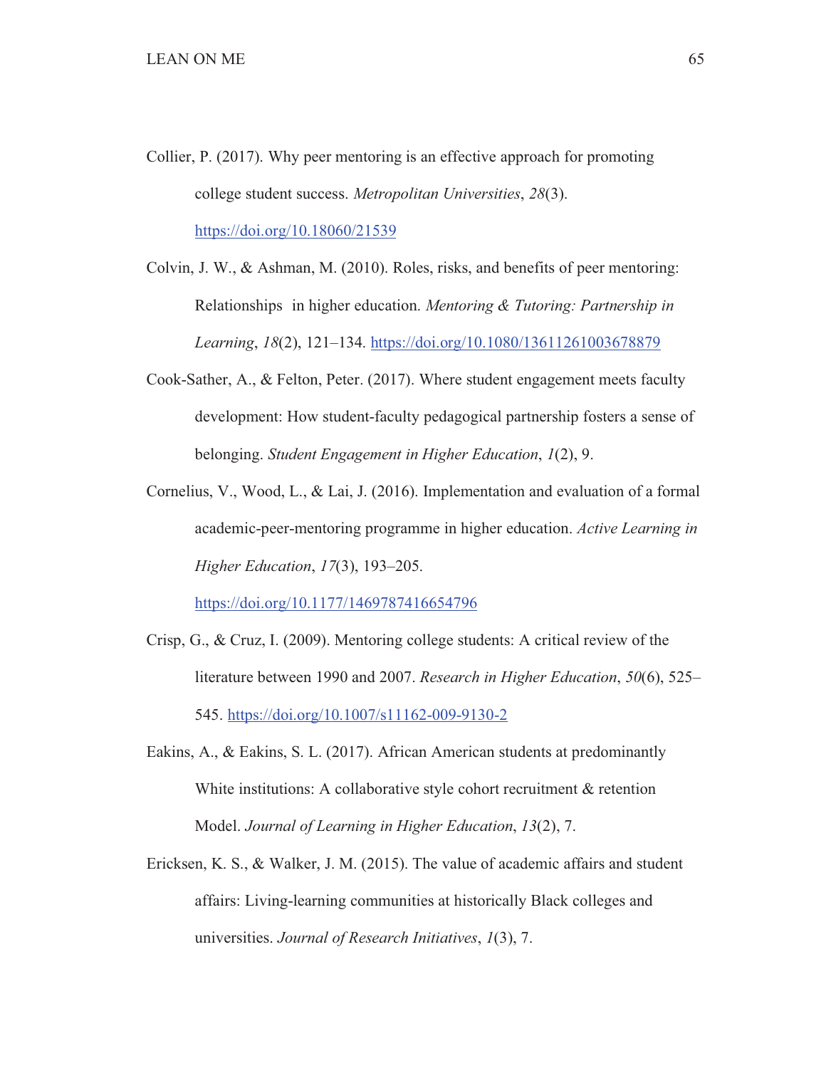Collier, P. (2017). Why peer mentoring is an effective approach for promoting college student success. *Metropolitan Universities*, *28*(3). https://doi.org/10.18060/21539

Colvin, J. W., & Ashman, M. (2010). Roles, risks, and benefits of peer mentoring: Relationships  in higher education. *Mentoring & Tutoring: Partnership in Learning*, *18*(2), 121–134. https://doi.org/10.1080/13611261003678879

Cook-Sather, A., & Felton, Peter. (2017). Where student engagement meets faculty development: How student-faculty pedagogical partnership fosters a sense of belonging. *Student Engagement in Higher Education*, *1*(2), 9.

Cornelius, V., Wood, L., & Lai, J. (2016). Implementation and evaluation of a formal academic-peer-mentoring programme in higher education. *Active Learning in Higher Education*, *17*(3), 193–205. https://doi.org/10.1177/1469787416654796

Crisp, G., & Cruz, I. (2009). Mentoring college students: A critical review of the literature between 1990 and 2007. *Research in Higher Education*, *50*(6), 525–545. https://doi.org/10.1007/s11162-009-9130-2

Eakins, A., & Eakins, S. L. (2017). African American students at predominantly White institutions: A collaborative style cohort recruitment & retention Model. *Journal of Learning in Higher Education*, *13*(2), 7.

Ericksen, K. S., & Walker, J. M. (2015). The value of academic affairs and student affairs: Living-learning communities at historically Black colleges and universities. *Journal of Research Initiatives*, *1*(3), 7.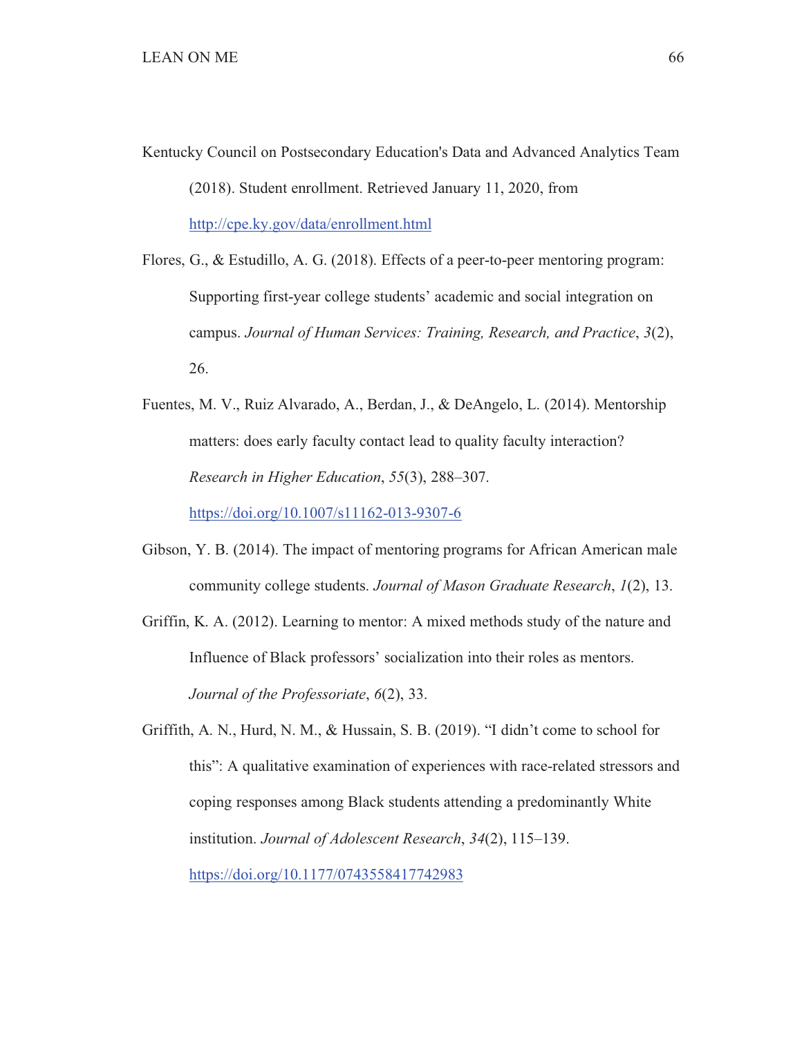Kentucky Council on Postsecondary Education's Data and Advanced Analytics Team (2018). Student enrollment. Retrieved January 11, 2020, from http://cpe.ky.gov/data/enrollment.html

Flores, G., & Estudillo, A. G. (2018). Effects of a peer-to-peer mentoring program: Supporting first-year college students' academic and social integration on campus. *Journal of Human Services: Training, Research, and Practice*, *3*(2), 26.

Fuentes, M. V., Ruiz Alvarado, A., Berdan, J., & DeAngelo, L. (2014). Mentorship matters: does early faculty contact lead to quality faculty interaction? *Research in Higher Education*, *55*(3), 288–307. https://doi.org/10.1007/s11162-013-9307-6

Gibson, Y. B. (2014). The impact of mentoring programs for African American male community college students. *Journal of Mason Graduate Research*, *1*(2), 13.

Griffin, K. A. (2012). Learning to mentor: A mixed methods study of the nature and Influence of Black professors' socialization into their roles as mentors. *Journal of the Professoriate*, *6*(2), 33.

Griffith, A. N., Hurd, N. M., & Hussain, S. B. (2019). "I didn't come to school for this": A qualitative examination of experiences with race-related stressors and coping responses among Black students attending a predominantly White institution. *Journal of Adolescent Research*, *34*(2), 115–139. https://doi.org/10.1177/0743558417742983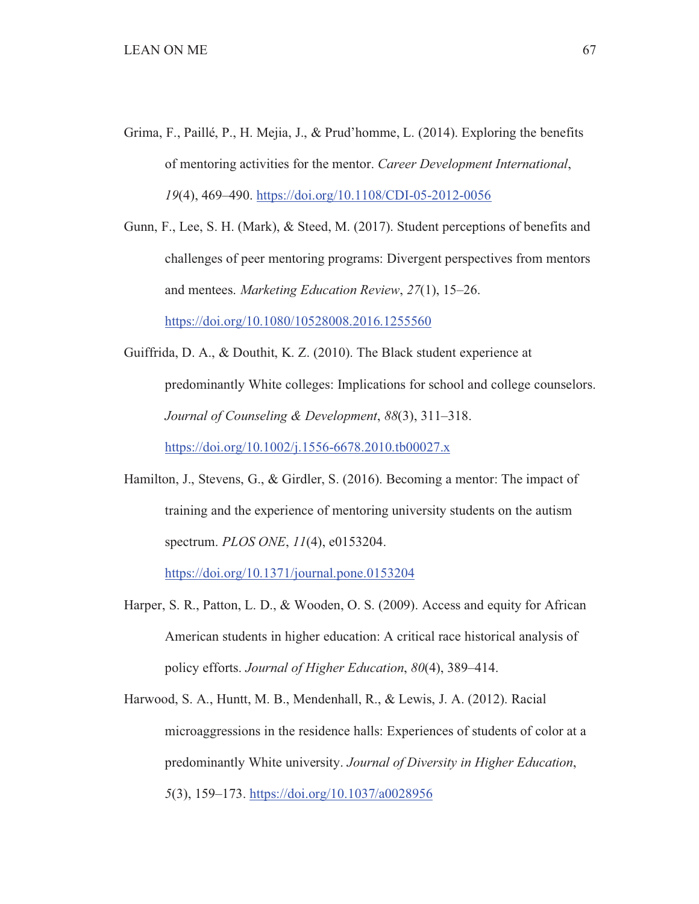Grima, F., Paillé, P., H. Mejia, J., & Prud'homme, L. (2014). Exploring the benefits of mentoring activities for the mentor. *Career Development International*, *19*(4), 469–490. https://doi.org/10.1108/CDI-05-2012-0056

Gunn, F., Lee, S. H. (Mark), & Steed, M. (2017). Student perceptions of benefits and challenges of peer mentoring programs: Divergent perspectives from mentors and mentees. *Marketing Education Review*, *27*(1), 15–26. https://doi.org/10.1080/10528008.2016.1255560

Guiffrida, D. A., & Douthit, K. Z. (2010). The Black student experience at predominantly White colleges: Implications for school and college counselors. *Journal of Counseling & Development*, *88*(3), 311–318. https://doi.org/10.1002/j.1556-6678.2010.tb00027.x

Hamilton, J., Stevens, G., & Girdler, S. (2016). Becoming a mentor: The impact of training and the experience of mentoring university students on the autism spectrum. *PLOS ONE*, *11*(4), e0153204. https://doi.org/10.1371/journal.pone.0153204

Harper, S. R., Patton, L. D., & Wooden, O. S. (2009). Access and equity for African American students in higher education: A critical race historical analysis of policy efforts. *Journal of Higher Education*, *80*(4), 389–414.

Harwood, S. A., Huntt, M. B., Mendenhall, R., & Lewis, J. A. (2012). Racial microaggressions in the residence halls: Experiences of students of color at a predominantly White university. *Journal of Diversity in Higher Education*, *5*(3), 159–173. https://doi.org/10.1037/a0028956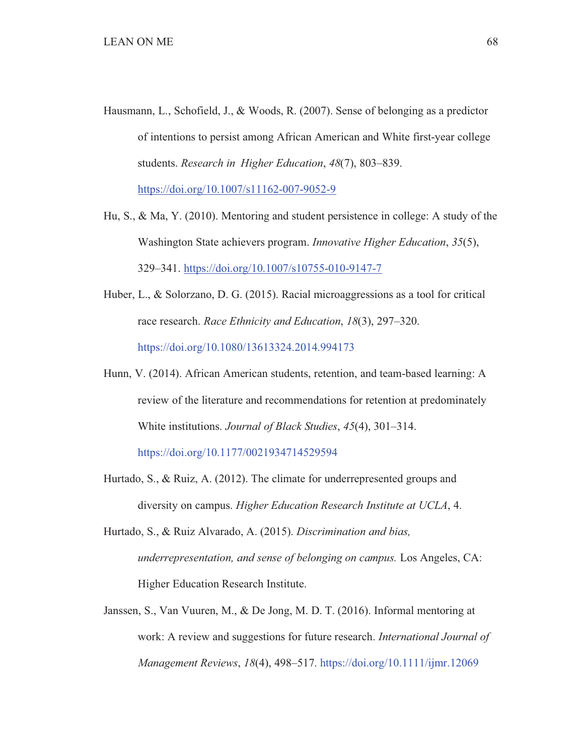Hausmann, L., Schofield, J., & Woods, R. (2007). Sense of belonging as a predictor of intentions to persist among African American and White first-year college students. *Research in Higher Education*, *48*(7), 803–839. https://doi.org/10.1007/s11162-007-9052-9

Hu, S., & Ma, Y. (2010). Mentoring and student persistence in college: A study of the Washington State achievers program. *Innovative Higher Education*, *35*(5), 329–341. https://doi.org/10.1007/s10755-010-9147-7

Huber, L., & Solorzano, D. G. (2015). Racial microaggressions as a tool for critical race research. *Race Ethnicity and Education*, *18*(3), 297–320. https://doi.org/10.1080/13613324.2014.994173

Hunn, V. (2014). African American students, retention, and team-based learning: A review of the literature and recommendations for retention at predominately White institutions. *Journal of Black Studies*, *45*(4), 301–314. https://doi.org/10.1177/0021934714529594

Hurtado, S., & Ruiz, A. (2012). The climate for underrepresented groups and diversity on campus. *Higher Education Research Institute at UCLA*, 4.

Hurtado, S., & Ruiz Alvarado, A. (2015). *Discrimination and bias, underrepresentation, and sense of belonging on campus.* Los Angeles, CA: Higher Education Research Institute.

Janssen, S., Van Vuuren, M., & De Jong, M. D. T. (2016). Informal mentoring at work: A review and suggestions for future research. *International Journal of Management Reviews*, *18*(4), 498–517. https://doi.org/10.1111/ijmr.12069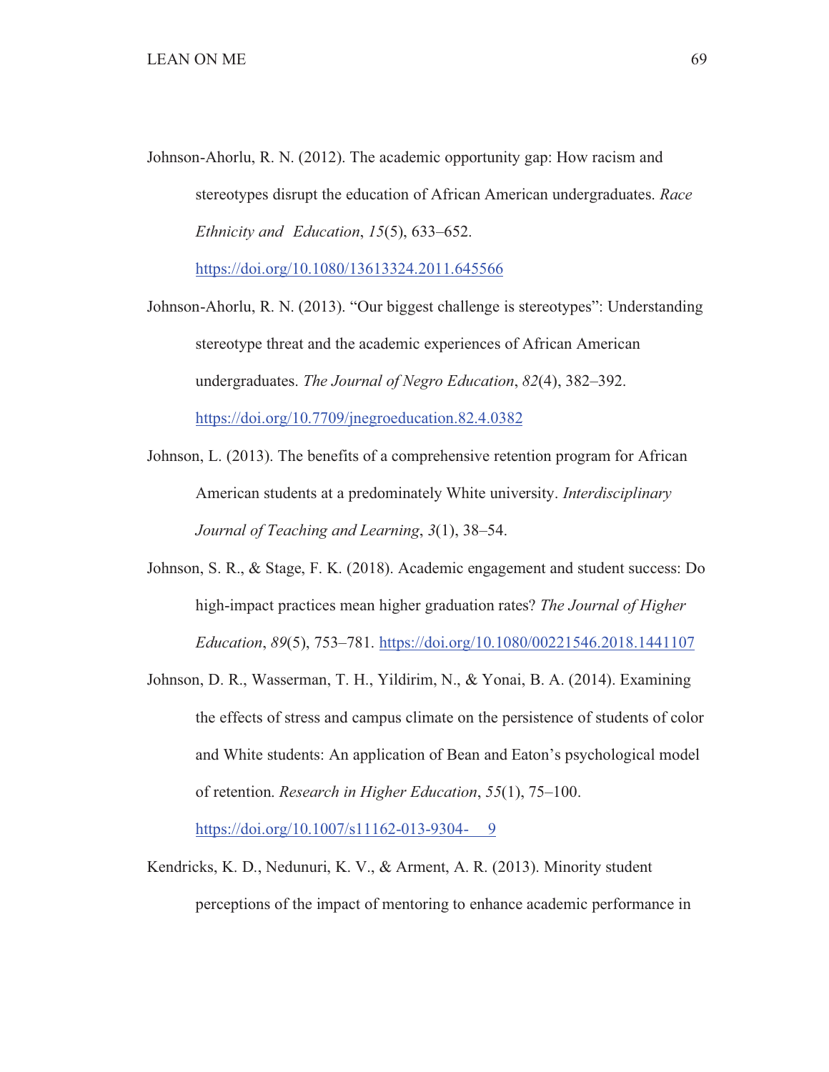Johnson-Ahorlu, R. N. (2012). The academic opportunity gap: How racism and stereotypes disrupt the education of African American undergraduates. *Race Ethnicity and Education*, *15*(5), 633–652. https://doi.org/10.1080/13613324.2011.645566

Johnson-Ahorlu, R. N. (2013). "Our biggest challenge is stereotypes": Understanding stereotype threat and the academic experiences of African American undergraduates. *The Journal of Negro Education*, *82*(4), 382–392. https://doi.org/10.7709/jnegroeducation.82.4.0382

Johnson, L. (2013). The benefits of a comprehensive retention program for African American students at a predominately White university. *Interdisciplinary Journal of Teaching and Learning*, *3*(1), 38–54.

Johnson, S. R., & Stage, F. K. (2018). Academic engagement and student success: Do high-impact practices mean higher graduation rates? *The Journal of Higher Education*, *89*(5), 753–781. https://doi.org/10.1080/00221546.2018.1441107

Johnson, D. R., Wasserman, T. H., Yildirim, N., & Yonai, B. A. (2014). Examining the effects of stress and campus climate on the persistence of students of color and White students: An application of Bean and Eaton's psychological model of retention. *Research in Higher Education*, *55*(1), 75–100. https://doi.org/10.1007/s11162-013-9304- 9

Kendricks, K. D., Nedunuri, K. V., & Arment, A. R. (2013). Minority student perceptions of the impact of mentoring to enhance academic performance in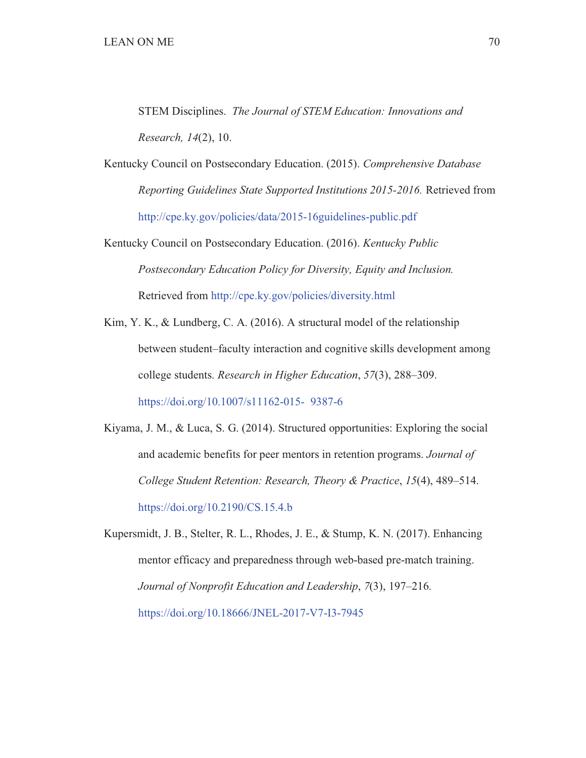STEM Disciplines. *The Journal of STEM Education: Innovations and Research, 14*(2), 10.

Kentucky Council on Postsecondary Education. (2015). *Comprehensive Database Reporting Guidelines State Supported Institutions 2015-2016.* Retrieved from http://cpe.ky.gov/policies/data/2015-16guidelines-public.pdf

Kentucky Council on Postsecondary Education. (2016). *Kentucky Public Postsecondary Education Policy for Diversity, Equity and Inclusion.* Retrieved from http://cpe.ky.gov/policies/diversity.html

Kim, Y. K., & Lundberg, C. A. (2016). A structural model of the relationship between student–faculty interaction and cognitive skills development among college students. *Research in Higher Education*, *57*(3), 288–309. https://doi.org/10.1007/s11162-015- 9387-6

Kiyama, J. M., & Luca, S. G. (2014). Structured opportunities: Exploring the social and academic benefits for peer mentors in retention programs. *Journal of College Student Retention: Research, Theory & Practice*, *15*(4), 489–514. https://doi.org/10.2190/CS.15.4.b

Kupersmidt, J. B., Stelter, R. L., Rhodes, J. E., & Stump, K. N. (2017). Enhancing mentor efficacy and preparedness through web-based pre-match training. *Journal of Nonprofit Education and Leadership*, *7*(3), 197–216. https://doi.org/10.18666/JNEL-2017-V7-I3-7945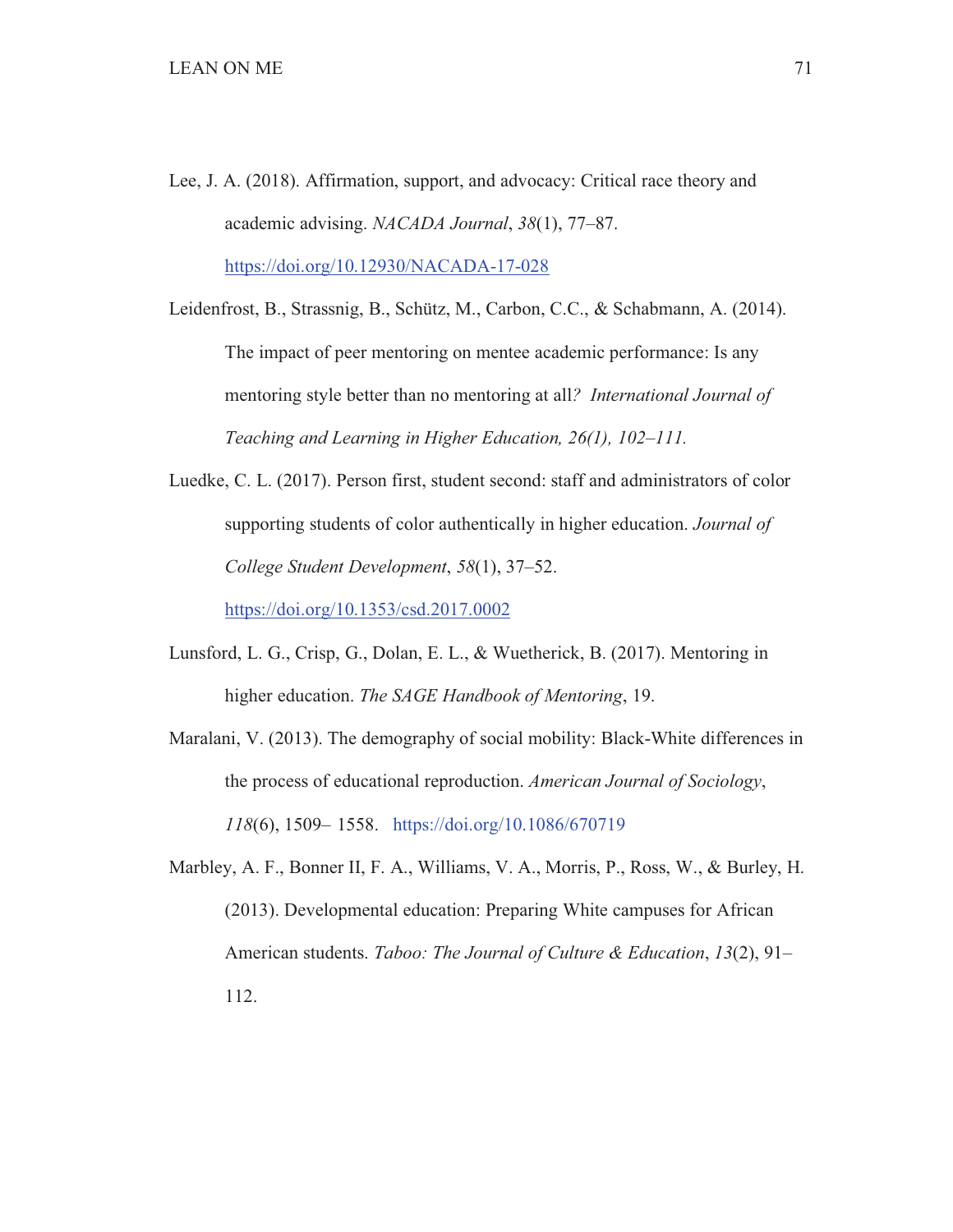Lee, J. A. (2018). Affirmation, support, and advocacy: Critical race theory and academic advising. *NACADA Journal*, *38*(1), 77–87. https://doi.org/10.12930/NACADA-17-028

Leidenfrost, B., Strassnig, B., Schütz, M., Carbon, C.C., & Schabmann, A. (2014). The impact of peer mentoring on mentee academic performance: Is any mentoring style better than no mentoring at all? *International Journal of Teaching and Learning in Higher Education, 26(1), 102–111.*

Luedke, C. L. (2017). Person first, student second: staff and administrators of color supporting students of color authentically in higher education. *Journal of College Student Development*, *58*(1), 37–52. https://doi.org/10.1353/csd.2017.0002

Lunsford, L. G., Crisp, G., Dolan, E. L., & Wuetherick, B. (2017). Mentoring in higher education. *The SAGE Handbook of Mentoring*, 19.

Maralani, V. (2013). The demography of social mobility: Black-White differences in the process of educational reproduction. *American Journal of Sociology*, *118*(6), 1509– 1558. https://doi.org/10.1086/670719

Marbley, A. F., Bonner II, F. A., Williams, V. A., Morris, P., Ross, W., & Burley, H. (2013). Developmental education: Preparing White campuses for African American students. *Taboo: The Journal of Culture & Education*, *13*(2), 91–112.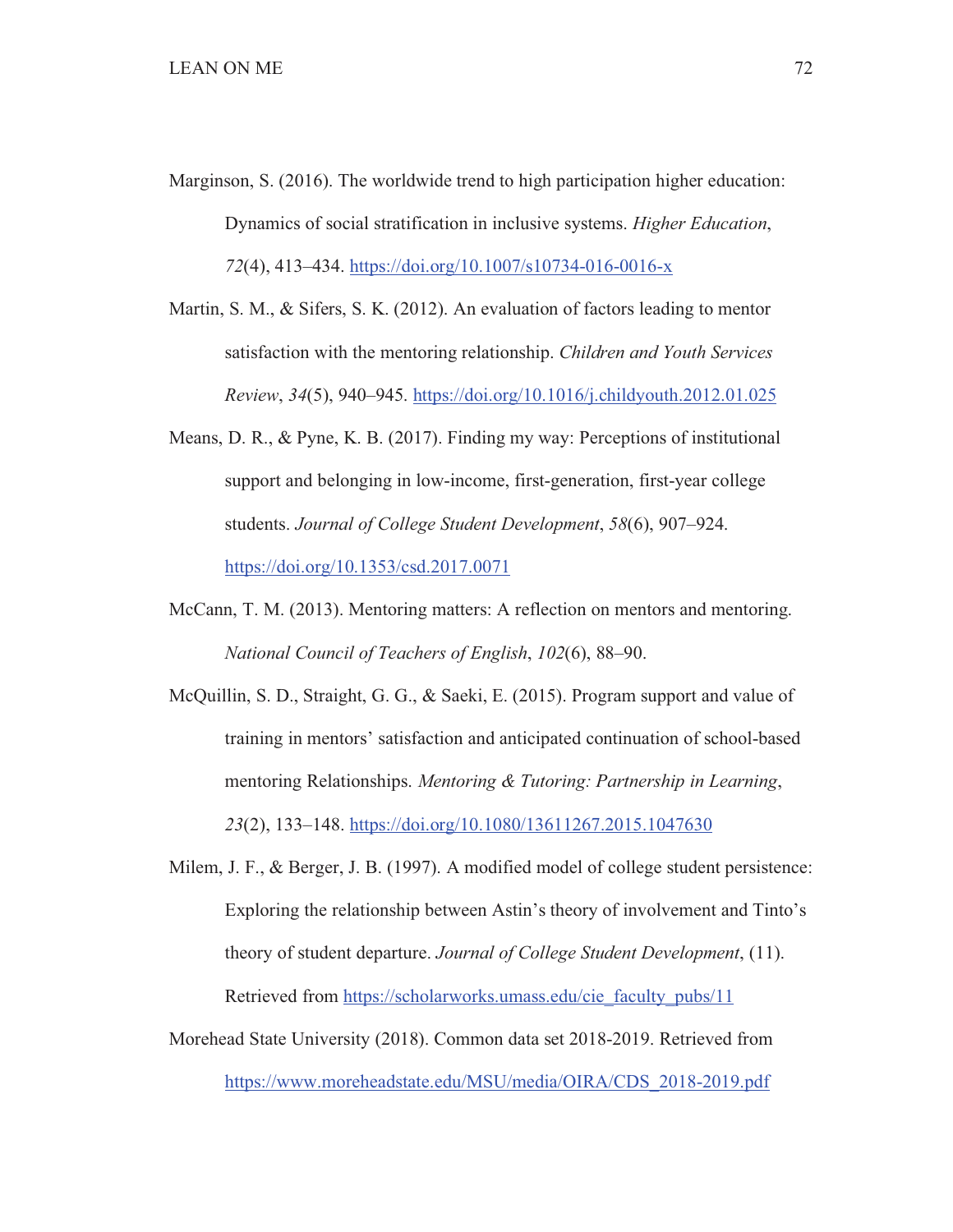Marginson, S. (2016). The worldwide trend to high participation higher education: Dynamics of social stratification in inclusive systems. *Higher Education*, *72*(4), 413–434. https://doi.org/10.1007/s10734-016-0016-x

Martin, S. M., & Sifers, S. K. (2012). An evaluation of factors leading to mentor satisfaction with the mentoring relationship. *Children and Youth Services Review*, *34*(5), 940–945. https://doi.org/10.1016/j.childyouth.2012.01.025

Means, D. R., & Pyne, K. B. (2017). Finding my way: Perceptions of institutional support and belonging in low-income, first-generation, first-year college students. *Journal of College Student Development*, *58*(6), 907–924. https://doi.org/10.1353/csd.2017.0071

McCann, T. M. (2013). Mentoring matters: A reflection on mentors and mentoring. *National Council of Teachers of English*, *102*(6), 88–90.

McQuillin, S. D., Straight, G. G., & Saeki, E. (2015). Program support and value of training in mentors' satisfaction and anticipated continuation of school-based mentoring Relationships. *Mentoring & Tutoring: Partnership in Learning*, *23*(2), 133–148. https://doi.org/10.1080/13611267.2015.1047630

Milem, J. F., & Berger, J. B. (1997). A modified model of college student persistence: Exploring the relationship between Astin's theory of involvement and Tinto's theory of student departure. *Journal of College Student Development*, (11). Retrieved from https://scholarworks.umass.edu/cie_faculty_pubs/11

Morehead State University (2018). Common data set 2018-2019. Retrieved from https://www.moreheadstate.edu/MSU/media/OIRA/CDS_2018-2019.pdf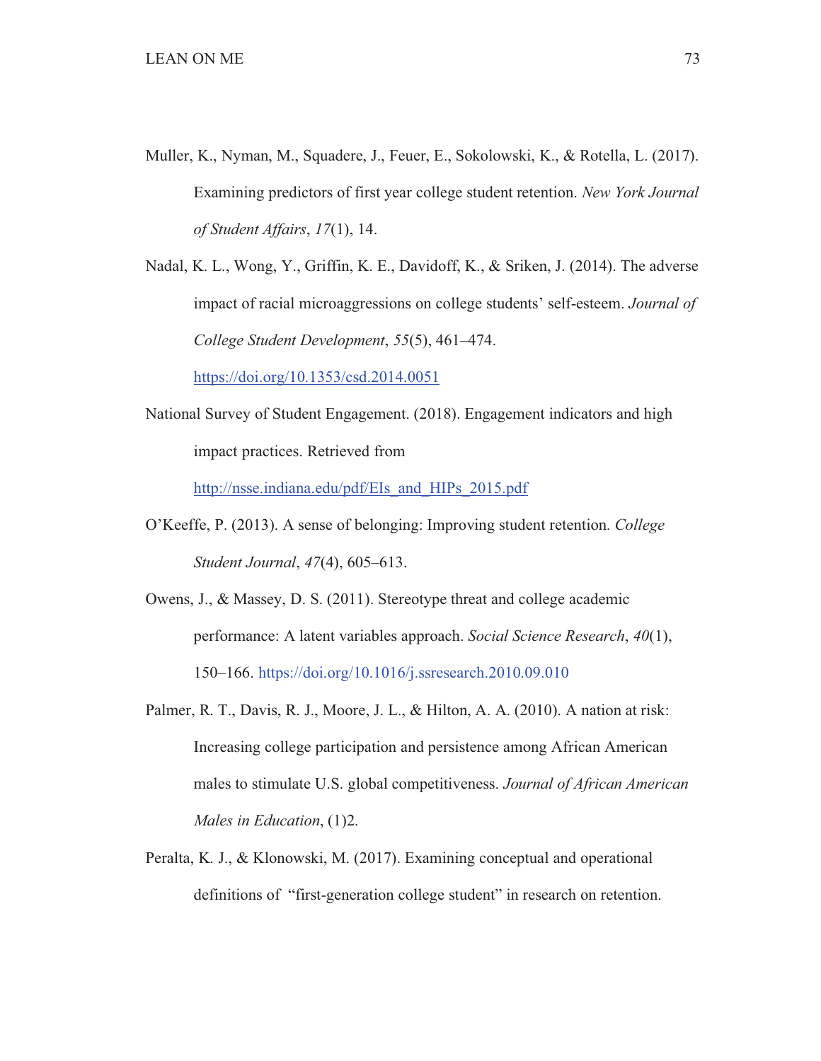Muller, K., Nyman, M., Squadere, J., Feuer, E., Sokolowski, K., & Rotella, L. (2017). Examining predictors of first year college student retention. *New York Journal of Student Affairs*, *17*(1), 14.

Nadal, K. L., Wong, Y., Griffin, K. E., Davidoff, K., & Sriken, J. (2014). The adverse impact of racial microaggressions on college students' self-esteem. *Journal of College Student Development*, *55*(5), 461–474. https://doi.org/10.1353/csd.2014.0051

National Survey of Student Engagement. (2018). Engagement indicators and high impact practices. Retrieved from http://nsse.indiana.edu/pdf/EIs_and_HIPs_2015.pdf

O'Keeffe, P. (2013). A sense of belonging: Improving student retention. *College Student Journal*, *47*(4), 605–613.

Owens, J., & Massey, D. S. (2011). Stereotype threat and college academic performance: A latent variables approach. *Social Science Research*, *40*(1), 150–166. https://doi.org/10.1016/j.ssresearch.2010.09.010

Palmer, R. T., Davis, R. J., Moore, J. L., & Hilton, A. A. (2010). A nation at risk: Increasing college participation and persistence among African American males to stimulate U.S. global competitiveness. *Journal of African American Males in Education*, (1)2.

Peralta, K. J., & Klonowski, M. (2017). Examining conceptual and operational definitions of "first-generation college student" in research on retention.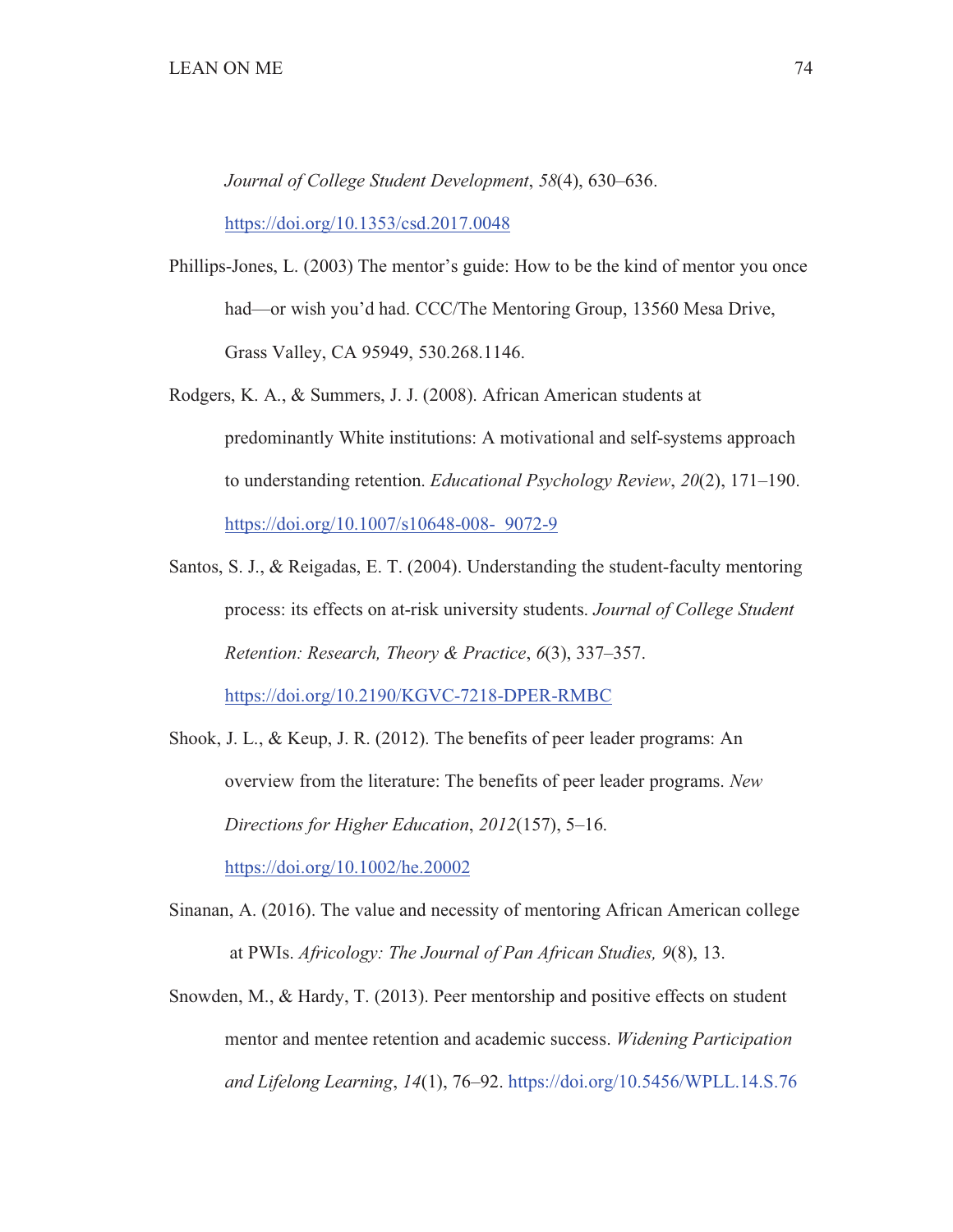*Journal of College Student Development*, *58*(4), 630–636. https://doi.org/10.1353/csd.2017.0048

Phillips-Jones, L. (2003) The mentor's guide: How to be the kind of mentor you once had—or wish you'd had. CCC/The Mentoring Group, 13560 Mesa Drive, Grass Valley, CA 95949, 530.268.1146.

Rodgers, K. A., & Summers, J. J. (2008). African American students at predominantly White institutions: A motivational and self-systems approach to understanding retention. *Educational Psychology Review*, *20*(2), 171–190. https://doi.org/10.1007/s10648-008- 9072-9

Santos, S. J., & Reigadas, E. T. (2004). Understanding the student-faculty mentoring process: its effects on at-risk university students. *Journal of College Student Retention: Research, Theory & Practice*, *6*(3), 337–357. https://doi.org/10.2190/KGVC-7218-DPER-RMBC

Shook, J. L., & Keup, J. R. (2012). The benefits of peer leader programs: An overview from the literature: The benefits of peer leader programs. *New Directions for Higher Education*, *2012*(157), 5–16. https://doi.org/10.1002/he.20002

Sinanan, A. (2016). The value and necessity of mentoring African American college at PWIs. *Africology: The Journal of Pan African Studies, 9*(8), 13.

Snowden, M., & Hardy, T. (2013). Peer mentorship and positive effects on student mentor and mentee retention and academic success. *Widening Participation and Lifelong Learning*, *14*(1), 76–92. https://doi.org/10.5456/WPLL.14.S.76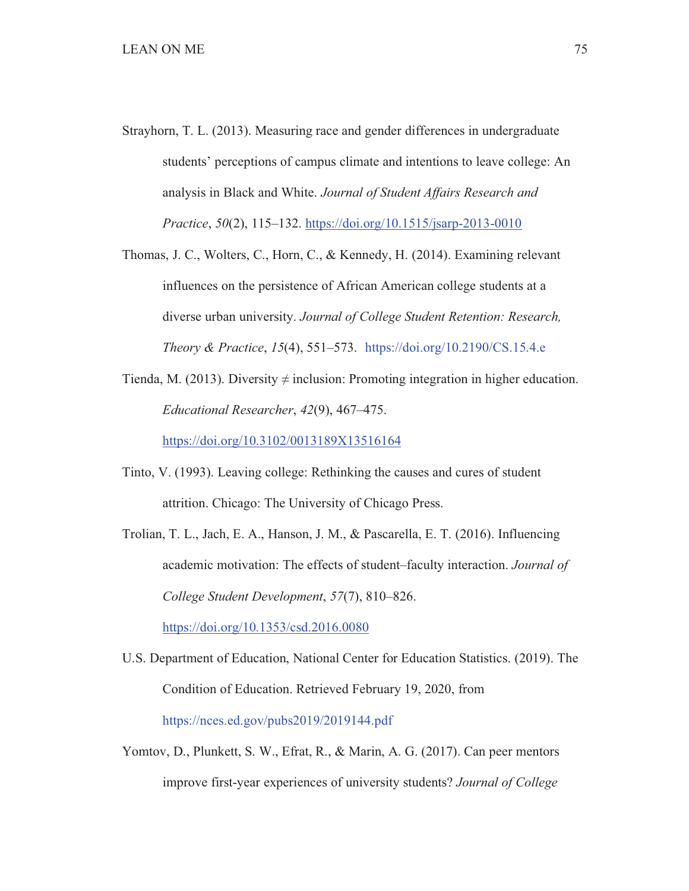Strayhorn, T. L. (2013). Measuring race and gender differences in undergraduate students' perceptions of campus climate and intentions to leave college: An analysis in Black and White. *Journal of Student Affairs Research and Practice*, *50*(2), 115–132. https://doi.org/10.1515/jsarp-2013-0010

Thomas, J. C., Wolters, C., Horn, C., & Kennedy, H. (2014). Examining relevant influences on the persistence of African American college students at a diverse urban university. *Journal of College Student Retention: Research, Theory & Practice*, *15*(4), 551–573. https://doi.org/10.2190/CS.15.4.e

Tienda, M. (2013). Diversity ≠ inclusion: Promoting integration in higher education. *Educational Researcher*, *42*(9), 467–475. https://doi.org/10.3102/0013189X13516164

Tinto, V. (1993). Leaving college: Rethinking the causes and cures of student attrition. Chicago: The University of Chicago Press.

Trolian, T. L., Jach, E. A., Hanson, J. M., & Pascarella, E. T. (2016). Influencing academic motivation: The effects of student–faculty interaction. *Journal of College Student Development*, *57*(7), 810–826. https://doi.org/10.1353/csd.2016.0080

U.S. Department of Education, National Center for Education Statistics. (2019). The Condition of Education. Retrieved February 19, 2020, from https://nces.ed.gov/pubs2019/2019144.pdf

Yomtov, D., Plunkett, S. W., Efrat, R., & Marin, A. G. (2017). Can peer mentors improve first-year experiences of university students? *Journal of College*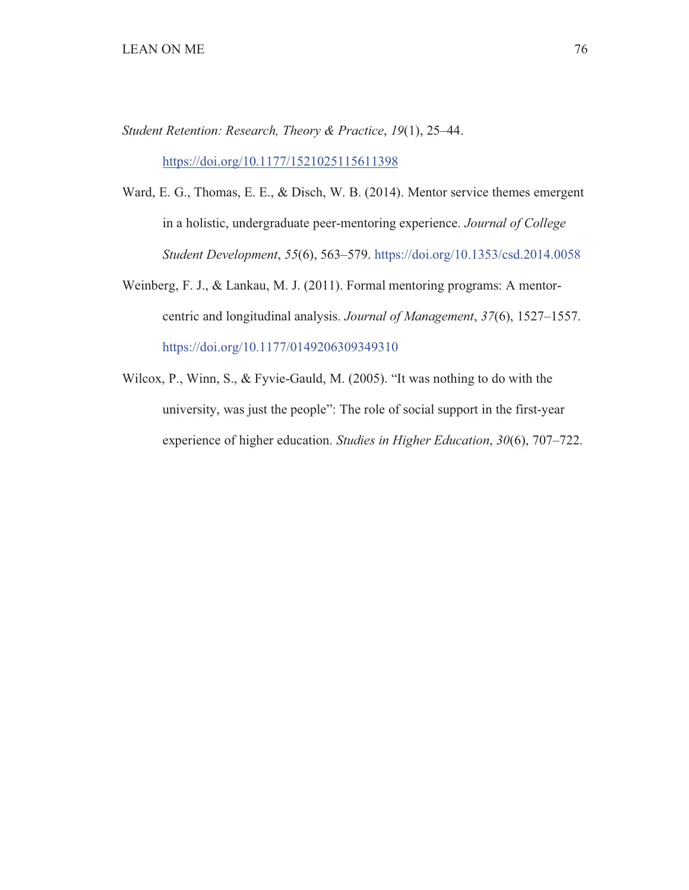*Student Retention: Research, Theory & Practice*, *19*(1), 25–44. https://doi.org/10.1177/1521025115611398

Ward, E. G., Thomas, E. E., & Disch, W. B. (2014). Mentor service themes emergent in a holistic, undergraduate peer-mentoring experience. *Journal of College Student Development*, *55*(6), 563–579. https://doi.org/10.1353/csd.2014.0058

Weinberg, F. J., & Lankau, M. J. (2011). Formal mentoring programs: A mentor-centric and longitudinal analysis. *Journal of Management*, *37*(6), 1527–1557. https://doi.org/10.1177/0149206309349310

Wilcox, P., Winn, S., & Fyvie-Gauld, M. (2005). "It was nothing to do with the university, was just the people": The role of social support in the first-year experience of higher education. *Studies in Higher Education*, *30*(6), 707–722.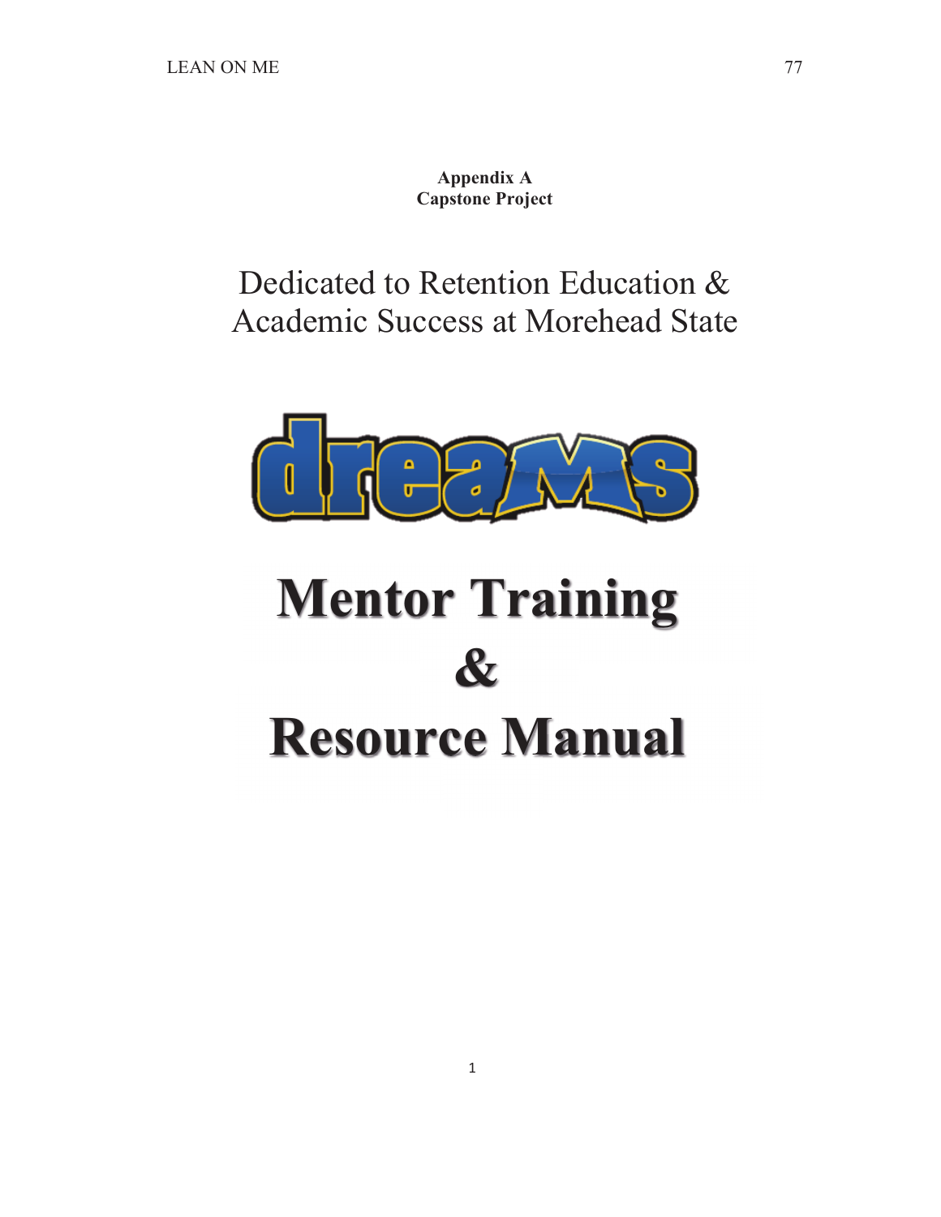**Appendix A**
**Capstone Project**

Dedicated to Retention Education & Academic Success at Morehead State

dreaMS

# Mentor Training & Resource Manual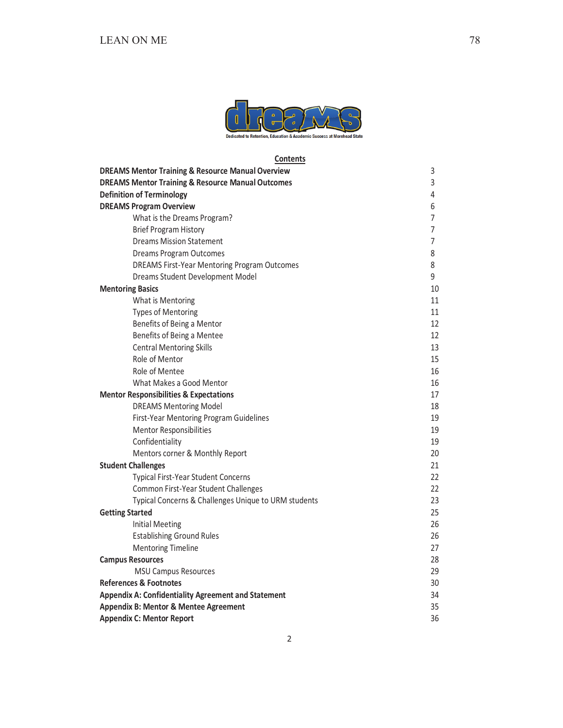Dedicated to Retention, Education & Academic Success at Morehead State

## Contents

| | |
|---|---|
| **DREAMS Mentor Training & Resource Manual Overview** | 3 |
| **DREAMS Mentor Training & Resource Manual Outcomes** | 3 |
| **Definition of Terminology** | 4 |
| **DREAMS Program Overview** | 6 |
| What is the Dreams Program? | 7 |
| Brief Program History | 7 |
| Dreams Mission Statement | 7 |
| Dreams Program Outcomes | 8 |
| DREAMS First-Year Mentoring Program Outcomes | 8 |
| Dreams Student Development Model | 9 |
| **Mentoring Basics** | 10 |
| What is Mentoring | 11 |
| Types of Mentoring | 11 |
| Benefits of Being a Mentor | 12 |
| Benefits of Being a Mentee | 12 |
| Central Mentoring Skills | 13 |
| Role of Mentor | 15 |
| Role of Mentee | 16 |
| What Makes a Good Mentor | 16 |
| **Mentor Responsibilities & Expectations** | 17 |
| DREAMS Mentoring Model | 18 |
| First-Year Mentoring Program Guidelines | 19 |
| Mentor Responsibilities | 19 |
| Confidentiality | 19 |
| Mentors corner & Monthly Report | 20 |
| **Student Challenges** | 21 |
| Typical First-Year Student Concerns | 22 |
| Common First-Year Student Challenges | 22 |
| Typical Concerns & Challenges Unique to URM students | 23 |
| **Getting Started** | 25 |
| Initial Meeting | 26 |
| Establishing Ground Rules | 26 |
| Mentoring Timeline | 27 |
| **Campus Resources** | 28 |
| MSU Campus Resources | 29 |
| **References & Footnotes** | 30 |
| **Appendix A: Confidentiality Agreement and Statement** | 34 |
| **Appendix B: Mentor & Mentee Agreement** | 35 |
| **Appendix C: Mentor Report** | 36 |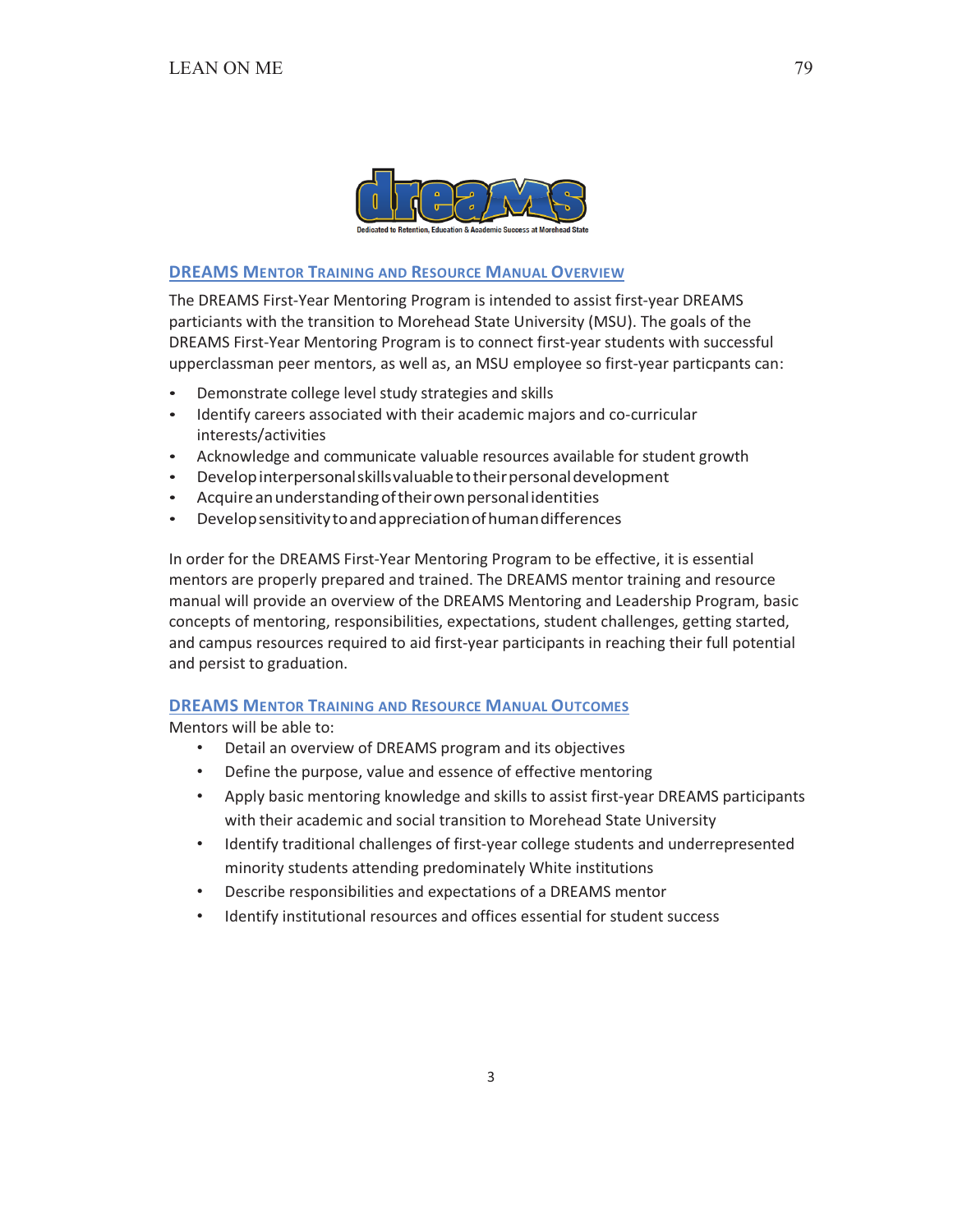Dedicated to Retention, Education & Academic Success at Morehead State

## DREAMS Mentor Training and Resource Manual Overview

The DREAMS First-Year Mentoring Program is intended to assist first-year DREAMS particiants with the transition to Morehead State University (MSU). The goals of the DREAMS First-Year Mentoring Program is to connect first-year students with successful upperclassman peer mentors, as well as, an MSU employee so first-year particpants can:

- Demonstrate college level study strategies and skills
- Identify careers associated with their academic majors and co-curricular interests/activities
- Acknowledge and communicate valuable resources available for student growth
- Develop interpersonal skills valuable to their personal development
- Acquire an understanding of their own personal identities
- Develop sensitivity to and appreciation of human differences

In order for the DREAMS First-Year Mentoring Program to be effective, it is essential mentors are properly prepared and trained. The DREAMS mentor training and resource manual will provide an overview of the DREAMS Mentoring and Leadership Program, basic concepts of mentoring, responsibilities, expectations, student challenges, getting started, and campus resources required to aid first-year participants in reaching their full potential and persist to graduation.

## DREAMS Mentor Training and Resource Manual Outcomes

Mentors will be able to:

- Detail an overview of DREAMS program and its objectives
- Define the purpose, value and essence of effective mentoring
- Apply basic mentoring knowledge and skills to assist first-year DREAMS participants with their academic and social transition to Morehead State University
- Identify traditional challenges of first-year college students and underrepresented minority students attending predominately White institutions
- Describe responsibilities and expectations of a DREAMS mentor
- Identify institutional resources and offices essential for student success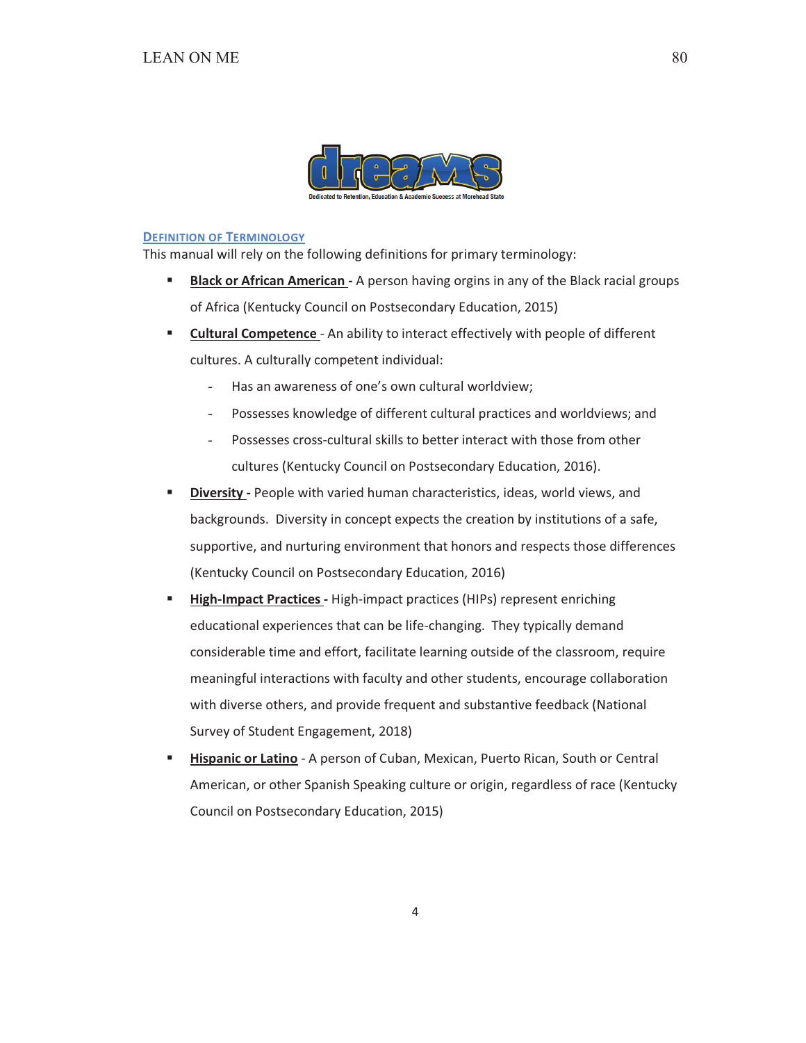## Definition of Terminology

This manual will rely on the following definitions for primary terminology:

- **Black or African American** - A person having orgins in any of the Black racial groups of Africa (Kentucky Council on Postsecondary Education, 2015)
- **Cultural Competence** - An ability to interact effectively with people of different cultures. A culturally competent individual:
  - Has an awareness of one's own cultural worldview;
  - Possesses knowledge of different cultural practices and worldviews; and
  - Possesses cross-cultural skills to better interact with those from other cultures (Kentucky Council on Postsecondary Education, 2016).
- **Diversity** - People with varied human characteristics, ideas, world views, and backgrounds. Diversity in concept expects the creation by institutions of a safe, supportive, and nurturing environment that honors and respects those differences (Kentucky Council on Postsecondary Education, 2016)
- **High-Impact Practices** - High-impact practices (HIPs) represent enriching educational experiences that can be life-changing. They typically demand considerable time and effort, facilitate learning outside of the classroom, require meaningful interactions with faculty and other students, encourage collaboration with diverse others, and provide frequent and substantive feedback (National Survey of Student Engagement, 2018)
- **Hispanic or Latino** - A person of Cuban, Mexican, Puerto Rican, South or Central American, or other Spanish Speaking culture or origin, regardless of race (Kentucky Council on Postsecondary Education, 2015)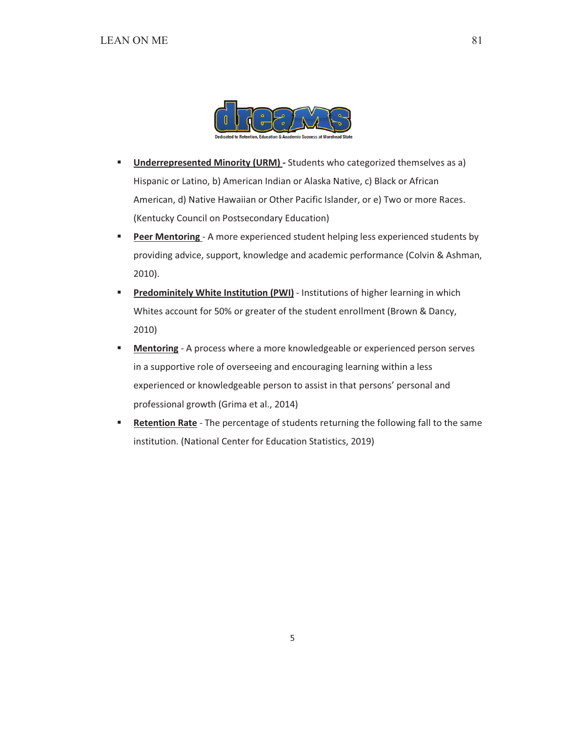- **Underrepresented Minority (URM) -** Students who categorized themselves as a) Hispanic or Latino, b) American Indian or Alaska Native, c) Black or African American, d) Native Hawaiian or Other Pacific Islander, or e) Two or more Races. (Kentucky Council on Postsecondary Education)
- **Peer Mentoring** - A more experienced student helping less experienced students by providing advice, support, knowledge and academic performance (Colvin & Ashman, 2010).
- **Predominitely White Institution (PWI)** - Institutions of higher learning in which Whites account for 50% or greater of the student enrollment (Brown & Dancy, 2010)
- **Mentoring** - A process where a more knowledgeable or experienced person serves in a supportive role of overseeing and encouraging learning within a less experienced or knowledgeable person to assist in that persons' personal and professional growth (Grima et al., 2014)
- **Retention Rate** - The percentage of students returning the following fall to the same institution. (National Center for Education Statistics, 2019)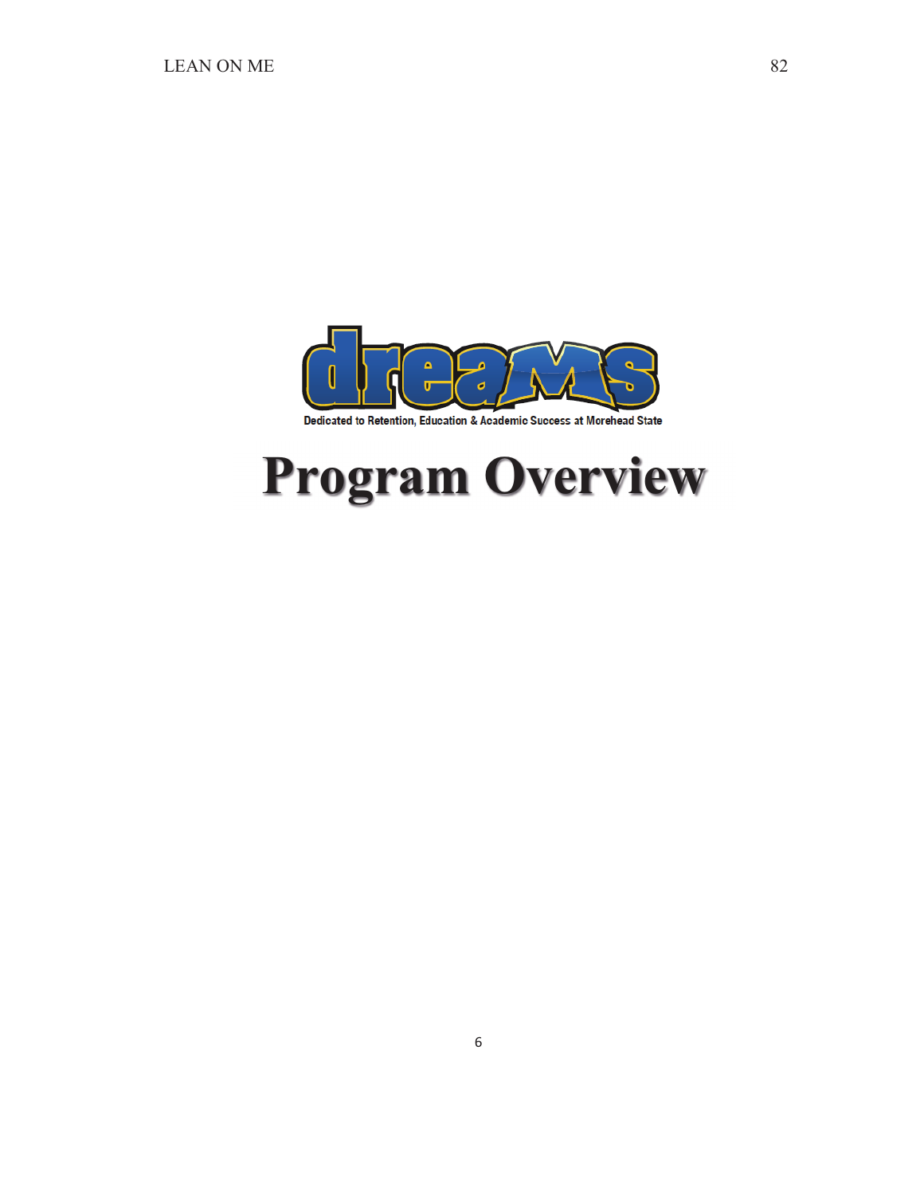# dreaMS

Dedicated to Retention, Education & Academic Success at Morehead State

# Program Overview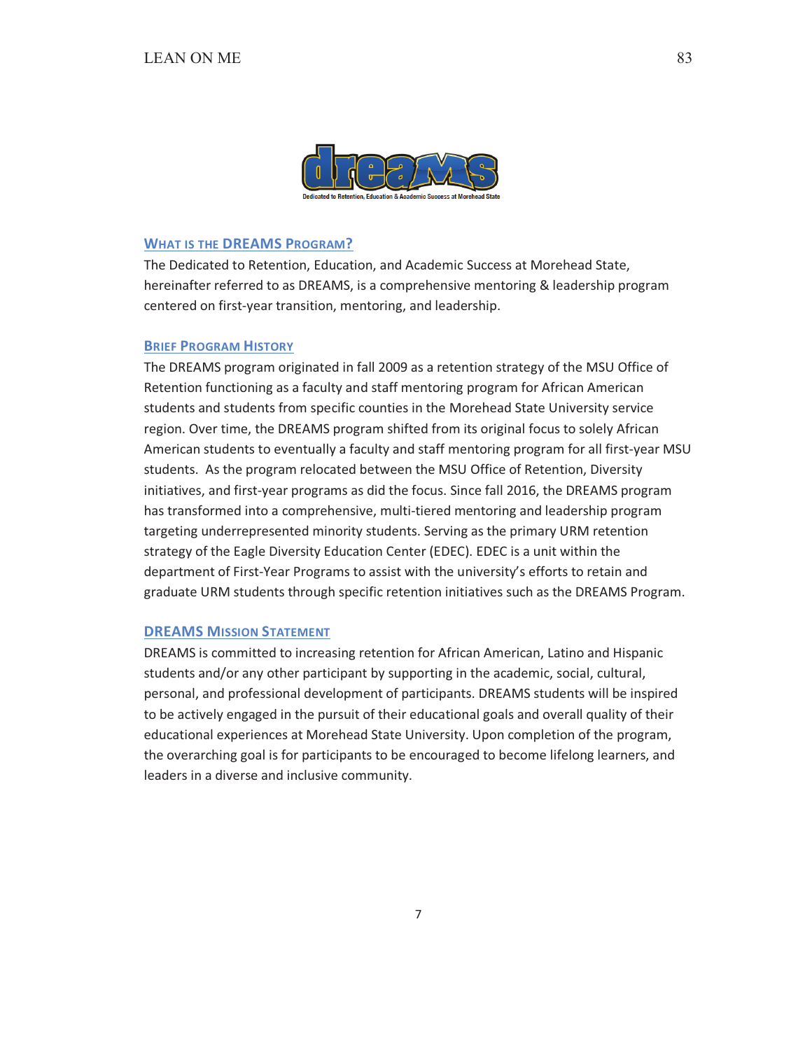Dedicated to Retention, Education & Academic Success at Morehead State

## What is the DREAMS Program?

The Dedicated to Retention, Education, and Academic Success at Morehead State, hereinafter referred to as DREAMS, is a comprehensive mentoring & leadership program centered on first-year transition, mentoring, and leadership.

## Brief Program History

The DREAMS program originated in fall 2009 as a retention strategy of the MSU Office of Retention functioning as a faculty and staff mentoring program for African American students and students from specific counties in the Morehead State University service region. Over time, the DREAMS program shifted from its original focus to solely African American students to eventually a faculty and staff mentoring program for all first-year MSU students. As the program relocated between the MSU Office of Retention, Diversity initiatives, and first-year programs as did the focus. Since fall 2016, the DREAMS program has transformed into a comprehensive, multi-tiered mentoring and leadership program targeting underrepresented minority students. Serving as the primary URM retention strategy of the Eagle Diversity Education Center (EDEC). EDEC is a unit within the department of First-Year Programs to assist with the university's efforts to retain and graduate URM students through specific retention initiatives such as the DREAMS Program.

## DREAMS Mission Statement

DREAMS is committed to increasing retention for African American, Latino and Hispanic students and/or any other participant by supporting in the academic, social, cultural, personal, and professional development of participants. DREAMS students will be inspired to be actively engaged in the pursuit of their educational goals and overall quality of their educational experiences at Morehead State University. Upon completion of the program, the overarching goal is for participants to be encouraged to become lifelong learners, and leaders in a diverse and inclusive community.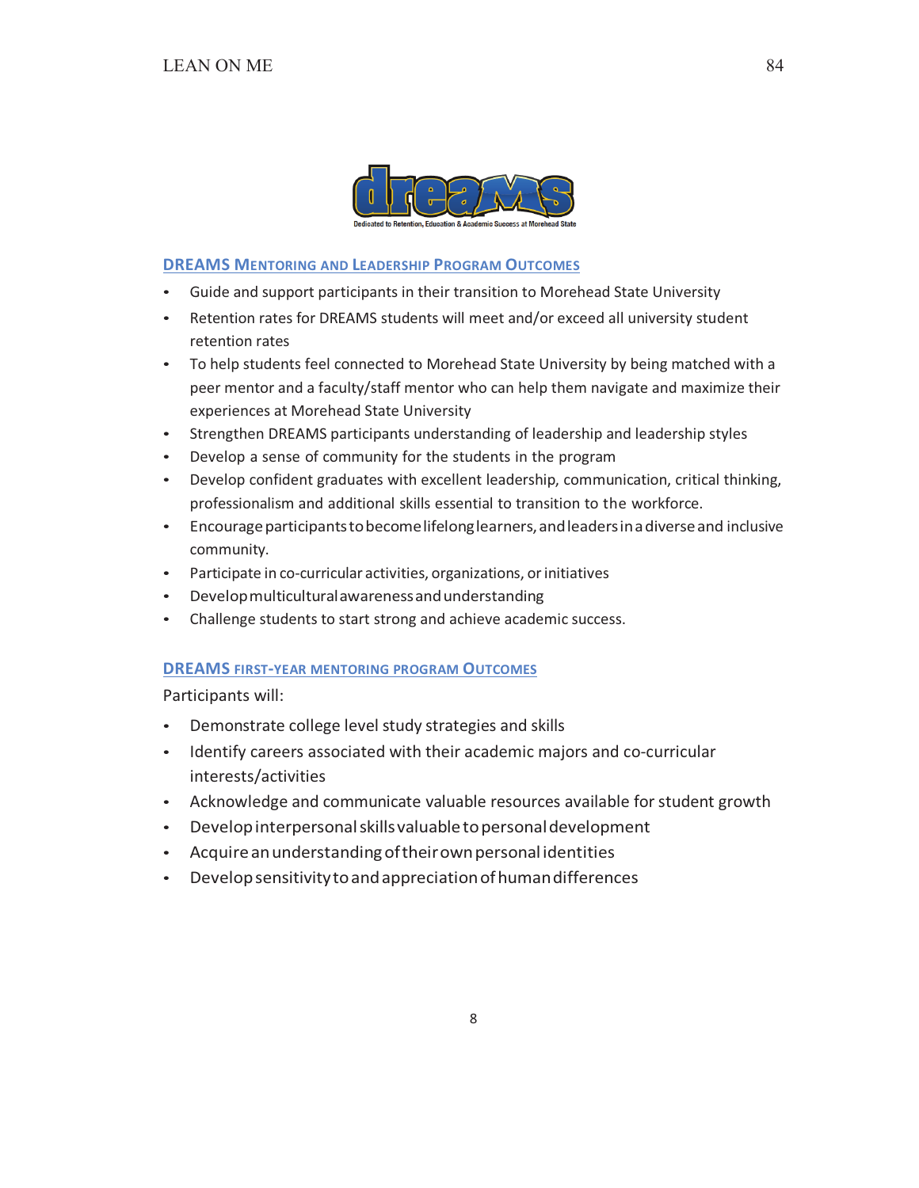dreams

Dedicated to Retention, Education & Academic Success at Morehead State

## DREAMS Mentoring and Leadership Program Outcomes

- Guide and support participants in their transition to Morehead State University
- Retention rates for DREAMS students will meet and/or exceed all university student retention rates
- To help students feel connected to Morehead State University by being matched with a peer mentor and a faculty/staff mentor who can help them navigate and maximize their experiences at Morehead State University
- Strengthen DREAMS participants understanding of leadership and leadership styles
- Develop a sense of community for the students in the program
- Develop confident graduates with excellent leadership, communication, critical thinking, professionalism and additional skills essential to transition to the workforce.
- Encourage participants to become lifelong learners, and leaders in a diverse and inclusive community.
- Participate in co-curricular activities, organizations, or initiatives
- Develop multicultural awareness and understanding
- Challenge students to start strong and achieve academic success.

## DREAMS first-year mentoring program Outcomes

Participants will:

- Demonstrate college level study strategies and skills
- Identify careers associated with their academic majors and co-curricular interests/activities
- Acknowledge and communicate valuable resources available for student growth
- Develop interpersonal skills valuable to personal development
- Acquire an understanding of their own personal identities
- Develop sensitivity to and appreciation of human differences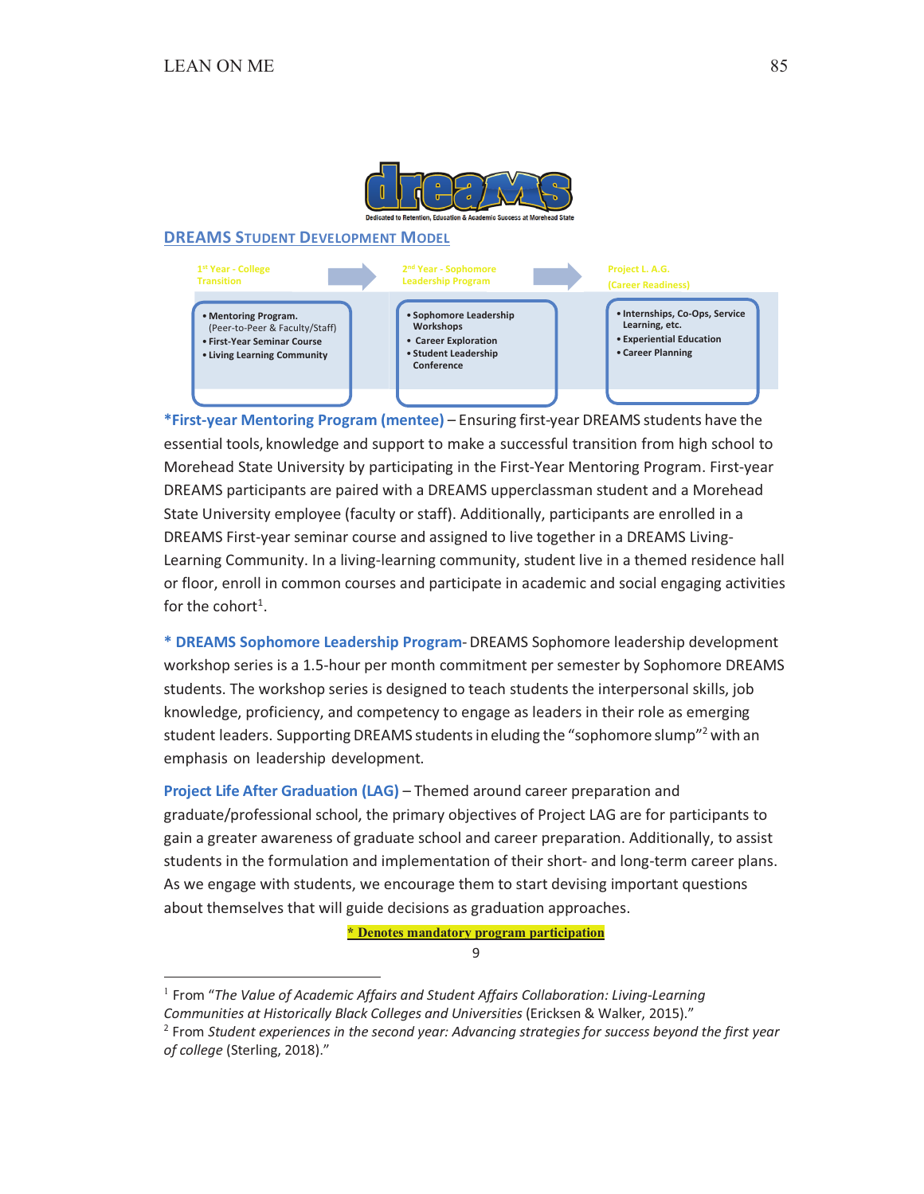dreams

Dedicated to Retention, Education & Academic Success at Morehead State

## DREAMS STUDENT DEVELOPMENT MODEL

| 1st Year - College Transition | 2nd Year - Sophomore Leadership Program | Project L. A.G. (Career Readiness) |
| --- | --- | --- |
| • Mentoring Program. (Peer-to-Peer & Faculty/Staff)<br>• First-Year Seminar Course<br>• Living Learning Community | • Sophomore Leadership Workshops<br>• Career Exploration<br>• Student Leadership Conference | • Internships, Co-Ops, Service Learning, etc.<br>• Experiential Education<br>• Career Planning |

**\*First-year Mentoring Program (mentee)** – Ensuring first-year DREAMS students have the essential tools, knowledge and support to make a successful transition from high school to Morehead State University by participating in the First-Year Mentoring Program. First-year DREAMS participants are paired with a DREAMS upperclassman student and a Morehead State University employee (faculty or staff). Additionally, participants are enrolled in a DREAMS First-year seminar course and assigned to live together in a DREAMS Living-Learning Community. In a living-learning community, student live in a themed residence hall or floor, enroll in common courses and participate in academic and social engaging activities for the cohort[1].

**\* DREAMS Sophomore Leadership Program**- DREAMS Sophomore leadership development workshop series is a 1.5-hour per month commitment per semester by Sophomore DREAMS students. The workshop series is designed to teach students the interpersonal skills, job knowledge, proficiency, and competency to engage as leaders in their role as emerging student leaders. Supporting DREAMS students in eluding the "sophomore slump"[2] with an emphasis on leadership development.

**Project Life After Graduation (LAG)** – Themed around career preparation and graduate/professional school, the primary objectives of Project LAG are for participants to gain a greater awareness of graduate school and career preparation. Additionally, to assist students in the formulation and implementation of their short- and long-term career plans. As we engage with students, we encourage them to start devising important questions about themselves that will guide decisions as graduation approaches.

**\* Denotes mandatory program participation**

9

---

[1] From "*The Value of Academic Affairs and Student Affairs Collaboration: Living-Learning Communities at Historically Black Colleges and Universities* (Ericksen & Walker, 2015)."

[2] From *Student experiences in the second year: Advancing strategies for success beyond the first year of college* (Sterling, 2018)."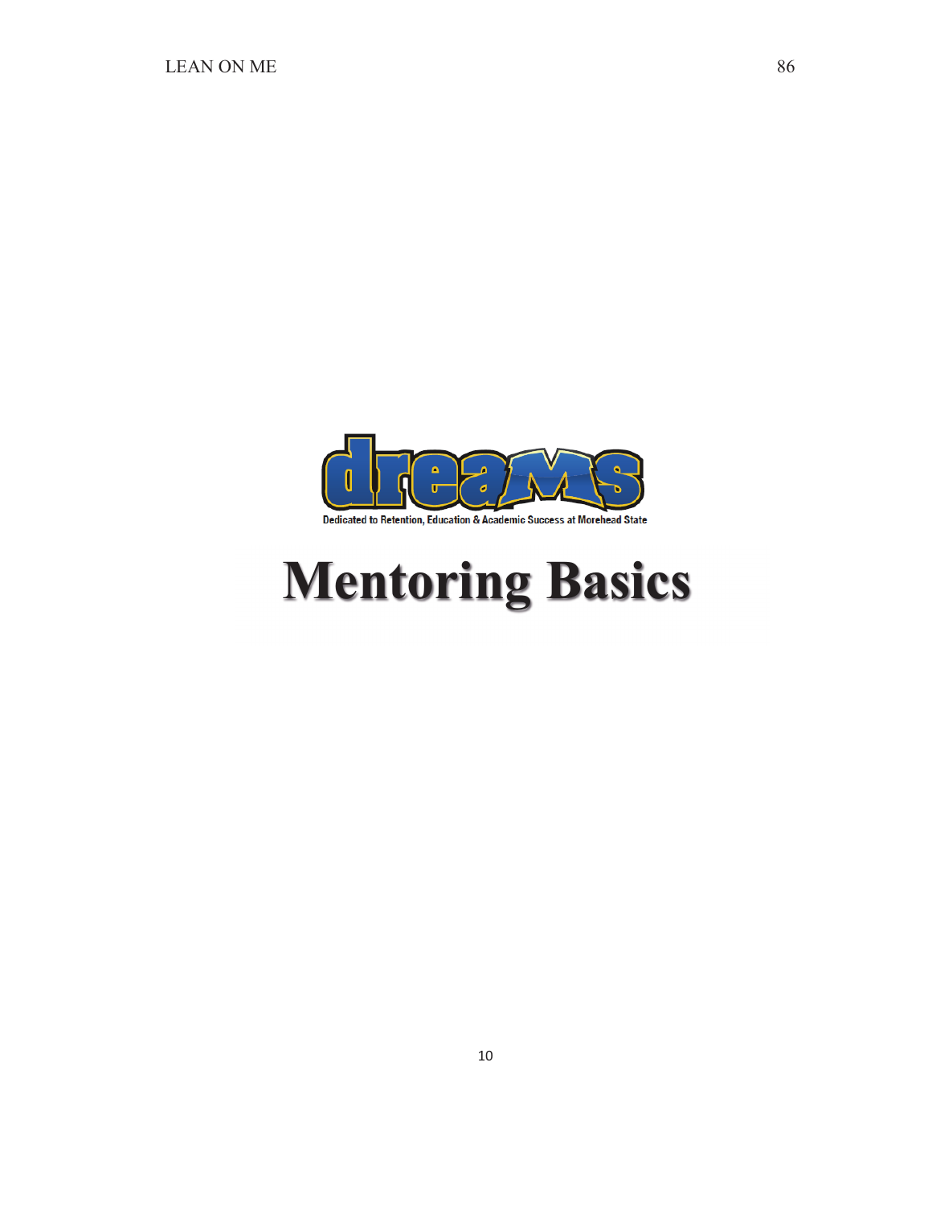dreams

Dedicated to Retention, Education & Academic Success at Morehead State

# Mentoring Basics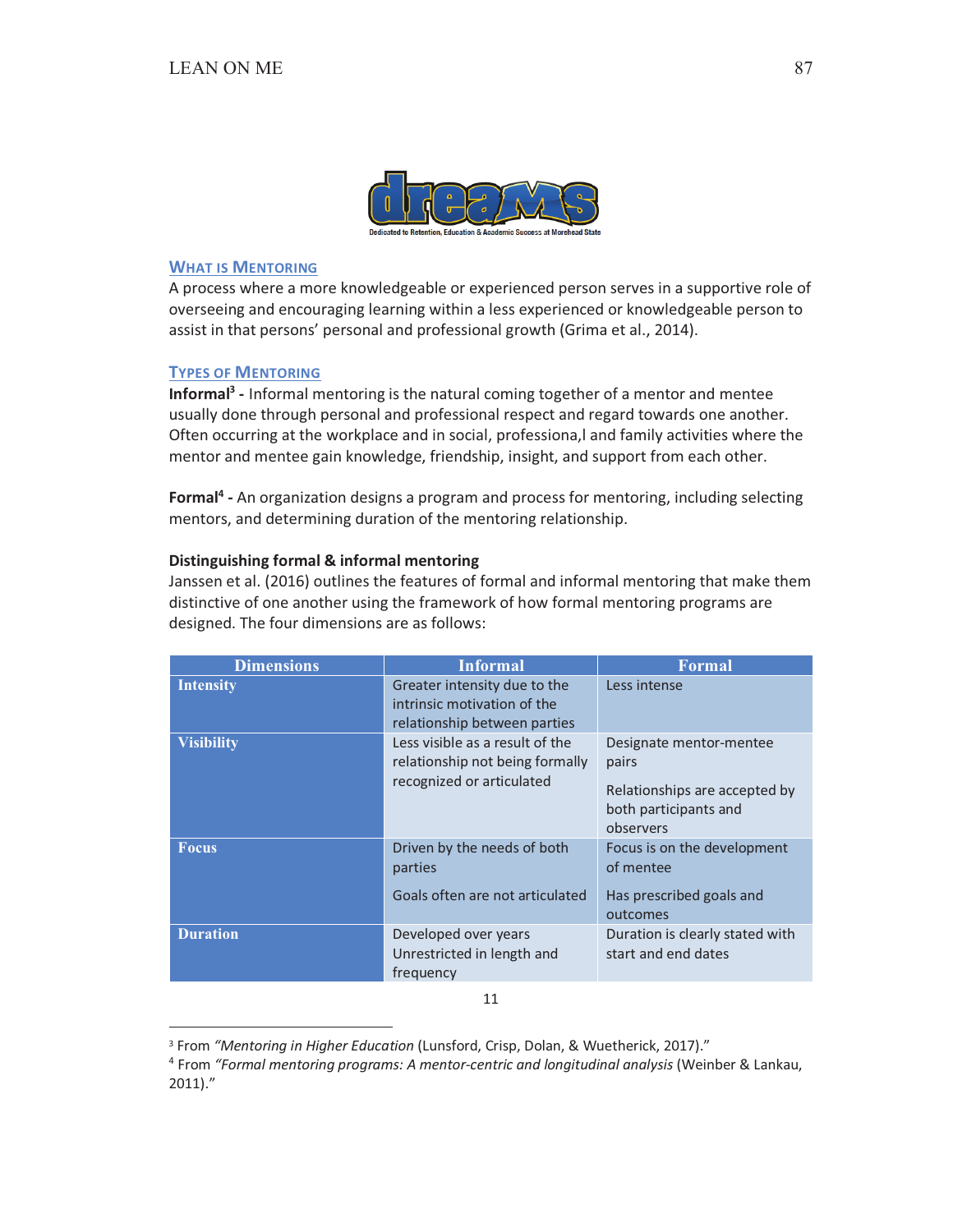**dreams**

Dedicated to Retention, Education & Academic Success at Morehead State

## What is Mentoring

A process where a more knowledgeable or experienced person serves in a supportive role of overseeing and encouraging learning within a less experienced or knowledgeable person to assist in that persons' personal and professional growth (Grima et al., 2014).

## Types of Mentoring

**Informal[3] -** Informal mentoring is the natural coming together of a mentor and mentee usually done through personal and professional respect and regard towards one another. Often occurring at the workplace and in social, professiona,l and family activities where the mentor and mentee gain knowledge, friendship, insight, and support from each other.

**Formal[4] -** An organization designs a program and process for mentoring, including selecting mentors, and determining duration of the mentoring relationship.

**Distinguishing formal & informal mentoring**

Janssen et al. (2016) outlines the features of formal and informal mentoring that make them distinctive of one another using the framework of how formal mentoring programs are designed. The four dimensions are as follows:

| Dimensions | Informal | Formal |
|---|---|---|
| **Intensity** | Greater intensity due to the intrinsic motivation of the relationship between parties | Less intense |
| **Visibility** | Less visible as a result of the relationship not being formally recognized or articulated | Designate mentor-mentee pairs<br><br>Relationships are accepted by both participants and observers |
| **Focus** | Driven by the needs of both parties<br><br>Goals often are not articulated | Focus is on the development of mentee<br><br>Has prescribed goals and outcomes |
| **Duration** | Developed over years<br>Unrestricted in length and frequency | Duration is clearly stated with start and end dates |

11

---

[3] From *"Mentoring in Higher Education* (Lunsford, Crisp, Dolan, & Wuetherick, 2017)."

[4] From *"Formal mentoring programs: A mentor-centric and longitudinal analysis* (Weinber & Lankau, 2011)."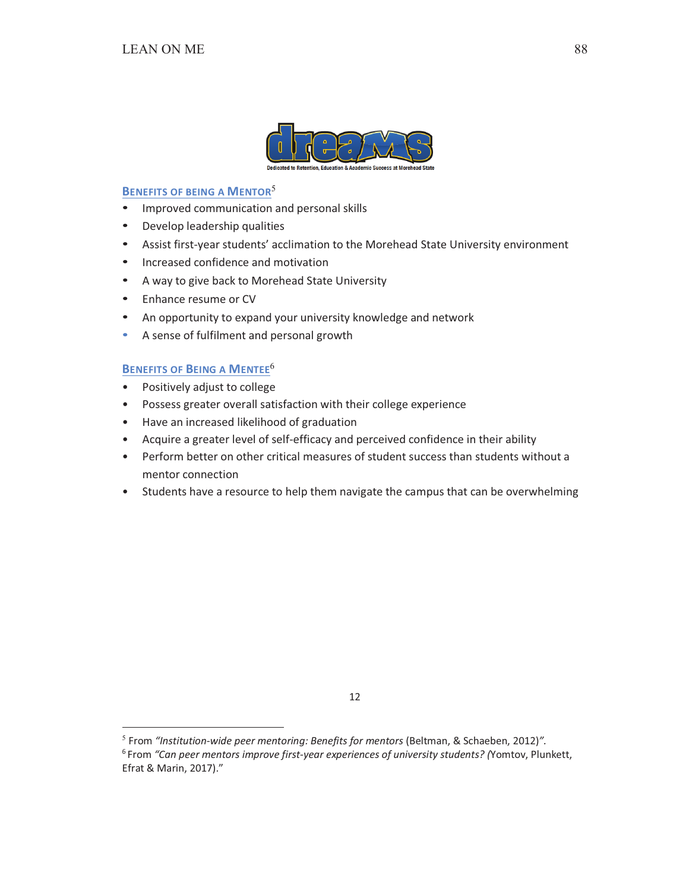dreams

Dedicated to Retention, Education & Academic Success at Morehead State

## Benefits of being a Mentor[5]

- Improved communication and personal skills
- Develop leadership qualities
- Assist first-year students' acclimation to the Morehead State University environment
- Increased confidence and motivation
- A way to give back to Morehead State University
- Enhance resume or CV
- An opportunity to expand your university knowledge and network
- A sense of fulfilment and personal growth

## Benefits of Being a Mentee[6]

- Positively adjust to college
- Possess greater overall satisfaction with their college experience
- Have an increased likelihood of graduation
- Acquire a greater level of self-efficacy and perceived confidence in their ability
- Perform better on other critical measures of student success than students without a mentor connection
- Students have a resource to help them navigate the campus that can be overwhelming

12

---

[5] From *"Institution-wide peer mentoring: Benefits for mentors* (Beltman, & Schaeben, 2012)*"*.

[6] From *"Can peer mentors improve first-year experiences of university students? (*Yomtov, Plunkett, Efrat & Marin, 2017)."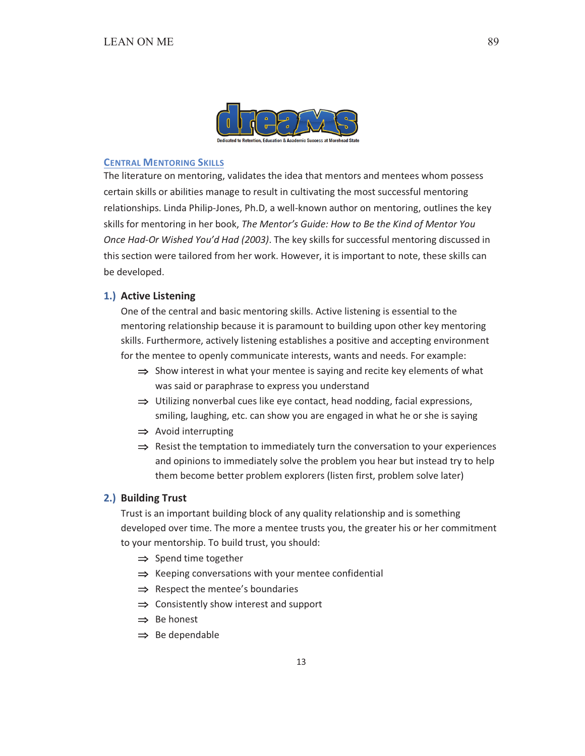## Central Mentoring Skills

The literature on mentoring, validates the idea that mentors and mentees whom possess certain skills or abilities manage to result in cultivating the most successful mentoring relationships. Linda Philip-Jones, Ph.D, a well-known author on mentoring, outlines the key skills for mentoring in her book, *The Mentor's Guide: How to Be the Kind of Mentor You Once Had-Or Wished You'd Had (2003)*. The key skills for successful mentoring discussed in this section were tailored from her work. However, it is important to note, these skills can be developed.

### 1.) Active Listening

One of the central and basic mentoring skills. Active listening is essential to the mentoring relationship because it is paramount to building upon other key mentoring skills. Furthermore, actively listening establishes a positive and accepting environment for the mentee to openly communicate interests, wants and needs. For example:

- ⇒ Show interest in what your mentee is saying and recite key elements of what was said or paraphrase to express you understand
- ⇒ Utilizing nonverbal cues like eye contact, head nodding, facial expressions, smiling, laughing, etc. can show you are engaged in what he or she is saying
- ⇒ Avoid interrupting
- ⇒ Resist the temptation to immediately turn the conversation to your experiences and opinions to immediately solve the problem you hear but instead try to help them become better problem explorers (listen first, problem solve later)

### 2.) Building Trust

Trust is an important building block of any quality relationship and is something developed over time. The more a mentee trusts you, the greater his or her commitment to your mentorship. To build trust, you should:

- ⇒ Spend time together
- ⇒ Keeping conversations with your mentee confidential
- ⇒ Respect the mentee's boundaries
- ⇒ Consistently show interest and support
- ⇒ Be honest
- ⇒ Be dependable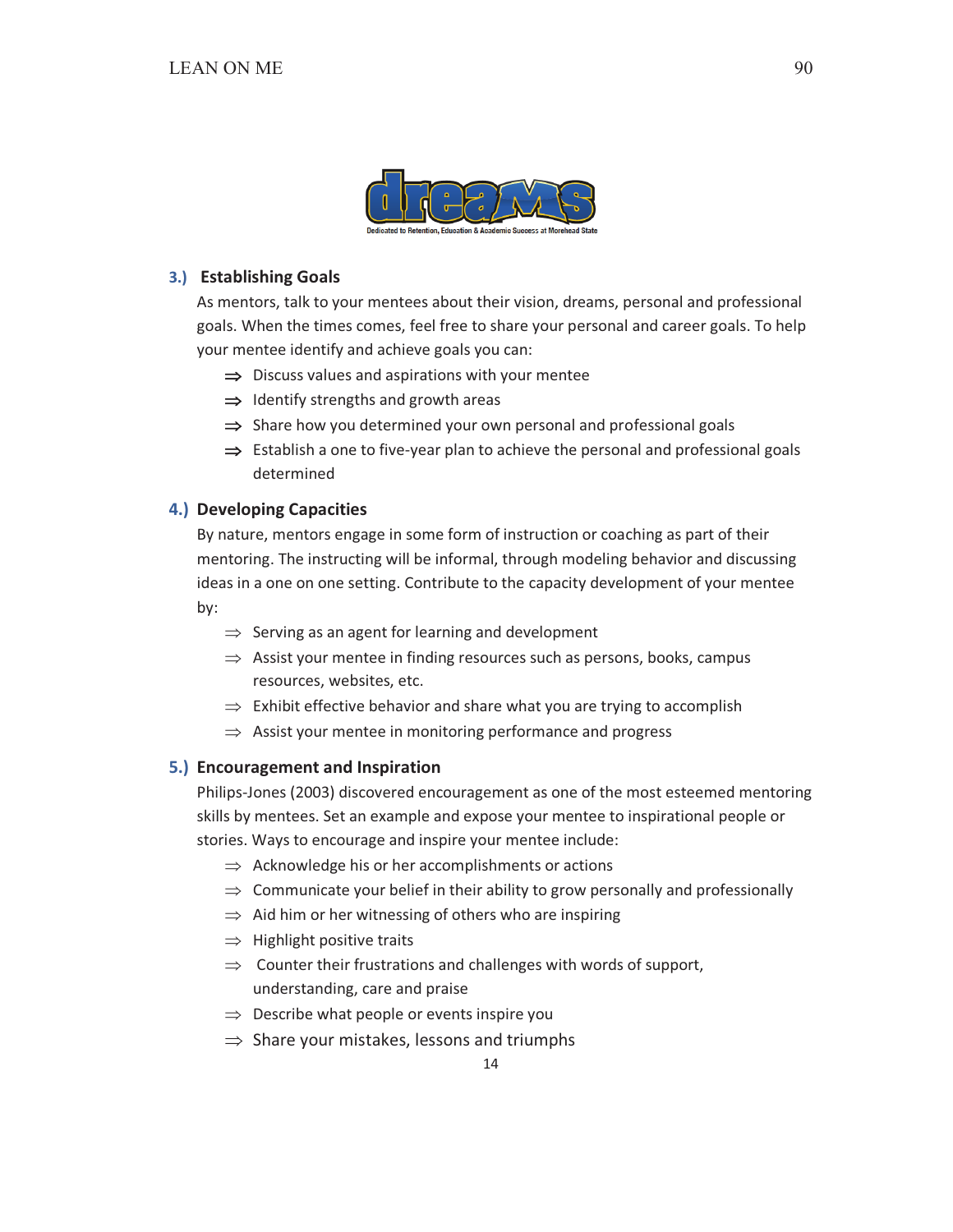dreams

Dedicated to Retention, Education & Academic Success at Morehead State

### 3.) Establishing Goals

As mentors, talk to your mentees about their vision, dreams, personal and professional goals. When the times comes, feel free to share your personal and career goals. To help your mentee identify and achieve goals you can:

- ⇒ Discuss values and aspirations with your mentee
- ⇒ Identify strengths and growth areas
- ⇒ Share how you determined your own personal and professional goals
- ⇒ Establish a one to five-year plan to achieve the personal and professional goals determined

### 4.) Developing Capacities

By nature, mentors engage in some form of instruction or coaching as part of their mentoring. The instructing will be informal, through modeling behavior and discussing ideas in a one on one setting. Contribute to the capacity development of your mentee by:

- ⇒ Serving as an agent for learning and development
- ⇒ Assist your mentee in finding resources such as persons, books, campus resources, websites, etc.
- ⇒ Exhibit effective behavior and share what you are trying to accomplish
- ⇒ Assist your mentee in monitoring performance and progress

### 5.) Encouragement and Inspiration

Philips-Jones (2003) discovered encouragement as one of the most esteemed mentoring skills by mentees. Set an example and expose your mentee to inspirational people or stories. Ways to encourage and inspire your mentee include:

- ⇒ Acknowledge his or her accomplishments or actions
- ⇒ Communicate your belief in their ability to grow personally and professionally
- ⇒ Aid him or her witnessing of others who are inspiring
- ⇒ Highlight positive traits
- ⇒ Counter their frustrations and challenges with words of support, understanding, care and praise
- ⇒ Describe what people or events inspire you
- ⇒ Share your mistakes, lessons and triumphs

14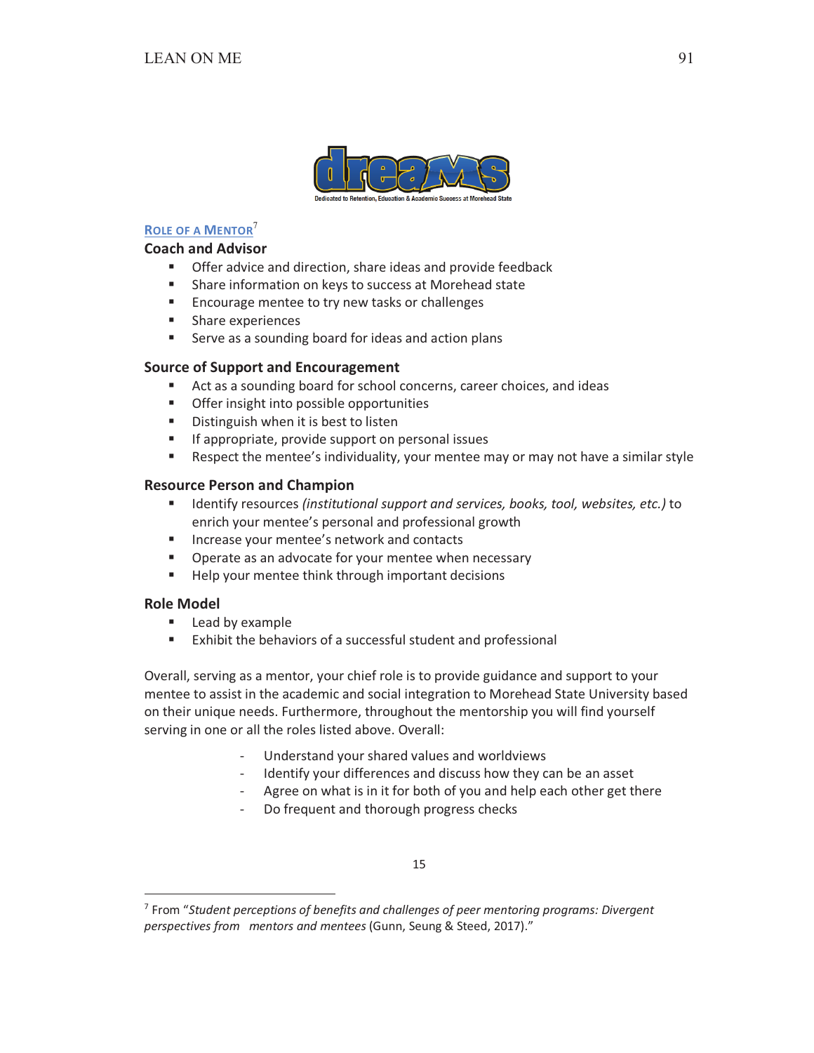## Role of a Mentor[7]

### Coach and Advisor

- Offer advice and direction, share ideas and provide feedback
- Share information on keys to success at Morehead state
- Encourage mentee to try new tasks or challenges
- Share experiences
- Serve as a sounding board for ideas and action plans

### Source of Support and Encouragement

- Act as a sounding board for school concerns, career choices, and ideas
- Offer insight into possible opportunities
- Distinguish when it is best to listen
- If appropriate, provide support on personal issues
- Respect the mentee's individuality, your mentee may or may not have a similar style

### Resource Person and Champion

- Identify resources *(institutional support and services, books, tool, websites, etc.)* to enrich your mentee's personal and professional growth
- Increase your mentee's network and contacts
- Operate as an advocate for your mentee when necessary
- Help your mentee think through important decisions

### Role Model

- Lead by example
- Exhibit the behaviors of a successful student and professional

Overall, serving as a mentor, your chief role is to provide guidance and support to your mentee to assist in the academic and social integration to Morehead State University based on their unique needs. Furthermore, throughout the mentorship you will find yourself serving in one or all the roles listed above. Overall:

- Understand your shared values and worldviews
- Identify your differences and discuss how they can be an asset
- Agree on what is in it for both of you and help each other get there
- Do frequent and thorough progress checks

[7] From "*Student perceptions of benefits and challenges of peer mentoring programs: Divergent perspectives from mentors and mentees* (Gunn, Seung & Steed, 2017)."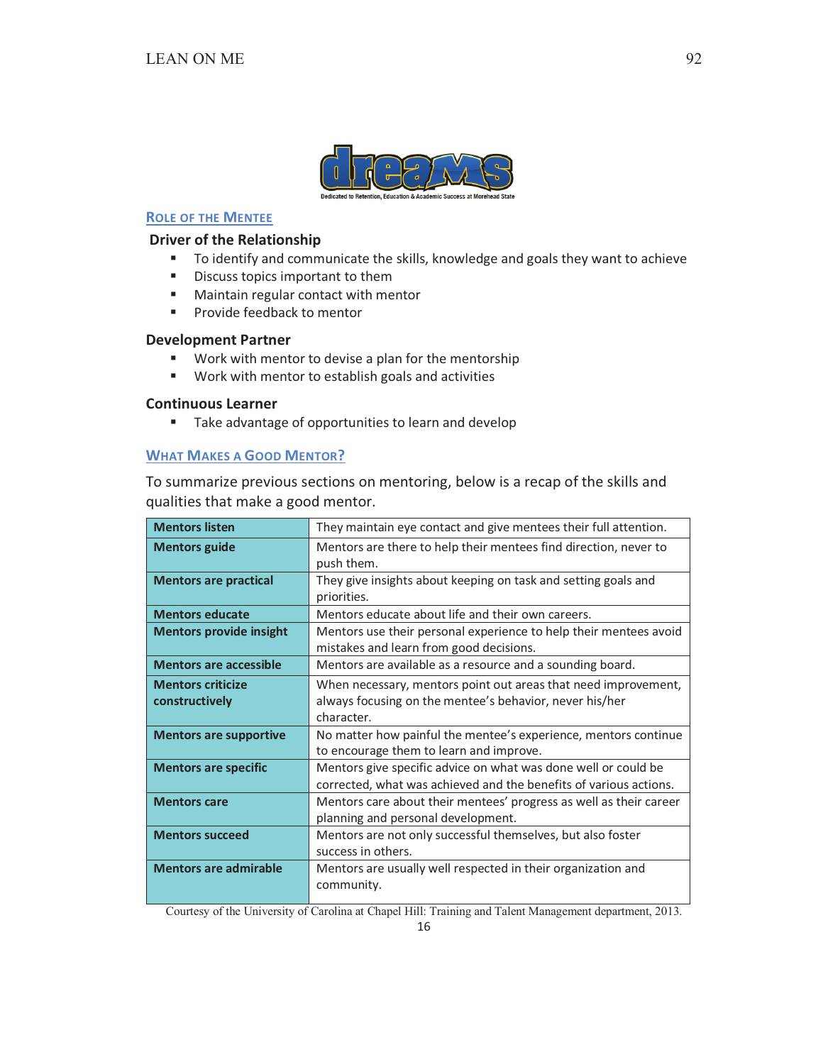dreams

Dedicated to Retention, Education & Academic Success at Morehead State

## Role of the Mentee

### Driver of the Relationship

- To identify and communicate the skills, knowledge and goals they want to achieve
- Discuss topics important to them
- Maintain regular contact with mentor
- Provide feedback to mentor

### Development Partner

- Work with mentor to devise a plan for the mentorship
- Work with mentor to establish goals and activities

### Continuous Learner

- Take advantage of opportunities to learn and develop

## What Makes a Good Mentor?

To summarize previous sections on mentoring, below is a recap of the skills and qualities that make a good mentor.

| | |
|---|---|
| **Mentors listen** | They maintain eye contact and give mentees their full attention. |
| **Mentors guide** | Mentors are there to help their mentees find direction, never to push them. |
| **Mentors are practical** | They give insights about keeping on task and setting goals and priorities. |
| **Mentors educate** | Mentors educate about life and their own careers. |
| **Mentors provide insight** | Mentors use their personal experience to help their mentees avoid mistakes and learn from good decisions. |
| **Mentors are accessible** | Mentors are available as a resource and a sounding board. |
| **Mentors criticize constructively** | When necessary, mentors point out areas that need improvement, always focusing on the mentee's behavior, never his/her character. |
| **Mentors are supportive** | No matter how painful the mentee's experience, mentors continue to encourage them to learn and improve. |
| **Mentors are specific** | Mentors give specific advice on what was done well or could be corrected, what was achieved and the benefits of various actions. |
| **Mentors care** | Mentors care about their mentees' progress as well as their career planning and personal development. |
| **Mentors succeed** | Mentors are not only successful themselves, but also foster success in others. |
| **Mentors are admirable** | Mentors are usually well respected in their organization and community. |

Courtesy of the University of Carolina at Chapel Hill: Training and Talent Management department, 2013.

16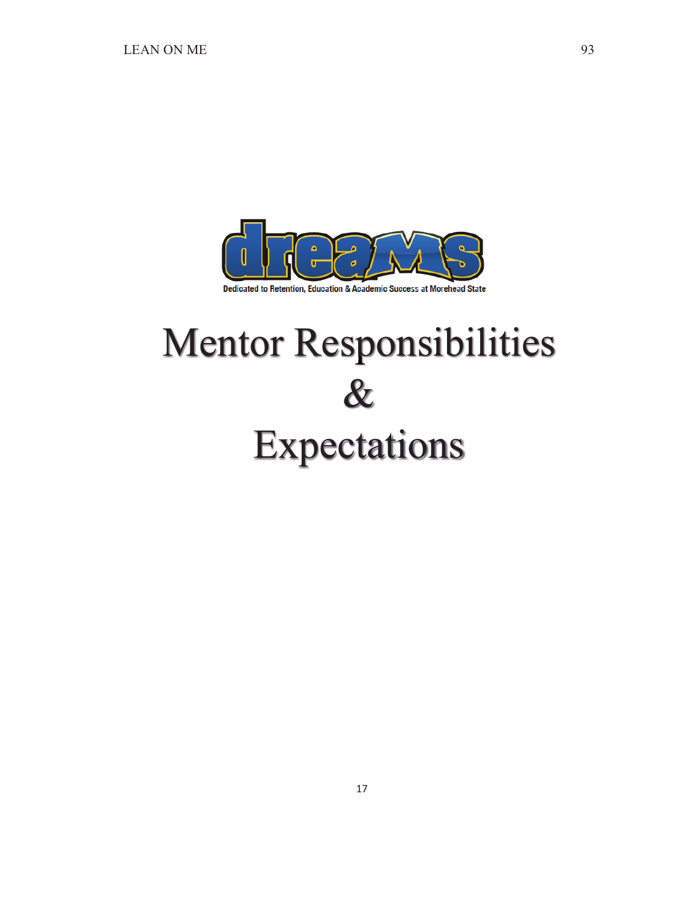dreams

Dedicated to Retention, Education & Academic Success at Morehead State

# Mentor Responsibilities & Expectations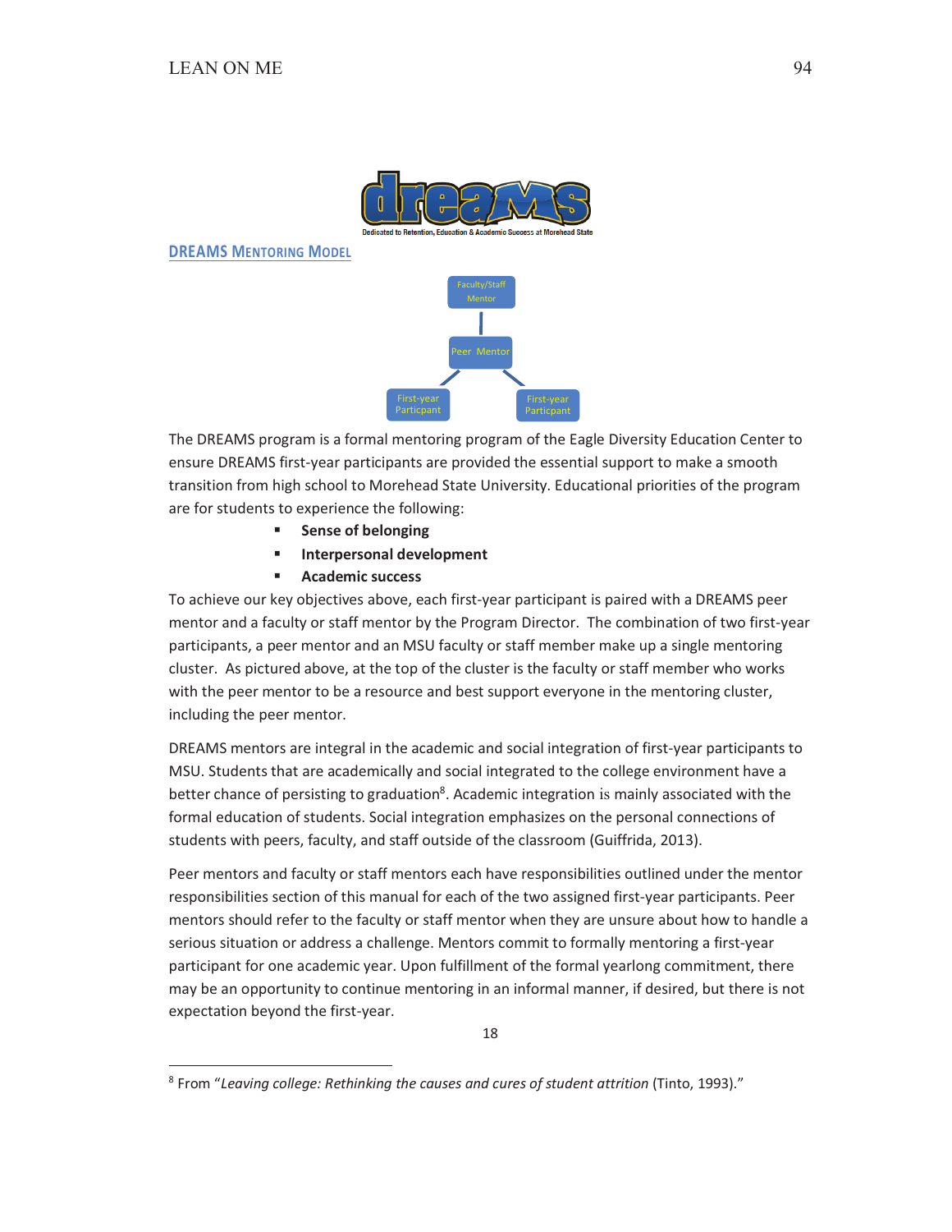Dedicated to Retention, Education & Academic Success at Morehead State

## DREAMS Mentoring Model

Faculty/Staff Mentor

Peer Mentor

First-year Particpant

First-year Particpant

The DREAMS program is a formal mentoring program of the Eagle Diversity Education Center to ensure DREAMS first-year participants are provided the essential support to make a smooth transition from high school to Morehead State University. Educational priorities of the program are for students to experience the following:

- **Sense of belonging**
- **Interpersonal development**
- **Academic success**

To achieve our key objectives above, each first-year participant is paired with a DREAMS peer mentor and a faculty or staff mentor by the Program Director. The combination of two first-year participants, a peer mentor and an MSU faculty or staff member make up a single mentoring cluster. As pictured above, at the top of the cluster is the faculty or staff member who works with the peer mentor to be a resource and best support everyone in the mentoring cluster, including the peer mentor.

DREAMS mentors are integral in the academic and social integration of first-year participants to MSU. Students that are academically and social integrated to the college environment have a better chance of persisting to graduation[8]. Academic integration is mainly associated with the formal education of students. Social integration emphasizes on the personal connections of students with peers, faculty, and staff outside of the classroom (Guiffrida, 2013).

Peer mentors and faculty or staff mentors each have responsibilities outlined under the mentor responsibilities section of this manual for each of the two assigned first-year participants. Peer mentors should refer to the faculty or staff mentor when they are unsure about how to handle a serious situation or address a challenge. Mentors commit to formally mentoring a first-year participant for one academic year. Upon fulfillment of the formal yearlong commitment, there may be an opportunity to continue mentoring in an informal manner, if desired, but there is not expectation beyond the first-year.

[8] From "*Leaving college: Rethinking the causes and cures of student attrition* (Tinto, 1993)."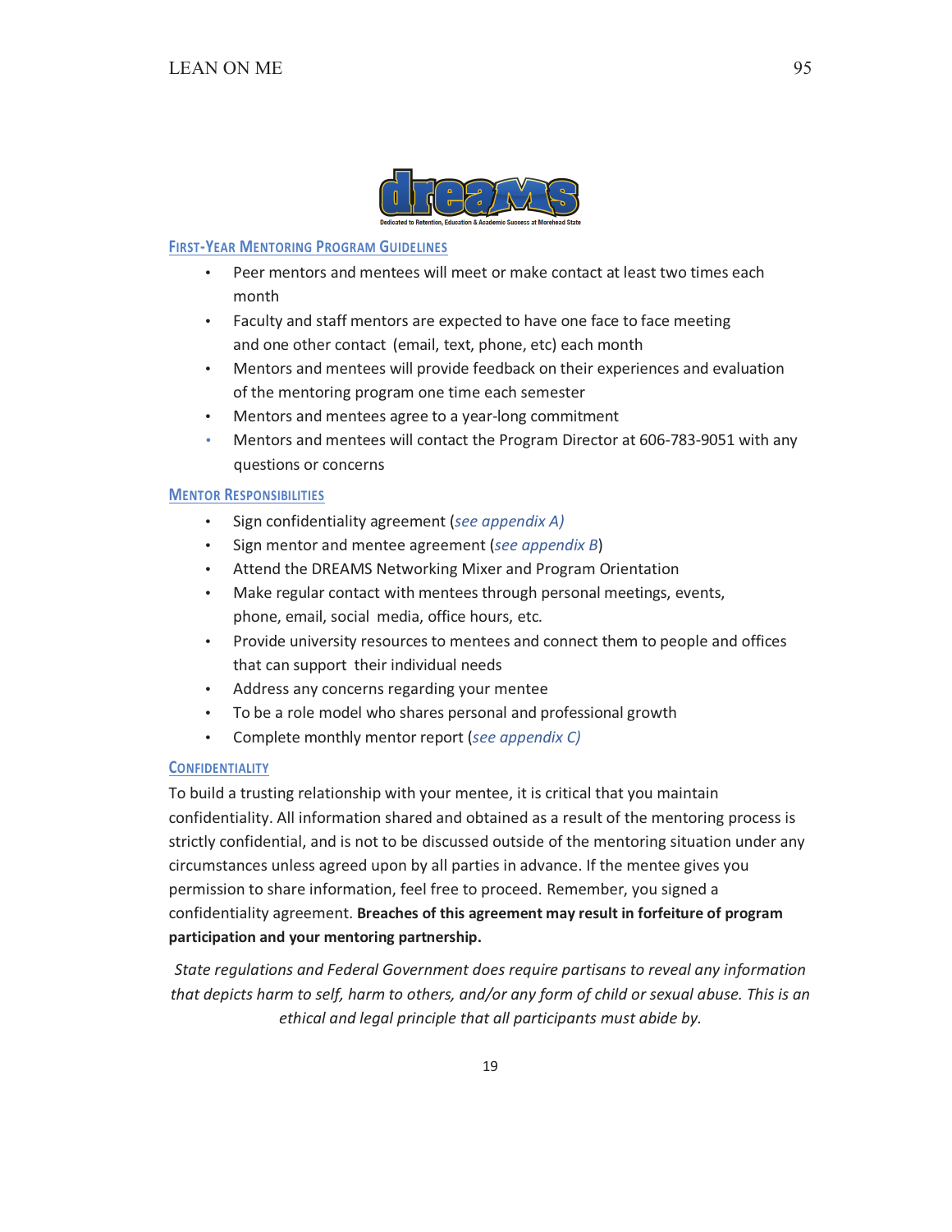**Dedicated to Retention, Education & Academic Success at Morehead State**

## First-Year Mentoring Program Guidelines

- Peer mentors and mentees will meet or make contact at least two times each month
- Faculty and staff mentors are expected to have one face to face meeting and one other contact (email, text, phone, etc) each month
- Mentors and mentees will provide feedback on their experiences and evaluation of the mentoring program one time each semester
- Mentors and mentees agree to a year-long commitment
- Mentors and mentees will contact the Program Director at 606-783-9051 with any questions or concerns

## Mentor Responsibilities

- Sign confidentiality agreement (*see appendix A)*
- Sign mentor and mentee agreement (*see appendix B*)
- Attend the DREAMS Networking Mixer and Program Orientation
- Make regular contact with mentees through personal meetings, events, phone, email, social media, office hours, etc.
- Provide university resources to mentees and connect them to people and offices that can support their individual needs
- Address any concerns regarding your mentee
- To be a role model who shares personal and professional growth
- Complete monthly mentor report (*see appendix C)*

## Confidentiality

To build a trusting relationship with your mentee, it is critical that you maintain confidentiality. All information shared and obtained as a result of the mentoring process is strictly confidential, and is not to be discussed outside of the mentoring situation under any circumstances unless agreed upon by all parties in advance. If the mentee gives you permission to share information, feel free to proceed. Remember, you signed a confidentiality agreement. **Breaches of this agreement may result in forfeiture of program participation and your mentoring partnership.**

*State regulations and Federal Government does require partisans to reveal any information that depicts harm to self, harm to others, and/or any form of child or sexual abuse. This is an ethical and legal principle that all participants must abide by.*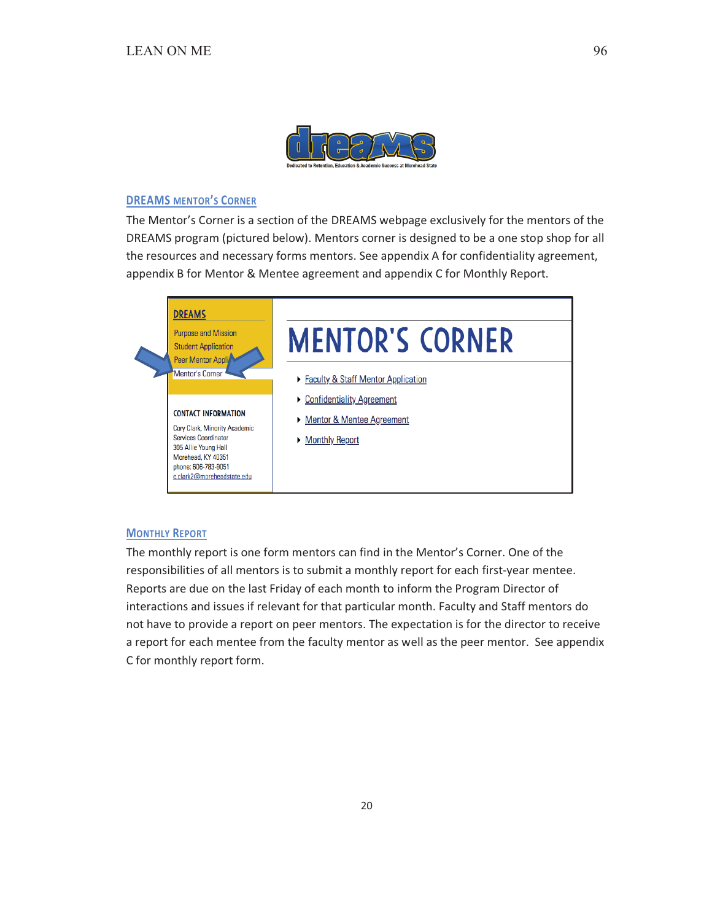## DREAMS Mentor's Corner

The Mentor's Corner is a section of the DREAMS webpage exclusively for the mentors of the DREAMS program (pictured below). Mentors corner is designed to be a one stop shop for all the resources and necessary forms mentors. See appendix A for confidentiality agreement, appendix B for Mentor & Mentee agreement and appendix C for Monthly Report.

## Monthly Report

The monthly report is one form mentors can find in the Mentor's Corner. One of the responsibilities of all mentors is to submit a monthly report for each first-year mentee. Reports are due on the last Friday of each month to inform the Program Director of interactions and issues if relevant for that particular month. Faculty and Staff mentors do not have to provide a report on peer mentors. The expectation is for the director to receive a report for each mentee from the faculty mentor as well as the peer mentor. See appendix C for monthly report form.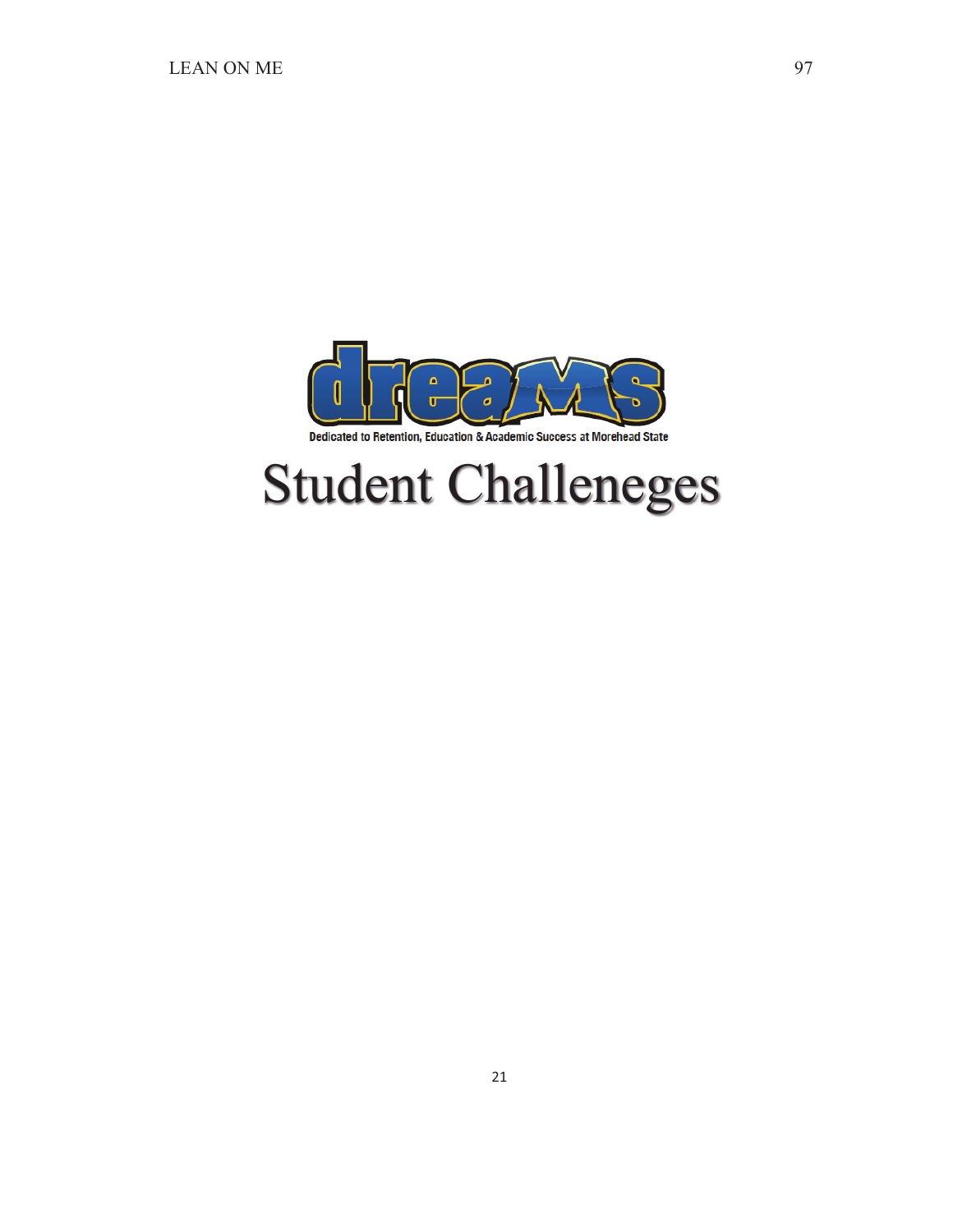dreams

Dedicated to Retention, Education & Academic Success at Morehead State

# Student Challeneges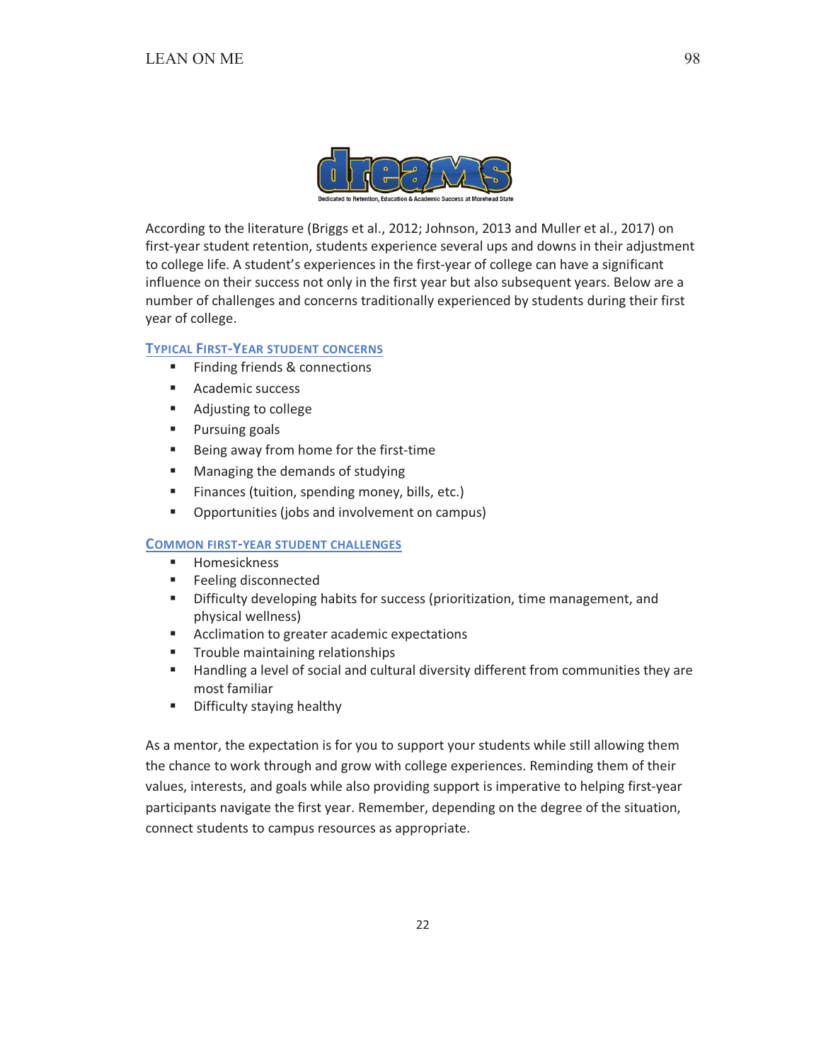dreams

Dedicated to Retention, Education & Academic Success at Morehead State

According to the literature (Briggs et al., 2012; Johnson, 2013 and Muller et al., 2017) on first-year student retention, students experience several ups and downs in their adjustment to college life. A student's experiences in the first-year of college can have a significant influence on their success not only in the first year but also subsequent years. Below are a number of challenges and concerns traditionally experienced by students during their first year of college.

## Typical First-Year Student Concerns

- Finding friends & connections
- Academic success
- Adjusting to college
- Pursuing goals
- Being away from home for the first-time
- Managing the demands of studying
- Finances (tuition, spending money, bills, etc.)
- Opportunities (jobs and involvement on campus)

## Common First-Year Student Challenges

- Homesickness
- Feeling disconnected
- Difficulty developing habits for success (prioritization, time management, and physical wellness)
- Acclimation to greater academic expectations
- Trouble maintaining relationships
- Handling a level of social and cultural diversity different from communities they are most familiar
- Difficulty staying healthy

As a mentor, the expectation is for you to support your students while still allowing them the chance to work through and grow with college experiences. Reminding them of their values, interests, and goals while also providing support is imperative to helping first-year participants navigate the first year. Remember, depending on the degree of the situation, connect students to campus resources as appropriate.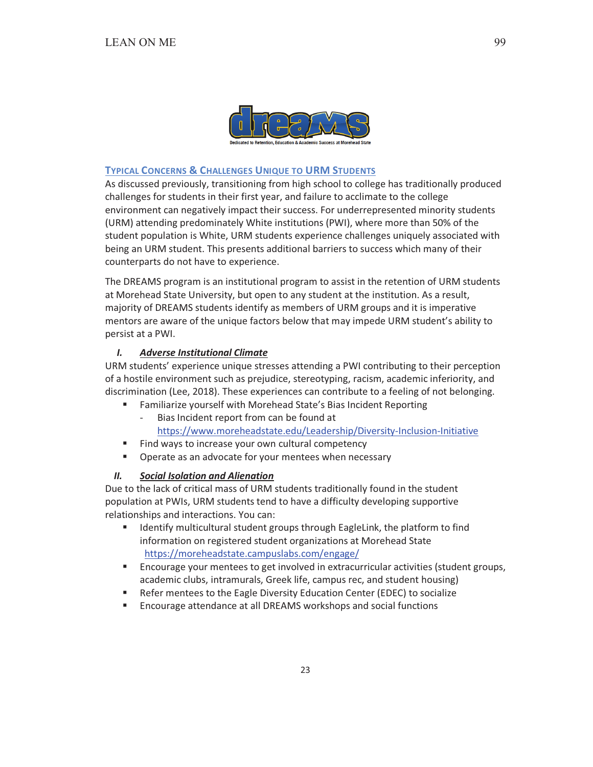dreams

Dedicated to Retention, Education & Academic Success at Morehead State

## Typical Concerns & Challenges Unique to URM Students

As discussed previously, transitioning from high school to college has traditionally produced challenges for students in their first year, and failure to acclimate to the college environment can negatively impact their success. For underrepresented minority students (URM) attending predominately White institutions (PWI), where more than 50% of the student population is White, URM students experience challenges uniquely associated with being an URM student. This presents additional barriers to success which many of their counterparts do not have to experience.

The DREAMS program is an institutional program to assist in the retention of URM students at Morehead State University, but open to any student at the institution. As a result, majority of DREAMS students identify as members of URM groups and it is imperative mentors are aware of the unique factors below that may impede URM student's ability to persist at a PWI.

### I. *Adverse Institutional Climate*

URM students' experience unique stresses attending a PWI contributing to their perception of a hostile environment such as prejudice, stereotyping, racism, academic inferiority, and discrimination (Lee, 2018). These experiences can contribute to a feeling of not belonging.

- Familiarize yourself with Morehead State's Bias Incident Reporting
  - Bias Incident report from can be found at https://www.moreheadstate.edu/Leadership/Diversity-Inclusion-Initiative
- Find ways to increase your own cultural competency
- Operate as an advocate for your mentees when necessary

### II. *Social Isolation and Alienation*

Due to the lack of critical mass of URM students traditionally found in the student population at PWIs, URM students tend to have a difficulty developing supportive relationships and interactions. You can:

- Identify multicultural student groups through EagleLink, the platform to find information on registered student organizations at Morehead State https://moreheadstate.campuslabs.com/engage/
- Encourage your mentees to get involved in extracurricular activities (student groups, academic clubs, intramurals, Greek life, campus rec, and student housing)
- Refer mentees to the Eagle Diversity Education Center (EDEC) to socialize
- Encourage attendance at all DREAMS workshops and social functions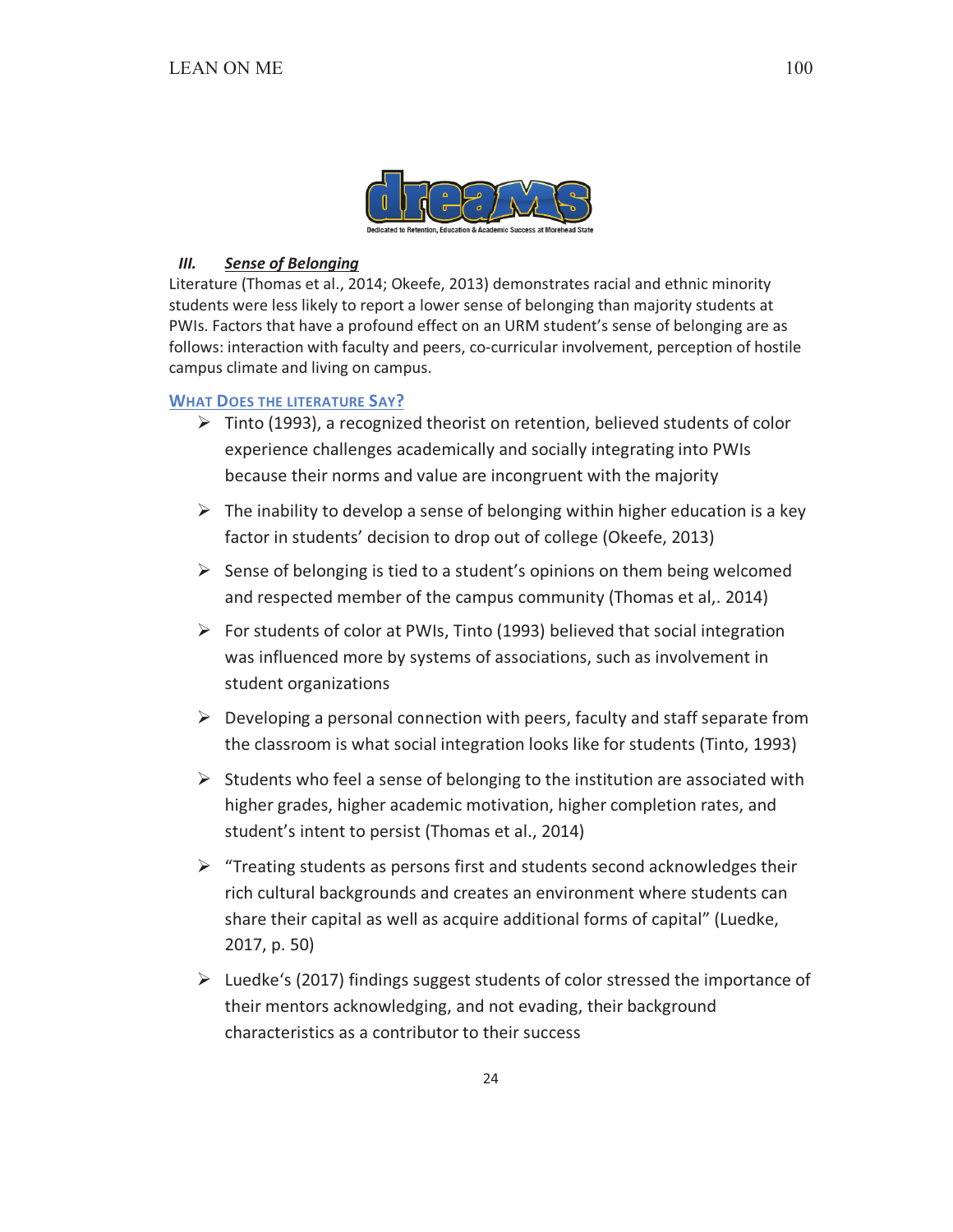dreams

Dedicated to Retention, Education & Academic Success at Morehead State

### *III. Sense of Belonging*

Literature (Thomas et al., 2014; Okeefe, 2013) demonstrates racial and ethnic minority students were less likely to report a lower sense of belonging than majority students at PWIs. Factors that have a profound effect on an URM student's sense of belonging are as follows: interaction with faculty and peers, co-curricular involvement, perception of hostile campus climate and living on campus.

#### What Does the literature Say?

- Tinto (1993), a recognized theorist on retention, believed students of color experience challenges academically and socially integrating into PWIs because their norms and value are incongruent with the majority
- The inability to develop a sense of belonging within higher education is a key factor in students' decision to drop out of college (Okeefe, 2013)
- Sense of belonging is tied to a student's opinions on them being welcomed and respected member of the campus community (Thomas et al,. 2014)
- For students of color at PWIs, Tinto (1993) believed that social integration was influenced more by systems of associations, such as involvement in student organizations
- Developing a personal connection with peers, faculty and staff separate from the classroom is what social integration looks like for students (Tinto, 1993)
- Students who feel a sense of belonging to the institution are associated with higher grades, higher academic motivation, higher completion rates, and student's intent to persist (Thomas et al., 2014)
- "Treating students as persons first and students second acknowledges their rich cultural backgrounds and creates an environment where students can share their capital as well as acquire additional forms of capital" (Luedke, 2017, p. 50)
- Luedke's (2017) findings suggest students of color stressed the importance of their mentors acknowledging, and not evading, their background characteristics as a contributor to their success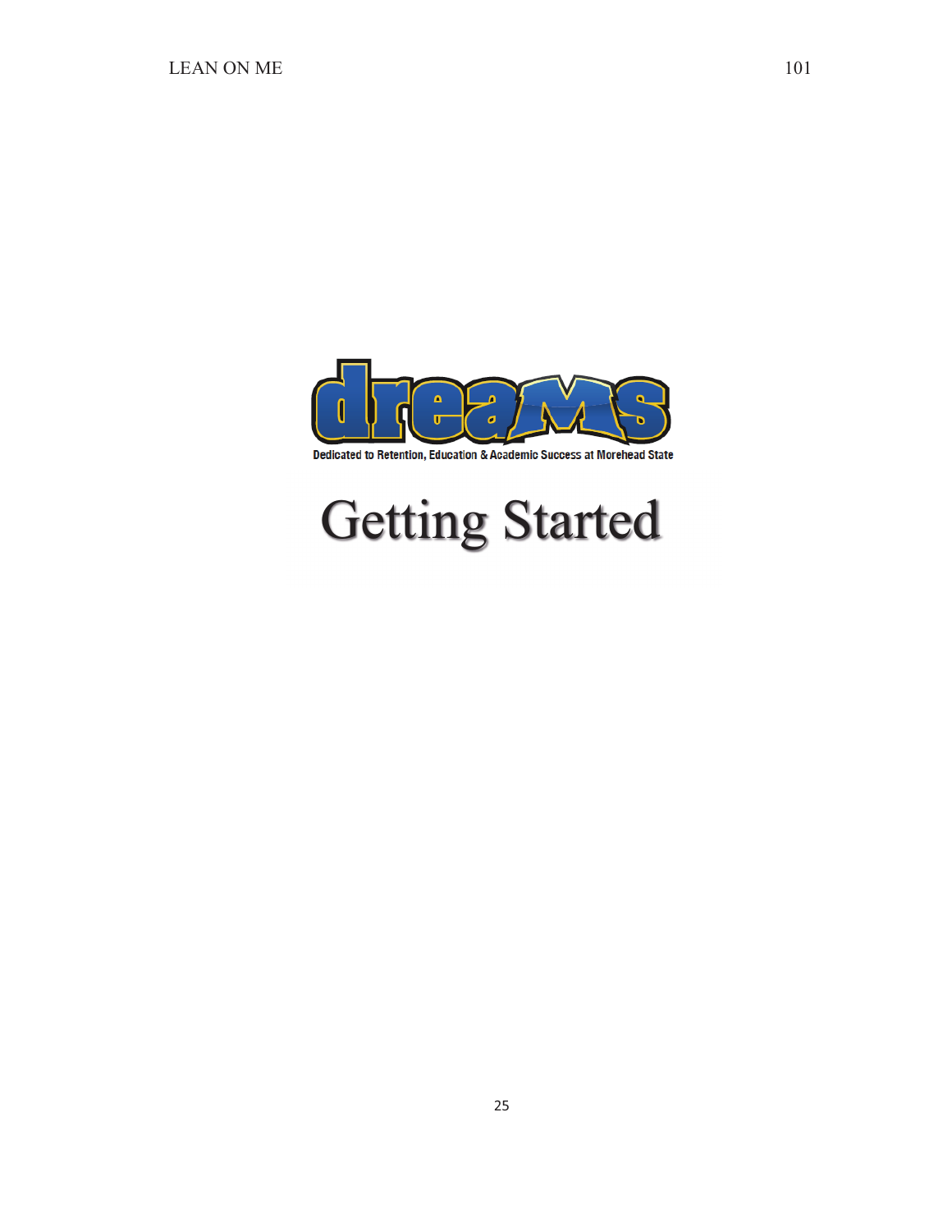dreams

Dedicated to Retention, Education & Academic Success at Morehead State

# Getting Started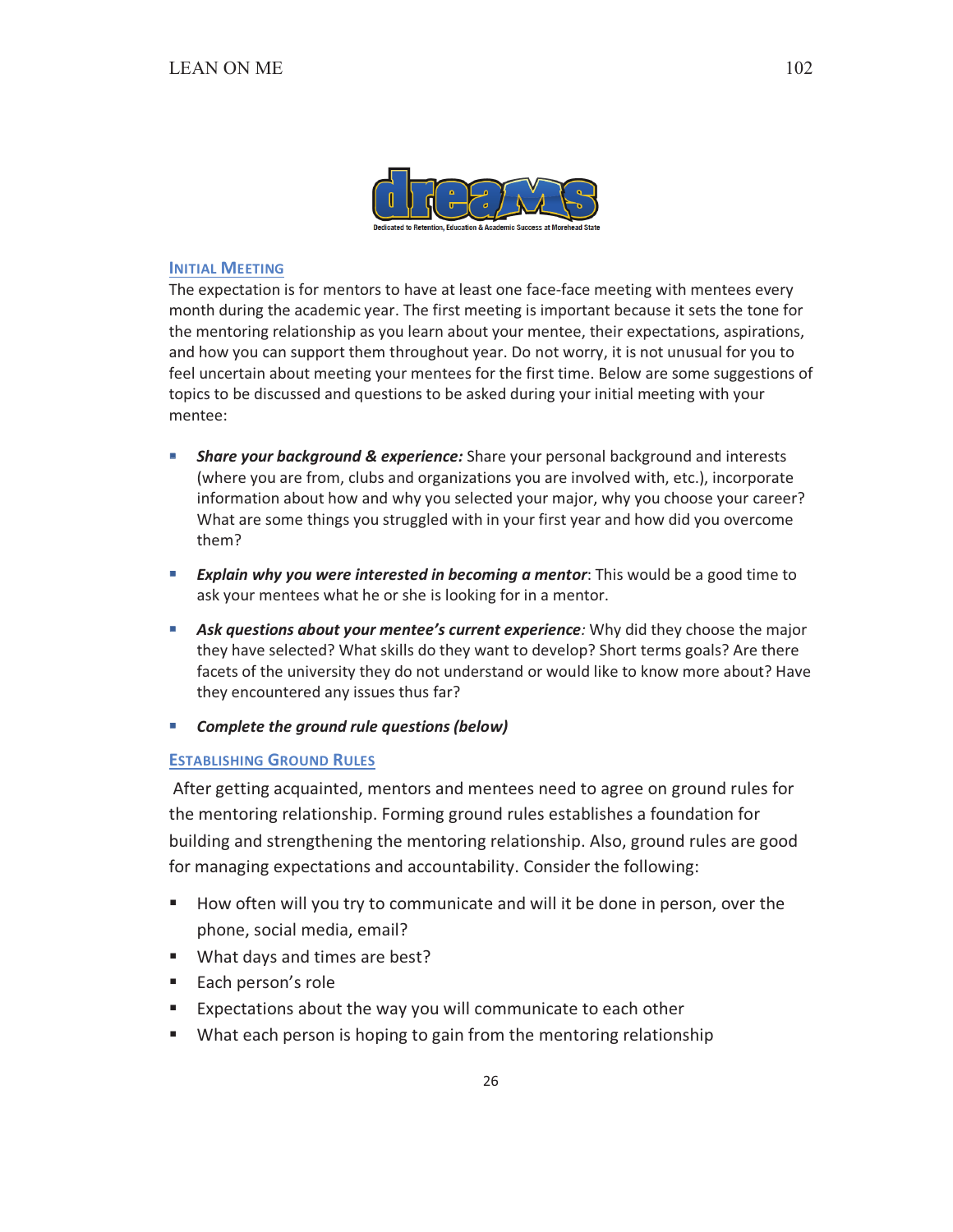## Initial Meeting

The expectation is for mentors to have at least one face-face meeting with mentees every month during the academic year. The first meeting is important because it sets the tone for the mentoring relationship as you learn about your mentee, their expectations, aspirations, and how you can support them throughout year. Do not worry, it is not unusual for you to feel uncertain about meeting your mentees for the first time. Below are some suggestions of topics to be discussed and questions to be asked during your initial meeting with your mentee:

- ***Share your background & experience:*** Share your personal background and interests (where you are from, clubs and organizations you are involved with, etc.), incorporate information about how and why you selected your major, why you choose your career? What are some things you struggled with in your first year and how did you overcome them?
- ***Explain why you were interested in becoming a mentor***: This would be a good time to ask your mentees what he or she is looking for in a mentor.
- ***Ask questions about your mentee's current experience****:* Why did they choose the major they have selected? What skills do they want to develop? Short terms goals? Are there facets of the university they do not understand or would like to know more about? Have they encountered any issues thus far?
- ***Complete the ground rule questions (below)***

## Establishing Ground Rules

After getting acquainted, mentors and mentees need to agree on ground rules for the mentoring relationship. Forming ground rules establishes a foundation for building and strengthening the mentoring relationship. Also, ground rules are good for managing expectations and accountability. Consider the following:

- How often will you try to communicate and will it be done in person, over the phone, social media, email?
- What days and times are best?
- Each person's role
- Expectations about the way you will communicate to each other
- What each person is hoping to gain from the mentoring relationship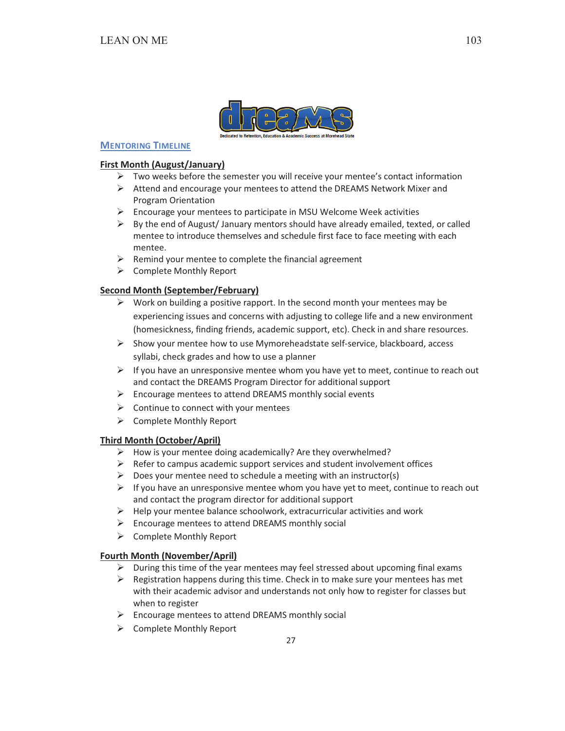## MENTORING TIMELINE

### First Month (August/January)

- Two weeks before the semester you will receive your mentee's contact information
- Attend and encourage your mentees to attend the DREAMS Network Mixer and Program Orientation
- Encourage your mentees to participate in MSU Welcome Week activities
- By the end of August/ January mentors should have already emailed, texted, or called mentee to introduce themselves and schedule first face to face meeting with each mentee.
- Remind your mentee to complete the financial agreement
- Complete Monthly Report

### Second Month (September/February)

- Work on building a positive rapport. In the second month your mentees may be experiencing issues and concerns with adjusting to college life and a new environment (homesickness, finding friends, academic support, etc). Check in and share resources.
- Show your mentee how to use Mymoreheadstate self-service, blackboard, access syllabi, check grades and how to use a planner
- If you have an unresponsive mentee whom you have yet to meet, continue to reach out and contact the DREAMS Program Director for additional support
- Encourage mentees to attend DREAMS monthly social events
- Continue to connect with your mentees
- Complete Monthly Report

### Third Month (October/April)

- How is your mentee doing academically? Are they overwhelmed?
- Refer to campus academic support services and student involvement offices
- Does your mentee need to schedule a meeting with an instructor(s)
- If you have an unresponsive mentee whom you have yet to meet, continue to reach out and contact the program director for additional support
- Help your mentee balance schoolwork, extracurricular activities and work
- Encourage mentees to attend DREAMS monthly social
- Complete Monthly Report

### Fourth Month (November/April)

- During this time of the year mentees may feel stressed about upcoming final exams
- Registration happens during this time. Check in to make sure your mentees has met with their academic advisor and understands not only how to register for classes but when to register
- Encourage mentees to attend DREAMS monthly social
- Complete Monthly Report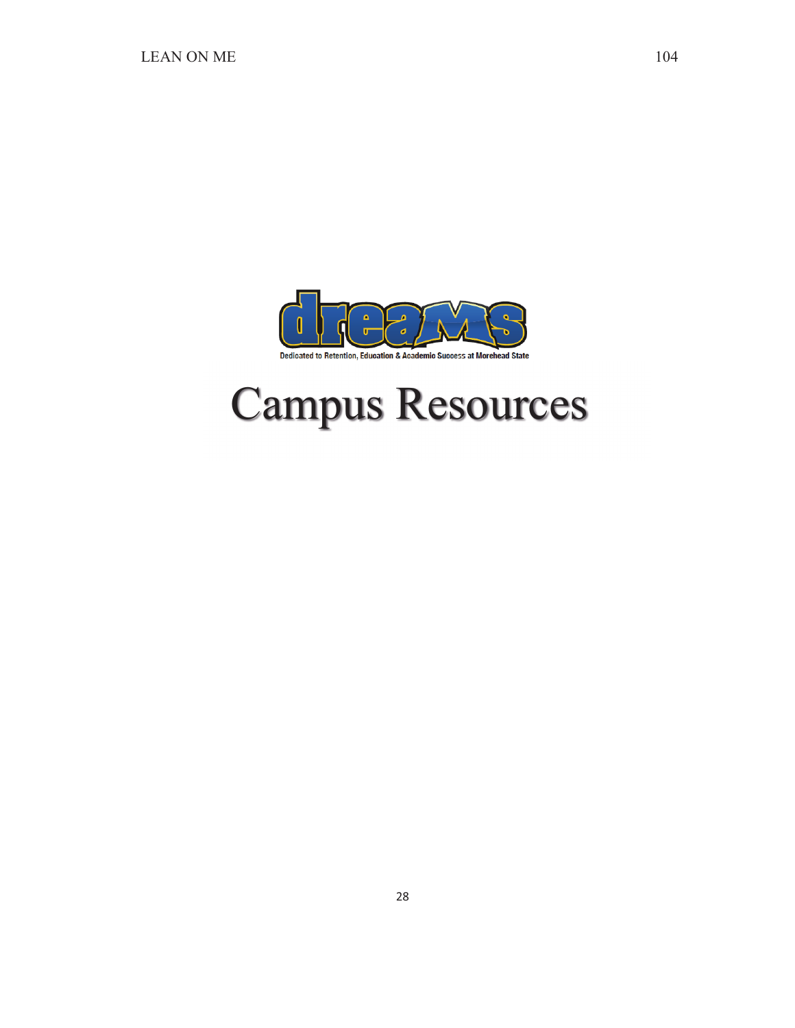dreams

Dedicated to Retention, Education & Academic Success at Morehead State

# Campus Resources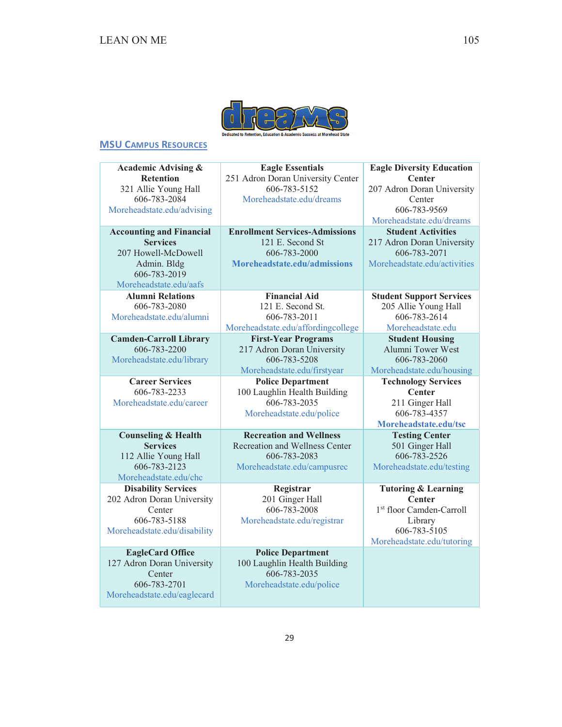## MSU Campus Resources

| | | |
|---|---|---|
| **Academic Advising & Retention**<br>321 Allie Young Hall<br>606-783-2084<br>Moreheadstate.edu/advising | **Eagle Essentials**<br>251 Adron Doran University Center<br>606-783-5152<br>Moreheadstate.edu/dreams | **Eagle Diversity Education Center**<br>207 Adron Doran University Center<br>606-783-9569<br>Moreheadstate.edu/dreams |
| **Accounting and Financial Services**<br>207 Howell-McDowell Admin. Bldg<br>606-783-2019<br>Moreheadstate.edu/aafs | **Enrollment Services-Admissions**<br>121 E. Second St<br>606-783-2000<br>**Moreheadstate.edu/admissions** | **Student Activities**<br>217 Adron Doran University<br>606-783-2071<br>Moreheadstate.edu/activities |
| **Alumni Relations**<br>606-783-2080<br>Moreheadstate.edu/alumni | **Financial Aid**<br>121 E. Second St.<br>606-783-2011<br>Moreheadstate.edu/affordingcollege | **Student Support Services**<br>205 Allie Young Hall<br>606-783-2614<br>Moreheadstate.edu |
| **Camden-Carroll Library**<br>606-783-2200<br>Moreheadstate.edu/library | **First-Year Programs**<br>217 Adron Doran University<br>606-783-5208<br>Moreheadstate.edu/firstyear | **Student Housing**<br>Alumni Tower West<br>606-783-2060<br>Moreheadstate.edu/housing |
| **Career Services**<br>606-783-2233<br>Moreheadstate.edu/career | **Police Department**<br>100 Laughlin Health Building<br>606-783-2035<br>Moreheadstate.edu/police | **Technology Services Center**<br>211 Ginger Hall<br>606-783-4357<br>**Moreheadstate.edu/tsc** |
| **Counseling & Health Services**<br>112 Allie Young Hall<br>606-783-2123<br>Moreheadstate.edu/chc | **Recreation and Wellness**<br>Recreation and Wellness Center<br>606-783-2083<br>Moreheadstate.edu/campusrec | **Testing Center**<br>501 Ginger Hall<br>606-783-2526<br>Moreheadstate.edu/testing |
| **Disability Services**<br>202 Adron Doran University Center<br>606-783-5188<br>Moreheadstate.edu/disability | **Registrar**<br>201 Ginger Hall<br>606-783-2008<br>Moreheadstate.edu/registrar | **Tutoring & Learning Center**<br>1st floor Camden-Carroll Library<br>606-783-5105<br>Moreheadstate.edu/tutoring |
| **EagleCard Office**<br>127 Adron Doran University Center<br>606-783-2701<br>Moreheadstate.edu/eaglecard | **Police Department**<br>100 Laughlin Health Building<br>606-783-2035<br>Moreheadstate.edu/police | |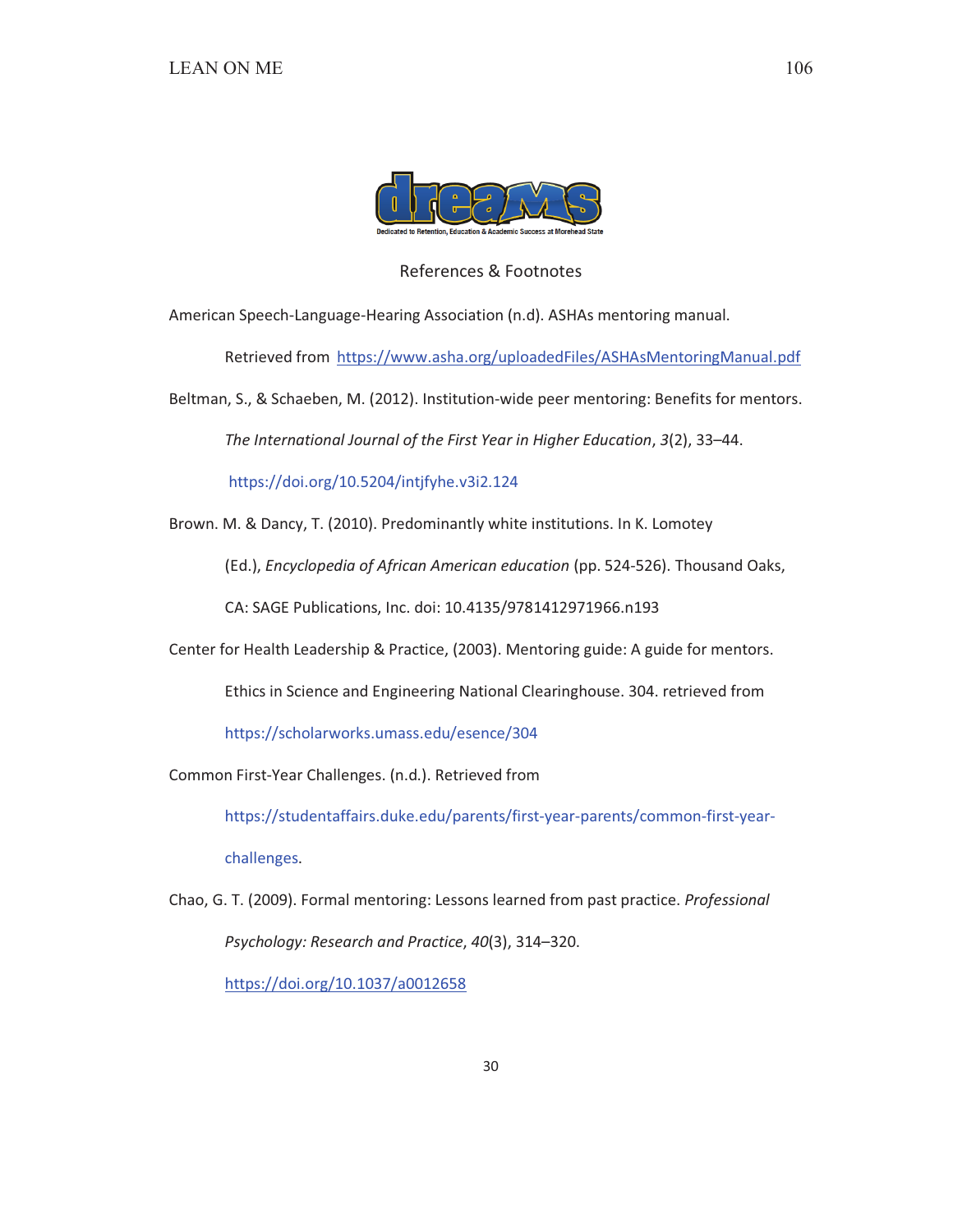Dedicated to Retention, Education & Academic Success at Morehead State

## References & Footnotes

American Speech-Language-Hearing Association (n.d). ASHAs mentoring manual. Retrieved from https://www.asha.org/uploadedFiles/ASHAsMentoringManual.pdf

Beltman, S., & Schaeben, M. (2012). Institution-wide peer mentoring: Benefits for mentors. *The International Journal of the First Year in Higher Education*, *3*(2), 33–44. https://doi.org/10.5204/intjfyhe.v3i2.124

Brown. M. & Dancy, T. (2010). Predominantly white institutions. In K. Lomotey (Ed.), *Encyclopedia of African American education* (pp. 524-526). Thousand Oaks, CA: SAGE Publications, Inc. doi: 10.4135/9781412971966.n193

Center for Health Leadership & Practice, (2003). Mentoring guide: A guide for mentors. Ethics in Science and Engineering National Clearinghouse. 304. retrieved from https://scholarworks.umass.edu/esence/304

Common First-Year Challenges. (n.d.). Retrieved from https://studentaffairs.duke.edu/parents/first-year-parents/common-first-year-challenges.

Chao, G. T. (2009). Formal mentoring: Lessons learned from past practice. *Professional Psychology: Research and Practice*, *40*(3), 314–320. https://doi.org/10.1037/a0012658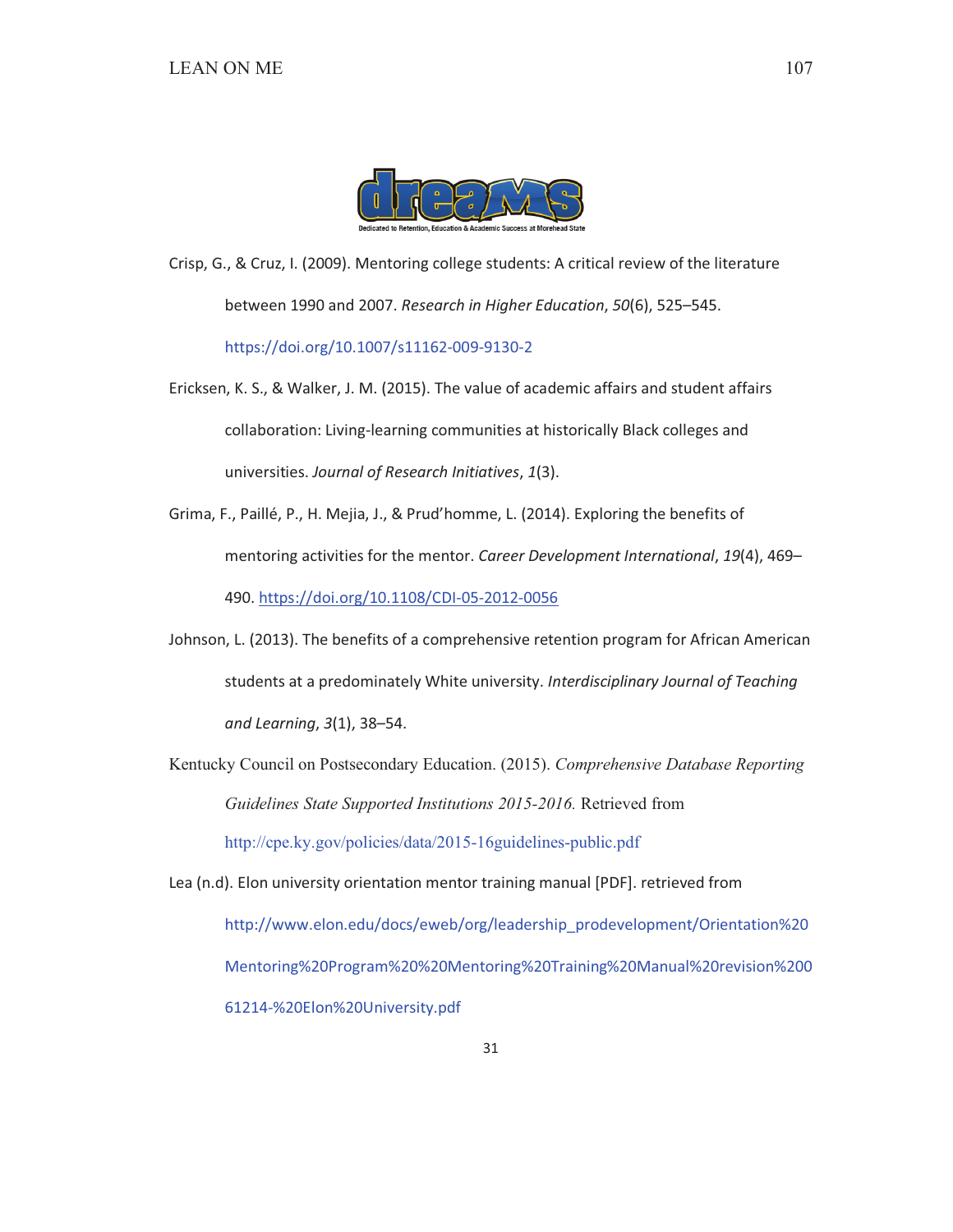Crisp, G., & Cruz, I. (2009). Mentoring college students: A critical review of the literature between 1990 and 2007. *Research in Higher Education*, *50*(6), 525–545. https://doi.org/10.1007/s11162-009-9130-2

Ericksen, K. S., & Walker, J. M. (2015). The value of academic affairs and student affairs collaboration: Living-learning communities at historically Black colleges and universities. *Journal of Research Initiatives*, *1*(3).

Grima, F., Paillé, P., H. Mejia, J., & Prud'homme, L. (2014). Exploring the benefits of mentoring activities for the mentor. *Career Development International*, *19*(4), 469–490. https://doi.org/10.1108/CDI-05-2012-0056

Johnson, L. (2013). The benefits of a comprehensive retention program for African American students at a predominately White university. *Interdisciplinary Journal of Teaching and Learning*, *3*(1), 38–54.

Kentucky Council on Postsecondary Education. (2015). *Comprehensive Database Reporting Guidelines State Supported Institutions 2015-2016.* Retrieved from http://cpe.ky.gov/policies/data/2015-16guidelines-public.pdf

Lea (n.d). Elon university orientation mentor training manual [PDF]. retrieved from http://www.elon.edu/docs/eweb/org/leadership_prodevelopment/Orientation%20Mentoring%20Program%20%20Mentoring%20Training%20Manual%20revision%20061214-%20Elon%20University.pdf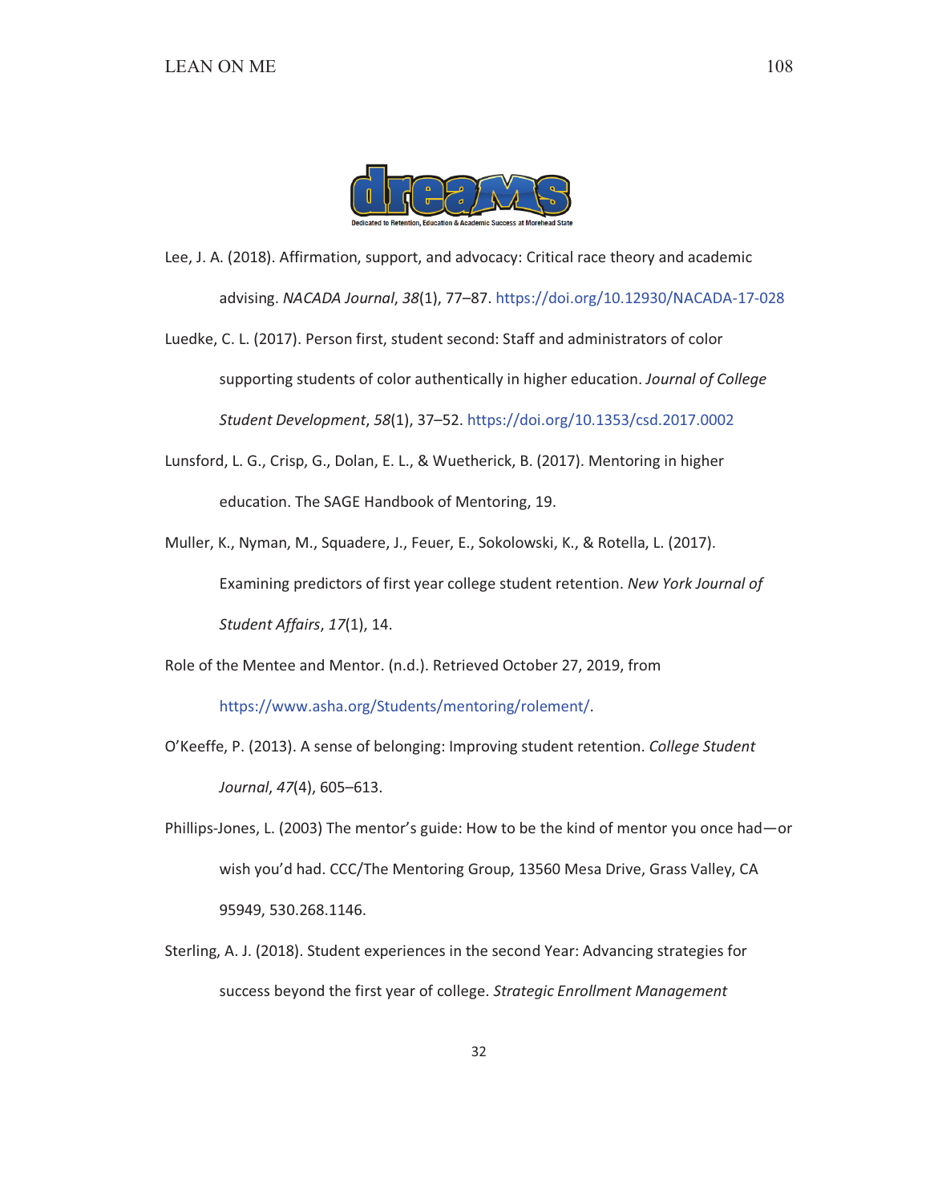Lee, J. A. (2018). Affirmation, support, and advocacy: Critical race theory and academic advising. *NACADA Journal*, *38*(1), 77–87. https://doi.org/10.12930/NACADA-17-028

Luedke, C. L. (2017). Person first, student second: Staff and administrators of color supporting students of color authentically in higher education. *Journal of College Student Development*, *58*(1), 37–52. https://doi.org/10.1353/csd.2017.0002

Lunsford, L. G., Crisp, G., Dolan, E. L., & Wuetherick, B. (2017). Mentoring in higher education. The SAGE Handbook of Mentoring, 19.

Muller, K., Nyman, M., Squadere, J., Feuer, E., Sokolowski, K., & Rotella, L. (2017). Examining predictors of first year college student retention. *New York Journal of Student Affairs*, *17*(1), 14.

Role of the Mentee and Mentor. (n.d.). Retrieved October 27, 2019, from https://www.asha.org/Students/mentoring/rolement/.

O'Keeffe, P. (2013). A sense of belonging: Improving student retention. *College Student Journal*, *47*(4), 605–613.

Phillips-Jones, L. (2003) The mentor's guide: How to be the kind of mentor you once had—or wish you'd had. CCC/The Mentoring Group, 13560 Mesa Drive, Grass Valley, CA 95949, 530.268.1146.

Sterling, A. J. (2018). Student experiences in the second Year: Advancing strategies for success beyond the first year of college. *Strategic Enrollment Management*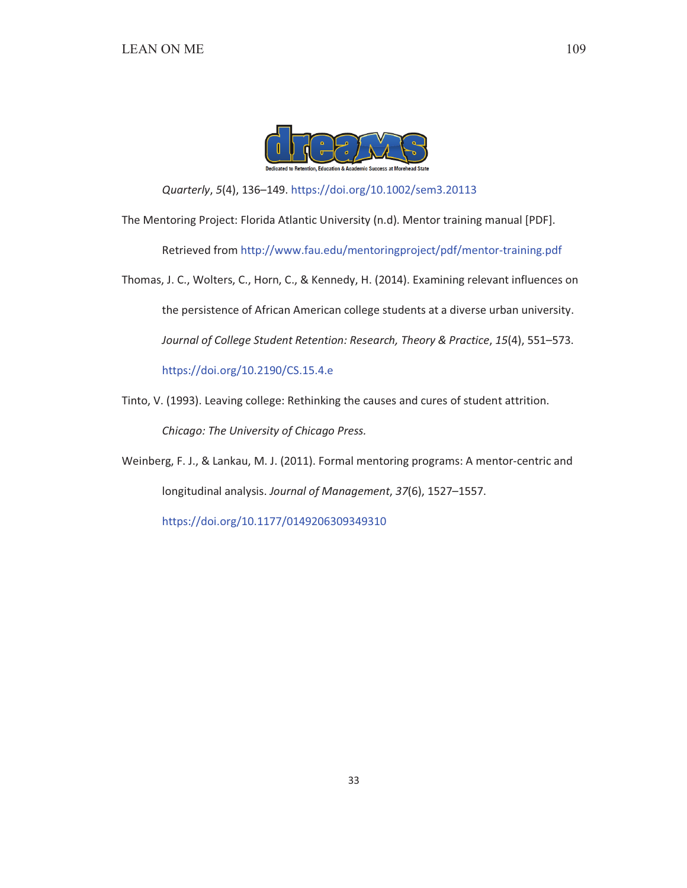*Quarterly*, *5*(4), 136–149. https://doi.org/10.1002/sem3.20113

The Mentoring Project: Florida Atlantic University (n.d). Mentor training manual [PDF]. Retrieved from http://www.fau.edu/mentoringproject/pdf/mentor-training.pdf

Thomas, J. C., Wolters, C., Horn, C., & Kennedy, H. (2014). Examining relevant influences on the persistence of African American college students at a diverse urban university. *Journal of College Student Retention: Research, Theory & Practice*, *15*(4), 551–573. https://doi.org/10.2190/CS.15.4.e

Tinto, V. (1993). Leaving college: Rethinking the causes and cures of student attrition. *Chicago: The University of Chicago Press.*

Weinberg, F. J., & Lankau, M. J. (2011). Formal mentoring programs: A mentor-centric and longitudinal analysis. *Journal of Management*, *37*(6), 1527–1557. https://doi.org/10.1177/0149206309349310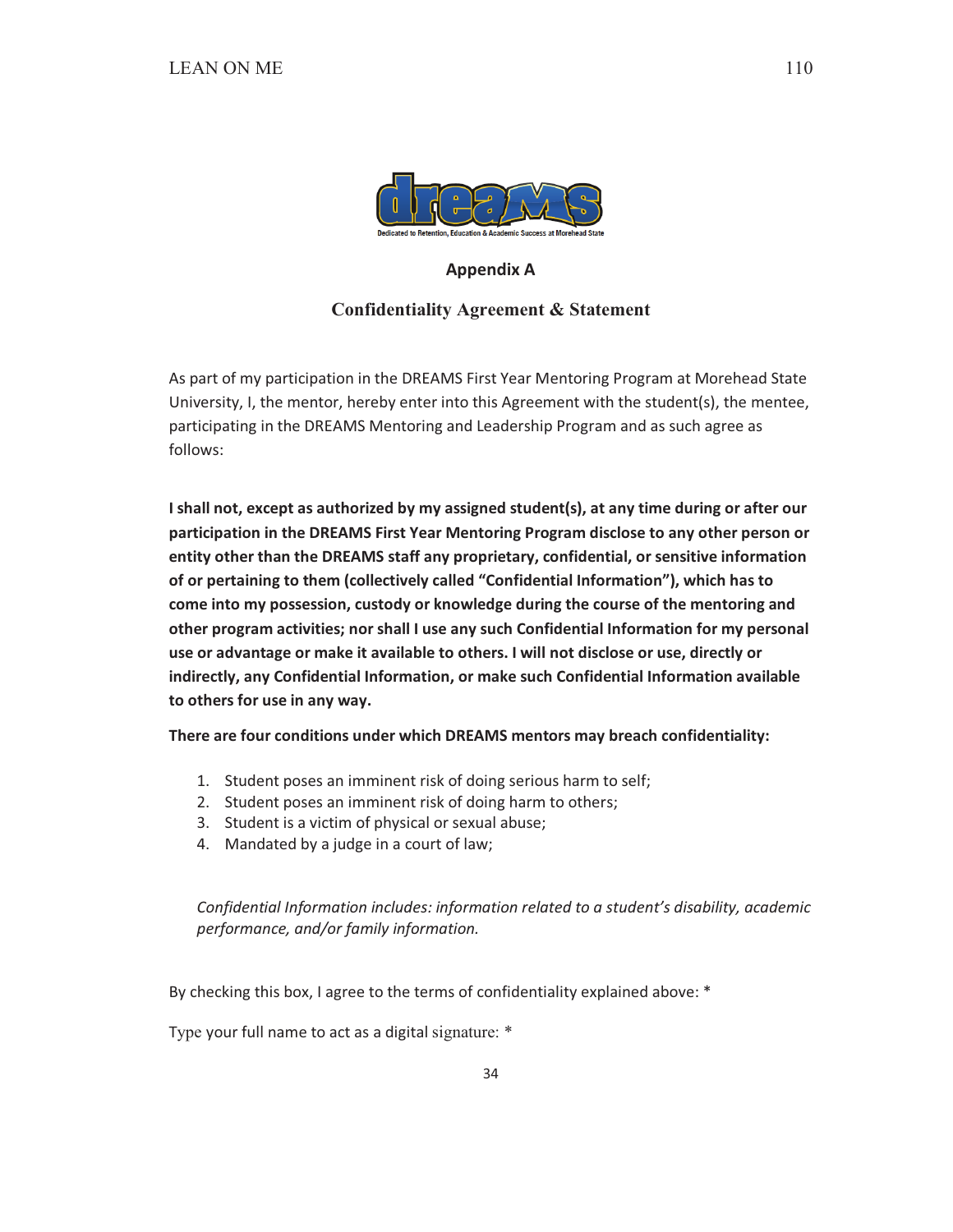Dedicated to Retention, Education & Academic Success at Morehead State

## Appendix A

### Confidentiality Agreement & Statement

As part of my participation in the DREAMS First Year Mentoring Program at Morehead State University, I, the mentor, hereby enter into this Agreement with the student(s), the mentee, participating in the DREAMS Mentoring and Leadership Program and as such agree as follows:

**I shall not, except as authorized by my assigned student(s), at any time during or after our participation in the DREAMS First Year Mentoring Program disclose to any other person or entity other than the DREAMS staff any proprietary, confidential, or sensitive information of or pertaining to them (collectively called "Confidential Information"), which has to come into my possession, custody or knowledge during the course of the mentoring and other program activities; nor shall I use any such Confidential Information for my personal use or advantage or make it available to others. I will not disclose or use, directly or indirectly, any Confidential Information, or make such Confidential Information available to others for use in any way.**

**There are four conditions under which DREAMS mentors may breach confidentiality:**

1. Student poses an imminent risk of doing serious harm to self;
2. Student poses an imminent risk of doing harm to others;
3. Student is a victim of physical or sexual abuse;
4. Mandated by a judge in a court of law;

*Confidential Information includes: information related to a student's disability, academic performance, and/or family information.*

By checking this box, I agree to the terms of confidentiality explained above: *

Type your full name to act as a digital signature: *

34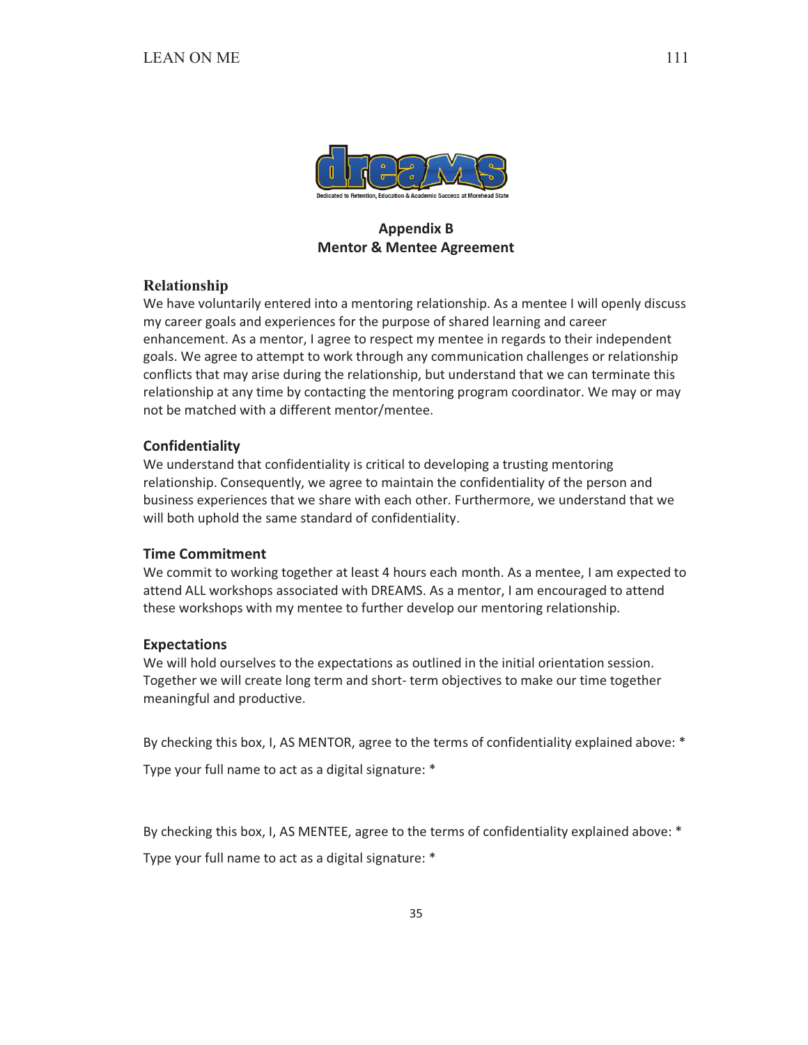Dedicated to Retention, Education & Academic Success at Morehead State

## Appendix B
## Mentor & Mentee Agreement

### Relationship

We have voluntarily entered into a mentoring relationship. As a mentee I will openly discuss my career goals and experiences for the purpose of shared learning and career enhancement. As a mentor, I agree to respect my mentee in regards to their independent goals. We agree to attempt to work through any communication challenges or relationship conflicts that may arise during the relationship, but understand that we can terminate this relationship at any time by contacting the mentoring program coordinator. We may or may not be matched with a different mentor/mentee.

### Confidentiality

We understand that confidentiality is critical to developing a trusting mentoring relationship. Consequently, we agree to maintain the confidentiality of the person and business experiences that we share with each other. Furthermore, we understand that we will both uphold the same standard of confidentiality.

### Time Commitment

We commit to working together at least 4 hours each month. As a mentee, I am expected to attend ALL workshops associated with DREAMS. As a mentor, I am encouraged to attend these workshops with my mentee to further develop our mentoring relationship.

### Expectations

We will hold ourselves to the expectations as outlined in the initial orientation session. Together we will create long term and short- term objectives to make our time together meaningful and productive.

By checking this box, I, AS MENTOR, agree to the terms of confidentiality explained above: *

Type your full name to act as a digital signature: *

By checking this box, I, AS MENTEE, agree to the terms of confidentiality explained above: *

Type your full name to act as a digital signature: *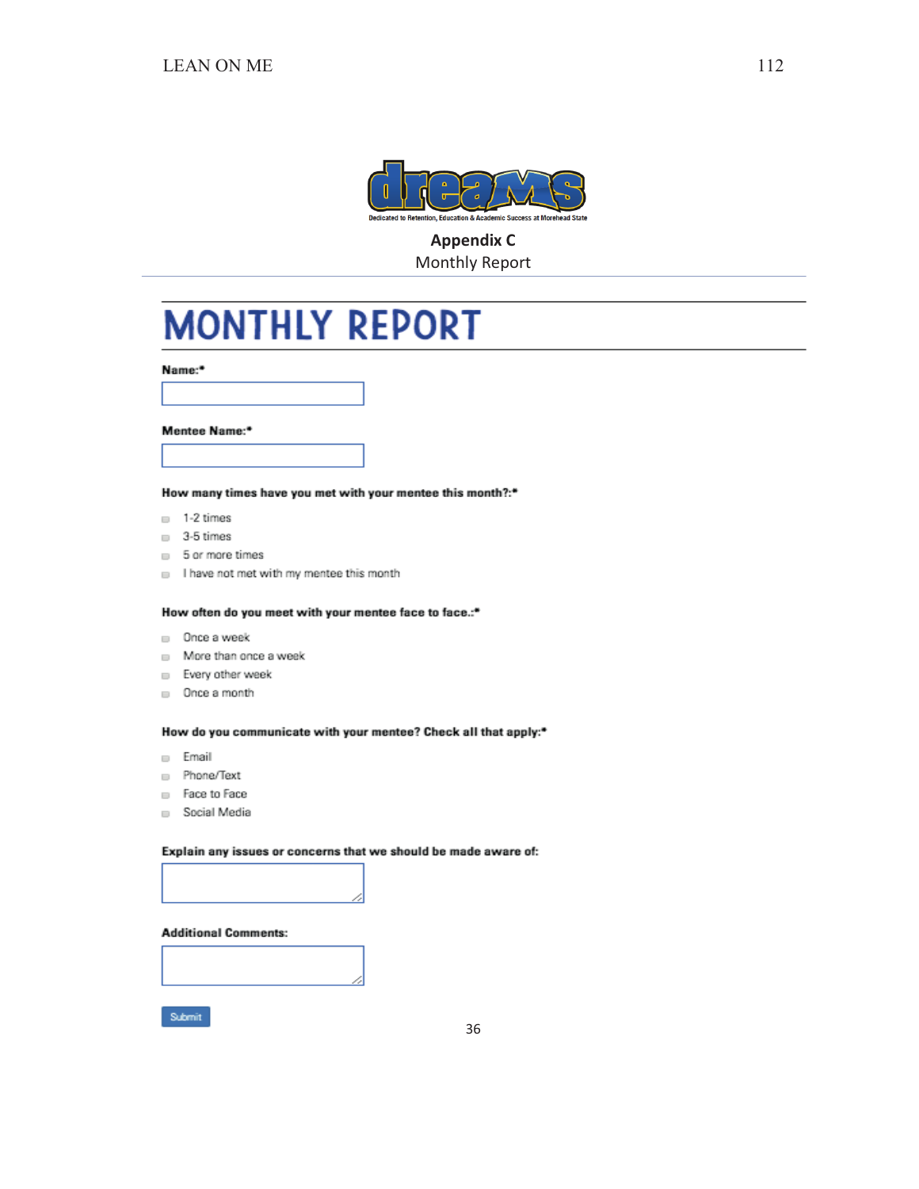dreams

Dedicated to Retention, Education & Academic Success at Morehead State

**Appendix C**

Monthly Report

# MONTHLY REPORT

**Name:***

**Mentee Name:***

**How many times have you met with your mentee this month?:***

- 1-2 times
- 3-5 times
- 5 or more times
- I have not met with my mentee this month

**How often do you meet with your mentee face to face.:***

- Once a week
- More than once a week
- Every other week
- Once a month

**How do you communicate with your mentee? Check all that apply:***

- Email
- Phone/Text
- Face to Face
- Social Media

**Explain any issues or concerns that we should be made aware of:**

**Additional Comments:**

Submit

36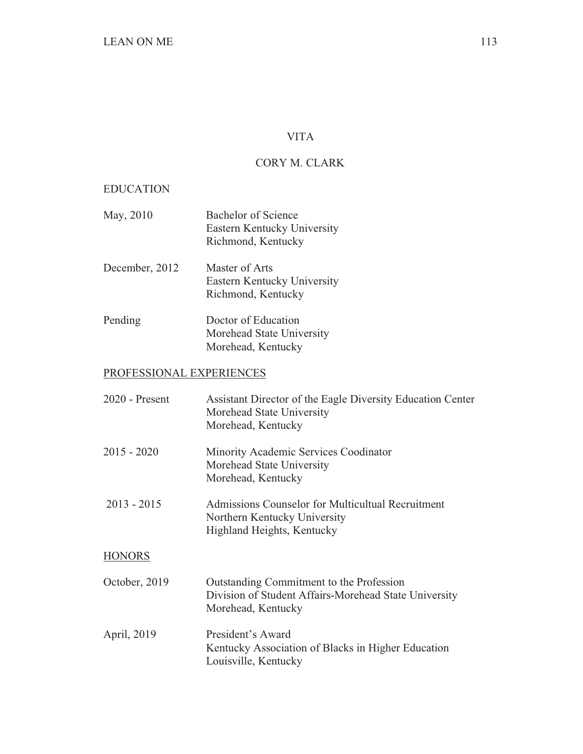# VITA

## CORY M. CLARK

EDUCATION

| | |
|---|---|
| May, 2010 | Bachelor of Science<br>Eastern Kentucky University<br>Richmond, Kentucky |
| December, 2012 | Master of Arts<br>Eastern Kentucky University<br>Richmond, Kentucky |
| Pending | Doctor of Education<br>Morehead State University<br>Morehead, Kentucky |

PROFESSIONAL EXPERIENCES

| | |
|---|---|
| 2020 - Present | Assistant Director of the Eagle Diversity Education Center<br>Morehead State University<br>Morehead, Kentucky |
| 2015 - 2020 | Minority Academic Services Coodinator<br>Morehead State University<br>Morehead, Kentucky |
| 2013 - 2015 | Admissions Counselor for Multicultual Recruitment<br>Northern Kentucky University<br>Highland Heights, Kentucky |

HONORS

| | |
|---|---|
| October, 2019 | Outstanding Commitment to the Profession<br>Division of Student Affairs-Morehead State University<br>Morehead, Kentucky |
| April, 2019 | President's Award<br>Kentucky Association of Blacks in Higher Education<br>Louisville, Kentucky |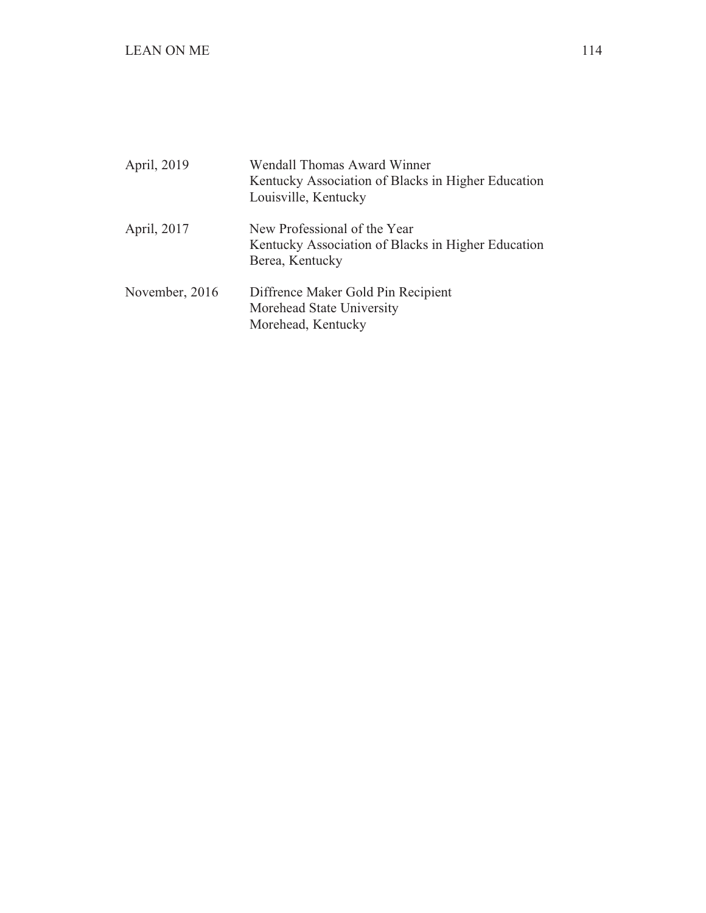| | |
|---|---|
| April, 2019 | Wendall Thomas Award Winner<br>Kentucky Association of Blacks in Higher Education<br>Louisville, Kentucky |
| April, 2017 | New Professional of the Year<br>Kentucky Association of Blacks in Higher Education<br>Berea, Kentucky |
| November, 2016 | Diffrence Maker Gold Pin Recipient<br>Morehead State University<br>Morehead, Kentucky |